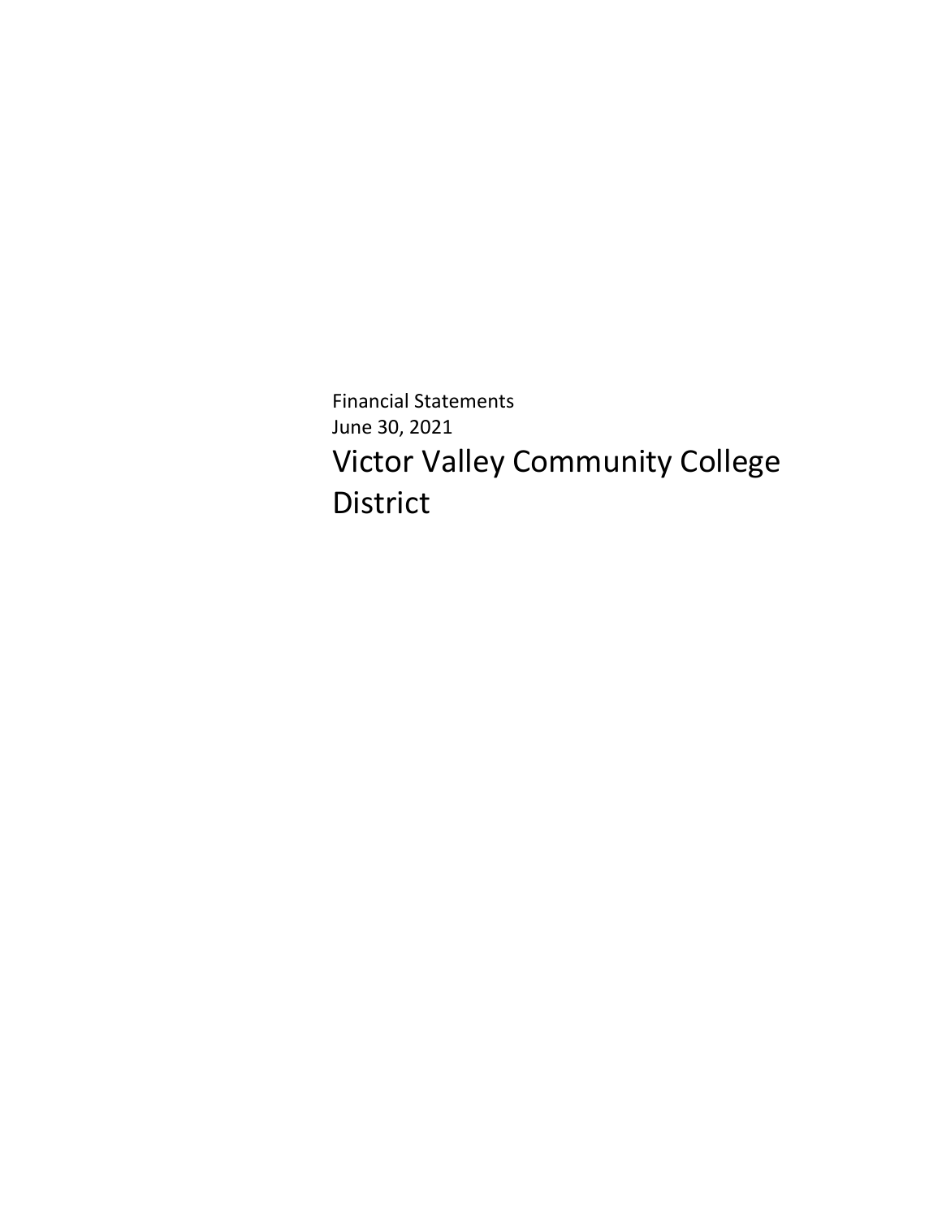Financial Statements

June 30, 2021

# Victor Valley Community College District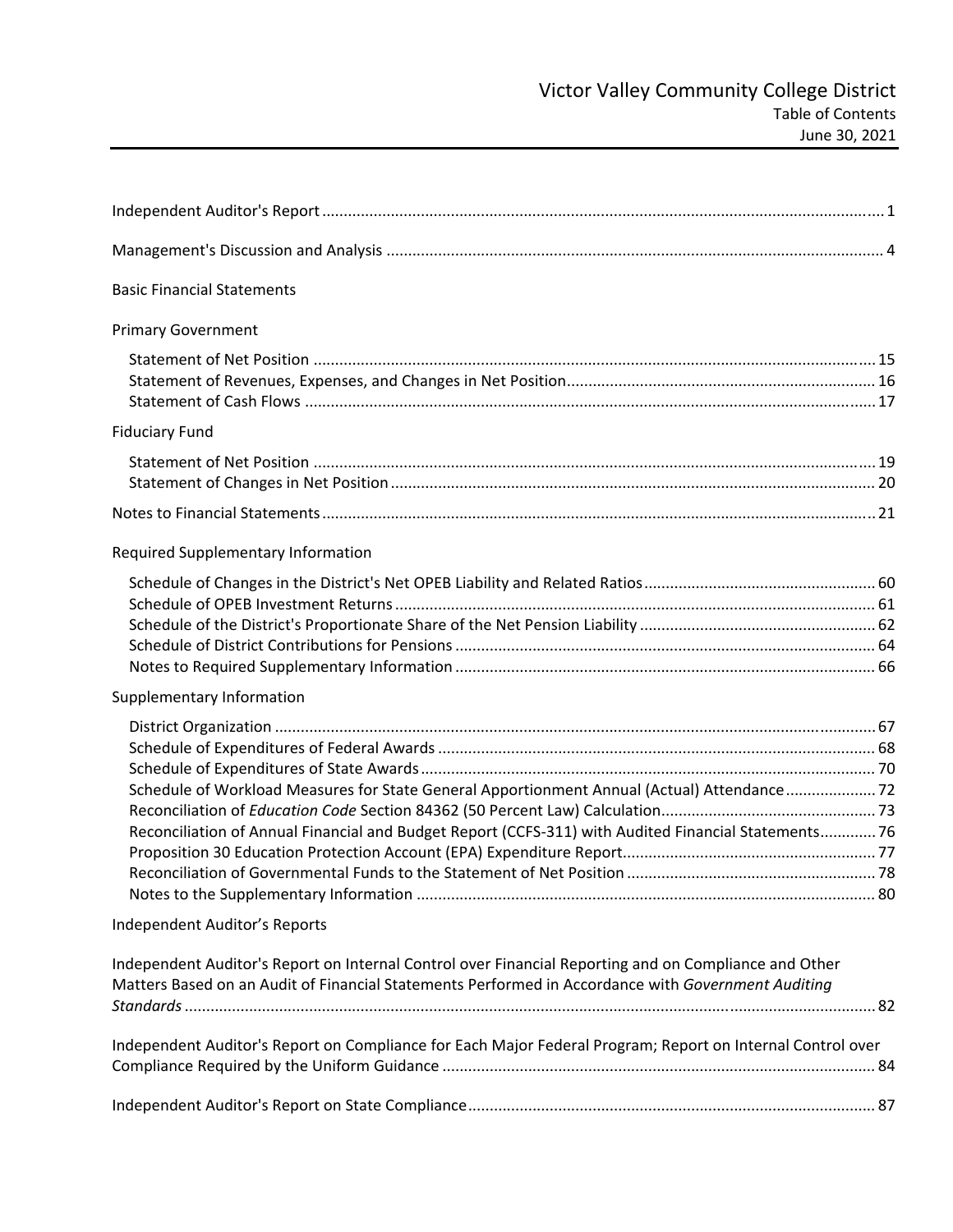# Victor Valley Community College District

Table of Contents
June 30, 2021

| | |
|---|---|
| Independent Auditor's Report | 1 |
| Management's Discussion and Analysis | 4 |
| **Basic Financial Statements** | |
| **Primary Government** | |
| Statement of Net Position | 15 |
| Statement of Revenues, Expenses, and Changes in Net Position | 16 |
| Statement of Cash Flows | 17 |
| **Fiduciary Fund** | |
| Statement of Net Position | 19 |
| Statement of Changes in Net Position | 20 |
| Notes to Financial Statements | 21 |
| **Required Supplementary Information** | |
| Schedule of Changes in the District's Net OPEB Liability and Related Ratios | 60 |
| Schedule of OPEB Investment Returns | 61 |
| Schedule of the District's Proportionate Share of the Net Pension Liability | 62 |
| Schedule of District Contributions for Pensions | 64 |
| Notes to Required Supplementary Information | 66 |
| **Supplementary Information** | |
| District Organization | 67 |
| Schedule of Expenditures of Federal Awards | 68 |
| Schedule of Expenditures of State Awards | 70 |
| Schedule of Workload Measures for State General Apportionment Annual (Actual) Attendance | 72 |
| Reconciliation of *Education Code* Section 84362 (50 Percent Law) Calculation | 73 |
| Reconciliation of Annual Financial and Budget Report (CCFS-311) with Audited Financial Statements | 76 |
| Proposition 30 Education Protection Account (EPA) Expenditure Report | 77 |
| Reconciliation of Governmental Funds to the Statement of Net Position | 78 |
| Notes to the Supplementary Information | 80 |
| **Independent Auditor's Reports** | |
| Independent Auditor's Report on Internal Control over Financial Reporting and on Compliance and Other Matters Based on an Audit of Financial Statements Performed in Accordance with *Government Auditing Standards* | 82 |
| Independent Auditor's Report on Compliance for Each Major Federal Program; Report on Internal Control over Compliance Required by the Uniform Guidance | 84 |
| Independent Auditor's Report on State Compliance | 87 |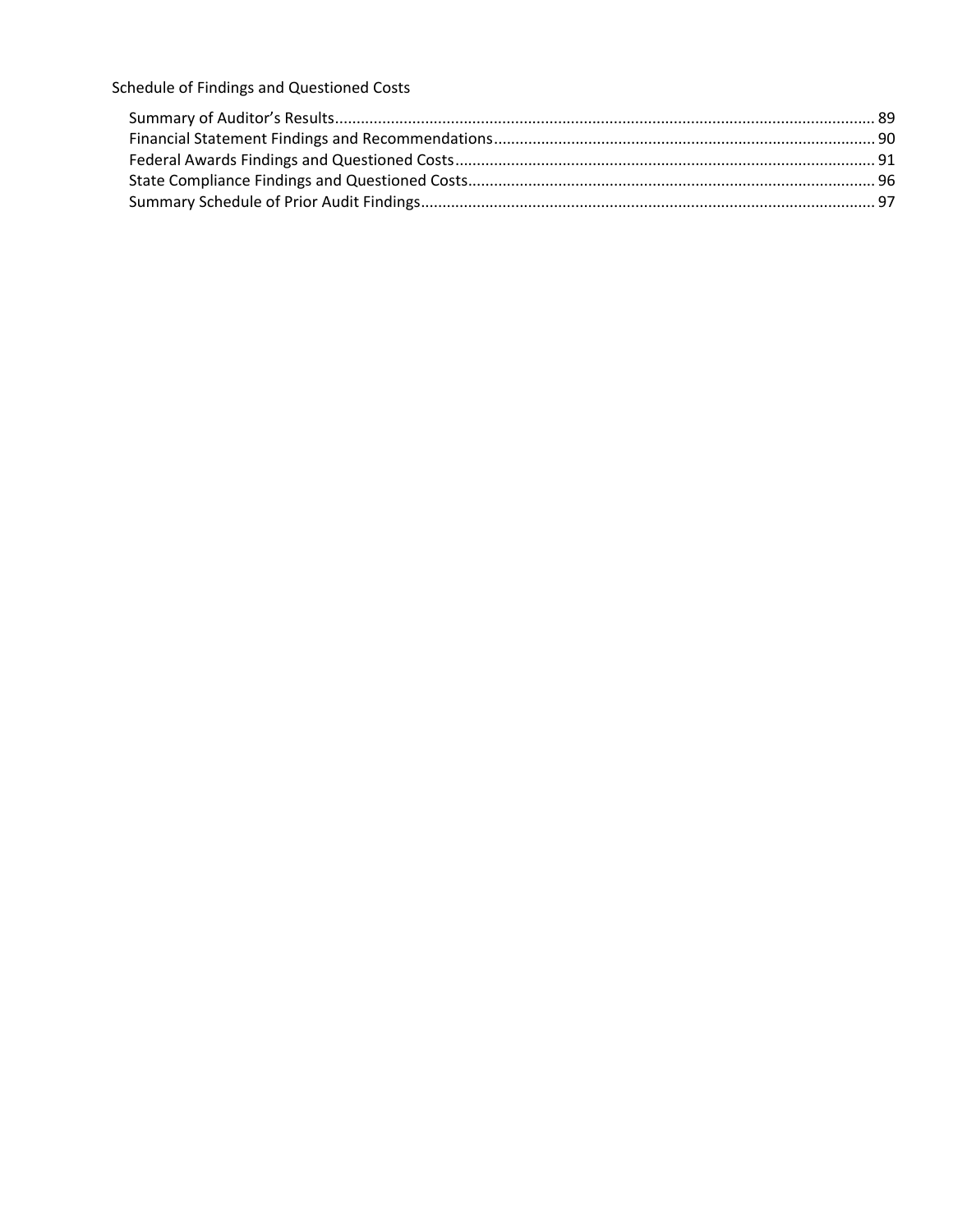Schedule of Findings and Questioned Costs

- Summary of Auditor's Results ........................................................ 89
- Financial Statement Findings and Recommendations ........................................................ 90
- Federal Awards Findings and Questioned Costs ........................................................ 91
- State Compliance Findings and Questioned Costs ........................................................ 96
- Summary Schedule of Prior Audit Findings ........................................................ 97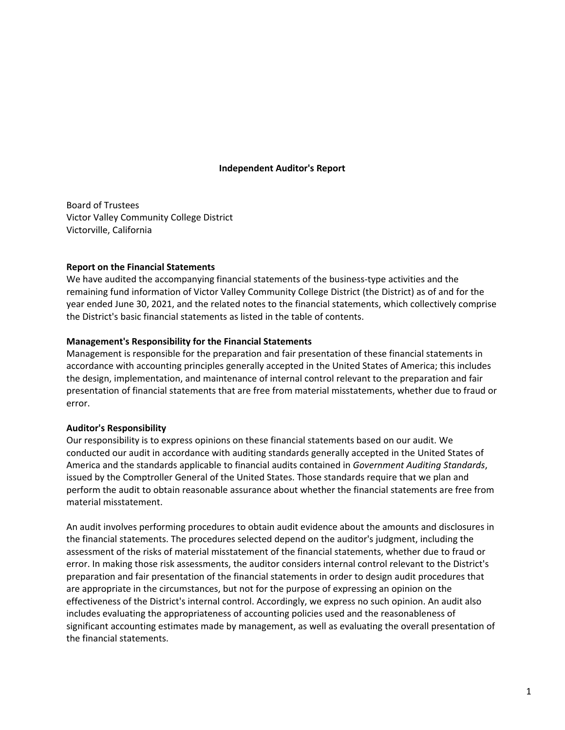## Independent Auditor's Report

Board of Trustees
Victor Valley Community College District
Victorville, California

**Report on the Financial Statements**
We have audited the accompanying financial statements of the business-type activities and the remaining fund information of Victor Valley Community College District (the District) as of and for the year ended June 30, 2021, and the related notes to the financial statements, which collectively comprise the District's basic financial statements as listed in the table of contents.

**Management's Responsibility for the Financial Statements**
Management is responsible for the preparation and fair presentation of these financial statements in accordance with accounting principles generally accepted in the United States of America; this includes the design, implementation, and maintenance of internal control relevant to the preparation and fair presentation of financial statements that are free from material misstatements, whether due to fraud or error.

**Auditor's Responsibility**
Our responsibility is to express opinions on these financial statements based on our audit. We conducted our audit in accordance with auditing standards generally accepted in the United States of America and the standards applicable to financial audits contained in *Government Auditing Standards*, issued by the Comptroller General of the United States. Those standards require that we plan and perform the audit to obtain reasonable assurance about whether the financial statements are free from material misstatement.

An audit involves performing procedures to obtain audit evidence about the amounts and disclosures in the financial statements. The procedures selected depend on the auditor's judgment, including the assessment of the risks of material misstatement of the financial statements, whether due to fraud or error. In making those risk assessments, the auditor considers internal control relevant to the District's preparation and fair presentation of the financial statements in order to design audit procedures that are appropriate in the circumstances, but not for the purpose of expressing an opinion on the effectiveness of the District's internal control. Accordingly, we express no such opinion. An audit also includes evaluating the appropriateness of accounting policies used and the reasonableness of significant accounting estimates made by management, as well as evaluating the overall presentation of the financial statements.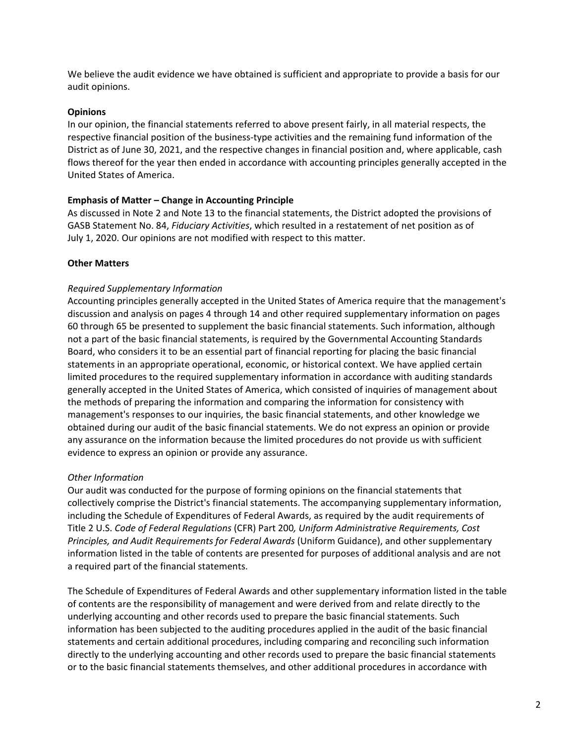We believe the audit evidence we have obtained is sufficient and appropriate to provide a basis for our audit opinions.

**Opinions**

In our opinion, the financial statements referred to above present fairly, in all material respects, the respective financial position of the business-type activities and the remaining fund information of the District as of June 30, 2021, and the respective changes in financial position and, where applicable, cash flows thereof for the year then ended in accordance with accounting principles generally accepted in the United States of America.

**Emphasis of Matter – Change in Accounting Principle**

As discussed in Note 2 and Note 13 to the financial statements, the District adopted the provisions of GASB Statement No. 84, *Fiduciary Activities*, which resulted in a restatement of net position as of July 1, 2020. Our opinions are not modified with respect to this matter.

**Other Matters**

*Required Supplementary Information*

Accounting principles generally accepted in the United States of America require that the management's discussion and analysis on pages 4 through 14 and other required supplementary information on pages 60 through 65 be presented to supplement the basic financial statements. Such information, although not a part of the basic financial statements, is required by the Governmental Accounting Standards Board, who considers it to be an essential part of financial reporting for placing the basic financial statements in an appropriate operational, economic, or historical context. We have applied certain limited procedures to the required supplementary information in accordance with auditing standards generally accepted in the United States of America, which consisted of inquiries of management about the methods of preparing the information and comparing the information for consistency with management's responses to our inquiries, the basic financial statements, and other knowledge we obtained during our audit of the basic financial statements. We do not express an opinion or provide any assurance on the information because the limited procedures do not provide us with sufficient evidence to express an opinion or provide any assurance.

*Other Information*

Our audit was conducted for the purpose of forming opinions on the financial statements that collectively comprise the District's financial statements. The accompanying supplementary information, including the Schedule of Expenditures of Federal Awards, as required by the audit requirements of Title 2 U.S. *Code of Federal Regulations* (CFR) Part 200*, Uniform Administrative Requirements, Cost Principles, and Audit Requirements for Federal Awards* (Uniform Guidance), and other supplementary information listed in the table of contents are presented for purposes of additional analysis and are not a required part of the financial statements.

The Schedule of Expenditures of Federal Awards and other supplementary information listed in the table of contents are the responsibility of management and were derived from and relate directly to the underlying accounting and other records used to prepare the basic financial statements. Such information has been subjected to the auditing procedures applied in the audit of the basic financial statements and certain additional procedures, including comparing and reconciling such information directly to the underlying accounting and other records used to prepare the basic financial statements or to the basic financial statements themselves, and other additional procedures in accordance with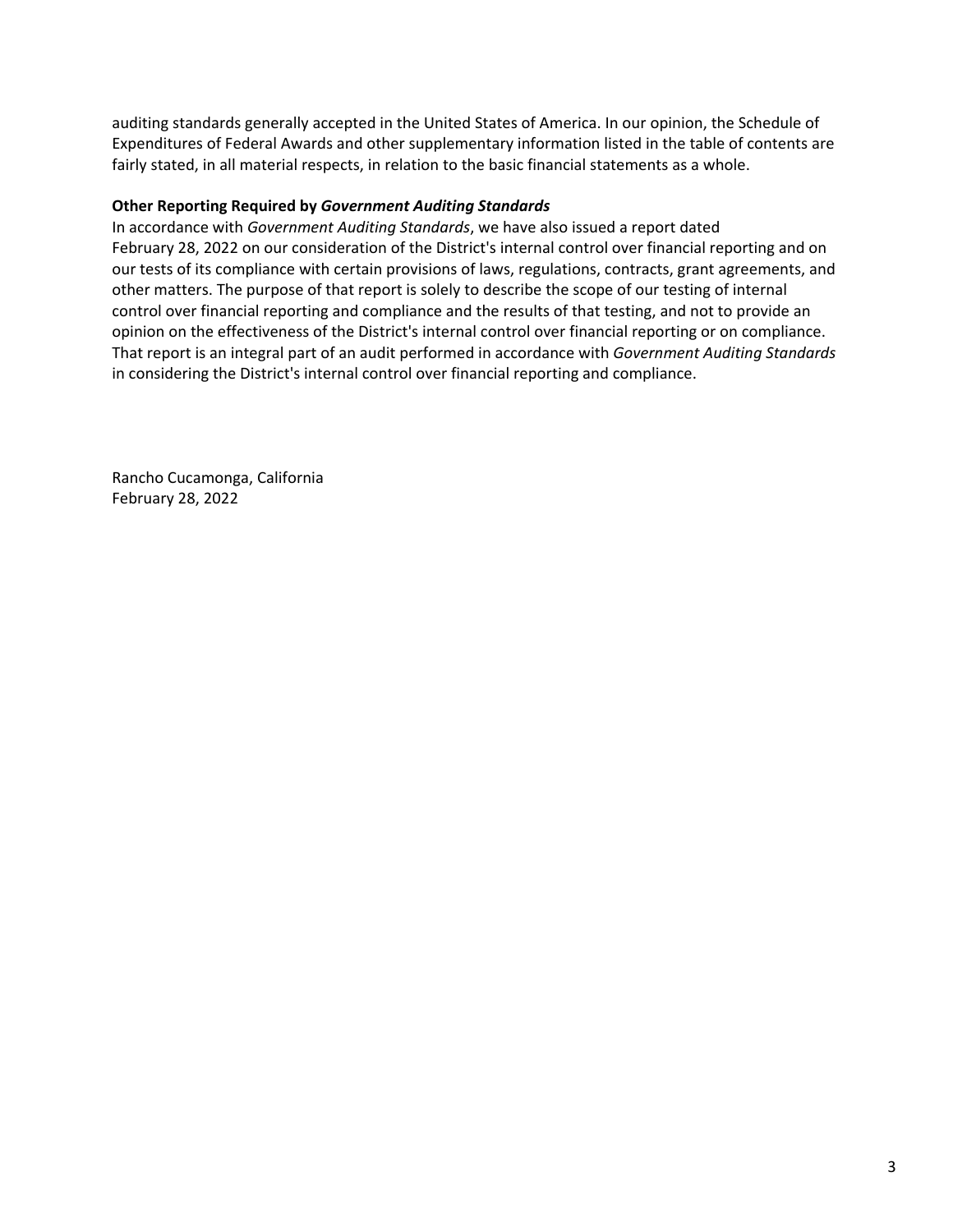auditing standards generally accepted in the United States of America. In our opinion, the Schedule of Expenditures of Federal Awards and other supplementary information listed in the table of contents are fairly stated, in all material respects, in relation to the basic financial statements as a whole.

**Other Reporting Required by *Government Auditing Standards***

In accordance with *Government Auditing Standards*, we have also issued a report dated February 28, 2022 on our consideration of the District's internal control over financial reporting and on our tests of its compliance with certain provisions of laws, regulations, contracts, grant agreements, and other matters. The purpose of that report is solely to describe the scope of our testing of internal control over financial reporting and compliance and the results of that testing, and not to provide an opinion on the effectiveness of the District's internal control over financial reporting or on compliance. That report is an integral part of an audit performed in accordance with *Government Auditing Standards* in considering the District's internal control over financial reporting and compliance.

Rancho Cucamonga, California
February 28, 2022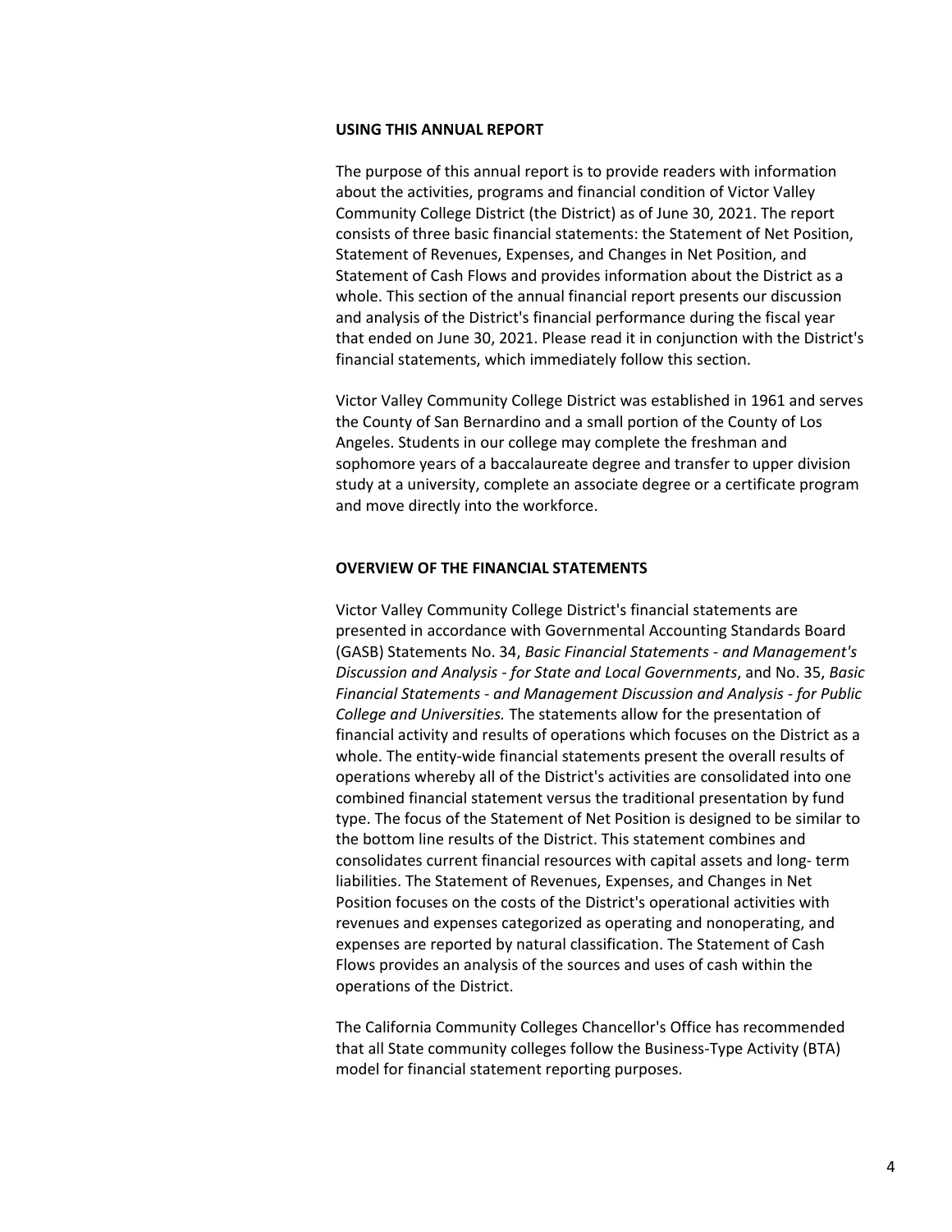## USING THIS ANNUAL REPORT

The purpose of this annual report is to provide readers with information about the activities, programs and financial condition of Victor Valley Community College District (the District) as of June 30, 2021. The report consists of three basic financial statements: the Statement of Net Position, Statement of Revenues, Expenses, and Changes in Net Position, and Statement of Cash Flows and provides information about the District as a whole. This section of the annual financial report presents our discussion and analysis of the District's financial performance during the fiscal year that ended on June 30, 2021. Please read it in conjunction with the District's financial statements, which immediately follow this section.

Victor Valley Community College District was established in 1961 and serves the County of San Bernardino and a small portion of the County of Los Angeles. Students in our college may complete the freshman and sophomore years of a baccalaureate degree and transfer to upper division study at a university, complete an associate degree or a certificate program and move directly into the workforce.

## OVERVIEW OF THE FINANCIAL STATEMENTS

Victor Valley Community College District's financial statements are presented in accordance with Governmental Accounting Standards Board (GASB) Statements No. 34, *Basic Financial Statements - and Management's Discussion and Analysis - for State and Local Governments*, and No. 35, *Basic Financial Statements - and Management Discussion and Analysis - for Public College and Universities.* The statements allow for the presentation of financial activity and results of operations which focuses on the District as a whole. The entity-wide financial statements present the overall results of operations whereby all of the District's activities are consolidated into one combined financial statement versus the traditional presentation by fund type. The focus of the Statement of Net Position is designed to be similar to the bottom line results of the District. This statement combines and consolidates current financial resources with capital assets and long- term liabilities. The Statement of Revenues, Expenses, and Changes in Net Position focuses on the costs of the District's operational activities with revenues and expenses categorized as operating and nonoperating, and expenses are reported by natural classification. The Statement of Cash Flows provides an analysis of the sources and uses of cash within the operations of the District.

The California Community Colleges Chancellor's Office has recommended that all State community colleges follow the Business-Type Activity (BTA) model for financial statement reporting purposes.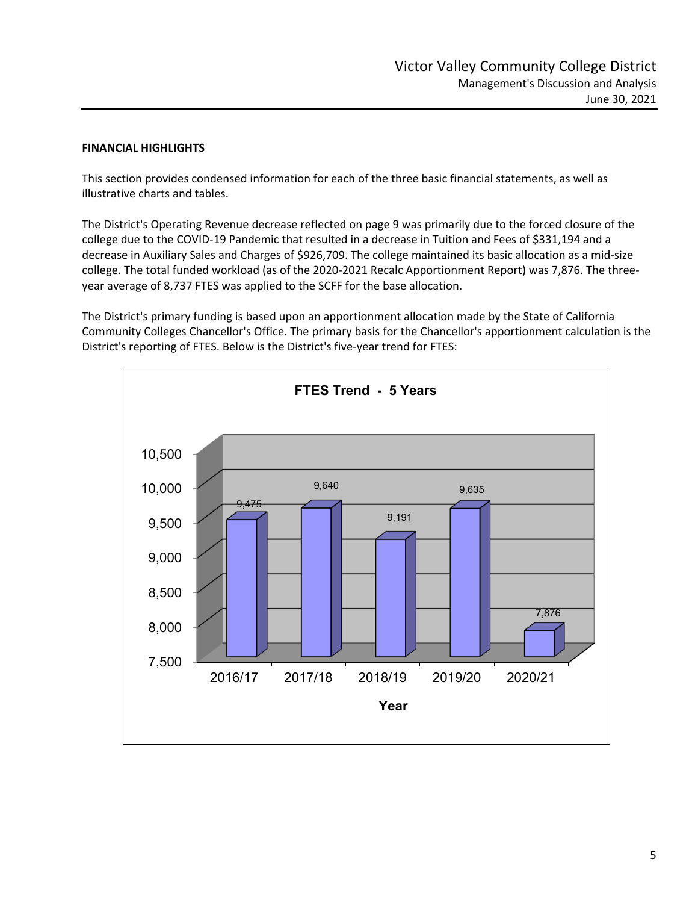**FINANCIAL HIGHLIGHTS**

This section provides condensed information for each of the three basic financial statements, as well as illustrative charts and tables.

The District's Operating Revenue decrease reflected on page 9 was primarily due to the forced closure of the college due to the COVID-19 Pandemic that resulted in a decrease in Tuition and Fees of $331,194 and a decrease in Auxiliary Sales and Charges of $926,709. The college maintained its basic allocation as a mid-size college. The total funded workload (as of the 2020-2021 Recalc Apportionment Report) was 7,876. The three-year average of 8,737 FTES was applied to the SCFF for the base allocation.

The District's primary funding is based upon an apportionment allocation made by the State of California Community Colleges Chancellor's Office. The primary basis for the Chancellor's apportionment calculation is the District's reporting of FTES. Below is the District's five-year trend for FTES:

**FTES Trend - 5 Years**

| Year | FTES |
|---|---|
| 2016/17 | 9,475 |
| 2017/18 | 9,640 |
| 2018/19 | 9,191 |
| 2019/20 | 9,635 |
| 2020/21 | 7,876 |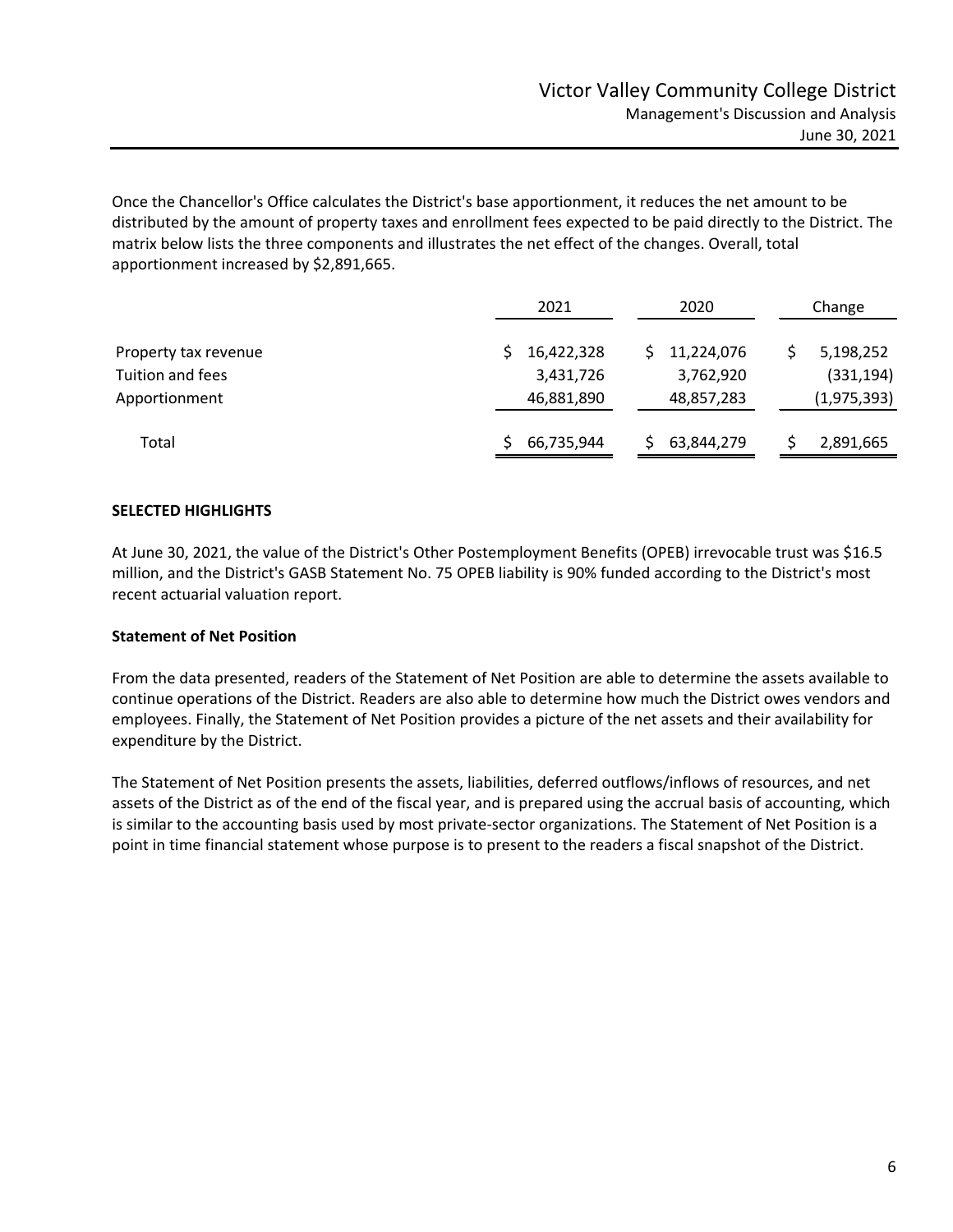Once the Chancellor's Office calculates the District's base apportionment, it reduces the net amount to be distributed by the amount of property taxes and enrollment fees expected to be paid directly to the District. The matrix below lists the three components and illustrates the net effect of the changes. Overall, total apportionment increased by $2,891,665.

| | 2021 | 2020 | Change |
|---|---|---|---|
| Property tax revenue | $ 16,422,328 | $ 11,224,076 | $ 5,198,252 |
| Tuition and fees | 3,431,726 | 3,762,920 | (331,194) |
| Apportionment | 46,881,890 | 48,857,283 | (1,975,393) |
| Total | $ 66,735,944 | $ 63,844,279 | $ 2,891,665 |

**SELECTED HIGHLIGHTS**

At June 30, 2021, the value of the District's Other Postemployment Benefits (OPEB) irrevocable trust was $16.5 million, and the District's GASB Statement No. 75 OPEB liability is 90% funded according to the District's most recent actuarial valuation report.

**Statement of Net Position**

From the data presented, readers of the Statement of Net Position are able to determine the assets available to continue operations of the District. Readers are also able to determine how much the District owes vendors and employees. Finally, the Statement of Net Position provides a picture of the net assets and their availability for expenditure by the District.

The Statement of Net Position presents the assets, liabilities, deferred outflows/inflows of resources, and net assets of the District as of the end of the fiscal year, and is prepared using the accrual basis of accounting, which is similar to the accounting basis used by most private-sector organizations. The Statement of Net Position is a point in time financial statement whose purpose is to present to the readers a fiscal snapshot of the District.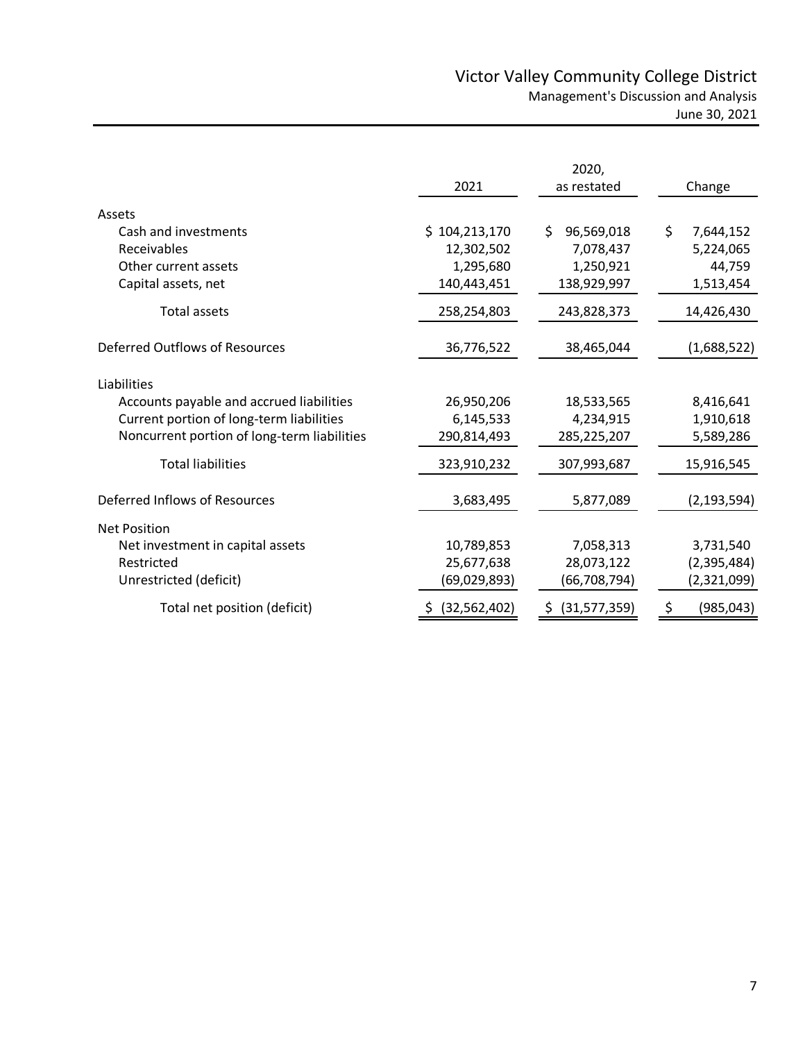| | 2021 | 2020, as restated | Change |
|---|---|---|---|
| Assets | | | |
| Cash and investments | $ 104,213,170 | $ 96,569,018 | $ 7,644,152 |
| Receivables | 12,302,502 | 7,078,437 | 5,224,065 |
| Other current assets | 1,295,680 | 1,250,921 | 44,759 |
| Capital assets, net | 140,443,451 | 138,929,997 | 1,513,454 |
| Total assets | 258,254,803 | 243,828,373 | 14,426,430 |
| Deferred Outflows of Resources | 36,776,522 | 38,465,044 | (1,688,522) |
| Liabilities | | | |
| Accounts payable and accrued liabilities | 26,950,206 | 18,533,565 | 8,416,641 |
| Current portion of long-term liabilities | 6,145,533 | 4,234,915 | 1,910,618 |
| Noncurrent portion of long-term liabilities | 290,814,493 | 285,225,207 | 5,589,286 |
| Total liabilities | 323,910,232 | 307,993,687 | 15,916,545 |
| Deferred Inflows of Resources | 3,683,495 | 5,877,089 | (2,193,594) |
| Net Position | | | |
| Net investment in capital assets | 10,789,853 | 7,058,313 | 3,731,540 |
| Restricted | 25,677,638 | 28,073,122 | (2,395,484) |
| Unrestricted (deficit) | (69,029,893) | (66,708,794) | (2,321,099) |
| Total net position (deficit) | $ (32,562,402) | $ (31,577,359) | $ (985,043) |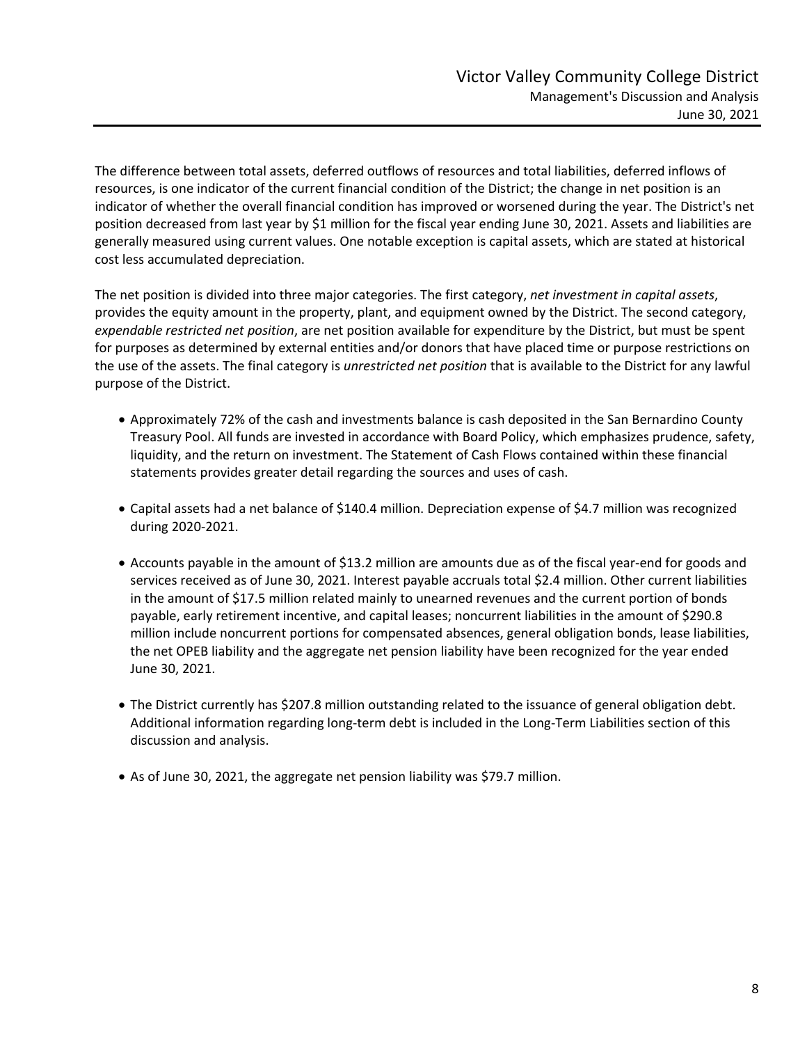The difference between total assets, deferred outflows of resources and total liabilities, deferred inflows of resources, is one indicator of the current financial condition of the District; the change in net position is an indicator of whether the overall financial condition has improved or worsened during the year. The District's net position decreased from last year by $1 million for the fiscal year ending June 30, 2021. Assets and liabilities are generally measured using current values. One notable exception is capital assets, which are stated at historical cost less accumulated depreciation.

The net position is divided into three major categories. The first category, *net investment in capital assets*, provides the equity amount in the property, plant, and equipment owned by the District. The second category, *expendable restricted net position*, are net position available for expenditure by the District, but must be spent for purposes as determined by external entities and/or donors that have placed time or purpose restrictions on the use of the assets. The final category is *unrestricted net position* that is available to the District for any lawful purpose of the District.

- Approximately 72% of the cash and investments balance is cash deposited in the San Bernardino County Treasury Pool. All funds are invested in accordance with Board Policy, which emphasizes prudence, safety, liquidity, and the return on investment. The Statement of Cash Flows contained within these financial statements provides greater detail regarding the sources and uses of cash.

- Capital assets had a net balance of $140.4 million. Depreciation expense of $4.7 million was recognized during 2020-2021.

- Accounts payable in the amount of $13.2 million are amounts due as of the fiscal year-end for goods and services received as of June 30, 2021. Interest payable accruals total $2.4 million. Other current liabilities in the amount of $17.5 million related mainly to unearned revenues and the current portion of bonds payable, early retirement incentive, and capital leases; noncurrent liabilities in the amount of $290.8 million include noncurrent portions for compensated absences, general obligation bonds, lease liabilities, the net OPEB liability and the aggregate net pension liability have been recognized for the year ended June 30, 2021.

- The District currently has $207.8 million outstanding related to the issuance of general obligation debt. Additional information regarding long-term debt is included in the Long-Term Liabilities section of this discussion and analysis.

- As of June 30, 2021, the aggregate net pension liability was $79.7 million.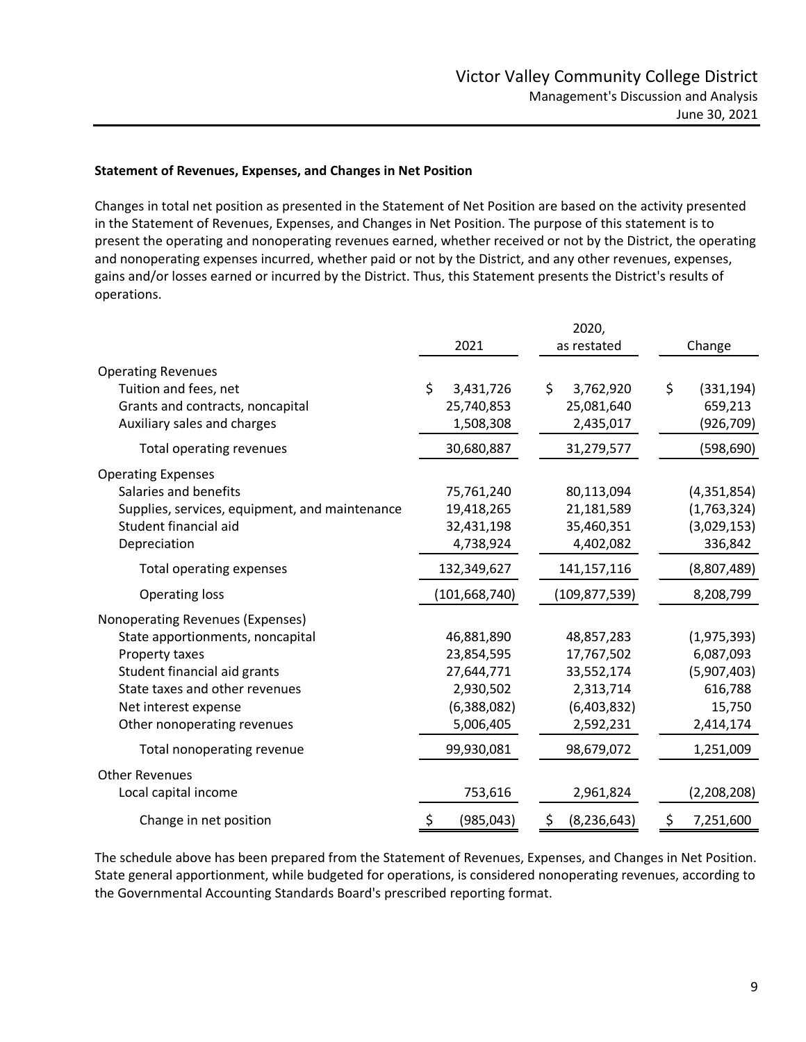### Statement of Revenues, Expenses, and Changes in Net Position

Changes in total net position as presented in the Statement of Net Position are based on the activity presented in the Statement of Revenues, Expenses, and Changes in Net Position. The purpose of this statement is to present the operating and nonoperating revenues earned, whether received or not by the District, the operating and nonoperating expenses incurred, whether paid or not by the District, and any other revenues, expenses, gains and/or losses earned or incurred by the District. Thus, this Statement presents the District's results of operations.

| | 2021 | 2020, as restated | Change |
|---|---|---|---|
| **Operating Revenues** | | | |
| Tuition and fees, net | $ 3,431,726 | $ 3,762,920 | $ (331,194) |
| Grants and contracts, noncapital | 25,740,853 | 25,081,640 | 659,213 |
| Auxiliary sales and charges | 1,508,308 | 2,435,017 | (926,709) |
| Total operating revenues | 30,680,887 | 31,279,577 | (598,690) |
| **Operating Expenses** | | | |
| Salaries and benefits | 75,761,240 | 80,113,094 | (4,351,854) |
| Supplies, services, equipment, and maintenance | 19,418,265 | 21,181,589 | (1,763,324) |
| Student financial aid | 32,431,198 | 35,460,351 | (3,029,153) |
| Depreciation | 4,738,924 | 4,402,082 | 336,842 |
| Total operating expenses | 132,349,627 | 141,157,116 | (8,807,489) |
| Operating loss | (101,668,740) | (109,877,539) | 8,208,799 |
| **Nonoperating Revenues (Expenses)** | | | |
| State apportionments, noncapital | 46,881,890 | 48,857,283 | (1,975,393) |
| Property taxes | 23,854,595 | 17,767,502 | 6,087,093 |
| Student financial aid grants | 27,644,771 | 33,552,174 | (5,907,403) |
| State taxes and other revenues | 2,930,502 | 2,313,714 | 616,788 |
| Net interest expense | (6,388,082) | (6,403,832) | 15,750 |
| Other nonoperating revenues | 5,006,405 | 2,592,231 | 2,414,174 |
| Total nonoperating revenue | 99,930,081 | 98,679,072 | 1,251,009 |
| **Other Revenues** | | | |
| Local capital income | 753,616 | 2,961,824 | (2,208,208) |
| Change in net position | $ (985,043) | $ (8,236,643) | $ 7,251,600 |

The schedule above has been prepared from the Statement of Revenues, Expenses, and Changes in Net Position. State general apportionment, while budgeted for operations, is considered nonoperating revenues, according to the Governmental Accounting Standards Board's prescribed reporting format.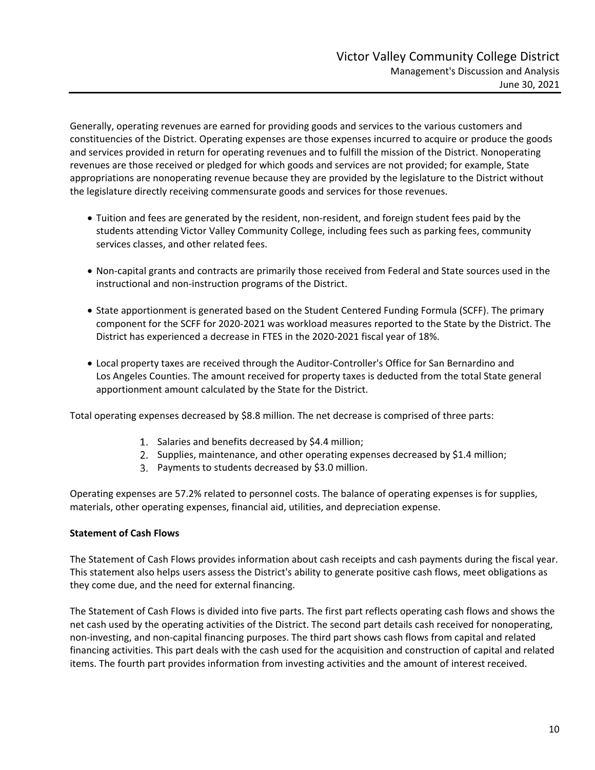Generally, operating revenues are earned for providing goods and services to the various customers and constituencies of the District. Operating expenses are those expenses incurred to acquire or produce the goods and services provided in return for operating revenues and to fulfill the mission of the District. Nonoperating revenues are those received or pledged for which goods and services are not provided; for example, State appropriations are nonoperating revenue because they are provided by the legislature to the District without the legislature directly receiving commensurate goods and services for those revenues.

- Tuition and fees are generated by the resident, non-resident, and foreign student fees paid by the students attending Victor Valley Community College, including fees such as parking fees, community services classes, and other related fees.

- Non-capital grants and contracts are primarily those received from Federal and State sources used in the instructional and non-instruction programs of the District.

- State apportionment is generated based on the Student Centered Funding Formula (SCFF). The primary component for the SCFF for 2020-2021 was workload measures reported to the State by the District. The District has experienced a decrease in FTES in the 2020-2021 fiscal year of 18%.

- Local property taxes are received through the Auditor-Controller's Office for San Bernardino and Los Angeles Counties. The amount received for property taxes is deducted from the total State general apportionment amount calculated by the State for the District.

Total operating expenses decreased by $8.8 million. The net decrease is comprised of three parts:

1. Salaries and benefits decreased by $4.4 million;
2. Supplies, maintenance, and other operating expenses decreased by $1.4 million;
3. Payments to students decreased by $3.0 million.

Operating expenses are 57.2% related to personnel costs. The balance of operating expenses is for supplies, materials, other operating expenses, financial aid, utilities, and depreciation expense.

**Statement of Cash Flows**

The Statement of Cash Flows provides information about cash receipts and cash payments during the fiscal year. This statement also helps users assess the District's ability to generate positive cash flows, meet obligations as they come due, and the need for external financing.

The Statement of Cash Flows is divided into five parts. The first part reflects operating cash flows and shows the net cash used by the operating activities of the District. The second part details cash received for nonoperating, non-investing, and non-capital financing purposes. The third part shows cash flows from capital and related financing activities. This part deals with the cash used for the acquisition and construction of capital and related items. The fourth part provides information from investing activities and the amount of interest received.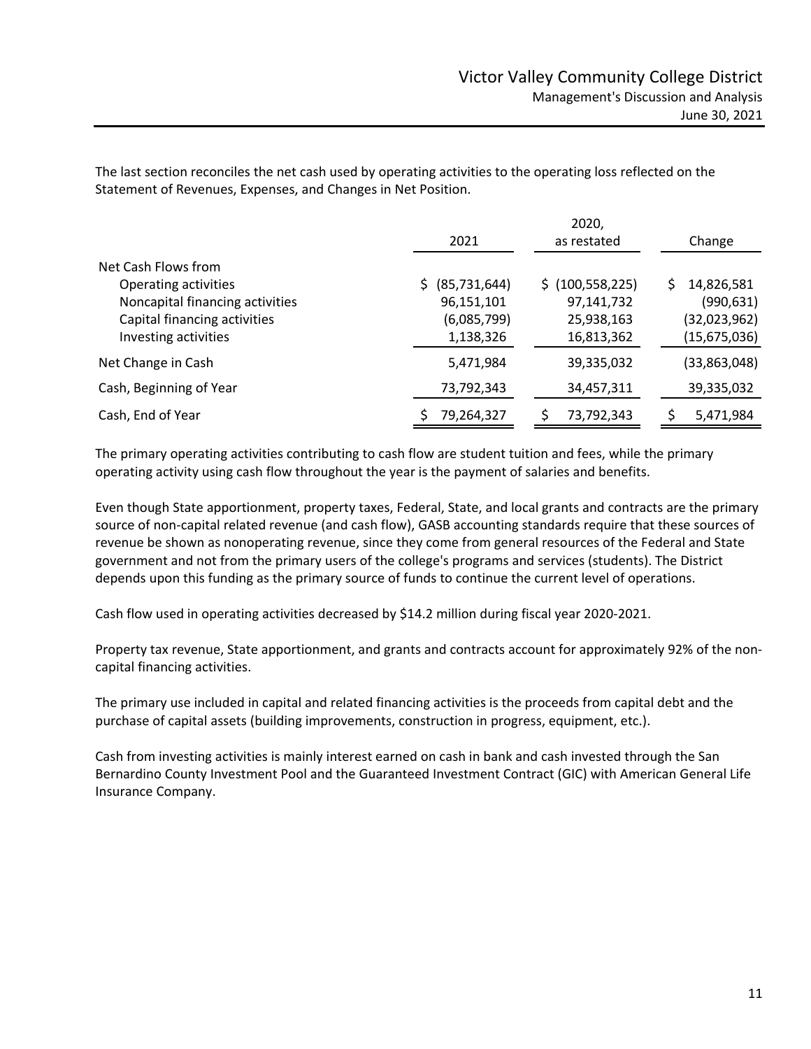The last section reconciles the net cash used by operating activities to the operating loss reflected on the Statement of Revenues, Expenses, and Changes in Net Position.

| | 2021 | 2020, as restated | Change |
|---|---|---|---|
| Net Cash Flows from | | | |
| Operating activities | $ (85,731,644) | $ (100,558,225) | $ 14,826,581 |
| Noncapital financing activities | 96,151,101 | 97,141,732 | (990,631) |
| Capital financing activities | (6,085,799) | 25,938,163 | (32,023,962) |
| Investing activities | 1,138,326 | 16,813,362 | (15,675,036) |
| Net Change in Cash | 5,471,984 | 39,335,032 | (33,863,048) |
| Cash, Beginning of Year | 73,792,343 | 34,457,311 | 39,335,032 |
| Cash, End of Year | $ 79,264,327 | $ 73,792,343 | $ 5,471,984 |

The primary operating activities contributing to cash flow are student tuition and fees, while the primary operating activity using cash flow throughout the year is the payment of salaries and benefits.

Even though State apportionment, property taxes, Federal, State, and local grants and contracts are the primary source of non-capital related revenue (and cash flow), GASB accounting standards require that these sources of revenue be shown as nonoperating revenue, since they come from general resources of the Federal and State government and not from the primary users of the college's programs and services (students). The District depends upon this funding as the primary source of funds to continue the current level of operations.

Cash flow used in operating activities decreased by $14.2 million during fiscal year 2020-2021.

Property tax revenue, State apportionment, and grants and contracts account for approximately 92% of the non-capital financing activities.

The primary use included in capital and related financing activities is the proceeds from capital debt and the purchase of capital assets (building improvements, construction in progress, equipment, etc.).

Cash from investing activities is mainly interest earned on cash in bank and cash invested through the San Bernardino County Investment Pool and the Guaranteed Investment Contract (GIC) with American General Life Insurance Company.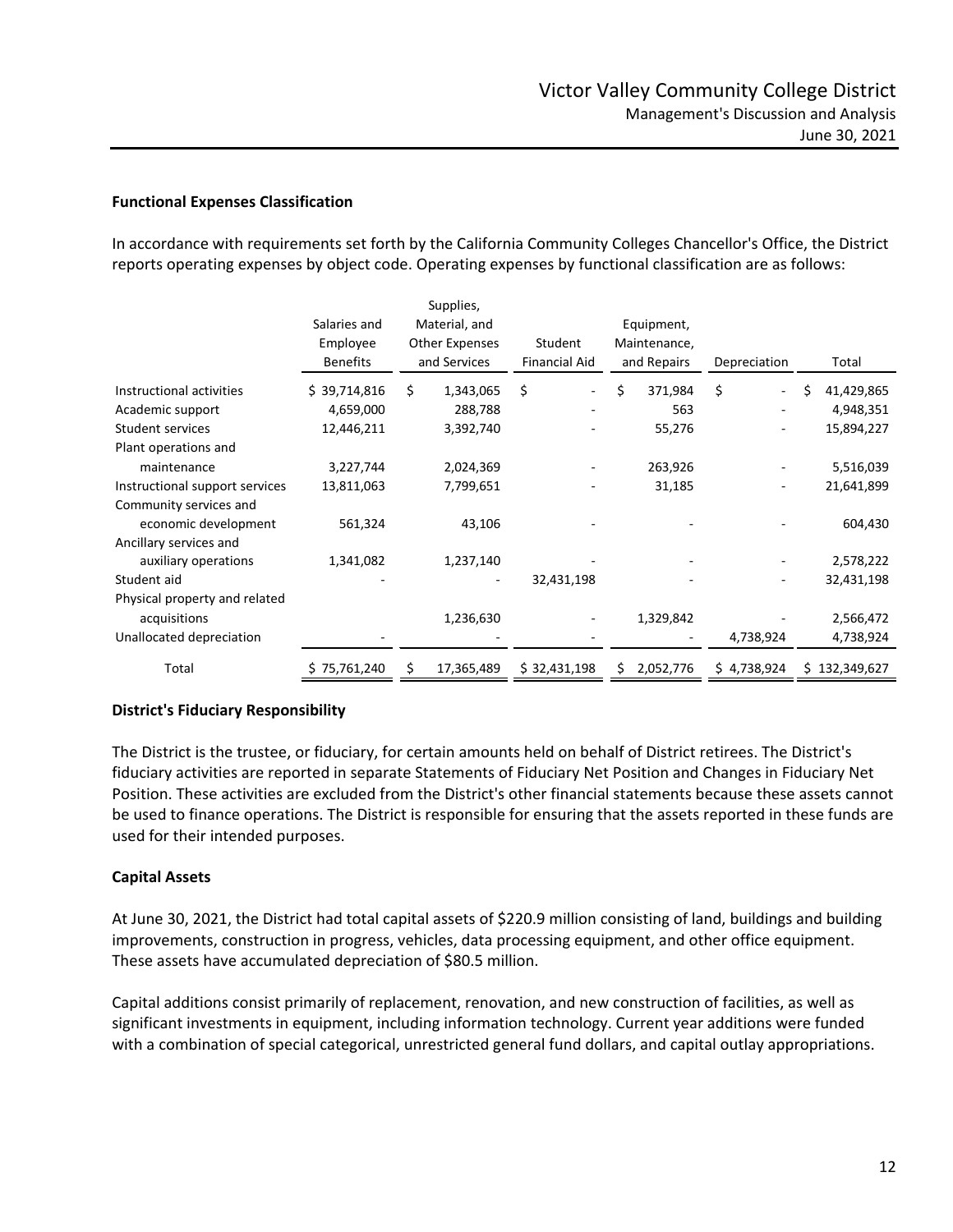### Functional Expenses Classification

In accordance with requirements set forth by the California Community Colleges Chancellor's Office, the District reports operating expenses by object code. Operating expenses by functional classification are as follows:

| | Salaries and Employee Benefits | Supplies, Material, and Other Expenses and Services | Student Financial Aid | Equipment, Maintenance, and Repairs | Depreciation | Total |
|---|---|---|---|---|---|---|
| Instructional activities | $ 39,714,816 | $ 1,343,065 | $ - | $ 371,984 | $ - | $ 41,429,865 |
| Academic support | 4,659,000 | 288,788 | - | 563 | - | 4,948,351 |
| Student services | 12,446,211 | 3,392,740 | - | 55,276 | - | 15,894,227 |
| Plant operations and maintenance | 3,227,744 | 2,024,369 | - | 263,926 | - | 5,516,039 |
| Instructional support services | 13,811,063 | 7,799,651 | - | 31,185 | - | 21,641,899 |
| Community services and economic development | 561,324 | 43,106 | - | - | - | 604,430 |
| Ancillary services and auxiliary operations | 1,341,082 | 1,237,140 | - | - | - | 2,578,222 |
| Student aid | - | - | 32,431,198 | - | - | 32,431,198 |
| Physical property and related acquisitions | | 1,236,630 | - | 1,329,842 | - | 2,566,472 |
| Unallocated depreciation | - | - | - | - | 4,738,924 | 4,738,924 |
| Total | $ 75,761,240 | $ 17,365,489 | $ 32,431,198 | $ 2,052,776 | $ 4,738,924 | $ 132,349,627 |

### District's Fiduciary Responsibility

The District is the trustee, or fiduciary, for certain amounts held on behalf of District retirees. The District's fiduciary activities are reported in separate Statements of Fiduciary Net Position and Changes in Fiduciary Net Position. These activities are excluded from the District's other financial statements because these assets cannot be used to finance operations. The District is responsible for ensuring that the assets reported in these funds are used for their intended purposes.

### Capital Assets

At June 30, 2021, the District had total capital assets of $220.9 million consisting of land, buildings and building improvements, construction in progress, vehicles, data processing equipment, and other office equipment. These assets have accumulated depreciation of $80.5 million.

Capital additions consist primarily of replacement, renovation, and new construction of facilities, as well as significant investments in equipment, including information technology. Current year additions were funded with a combination of special categorical, unrestricted general fund dollars, and capital outlay appropriations.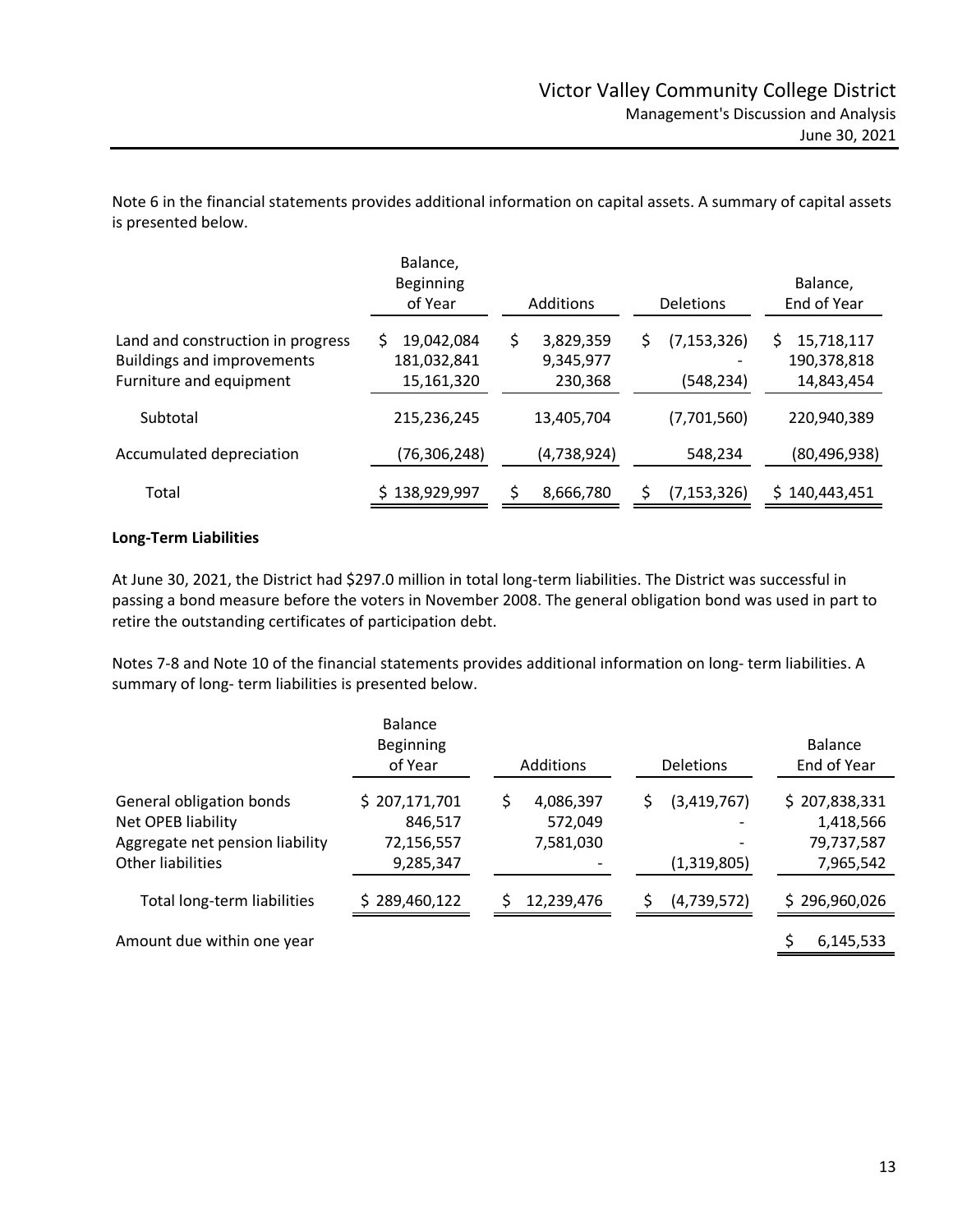Note 6 in the financial statements provides additional information on capital assets. A summary of capital assets is presented below.

| | Balance, Beginning of Year | Additions | Deletions | Balance, End of Year |
|---|---|---|---|---|
| Land and construction in progress | $ 19,042,084 | $ 3,829,359 | $ (7,153,326) | $ 15,718,117 |
| Buildings and improvements | 181,032,841 | 9,345,977 | - | 190,378,818 |
| Furniture and equipment | 15,161,320 | 230,368 | (548,234) | 14,843,454 |
| Subtotal | 215,236,245 | 13,405,704 | (7,701,560) | 220,940,389 |
| Accumulated depreciation | (76,306,248) | (4,738,924) | 548,234 | (80,496,938) |
| Total | $ 138,929,997 | $ 8,666,780 | $ (7,153,326) | $ 140,443,451 |

**Long-Term Liabilities**

At June 30, 2021, the District had $297.0 million in total long-term liabilities. The District was successful in passing a bond measure before the voters in November 2008. The general obligation bond was used in part to retire the outstanding certificates of participation debt.

Notes 7-8 and Note 10 of the financial statements provides additional information on long- term liabilities. A summary of long- term liabilities is presented below.

| | Balance Beginning of Year | Additions | Deletions | Balance End of Year |
|---|---|---|---|---|
| General obligation bonds | $ 207,171,701 | $ 4,086,397 | $ (3,419,767) | $ 207,838,331 |
| Net OPEB liability | 846,517 | 572,049 | - | 1,418,566 |
| Aggregate net pension liability | 72,156,557 | 7,581,030 | - | 79,737,587 |
| Other liabilities | 9,285,347 | - | (1,319,805) | 7,965,542 |
| Total long-term liabilities | $ 289,460,122 | $ 12,239,476 | $ (4,739,572) | $ 296,960,026 |
| Amount due within one year | | | | $ 6,145,533 |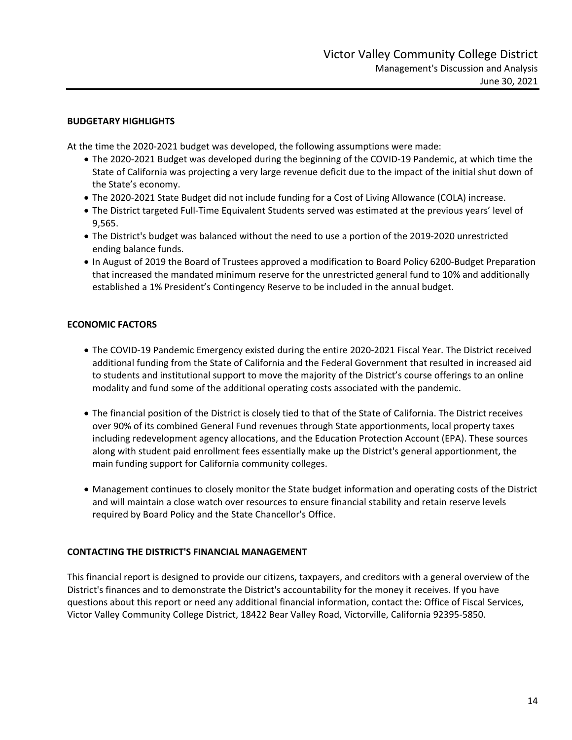## BUDGETARY HIGHLIGHTS

At the time the 2020-2021 budget was developed, the following assumptions were made:

- The 2020-2021 Budget was developed during the beginning of the COVID-19 Pandemic, at which time the State of California was projecting a very large revenue deficit due to the impact of the initial shut down of the State's economy.
- The 2020-2021 State Budget did not include funding for a Cost of Living Allowance (COLA) increase.
- The District targeted Full-Time Equivalent Students served was estimated at the previous years' level of 9,565.
- The District's budget was balanced without the need to use a portion of the 2019-2020 unrestricted ending balance funds.
- In August of 2019 the Board of Trustees approved a modification to Board Policy 6200-Budget Preparation that increased the mandated minimum reserve for the unrestricted general fund to 10% and additionally established a 1% President's Contingency Reserve to be included in the annual budget.

## ECONOMIC FACTORS

- The COVID-19 Pandemic Emergency existed during the entire 2020-2021 Fiscal Year. The District received additional funding from the State of California and the Federal Government that resulted in increased aid to students and institutional support to move the majority of the District's course offerings to an online modality and fund some of the additional operating costs associated with the pandemic.

- The financial position of the District is closely tied to that of the State of California. The District receives over 90% of its combined General Fund revenues through State apportionments, local property taxes including redevelopment agency allocations, and the Education Protection Account (EPA). These sources along with student paid enrollment fees essentially make up the District's general apportionment, the main funding support for California community colleges.

- Management continues to closely monitor the State budget information and operating costs of the District and will maintain a close watch over resources to ensure financial stability and retain reserve levels required by Board Policy and the State Chancellor's Office.

## CONTACTING THE DISTRICT'S FINANCIAL MANAGEMENT

This financial report is designed to provide our citizens, taxpayers, and creditors with a general overview of the District's finances and to demonstrate the District's accountability for the money it receives. If you have questions about this report or need any additional financial information, contact the: Office of Fiscal Services, Victor Valley Community College District, 18422 Bear Valley Road, Victorville, California 92395-5850.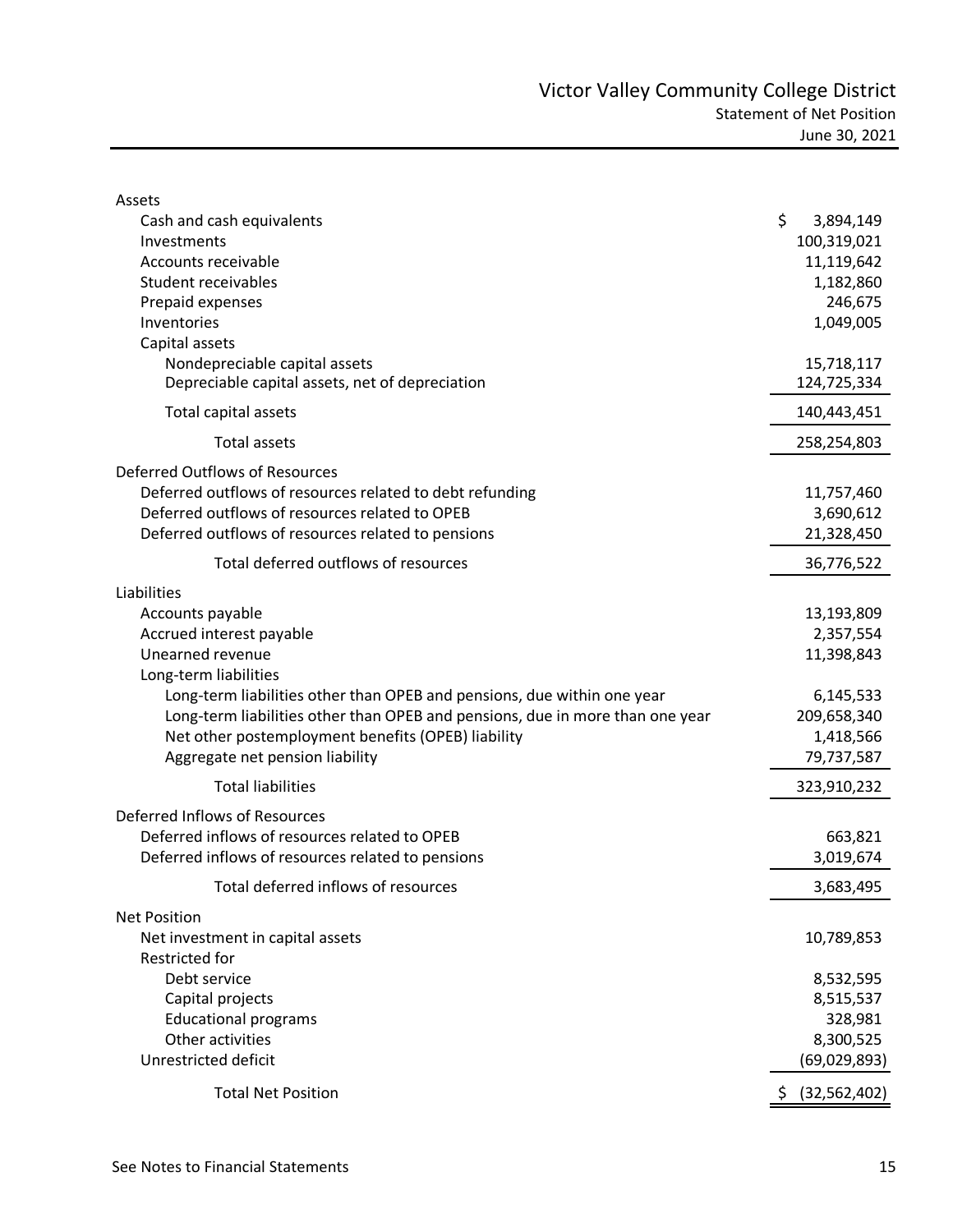# Victor Valley Community College District

## Statement of Net Position

June 30, 2021

| | |
|---|---|
| **Assets** | |
| Cash and cash equivalents | $ 3,894,149 |
| Investments | 100,319,021 |
| Accounts receivable | 11,119,642 |
| Student receivables | 1,182,860 |
| Prepaid expenses | 246,675 |
| Inventories | 1,049,005 |
| Capital assets | |
| Nondepreciable capital assets | 15,718,117 |
| Depreciable capital assets, net of depreciation | 124,725,334 |
| Total capital assets | 140,443,451 |
| Total assets | 258,254,803 |
| **Deferred Outflows of Resources** | |
| Deferred outflows of resources related to debt refunding | 11,757,460 |
| Deferred outflows of resources related to OPEB | 3,690,612 |
| Deferred outflows of resources related to pensions | 21,328,450 |
| Total deferred outflows of resources | 36,776,522 |
| **Liabilities** | |
| Accounts payable | 13,193,809 |
| Accrued interest payable | 2,357,554 |
| Unearned revenue | 11,398,843 |
| Long-term liabilities | |
| Long-term liabilities other than OPEB and pensions, due within one year | 6,145,533 |
| Long-term liabilities other than OPEB and pensions, due in more than one year | 209,658,340 |
| Net other postemployment benefits (OPEB) liability | 1,418,566 |
| Aggregate net pension liability | 79,737,587 |
| Total liabilities | 323,910,232 |
| **Deferred Inflows of Resources** | |
| Deferred inflows of resources related to OPEB | 663,821 |
| Deferred inflows of resources related to pensions | 3,019,674 |
| Total deferred inflows of resources | 3,683,495 |
| **Net Position** | |
| Net investment in capital assets | 10,789,853 |
| Restricted for | |
| Debt service | 8,532,595 |
| Capital projects | 8,515,537 |
| Educational programs | 328,981 |
| Other activities | 8,300,525 |
| Unrestricted deficit | (69,029,893) |
| Total Net Position | $ (32,562,402) |

See Notes to Financial Statements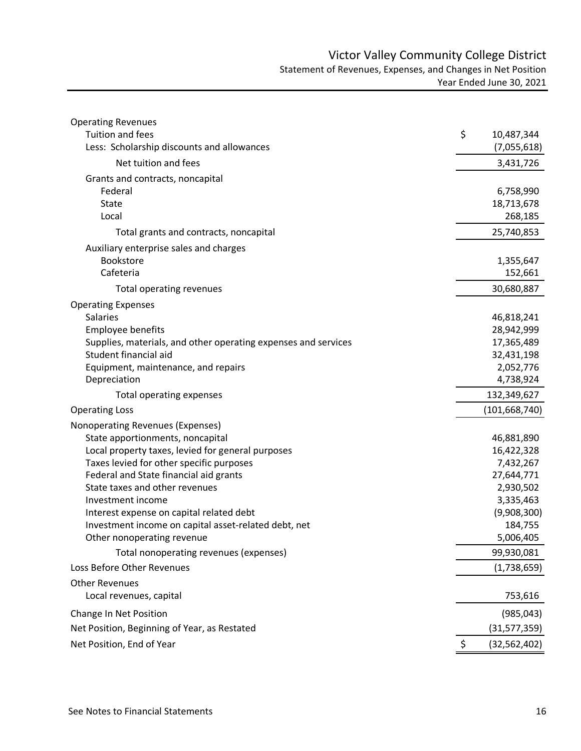# Victor Valley Community College District

## Statement of Revenues, Expenses, and Changes in Net Position

### Year Ended June 30, 2021

| | |
|---|---|
| **Operating Revenues** | |
| Tuition and fees | $ 10,487,344 |
| Less: Scholarship discounts and allowances | (7,055,618) |
| Net tuition and fees | 3,431,726 |
| Grants and contracts, noncapital | |
| Federal | 6,758,990 |
| State | 18,713,678 |
| Local | 268,185 |
| Total grants and contracts, noncapital | 25,740,853 |
| Auxiliary enterprise sales and charges | |
| Bookstore | 1,355,647 |
| Cafeteria | 152,661 |
| Total operating revenues | 30,680,887 |
| **Operating Expenses** | |
| Salaries | 46,818,241 |
| Employee benefits | 28,942,999 |
| Supplies, materials, and other operating expenses and services | 17,365,489 |
| Student financial aid | 32,431,198 |
| Equipment, maintenance, and repairs | 2,052,776 |
| Depreciation | 4,738,924 |
| Total operating expenses | 132,349,627 |
| **Operating Loss** | (101,668,740) |
| **Nonoperating Revenues (Expenses)** | |
| State apportionments, noncapital | 46,881,890 |
| Local property taxes, levied for general purposes | 16,422,328 |
| Taxes levied for other specific purposes | 7,432,267 |
| Federal and State financial aid grants | 27,644,771 |
| State taxes and other revenues | 2,930,502 |
| Investment income | 3,335,463 |
| Interest expense on capital related debt | (9,908,300) |
| Investment income on capital asset-related debt, net | 184,755 |
| Other nonoperating revenue | 5,006,405 |
| Total nonoperating revenues (expenses) | 99,930,081 |
| **Loss Before Other Revenues** | (1,738,659) |
| **Other Revenues** | |
| Local revenues, capital | 753,616 |
| **Change In Net Position** | (985,043) |
| **Net Position, Beginning of Year, as Restated** | (31,577,359) |
| **Net Position, End of Year** | $ (32,562,402) |

See Notes to Financial Statements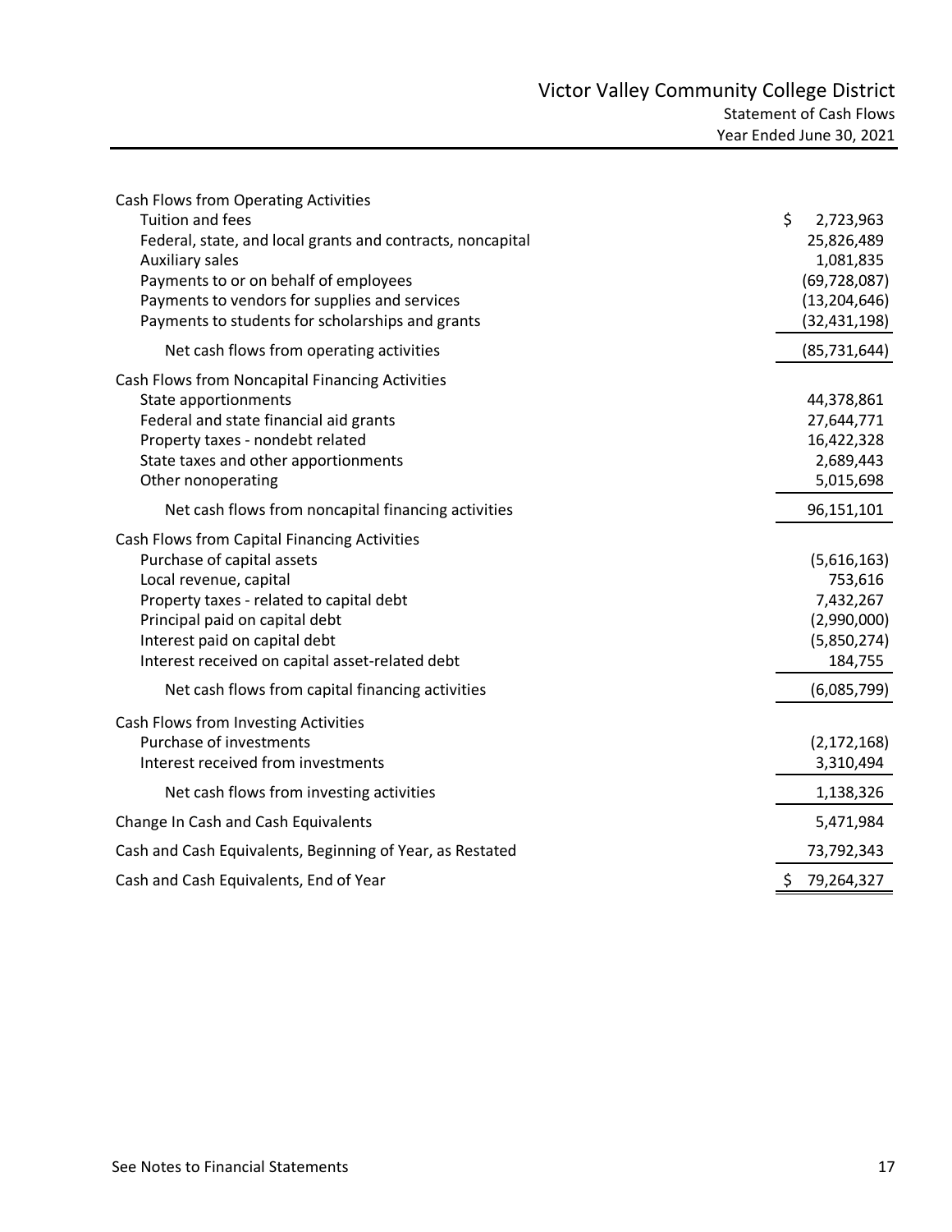# Victor Valley Community College District

## Statement of Cash Flows

### Year Ended June 30, 2021

| | |
|---|---|
| **Cash Flows from Operating Activities** | |
| Tuition and fees | $ 2,723,963 |
| Federal, state, and local grants and contracts, noncapital | 25,826,489 |
| Auxiliary sales | 1,081,835 |
| Payments to or on behalf of employees | (69,728,087) |
| Payments to vendors for supplies and services | (13,204,646) |
| Payments to students for scholarships and grants | (32,431,198) |
| Net cash flows from operating activities | (85,731,644) |
| **Cash Flows from Noncapital Financing Activities** | |
| State apportionments | 44,378,861 |
| Federal and state financial aid grants | 27,644,771 |
| Property taxes - nondebt related | 16,422,328 |
| State taxes and other apportionments | 2,689,443 |
| Other nonoperating | 5,015,698 |
| Net cash flows from noncapital financing activities | 96,151,101 |
| **Cash Flows from Capital Financing Activities** | |
| Purchase of capital assets | (5,616,163) |
| Local revenue, capital | 753,616 |
| Property taxes - related to capital debt | 7,432,267 |
| Principal paid on capital debt | (2,990,000) |
| Interest paid on capital debt | (5,850,274) |
| Interest received on capital asset-related debt | 184,755 |
| Net cash flows from capital financing activities | (6,085,799) |
| **Cash Flows from Investing Activities** | |
| Purchase of investments | (2,172,168) |
| Interest received from investments | 3,310,494 |
| Net cash flows from investing activities | 1,138,326 |
| Change In Cash and Cash Equivalents | 5,471,984 |
| Cash and Cash Equivalents, Beginning of Year, as Restated | 73,792,343 |
| Cash and Cash Equivalents, End of Year | $ 79,264,327 |

See Notes to Financial Statements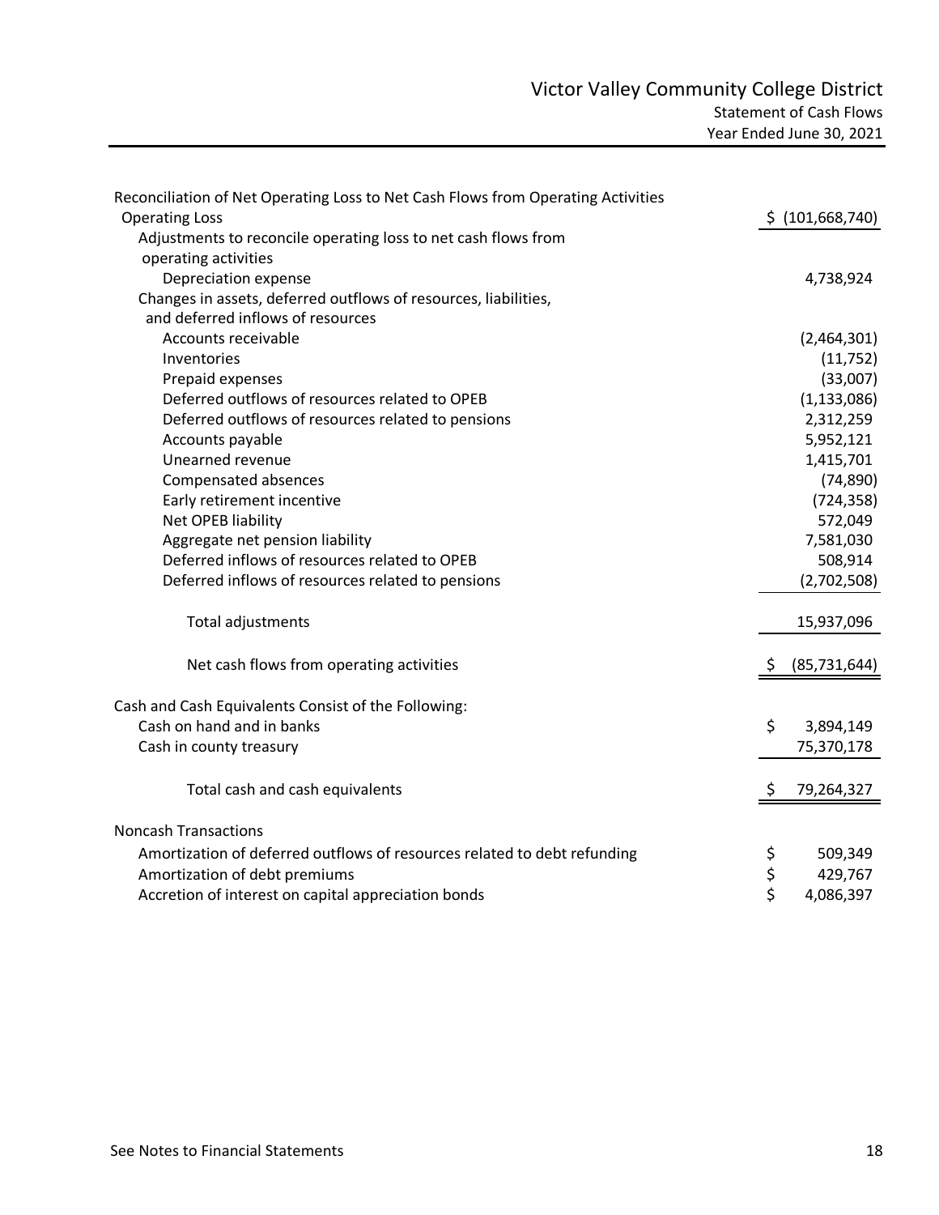# Victor Valley Community College District

## Statement of Cash Flows
### Year Ended June 30, 2021

| | |
|---|---|
| **Reconciliation of Net Operating Loss to Net Cash Flows from Operating Activities** | |
| Operating Loss | $ (101,668,740) |
| Adjustments to reconcile operating loss to net cash flows from operating activities | |
| Depreciation expense | 4,738,924 |
| Changes in assets, deferred outflows of resources, liabilities, and deferred inflows of resources | |
| Accounts receivable | (2,464,301) |
| Inventories | (11,752) |
| Prepaid expenses | (33,007) |
| Deferred outflows of resources related to OPEB | (1,133,086) |
| Deferred outflows of resources related to pensions | 2,312,259 |
| Accounts payable | 5,952,121 |
| Unearned revenue | 1,415,701 |
| Compensated absences | (74,890) |
| Early retirement incentive | (724,358) |
| Net OPEB liability | 572,049 |
| Aggregate net pension liability | 7,581,030 |
| Deferred inflows of resources related to OPEB | 508,914 |
| Deferred inflows of resources related to pensions | (2,702,508) |
| Total adjustments | 15,937,096 |
| Net cash flows from operating activities | $ (85,731,644) |
| **Cash and Cash Equivalents Consist of the Following:** | |
| Cash on hand and in banks | $ 3,894,149 |
| Cash in county treasury | 75,370,178 |
| Total cash and cash equivalents | $ 79,264,327 |
| **Noncash Transactions** | |
| Amortization of deferred outflows of resources related to debt refunding | $ 509,349 |
| Amortization of debt premiums | $ 429,767 |
| Accretion of interest on capital appreciation bonds | $ 4,086,397 |

See Notes to Financial Statements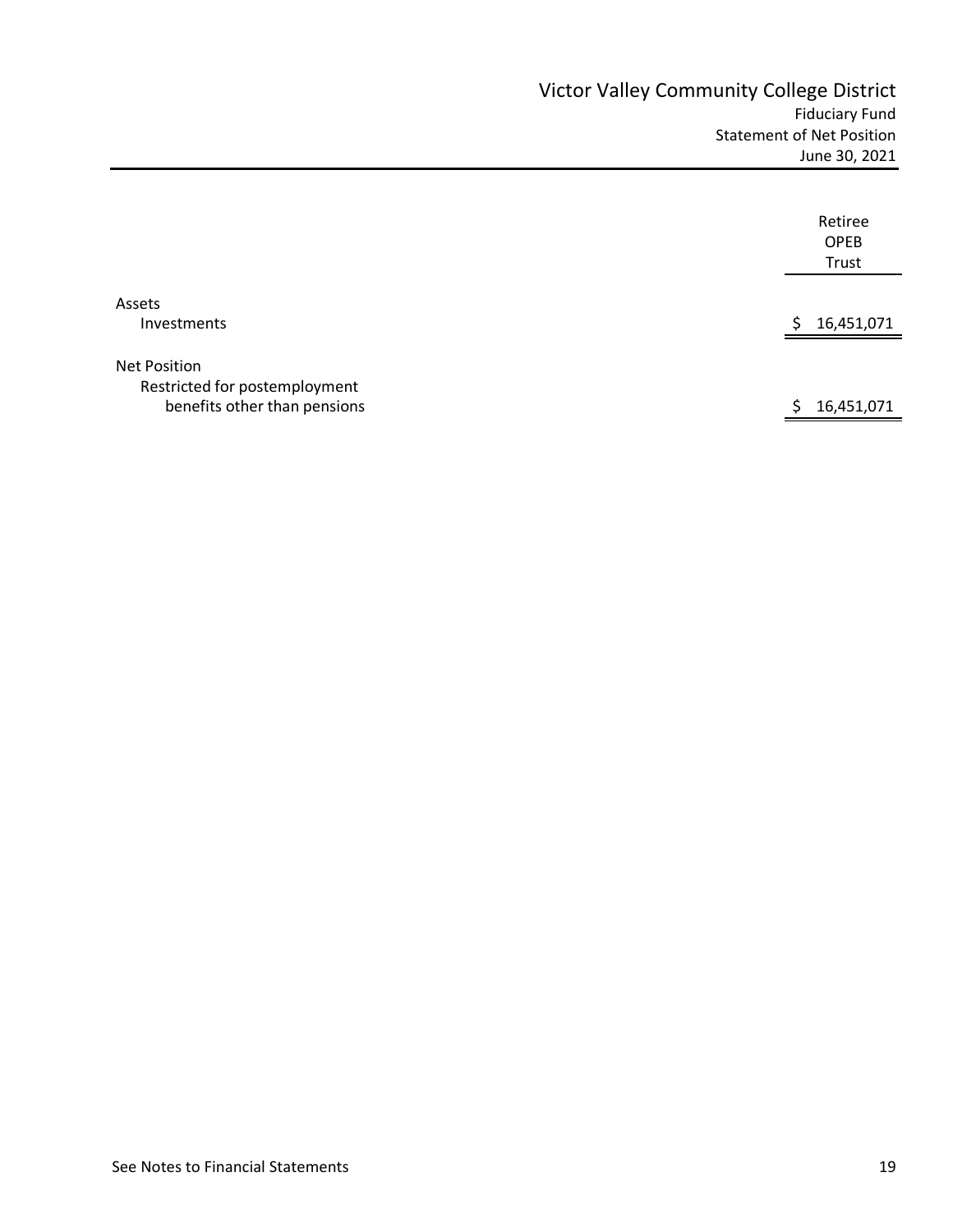# Victor Valley Community College District

## Fiduciary Fund
## Statement of Net Position
## June 30, 2021

| | Retiree OPEB Trust |
|---|---|
| **Assets** | |
| Investments | $ 16,451,071 |
| **Net Position** | |
| Restricted for postemployment benefits other than pensions | $ 16,451,071 |

See Notes to Financial Statements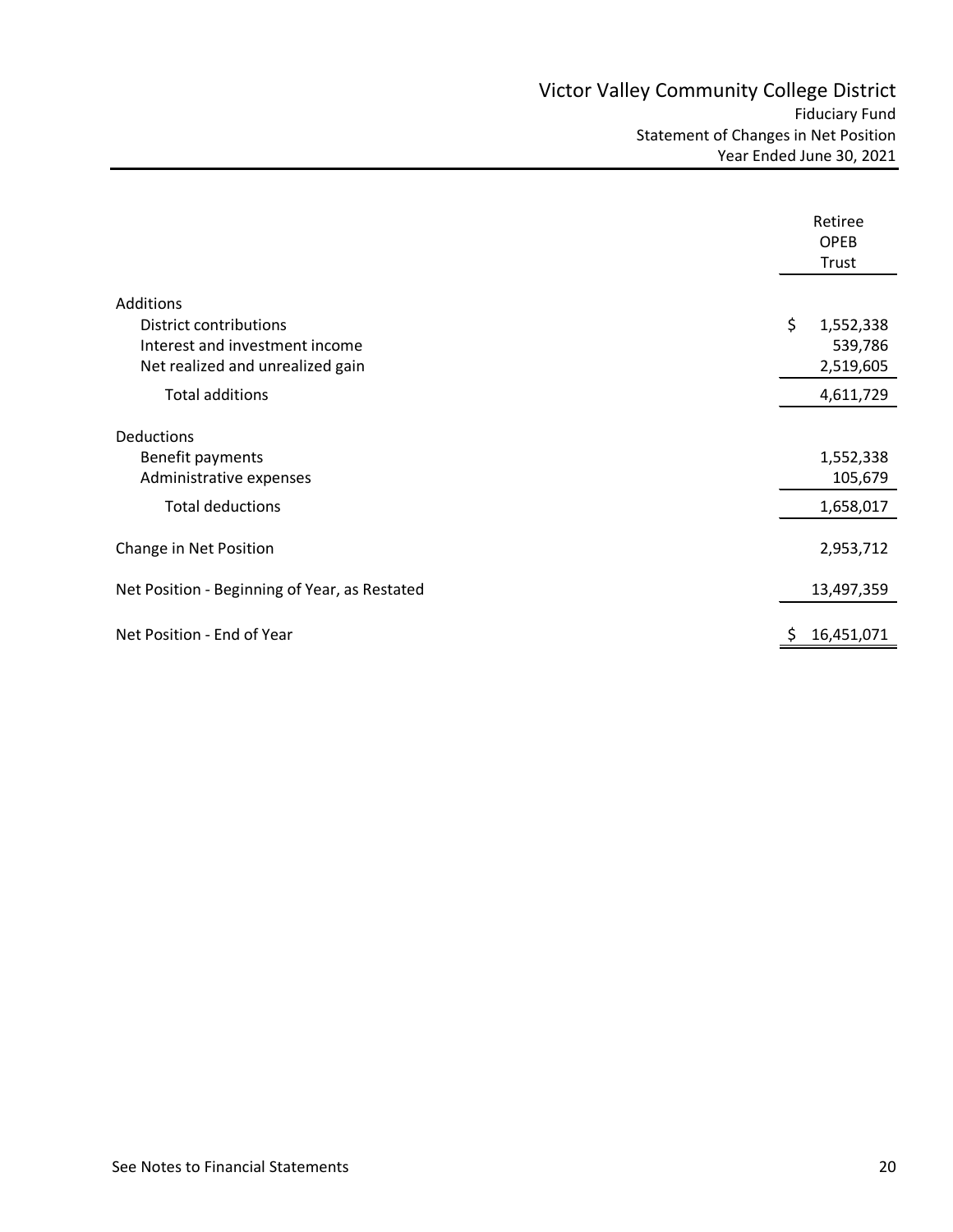# Victor Valley Community College District

## Fiduciary Fund
## Statement of Changes in Net Position
## Year Ended June 30, 2021

| | Retiree OPEB Trust |
|---|---|
| **Additions** | |
| District contributions | $ 1,552,338 |
| Interest and investment income | 539,786 |
| Net realized and unrealized gain | 2,519,605 |
| Total additions | 4,611,729 |
| **Deductions** | |
| Benefit payments | 1,552,338 |
| Administrative expenses | 105,679 |
| Total deductions | 1,658,017 |
| Change in Net Position | 2,953,712 |
| Net Position - Beginning of Year, as Restated | 13,497,359 |
| Net Position - End of Year | $ 16,451,071 |

See Notes to Financial Statements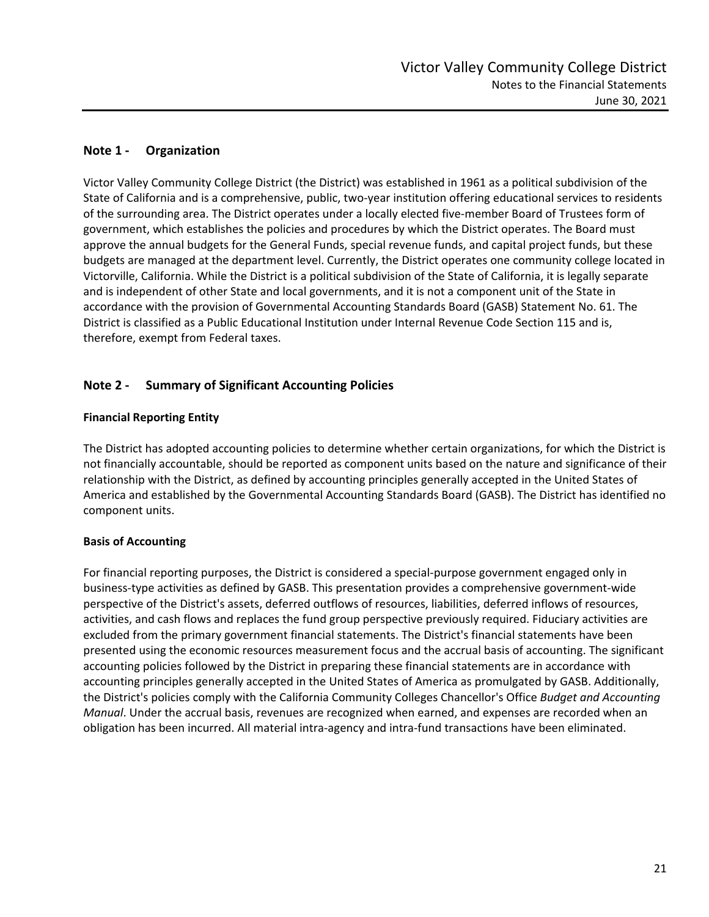## Note 1 - Organization

Victor Valley Community College District (the District) was established in 1961 as a political subdivision of the State of California and is a comprehensive, public, two-year institution offering educational services to residents of the surrounding area. The District operates under a locally elected five-member Board of Trustees form of government, which establishes the policies and procedures by which the District operates. The Board must approve the annual budgets for the General Funds, special revenue funds, and capital project funds, but these budgets are managed at the department level. Currently, the District operates one community college located in Victorville, California. While the District is a political subdivision of the State of California, it is legally separate and is independent of other State and local governments, and it is not a component unit of the State in accordance with the provision of Governmental Accounting Standards Board (GASB) Statement No. 61. The District is classified as a Public Educational Institution under Internal Revenue Code Section 115 and is, therefore, exempt from Federal taxes.

## Note 2 - Summary of Significant Accounting Policies

### Financial Reporting Entity

The District has adopted accounting policies to determine whether certain organizations, for which the District is not financially accountable, should be reported as component units based on the nature and significance of their relationship with the District, as defined by accounting principles generally accepted in the United States of America and established by the Governmental Accounting Standards Board (GASB). The District has identified no component units.

### Basis of Accounting

For financial reporting purposes, the District is considered a special-purpose government engaged only in business-type activities as defined by GASB. This presentation provides a comprehensive government-wide perspective of the District's assets, deferred outflows of resources, liabilities, deferred inflows of resources, activities, and cash flows and replaces the fund group perspective previously required. Fiduciary activities are excluded from the primary government financial statements. The District's financial statements have been presented using the economic resources measurement focus and the accrual basis of accounting. The significant accounting policies followed by the District in preparing these financial statements are in accordance with accounting principles generally accepted in the United States of America as promulgated by GASB. Additionally, the District's policies comply with the California Community Colleges Chancellor's Office *Budget and Accounting Manual*. Under the accrual basis, revenues are recognized when earned, and expenses are recorded when an obligation has been incurred. All material intra-agency and intra-fund transactions have been eliminated.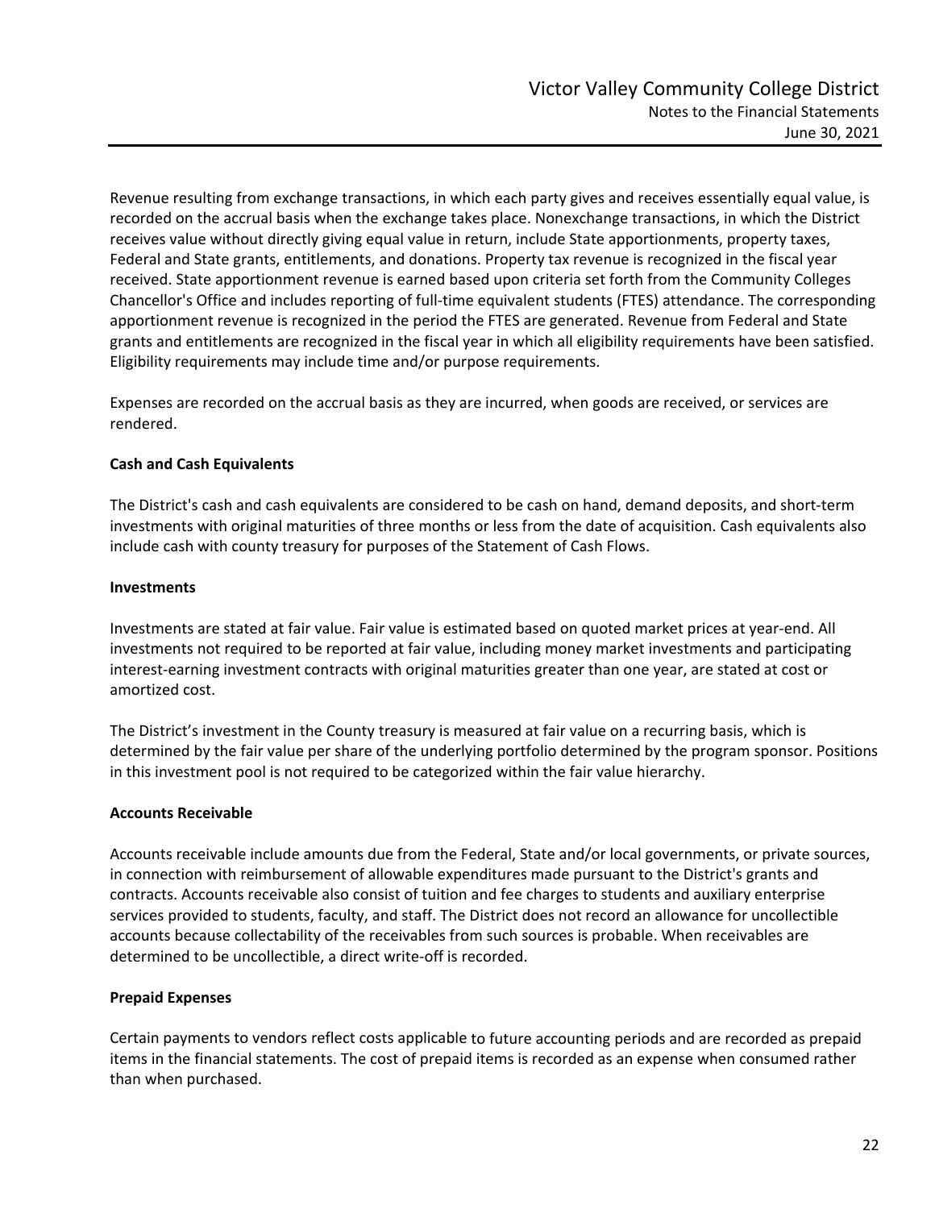Revenue resulting from exchange transactions, in which each party gives and receives essentially equal value, is recorded on the accrual basis when the exchange takes place. Nonexchange transactions, in which the District receives value without directly giving equal value in return, include State apportionments, property taxes, Federal and State grants, entitlements, and donations. Property tax revenue is recognized in the fiscal year received. State apportionment revenue is earned based upon criteria set forth from the Community Colleges Chancellor's Office and includes reporting of full-time equivalent students (FTES) attendance. The corresponding apportionment revenue is recognized in the period the FTES are generated. Revenue from Federal and State grants and entitlements are recognized in the fiscal year in which all eligibility requirements have been satisfied. Eligibility requirements may include time and/or purpose requirements.

Expenses are recorded on the accrual basis as they are incurred, when goods are received, or services are rendered.

**Cash and Cash Equivalents**

The District's cash and cash equivalents are considered to be cash on hand, demand deposits, and short-term investments with original maturities of three months or less from the date of acquisition. Cash equivalents also include cash with county treasury for purposes of the Statement of Cash Flows.

**Investments**

Investments are stated at fair value. Fair value is estimated based on quoted market prices at year-end. All investments not required to be reported at fair value, including money market investments and participating interest-earning investment contracts with original maturities greater than one year, are stated at cost or amortized cost.

The District's investment in the County treasury is measured at fair value on a recurring basis, which is determined by the fair value per share of the underlying portfolio determined by the program sponsor. Positions in this investment pool is not required to be categorized within the fair value hierarchy.

**Accounts Receivable**

Accounts receivable include amounts due from the Federal, State and/or local governments, or private sources, in connection with reimbursement of allowable expenditures made pursuant to the District's grants and contracts. Accounts receivable also consist of tuition and fee charges to students and auxiliary enterprise services provided to students, faculty, and staff. The District does not record an allowance for uncollectible accounts because collectability of the receivables from such sources is probable. When receivables are determined to be uncollectible, a direct write-off is recorded.

**Prepaid Expenses**

Certain payments to vendors reflect costs applicable to future accounting periods and are recorded as prepaid items in the financial statements. The cost of prepaid items is recorded as an expense when consumed rather than when purchased.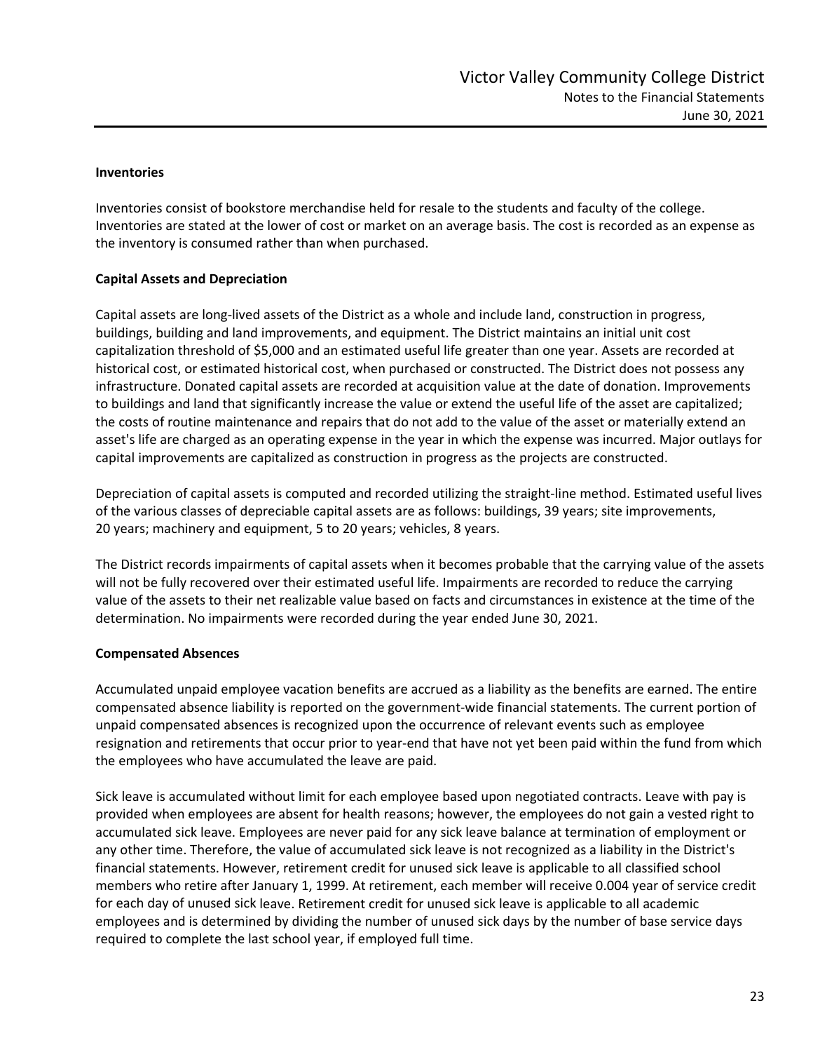### Inventories

Inventories consist of bookstore merchandise held for resale to the students and faculty of the college. Inventories are stated at the lower of cost or market on an average basis. The cost is recorded as an expense as the inventory is consumed rather than when purchased.

### Capital Assets and Depreciation

Capital assets are long-lived assets of the District as a whole and include land, construction in progress, buildings, building and land improvements, and equipment. The District maintains an initial unit cost capitalization threshold of $5,000 and an estimated useful life greater than one year. Assets are recorded at historical cost, or estimated historical cost, when purchased or constructed. The District does not possess any infrastructure. Donated capital assets are recorded at acquisition value at the date of donation. Improvements to buildings and land that significantly increase the value or extend the useful life of the asset are capitalized; the costs of routine maintenance and repairs that do not add to the value of the asset or materially extend an asset's life are charged as an operating expense in the year in which the expense was incurred. Major outlays for capital improvements are capitalized as construction in progress as the projects are constructed.

Depreciation of capital assets is computed and recorded utilizing the straight-line method. Estimated useful lives of the various classes of depreciable capital assets are as follows: buildings, 39 years; site improvements, 20 years; machinery and equipment, 5 to 20 years; vehicles, 8 years.

The District records impairments of capital assets when it becomes probable that the carrying value of the assets will not be fully recovered over their estimated useful life. Impairments are recorded to reduce the carrying value of the assets to their net realizable value based on facts and circumstances in existence at the time of the determination. No impairments were recorded during the year ended June 30, 2021.

### Compensated Absences

Accumulated unpaid employee vacation benefits are accrued as a liability as the benefits are earned. The entire compensated absence liability is reported on the government-wide financial statements. The current portion of unpaid compensated absences is recognized upon the occurrence of relevant events such as employee resignation and retirements that occur prior to year-end that have not yet been paid within the fund from which the employees who have accumulated the leave are paid.

Sick leave is accumulated without limit for each employee based upon negotiated contracts. Leave with pay is provided when employees are absent for health reasons; however, the employees do not gain a vested right to accumulated sick leave. Employees are never paid for any sick leave balance at termination of employment or any other time. Therefore, the value of accumulated sick leave is not recognized as a liability in the District's financial statements. However, retirement credit for unused sick leave is applicable to all classified school members who retire after January 1, 1999. At retirement, each member will receive 0.004 year of service credit for each day of unused sick leave. Retirement credit for unused sick leave is applicable to all academic employees and is determined by dividing the number of unused sick days by the number of base service days required to complete the last school year, if employed full time.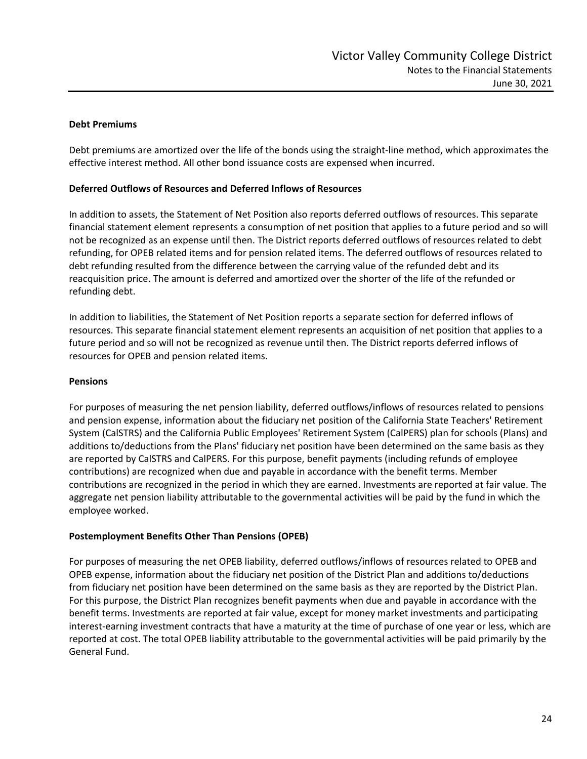### Debt Premiums

Debt premiums are amortized over the life of the bonds using the straight-line method, which approximates the effective interest method. All other bond issuance costs are expensed when incurred.

### Deferred Outflows of Resources and Deferred Inflows of Resources

In addition to assets, the Statement of Net Position also reports deferred outflows of resources. This separate financial statement element represents a consumption of net position that applies to a future period and so will not be recognized as an expense until then. The District reports deferred outflows of resources related to debt refunding, for OPEB related items and for pension related items. The deferred outflows of resources related to debt refunding resulted from the difference between the carrying value of the refunded debt and its reacquisition price. The amount is deferred and amortized over the shorter of the life of the refunded or refunding debt.

In addition to liabilities, the Statement of Net Position reports a separate section for deferred inflows of resources. This separate financial statement element represents an acquisition of net position that applies to a future period and so will not be recognized as revenue until then. The District reports deferred inflows of resources for OPEB and pension related items.

### Pensions

For purposes of measuring the net pension liability, deferred outflows/inflows of resources related to pensions and pension expense, information about the fiduciary net position of the California State Teachers' Retirement System (CalSTRS) and the California Public Employees' Retirement System (CalPERS) plan for schools (Plans) and additions to/deductions from the Plans' fiduciary net position have been determined on the same basis as they are reported by CalSTRS and CalPERS. For this purpose, benefit payments (including refunds of employee contributions) are recognized when due and payable in accordance with the benefit terms. Member contributions are recognized in the period in which they are earned. Investments are reported at fair value. The aggregate net pension liability attributable to the governmental activities will be paid by the fund in which the employee worked.

### Postemployment Benefits Other Than Pensions (OPEB)

For purposes of measuring the net OPEB liability, deferred outflows/inflows of resources related to OPEB and OPEB expense, information about the fiduciary net position of the District Plan and additions to/deductions from fiduciary net position have been determined on the same basis as they are reported by the District Plan. For this purpose, the District Plan recognizes benefit payments when due and payable in accordance with the benefit terms. Investments are reported at fair value, except for money market investments and participating interest-earning investment contracts that have a maturity at the time of purchase of one year or less, which are reported at cost. The total OPEB liability attributable to the governmental activities will be paid primarily by the General Fund.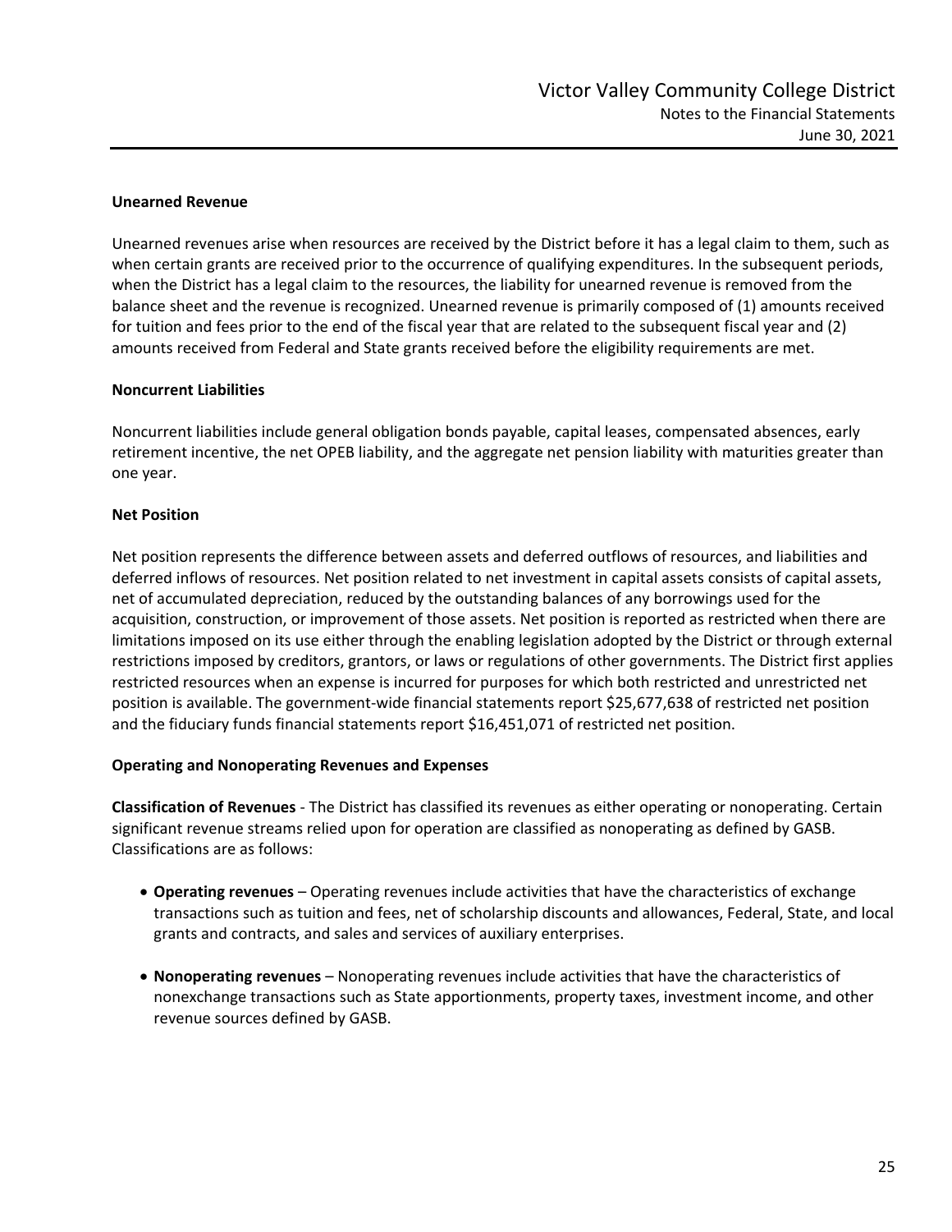**Unearned Revenue**

Unearned revenues arise when resources are received by the District before it has a legal claim to them, such as when certain grants are received prior to the occurrence of qualifying expenditures. In the subsequent periods, when the District has a legal claim to the resources, the liability for unearned revenue is removed from the balance sheet and the revenue is recognized. Unearned revenue is primarily composed of (1) amounts received for tuition and fees prior to the end of the fiscal year that are related to the subsequent fiscal year and (2) amounts received from Federal and State grants received before the eligibility requirements are met.

**Noncurrent Liabilities**

Noncurrent liabilities include general obligation bonds payable, capital leases, compensated absences, early retirement incentive, the net OPEB liability, and the aggregate net pension liability with maturities greater than one year.

**Net Position**

Net position represents the difference between assets and deferred outflows of resources, and liabilities and deferred inflows of resources. Net position related to net investment in capital assets consists of capital assets, net of accumulated depreciation, reduced by the outstanding balances of any borrowings used for the acquisition, construction, or improvement of those assets. Net position is reported as restricted when there are limitations imposed on its use either through the enabling legislation adopted by the District or through external restrictions imposed by creditors, grantors, or laws or regulations of other governments. The District first applies restricted resources when an expense is incurred for purposes for which both restricted and unrestricted net position is available. The government-wide financial statements report $25,677,638 of restricted net position and the fiduciary funds financial statements report $16,451,071 of restricted net position.

**Operating and Nonoperating Revenues and Expenses**

**Classification of Revenues** - The District has classified its revenues as either operating or nonoperating. Certain significant revenue streams relied upon for operation are classified as nonoperating as defined by GASB. Classifications are as follows:

- **Operating revenues** – Operating revenues include activities that have the characteristics of exchange transactions such as tuition and fees, net of scholarship discounts and allowances, Federal, State, and local grants and contracts, and sales and services of auxiliary enterprises.
- **Nonoperating revenues** – Nonoperating revenues include activities that have the characteristics of nonexchange transactions such as State apportionments, property taxes, investment income, and other revenue sources defined by GASB.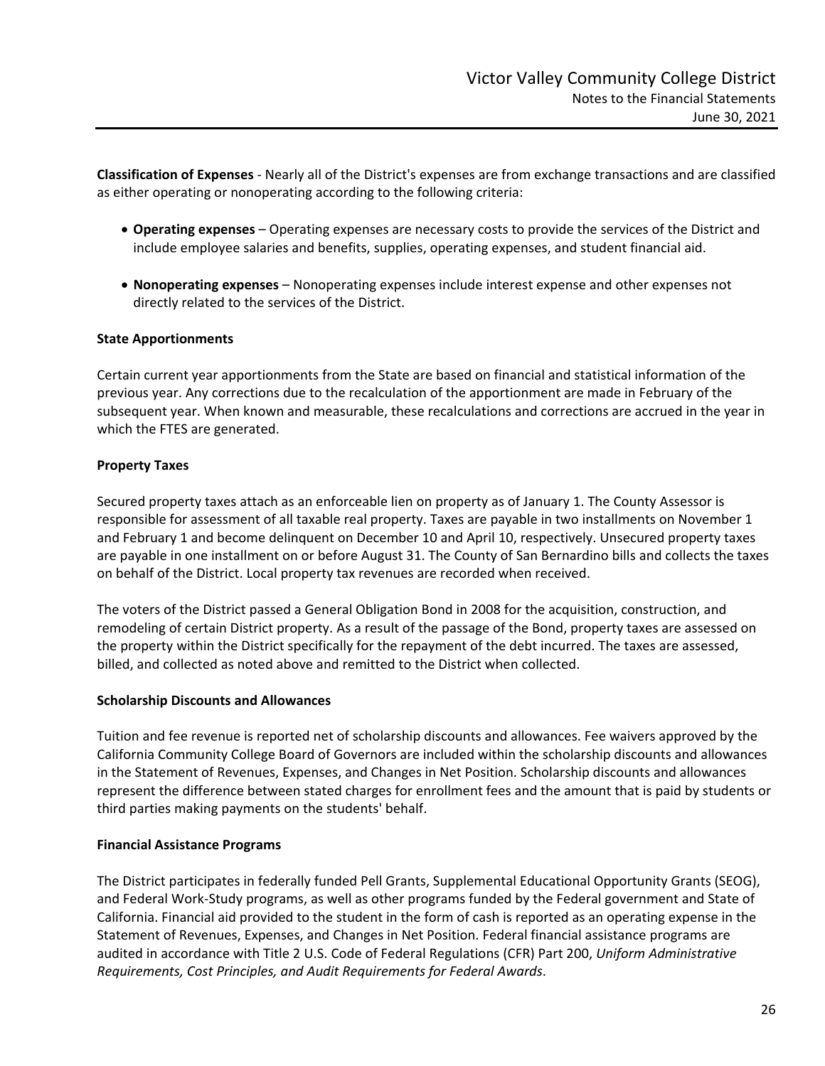**Classification of Expenses** - Nearly all of the District's expenses are from exchange transactions and are classified as either operating or nonoperating according to the following criteria:

- **Operating expenses** – Operating expenses are necessary costs to provide the services of the District and include employee salaries and benefits, supplies, operating expenses, and student financial aid.

- **Nonoperating expenses** – Nonoperating expenses include interest expense and other expenses not directly related to the services of the District.

**State Apportionments**

Certain current year apportionments from the State are based on financial and statistical information of the previous year. Any corrections due to the recalculation of the apportionment are made in February of the subsequent year. When known and measurable, these recalculations and corrections are accrued in the year in which the FTES are generated.

**Property Taxes**

Secured property taxes attach as an enforceable lien on property as of January 1. The County Assessor is responsible for assessment of all taxable real property. Taxes are payable in two installments on November 1 and February 1 and become delinquent on December 10 and April 10, respectively. Unsecured property taxes are payable in one installment on or before August 31. The County of San Bernardino bills and collects the taxes on behalf of the District. Local property tax revenues are recorded when received.

The voters of the District passed a General Obligation Bond in 2008 for the acquisition, construction, and remodeling of certain District property. As a result of the passage of the Bond, property taxes are assessed on the property within the District specifically for the repayment of the debt incurred. The taxes are assessed, billed, and collected as noted above and remitted to the District when collected.

**Scholarship Discounts and Allowances**

Tuition and fee revenue is reported net of scholarship discounts and allowances. Fee waivers approved by the California Community College Board of Governors are included within the scholarship discounts and allowances in the Statement of Revenues, Expenses, and Changes in Net Position. Scholarship discounts and allowances represent the difference between stated charges for enrollment fees and the amount that is paid by students or third parties making payments on the students' behalf.

**Financial Assistance Programs**

The District participates in federally funded Pell Grants, Supplemental Educational Opportunity Grants (SEOG), and Federal Work-Study programs, as well as other programs funded by the Federal government and State of California. Financial aid provided to the student in the form of cash is reported as an operating expense in the Statement of Revenues, Expenses, and Changes in Net Position. Federal financial assistance programs are audited in accordance with Title 2 U.S. Code of Federal Regulations (CFR) Part 200, *Uniform Administrative Requirements, Cost Principles, and Audit Requirements for Federal Awards*.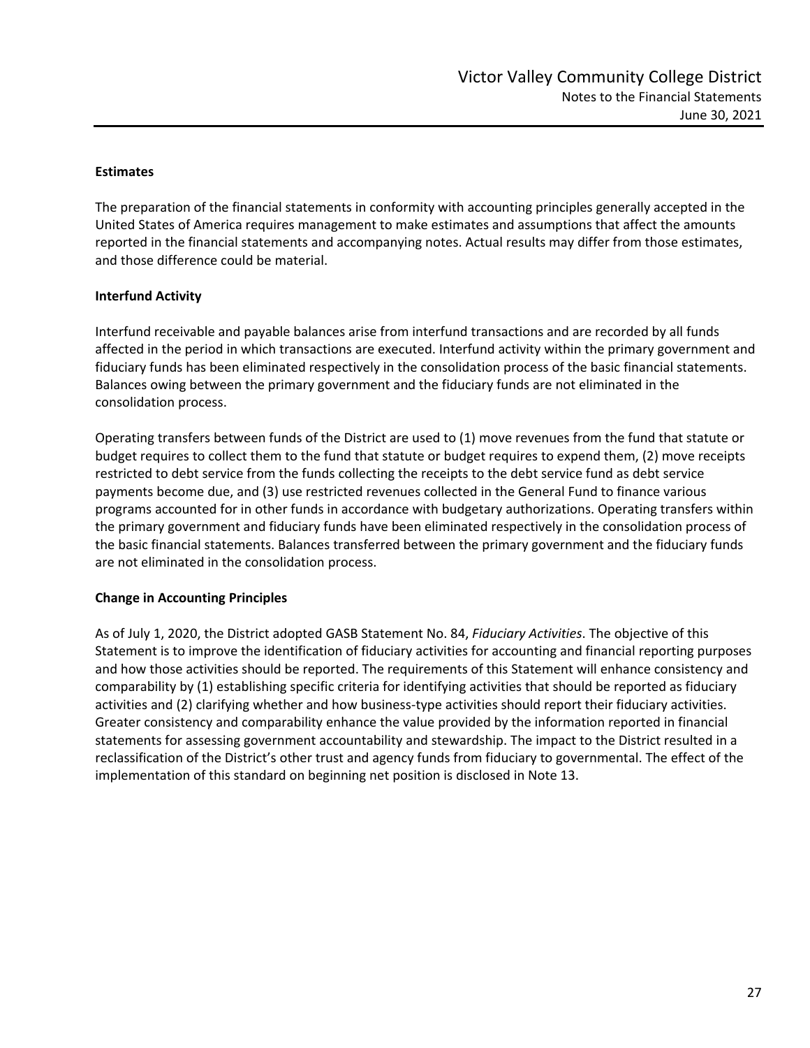**Estimates**

The preparation of the financial statements in conformity with accounting principles generally accepted in the United States of America requires management to make estimates and assumptions that affect the amounts reported in the financial statements and accompanying notes. Actual results may differ from those estimates, and those difference could be material.

**Interfund Activity**

Interfund receivable and payable balances arise from interfund transactions and are recorded by all funds affected in the period in which transactions are executed. Interfund activity within the primary government and fiduciary funds has been eliminated respectively in the consolidation process of the basic financial statements. Balances owing between the primary government and the fiduciary funds are not eliminated in the consolidation process.

Operating transfers between funds of the District are used to (1) move revenues from the fund that statute or budget requires to collect them to the fund that statute or budget requires to expend them, (2) move receipts restricted to debt service from the funds collecting the receipts to the debt service fund as debt service payments become due, and (3) use restricted revenues collected in the General Fund to finance various programs accounted for in other funds in accordance with budgetary authorizations. Operating transfers within the primary government and fiduciary funds have been eliminated respectively in the consolidation process of the basic financial statements. Balances transferred between the primary government and the fiduciary funds are not eliminated in the consolidation process.

**Change in Accounting Principles**

As of July 1, 2020, the District adopted GASB Statement No. 84, *Fiduciary Activities*. The objective of this Statement is to improve the identification of fiduciary activities for accounting and financial reporting purposes and how those activities should be reported. The requirements of this Statement will enhance consistency and comparability by (1) establishing specific criteria for identifying activities that should be reported as fiduciary activities and (2) clarifying whether and how business-type activities should report their fiduciary activities. Greater consistency and comparability enhance the value provided by the information reported in financial statements for assessing government accountability and stewardship. The impact to the District resulted in a reclassification of the District's other trust and agency funds from fiduciary to governmental. The effect of the implementation of this standard on beginning net position is disclosed in Note 13.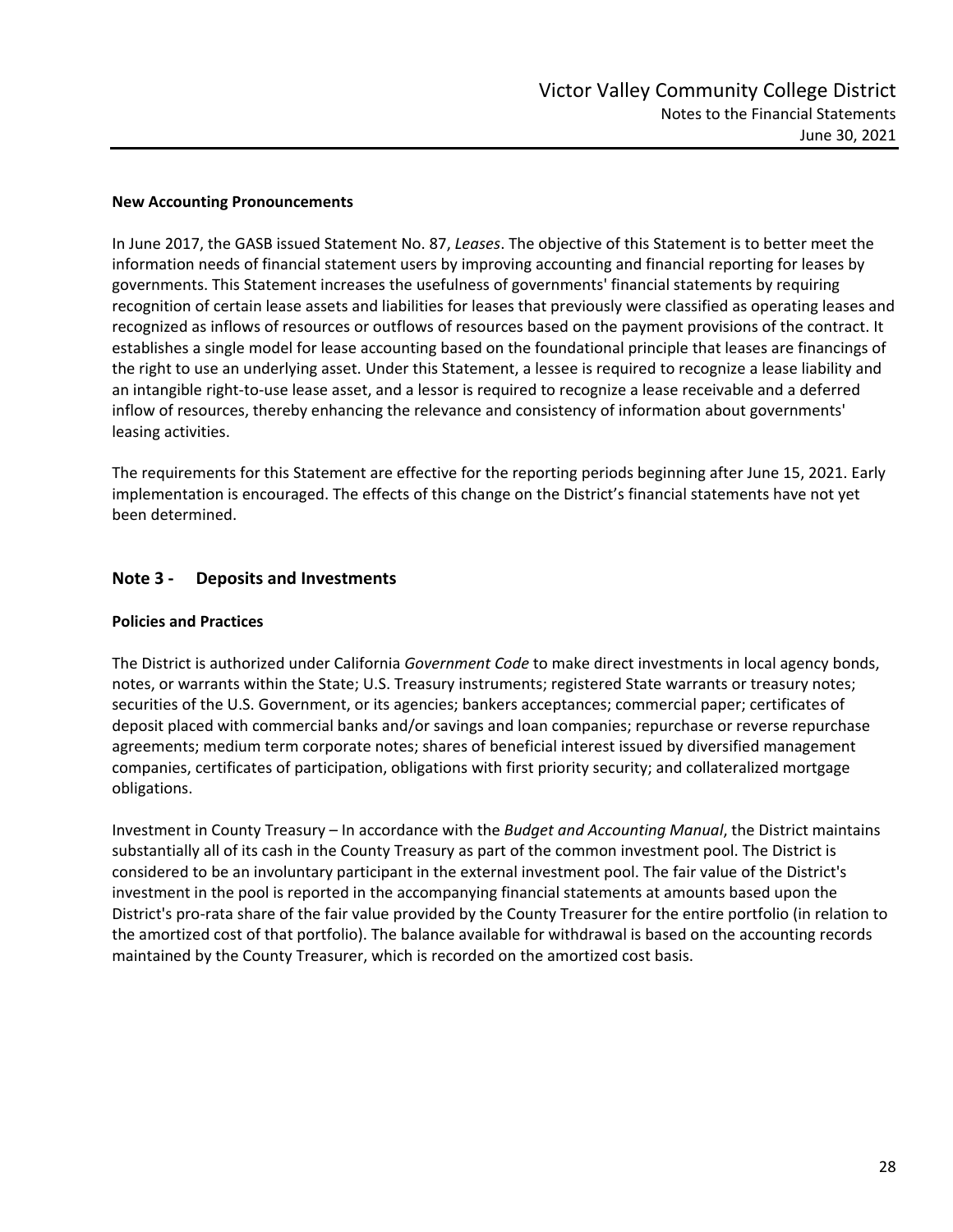**New Accounting Pronouncements**

In June 2017, the GASB issued Statement No. 87, *Leases*. The objective of this Statement is to better meet the information needs of financial statement users by improving accounting and financial reporting for leases by governments. This Statement increases the usefulness of governments' financial statements by requiring recognition of certain lease assets and liabilities for leases that previously were classified as operating leases and recognized as inflows of resources or outflows of resources based on the payment provisions of the contract. It establishes a single model for lease accounting based on the foundational principle that leases are financings of the right to use an underlying asset. Under this Statement, a lessee is required to recognize a lease liability and an intangible right-to-use lease asset, and a lessor is required to recognize a lease receivable and a deferred inflow of resources, thereby enhancing the relevance and consistency of information about governments' leasing activities.

The requirements for this Statement are effective for the reporting periods beginning after June 15, 2021. Early implementation is encouraged. The effects of this change on the District's financial statements have not yet been determined.

## Note 3 - Deposits and Investments

**Policies and Practices**

The District is authorized under California *Government Code* to make direct investments in local agency bonds, notes, or warrants within the State; U.S. Treasury instruments; registered State warrants or treasury notes; securities of the U.S. Government, or its agencies; bankers acceptances; commercial paper; certificates of deposit placed with commercial banks and/or savings and loan companies; repurchase or reverse repurchase agreements; medium term corporate notes; shares of beneficial interest issued by diversified management companies, certificates of participation, obligations with first priority security; and collateralized mortgage obligations.

Investment in County Treasury – In accordance with the *Budget and Accounting Manual*, the District maintains substantially all of its cash in the County Treasury as part of the common investment pool. The District is considered to be an involuntary participant in the external investment pool. The fair value of the District's investment in the pool is reported in the accompanying financial statements at amounts based upon the District's pro-rata share of the fair value provided by the County Treasurer for the entire portfolio (in relation to the amortized cost of that portfolio). The balance available for withdrawal is based on the accounting records maintained by the County Treasurer, which is recorded on the amortized cost basis.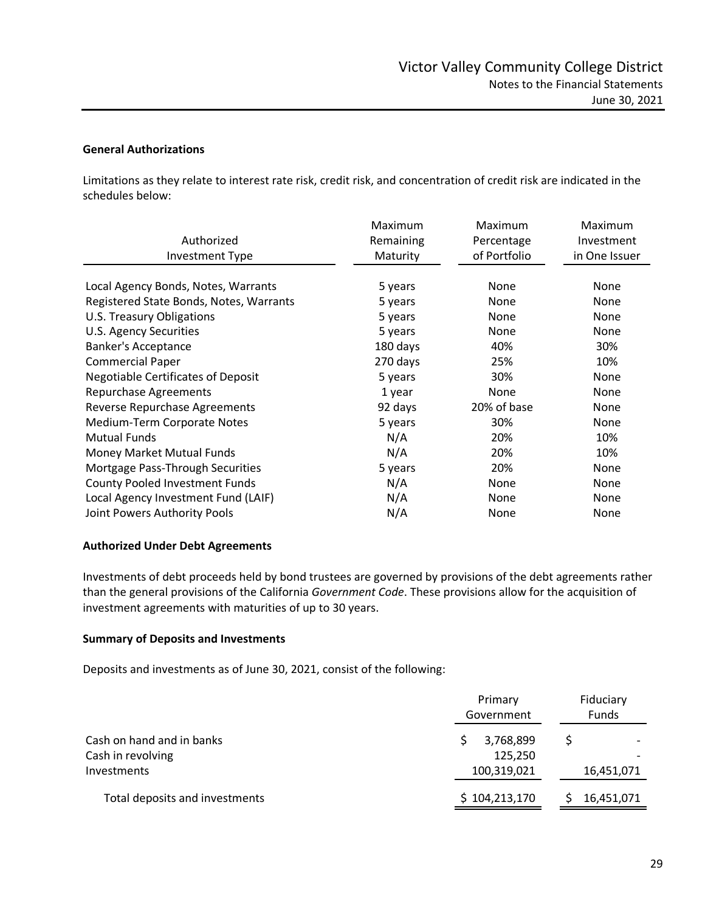### General Authorizations

Limitations as they relate to interest rate risk, credit risk, and concentration of credit risk are indicated in the schedules below:

| Authorized Investment Type | Maximum Remaining Maturity | Maximum Percentage of Portfolio | Maximum Investment in One Issuer |
|---|---|---|---|
| Local Agency Bonds, Notes, Warrants | 5 years | None | None |
| Registered State Bonds, Notes, Warrants | 5 years | None | None |
| U.S. Treasury Obligations | 5 years | None | None |
| U.S. Agency Securities | 5 years | None | None |
| Banker's Acceptance | 180 days | 40% | 30% |
| Commercial Paper | 270 days | 25% | 10% |
| Negotiable Certificates of Deposit | 5 years | 30% | None |
| Repurchase Agreements | 1 year | None | None |
| Reverse Repurchase Agreements | 92 days | 20% of base | None |
| Medium-Term Corporate Notes | 5 years | 30% | None |
| Mutual Funds | N/A | 20% | 10% |
| Money Market Mutual Funds | N/A | 20% | 10% |
| Mortgage Pass-Through Securities | 5 years | 20% | None |
| County Pooled Investment Funds | N/A | None | None |
| Local Agency Investment Fund (LAIF) | N/A | None | None |
| Joint Powers Authority Pools | N/A | None | None |

### Authorized Under Debt Agreements

Investments of debt proceeds held by bond trustees are governed by provisions of the debt agreements rather than the general provisions of the California *Government Code*. These provisions allow for the acquisition of investment agreements with maturities of up to 30 years.

### Summary of Deposits and Investments

Deposits and investments as of June 30, 2021, consist of the following:

| | Primary Government | Fiduciary Funds |
|---|---|---|
| Cash on hand and in banks | $ 3,768,899 | $ - |
| Cash in revolving | 125,250 | - |
| Investments | 100,319,021 | 16,451,071 |
| Total deposits and investments | $ 104,213,170 | $ 16,451,071 |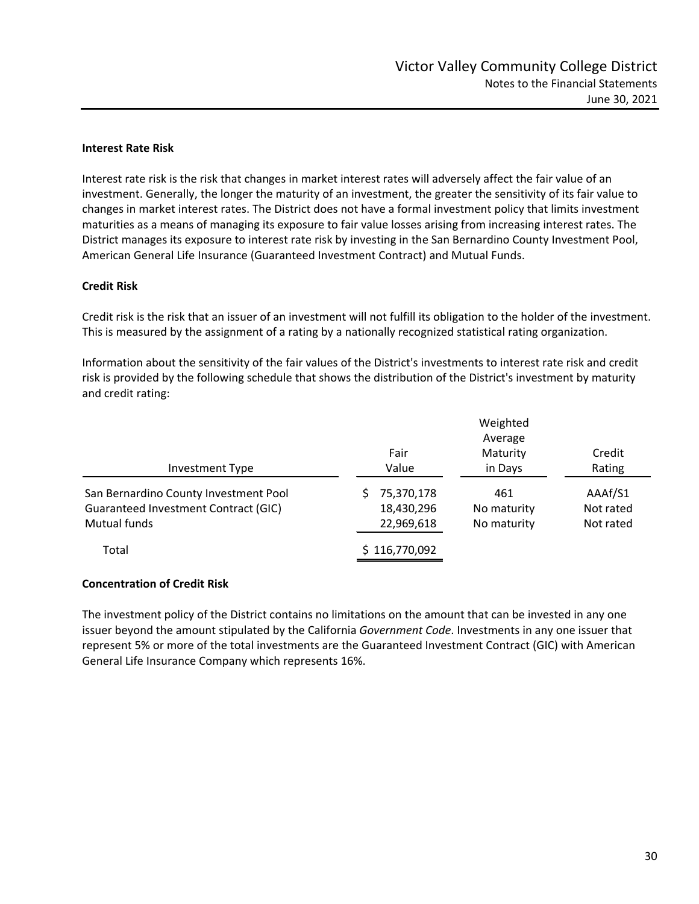### Interest Rate Risk

Interest rate risk is the risk that changes in market interest rates will adversely affect the fair value of an investment. Generally, the longer the maturity of an investment, the greater the sensitivity of its fair value to changes in market interest rates. The District does not have a formal investment policy that limits investment maturities as a means of managing its exposure to fair value losses arising from increasing interest rates. The District manages its exposure to interest rate risk by investing in the San Bernardino County Investment Pool, American General Life Insurance (Guaranteed Investment Contract) and Mutual Funds.

### Credit Risk

Credit risk is the risk that an issuer of an investment will not fulfill its obligation to the holder of the investment. This is measured by the assignment of a rating by a nationally recognized statistical rating organization.

Information about the sensitivity of the fair values of the District's investments to interest rate risk and credit risk is provided by the following schedule that shows the distribution of the District's investment by maturity and credit rating:

| Investment Type | Fair Value | Weighted Average Maturity in Days | Credit Rating |
|---|---|---|---|
| San Bernardino County Investment Pool | $ 75,370,178 | 461 | AAAf/S1 |
| Guaranteed Investment Contract (GIC) | 18,430,296 | No maturity | Not rated |
| Mutual funds | 22,969,618 | No maturity | Not rated |
| Total | $ 116,770,092 | | |

### Concentration of Credit Risk

The investment policy of the District contains no limitations on the amount that can be invested in any one issuer beyond the amount stipulated by the California *Government Code*. Investments in any one issuer that represent 5% or more of the total investments are the Guaranteed Investment Contract (GIC) with American General Life Insurance Company which represents 16%.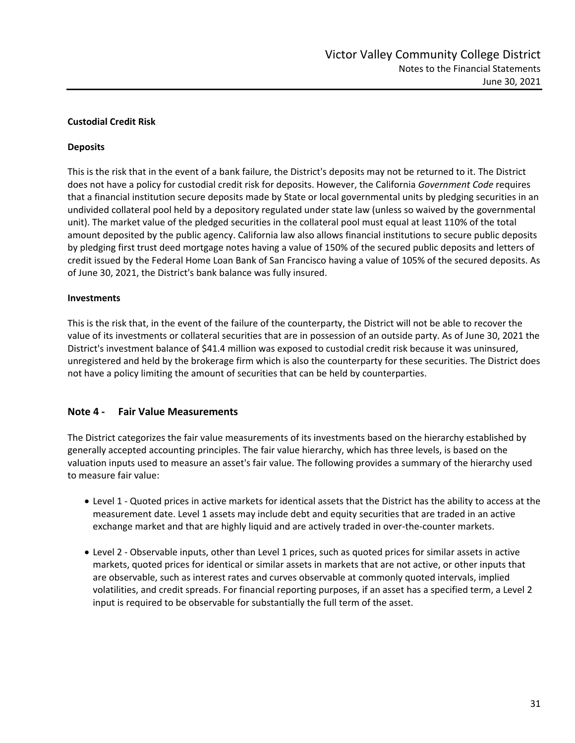**Custodial Credit Risk**

**Deposits**

This is the risk that in the event of a bank failure, the District's deposits may not be returned to it. The District does not have a policy for custodial credit risk for deposits. However, the California *Government Code* requires that a financial institution secure deposits made by State or local governmental units by pledging securities in an undivided collateral pool held by a depository regulated under state law (unless so waived by the governmental unit). The market value of the pledged securities in the collateral pool must equal at least 110% of the total amount deposited by the public agency. California law also allows financial institutions to secure public deposits by pledging first trust deed mortgage notes having a value of 150% of the secured public deposits and letters of credit issued by the Federal Home Loan Bank of San Francisco having a value of 105% of the secured deposits. As of June 30, 2021, the District's bank balance was fully insured.

**Investments**

This is the risk that, in the event of the failure of the counterparty, the District will not be able to recover the value of its investments or collateral securities that are in possession of an outside party. As of June 30, 2021 the District's investment balance of $41.4 million was exposed to custodial credit risk because it was uninsured, unregistered and held by the brokerage firm which is also the counterparty for these securities. The District does not have a policy limiting the amount of securities that can be held by counterparties.

## Note 4 - Fair Value Measurements

The District categorizes the fair value measurements of its investments based on the hierarchy established by generally accepted accounting principles. The fair value hierarchy, which has three levels, is based on the valuation inputs used to measure an asset's fair value. The following provides a summary of the hierarchy used to measure fair value:

- Level 1 - Quoted prices in active markets for identical assets that the District has the ability to access at the measurement date. Level 1 assets may include debt and equity securities that are traded in an active exchange market and that are highly liquid and are actively traded in over-the-counter markets.

- Level 2 - Observable inputs, other than Level 1 prices, such as quoted prices for similar assets in active markets, quoted prices for identical or similar assets in markets that are not active, or other inputs that are observable, such as interest rates and curves observable at commonly quoted intervals, implied volatilities, and credit spreads. For financial reporting purposes, if an asset has a specified term, a Level 2 input is required to be observable for substantially the full term of the asset.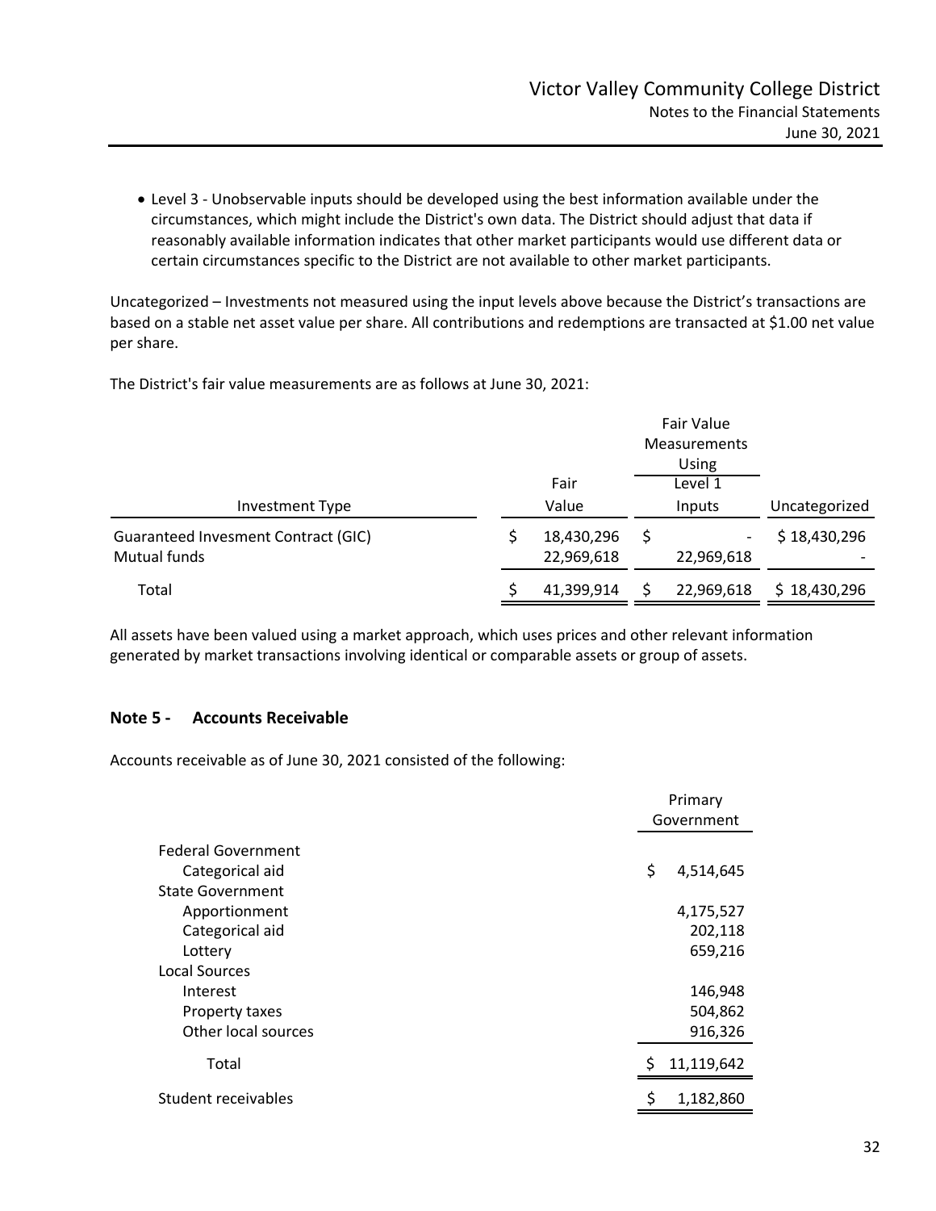- Level 3 - Unobservable inputs should be developed using the best information available under the circumstances, which might include the District's own data. The District should adjust that data if reasonably available information indicates that other market participants would use different data or certain circumstances specific to the District are not available to other market participants.

Uncategorized – Investments not measured using the input levels above because the District's transactions are based on a stable net asset value per share. All contributions and redemptions are transacted at $1.00 net value per share.

The District's fair value measurements are as follows at June 30, 2021:

| Investment Type | Fair Value | Fair Value Measurements Using Level 1 Inputs | Uncategorized |
|---|---|---|---|
| Guaranteed Invesment Contract (GIC) | $ 18,430,296 | $ - | $ 18,430,296 |
| Mutual funds | 22,969,618 | 22,969,618 | - |
| Total | $ 41,399,914 | $ 22,969,618 | $ 18,430,296 |

All assets have been valued using a market approach, which uses prices and other relevant information generated by market transactions involving identical or comparable assets or group of assets.

## Note 5 - Accounts Receivable

Accounts receivable as of June 30, 2021 consisted of the following:

| | Primary Government |
|---|---|
| Federal Government | |
| Categorical aid | $ 4,514,645 |
| State Government | |
| Apportionment | 4,175,527 |
| Categorical aid | 202,118 |
| Lottery | 659,216 |
| Local Sources | |
| Interest | 146,948 |
| Property taxes | 504,862 |
| Other local sources | 916,326 |
| Total | $ 11,119,642 |
| Student receivables | $ 1,182,860 |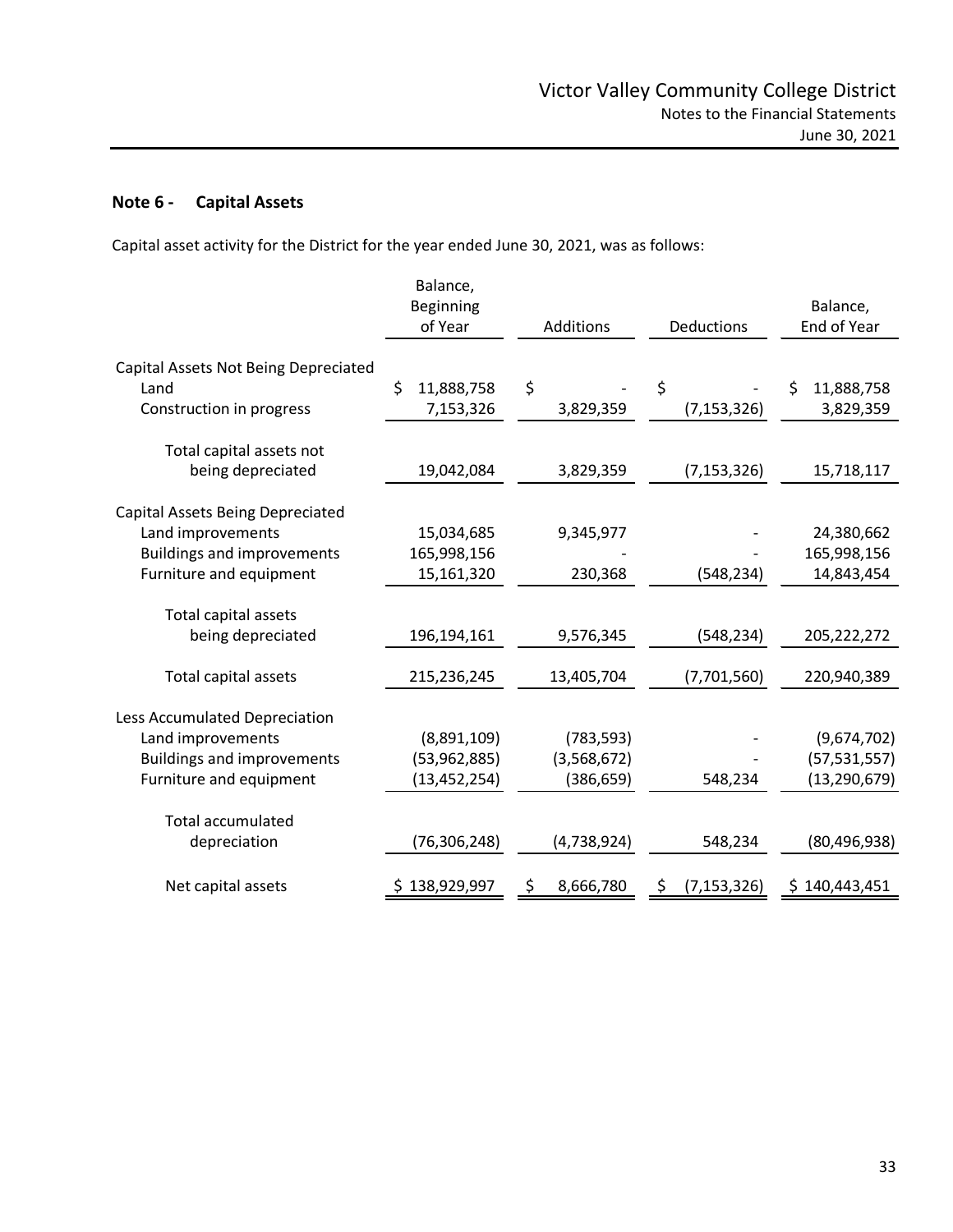## Note 6 - Capital Assets

Capital asset activity for the District for the year ended June 30, 2021, was as follows:

| | Balance, Beginning of Year | Additions | Deductions | Balance, End of Year |
|---|---|---|---|---|
| Capital Assets Not Being Depreciated | | | | |
| Land | $ 11,888,758 | $ - | $ - | $ 11,888,758 |
| Construction in progress | 7,153,326 | 3,829,359 | (7,153,326) | 3,829,359 |
| Total capital assets not being depreciated | 19,042,084 | 3,829,359 | (7,153,326) | 15,718,117 |
| Capital Assets Being Depreciated | | | | |
| Land improvements | 15,034,685 | 9,345,977 | - | 24,380,662 |
| Buildings and improvements | 165,998,156 | - | - | 165,998,156 |
| Furniture and equipment | 15,161,320 | 230,368 | (548,234) | 14,843,454 |
| Total capital assets being depreciated | 196,194,161 | 9,576,345 | (548,234) | 205,222,272 |
| Total capital assets | 215,236,245 | 13,405,704 | (7,701,560) | 220,940,389 |
| Less Accumulated Depreciation | | | | |
| Land improvements | (8,891,109) | (783,593) | - | (9,674,702) |
| Buildings and improvements | (53,962,885) | (3,568,672) | - | (57,531,557) |
| Furniture and equipment | (13,452,254) | (386,659) | 548,234 | (13,290,679) |
| Total accumulated depreciation | (76,306,248) | (4,738,924) | 548,234 | (80,496,938) |
| Net capital assets | $ 138,929,997 | $ 8,666,780 | $ (7,153,326) | $ 140,443,451 |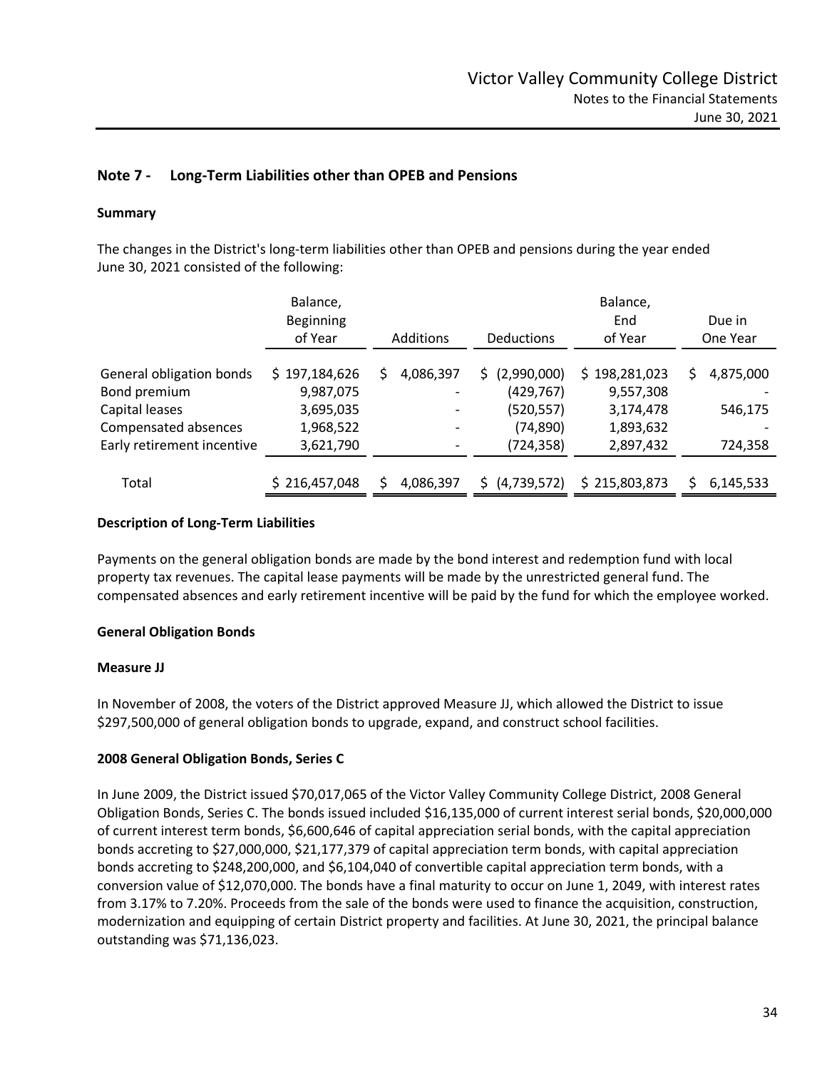## Note 7 - Long-Term Liabilities other than OPEB and Pensions

### Summary

The changes in the District's long-term liabilities other than OPEB and pensions during the year ended June 30, 2021 consisted of the following:

| | Balance, Beginning of Year | Additions | Deductions | Balance, End of Year | Due in One Year |
|---|---|---|---|---|---|
| General obligation bonds | $ 197,184,626 | $ 4,086,397 | $ (2,990,000) | $ 198,281,023 | $ 4,875,000 |
| Bond premium | 9,987,075 | - | (429,767) | 9,557,308 | - |
| Capital leases | 3,695,035 | - | (520,557) | 3,174,478 | 546,175 |
| Compensated absences | 1,968,522 | - | (74,890) | 1,893,632 | - |
| Early retirement incentive | 3,621,790 | - | (724,358) | 2,897,432 | 724,358 |
| Total | $ 216,457,048 | $ 4,086,397 | $ (4,739,572) | $ 215,803,873 | $ 6,145,533 |

### Description of Long-Term Liabilities

Payments on the general obligation bonds are made by the bond interest and redemption fund with local property tax revenues. The capital lease payments will be made by the unrestricted general fund. The compensated absences and early retirement incentive will be paid by the fund for which the employee worked.

### General Obligation Bonds

### Measure JJ

In November of 2008, the voters of the District approved Measure JJ, which allowed the District to issue $297,500,000 of general obligation bonds to upgrade, expand, and construct school facilities.

### 2008 General Obligation Bonds, Series C

In June 2009, the District issued $70,017,065 of the Victor Valley Community College District, 2008 General Obligation Bonds, Series C. The bonds issued included $16,135,000 of current interest serial bonds, $20,000,000 of current interest term bonds, $6,600,646 of capital appreciation serial bonds, with the capital appreciation bonds accreting to $27,000,000, $21,177,379 of capital appreciation term bonds, with capital appreciation bonds accreting to $248,200,000, and $6,104,040 of convertible capital appreciation term bonds, with a conversion value of $12,070,000. The bonds have a final maturity to occur on June 1, 2049, with interest rates from 3.17% to 7.20%. Proceeds from the sale of the bonds were used to finance the acquisition, construction, modernization and equipping of certain District property and facilities. At June 30, 2021, the principal balance outstanding was $71,136,023.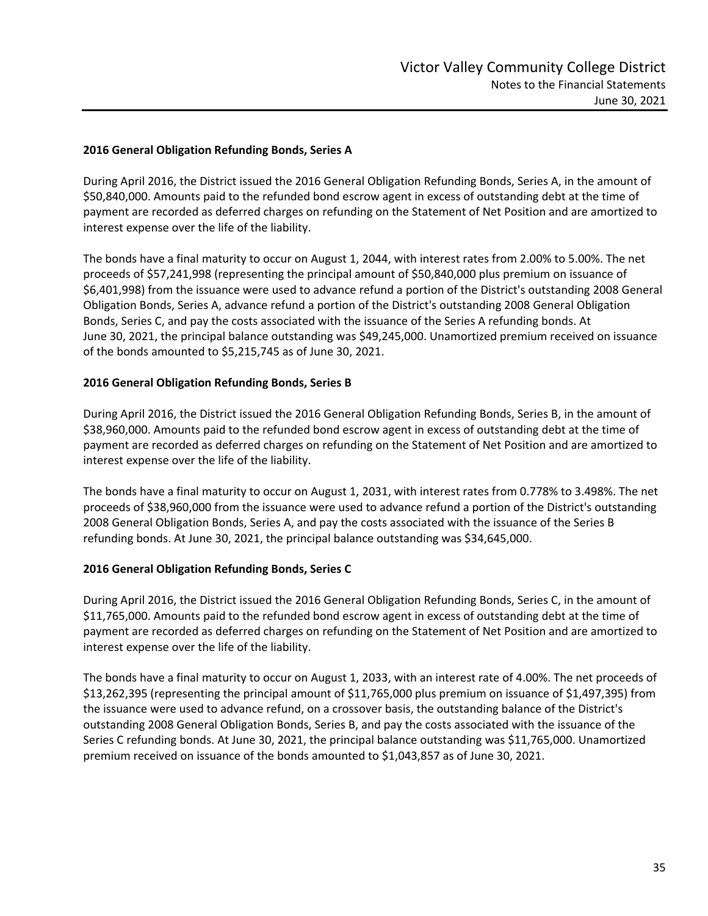### 2016 General Obligation Refunding Bonds, Series A

During April 2016, the District issued the 2016 General Obligation Refunding Bonds, Series A, in the amount of $50,840,000. Amounts paid to the refunded bond escrow agent in excess of outstanding debt at the time of payment are recorded as deferred charges on refunding on the Statement of Net Position and are amortized to interest expense over the life of the liability.

The bonds have a final maturity to occur on August 1, 2044, with interest rates from 2.00% to 5.00%. The net proceeds of $57,241,998 (representing the principal amount of $50,840,000 plus premium on issuance of $6,401,998) from the issuance were used to advance refund a portion of the District's outstanding 2008 General Obligation Bonds, Series A, advance refund a portion of the District's outstanding 2008 General Obligation Bonds, Series C, and pay the costs associated with the issuance of the Series A refunding bonds. At June 30, 2021, the principal balance outstanding was $49,245,000. Unamortized premium received on issuance of the bonds amounted to $5,215,745 as of June 30, 2021.

### 2016 General Obligation Refunding Bonds, Series B

During April 2016, the District issued the 2016 General Obligation Refunding Bonds, Series B, in the amount of $38,960,000. Amounts paid to the refunded bond escrow agent in excess of outstanding debt at the time of payment are recorded as deferred charges on refunding on the Statement of Net Position and are amortized to interest expense over the life of the liability.

The bonds have a final maturity to occur on August 1, 2031, with interest rates from 0.778% to 3.498%. The net proceeds of $38,960,000 from the issuance were used to advance refund a portion of the District's outstanding 2008 General Obligation Bonds, Series A, and pay the costs associated with the issuance of the Series B refunding bonds. At June 30, 2021, the principal balance outstanding was $34,645,000.

### 2016 General Obligation Refunding Bonds, Series C

During April 2016, the District issued the 2016 General Obligation Refunding Bonds, Series C, in the amount of $11,765,000. Amounts paid to the refunded bond escrow agent in excess of outstanding debt at the time of payment are recorded as deferred charges on refunding on the Statement of Net Position and are amortized to interest expense over the life of the liability.

The bonds have a final maturity to occur on August 1, 2033, with an interest rate of 4.00%. The net proceeds of $13,262,395 (representing the principal amount of $11,765,000 plus premium on issuance of $1,497,395) from the issuance were used to advance refund, on a crossover basis, the outstanding balance of the District's outstanding 2008 General Obligation Bonds, Series B, and pay the costs associated with the issuance of the Series C refunding bonds. At June 30, 2021, the principal balance outstanding was $11,765,000. Unamortized premium received on issuance of the bonds amounted to $1,043,857 as of June 30, 2021.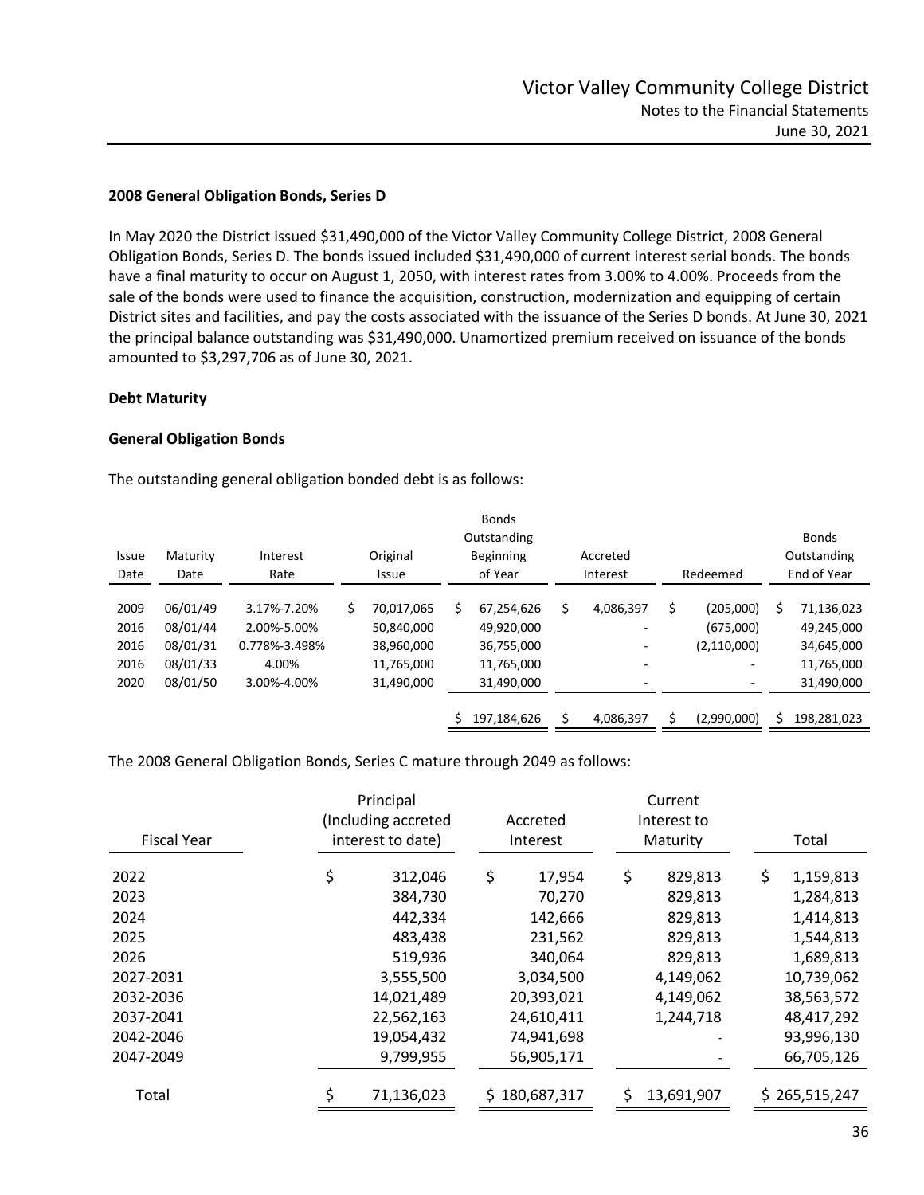**2008 General Obligation Bonds, Series D**

In May 2020 the District issued $31,490,000 of the Victor Valley Community College District, 2008 General Obligation Bonds, Series D. The bonds issued included $31,490,000 of current interest serial bonds. The bonds have a final maturity to occur on August 1, 2050, with interest rates from 3.00% to 4.00%. Proceeds from the sale of the bonds were used to finance the acquisition, construction, modernization and equipping of certain District sites and facilities, and pay the costs associated with the issuance of the Series D bonds. At June 30, 2021 the principal balance outstanding was $31,490,000. Unamortized premium received on issuance of the bonds amounted to $3,297,706 as of June 30, 2021.

**Debt Maturity**

**General Obligation Bonds**

The outstanding general obligation bonded debt is as follows:

| Issue Date | Maturity Date | Interest Rate | Original Issue | Bonds Outstanding Beginning of Year | Accreted Interest | Redeemed | Bonds Outstanding End of Year |
|---|---|---|---|---|---|---|---|
| 2009 | 06/01/49 | 3.17%-7.20% | $ 70,017,065 | $ 67,254,626 | $ 4,086,397 | $ (205,000) | $ 71,136,023 |
| 2016 | 08/01/44 | 2.00%-5.00% | 50,840,000 | 49,920,000 | - | (675,000) | 49,245,000 |
| 2016 | 08/01/31 | 0.778%-3.498% | 38,960,000 | 36,755,000 | - | (2,110,000) | 34,645,000 |
| 2016 | 08/01/33 | 4.00% | 11,765,000 | 11,765,000 | - | - | 11,765,000 |
| 2020 | 08/01/50 | 3.00%-4.00% | 31,490,000 | 31,490,000 | - | - | 31,490,000 |
| | | | | $ 197,184,626 | $ 4,086,397 | $ (2,990,000) | $ 198,281,023 |

The 2008 General Obligation Bonds, Series C mature through 2049 as follows:

| Fiscal Year | Principal (Including accreted interest to date) | Accreted Interest | Current Interest to Maturity | Total |
|---|---|---|---|---|
| 2022 | $ 312,046 | $ 17,954 | $ 829,813 | $ 1,159,813 |
| 2023 | 384,730 | 70,270 | 829,813 | 1,284,813 |
| 2024 | 442,334 | 142,666 | 829,813 | 1,414,813 |
| 2025 | 483,438 | 231,562 | 829,813 | 1,544,813 |
| 2026 | 519,936 | 340,064 | 829,813 | 1,689,813 |
| 2027-2031 | 3,555,500 | 3,034,500 | 4,149,062 | 10,739,062 |
| 2032-2036 | 14,021,489 | 20,393,021 | 4,149,062 | 38,563,572 |
| 2037-2041 | 22,562,163 | 24,610,411 | 1,244,718 | 48,417,292 |
| 2042-2046 | 19,054,432 | 74,941,698 | - | 93,996,130 |
| 2047-2049 | 9,799,955 | 56,905,171 | - | 66,705,126 |
| Total | $ 71,136,023 | $ 180,687,317 | $ 13,691,907 | $ 265,515,247 |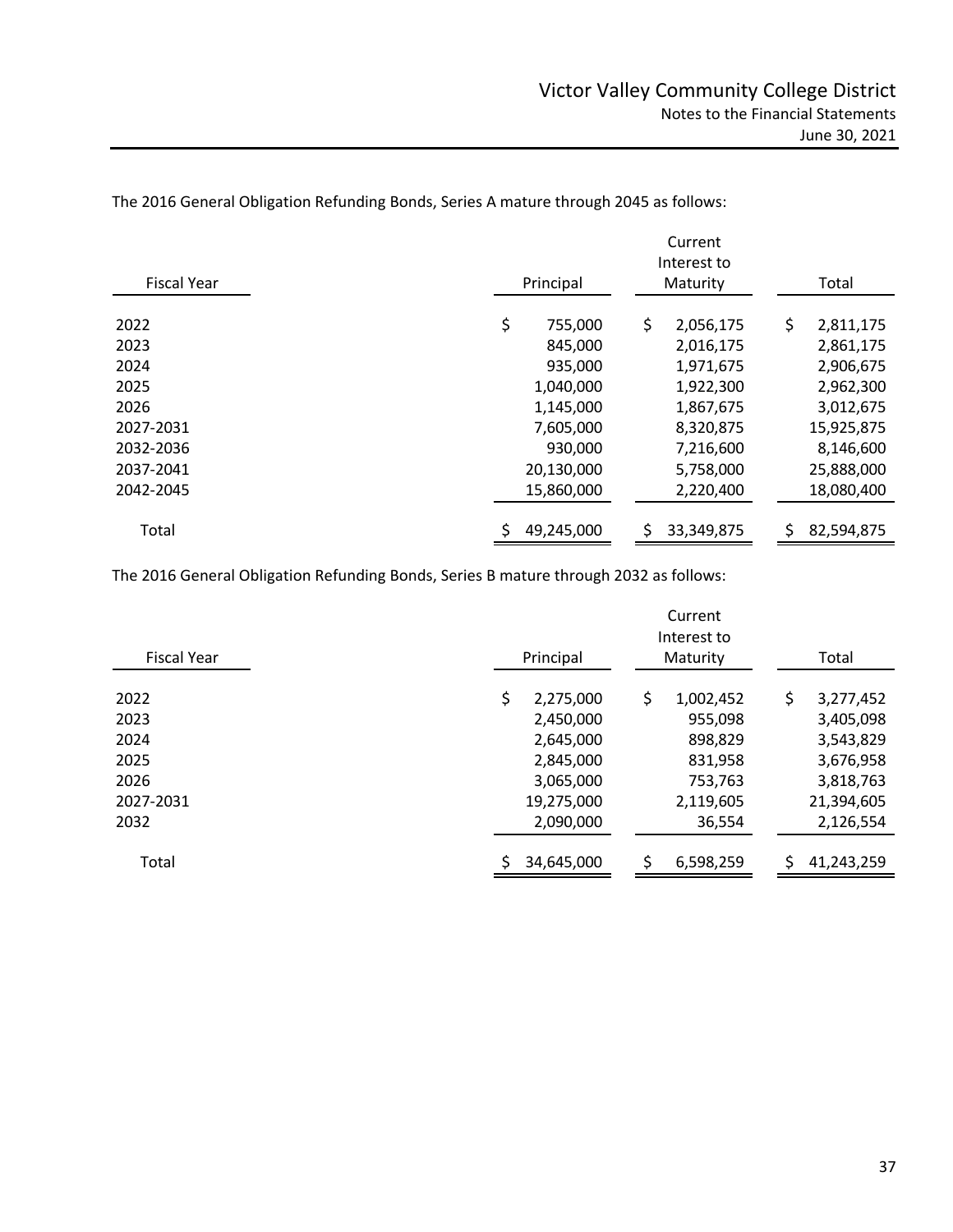The 2016 General Obligation Refunding Bonds, Series A mature through 2045 as follows:

| Fiscal Year | Principal | Current Interest to Maturity | Total |
|---|---|---|---|
| 2022 | $ 755,000 | $ 2,056,175 | $ 2,811,175 |
| 2023 | 845,000 | 2,016,175 | 2,861,175 |
| 2024 | 935,000 | 1,971,675 | 2,906,675 |
| 2025 | 1,040,000 | 1,922,300 | 2,962,300 |
| 2026 | 1,145,000 | 1,867,675 | 3,012,675 |
| 2027-2031 | 7,605,000 | 8,320,875 | 15,925,875 |
| 2032-2036 | 930,000 | 7,216,600 | 8,146,600 |
| 2037-2041 | 20,130,000 | 5,758,000 | 25,888,000 |
| 2042-2045 | 15,860,000 | 2,220,400 | 18,080,400 |
| Total | $ 49,245,000 | $ 33,349,875 | $ 82,594,875 |

The 2016 General Obligation Refunding Bonds, Series B mature through 2032 as follows:

| Fiscal Year | Principal | Current Interest to Maturity | Total |
|---|---|---|---|
| 2022 | $ 2,275,000 | $ 1,002,452 | $ 3,277,452 |
| 2023 | 2,450,000 | 955,098 | 3,405,098 |
| 2024 | 2,645,000 | 898,829 | 3,543,829 |
| 2025 | 2,845,000 | 831,958 | 3,676,958 |
| 2026 | 3,065,000 | 753,763 | 3,818,763 |
| 2027-2031 | 19,275,000 | 2,119,605 | 21,394,605 |
| 2032 | 2,090,000 | 36,554 | 2,126,554 |
| Total | $ 34,645,000 | $ 6,598,259 | $ 41,243,259 |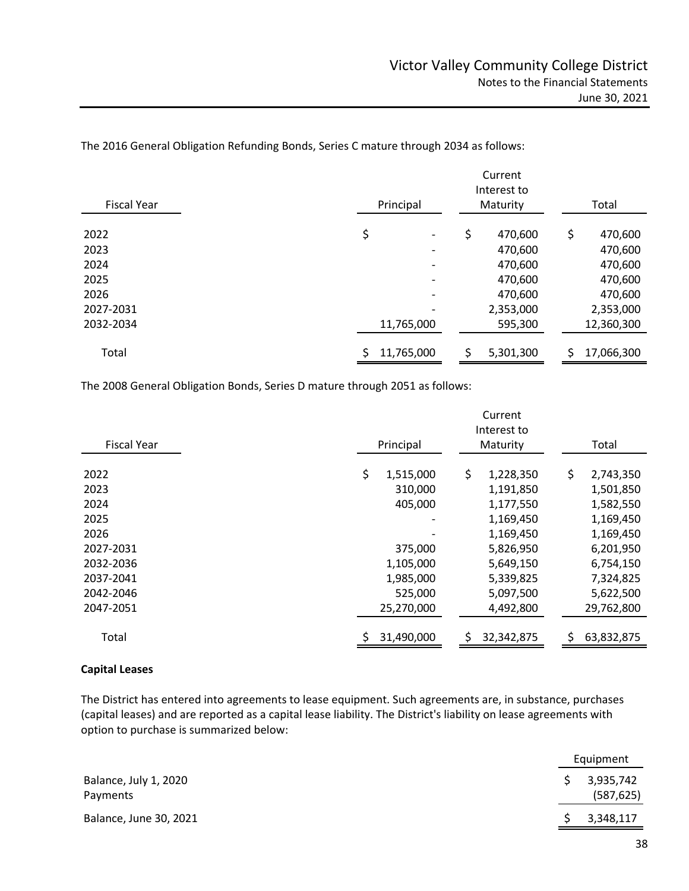The 2016 General Obligation Refunding Bonds, Series C mature through 2034 as follows:

| Fiscal Year | Principal | Current Interest to Maturity | Total |
|---|---|---|---|
| 2022 | $ - | $ 470,600 | $ 470,600 |
| 2023 | - | 470,600 | 470,600 |
| 2024 | - | 470,600 | 470,600 |
| 2025 | - | 470,600 | 470,600 |
| 2026 | - | 470,600 | 470,600 |
| 2027-2031 | - | 2,353,000 | 2,353,000 |
| 2032-2034 | 11,765,000 | 595,300 | 12,360,300 |
| Total | $ 11,765,000 | $ 5,301,300 | $ 17,066,300 |

The 2008 General Obligation Bonds, Series D mature through 2051 as follows:

| Fiscal Year | Principal | Current Interest to Maturity | Total |
|---|---|---|---|
| 2022 | $ 1,515,000 | $ 1,228,350 | $ 2,743,350 |
| 2023 | 310,000 | 1,191,850 | 1,501,850 |
| 2024 | 405,000 | 1,177,550 | 1,582,550 |
| 2025 | - | 1,169,450 | 1,169,450 |
| 2026 | - | 1,169,450 | 1,169,450 |
| 2027-2031 | 375,000 | 5,826,950 | 6,201,950 |
| 2032-2036 | 1,105,000 | 5,649,150 | 6,754,150 |
| 2037-2041 | 1,985,000 | 5,339,825 | 7,324,825 |
| 2042-2046 | 525,000 | 5,097,500 | 5,622,500 |
| 2047-2051 | 25,270,000 | 4,492,800 | 29,762,800 |
| Total | $ 31,490,000 | $ 32,342,875 | $ 63,832,875 |

**Capital Leases**

The District has entered into agreements to lease equipment. Such agreements are, in substance, purchases (capital leases) and are reported as a capital lease liability. The District's liability on lease agreements with option to purchase is summarized below:

| | Equipment |
|---|---|
| Balance, July 1, 2020 | $ 3,935,742 |
| Payments | (587,625) |
| Balance, June 30, 2021 | $ 3,348,117 |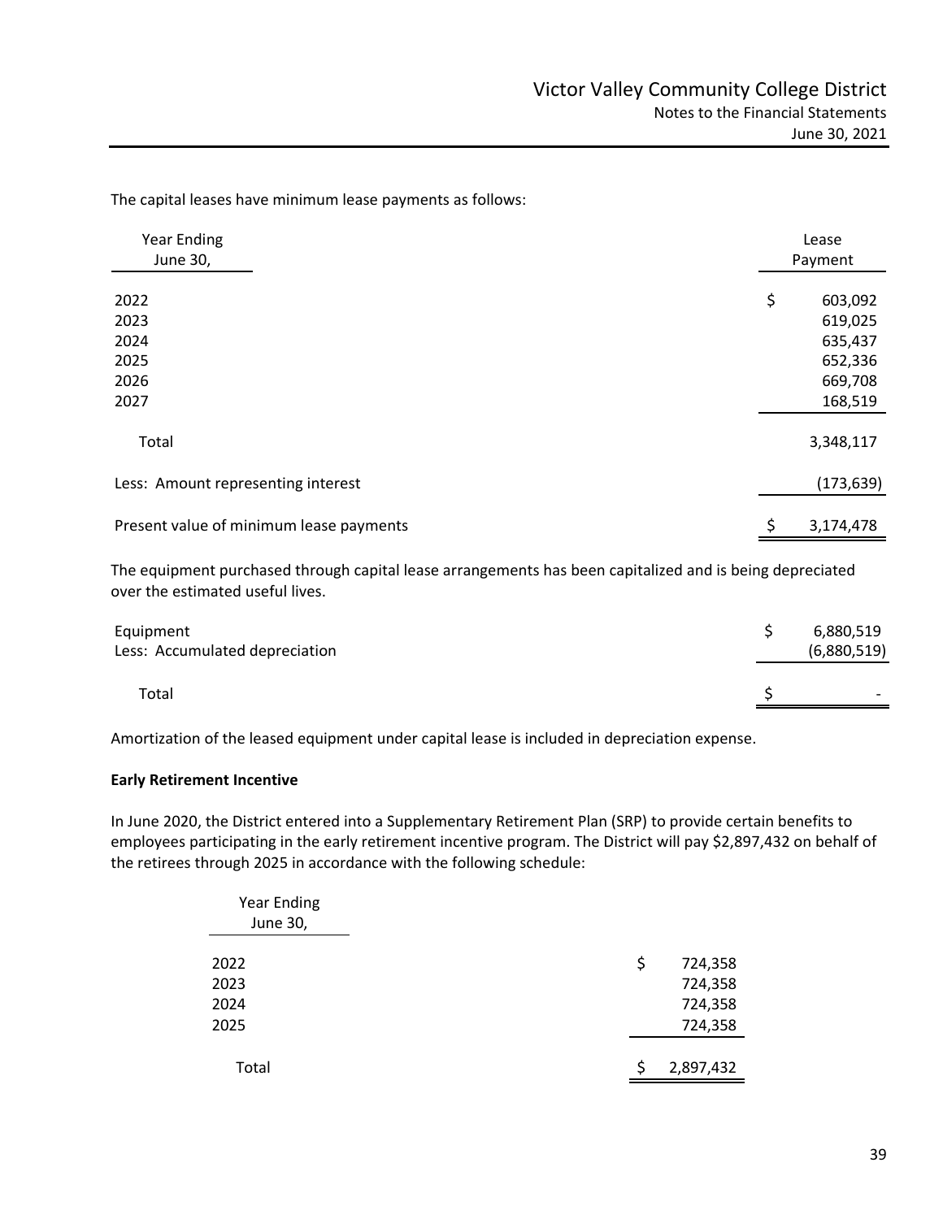The capital leases have minimum lease payments as follows:

| Year Ending June 30, | Lease Payment |
|---|---|
| 2022 | $ 603,092 |
| 2023 | 619,025 |
| 2024 | 635,437 |
| 2025 | 652,336 |
| 2026 | 669,708 |
| 2027 | 168,519 |
| Total | 3,348,117 |
| Less: Amount representing interest | (173,639) |
| Present value of minimum lease payments | $ 3,174,478 |

The equipment purchased through capital lease arrangements has been capitalized and is being depreciated over the estimated useful lives.

| | |
|---|---|
| Equipment | $ 6,880,519 |
| Less: Accumulated depreciation | (6,880,519) |
| Total | $ - |

Amortization of the leased equipment under capital lease is included in depreciation expense.

**Early Retirement Incentive**

In June 2020, the District entered into a Supplementary Retirement Plan (SRP) to provide certain benefits to employees participating in the early retirement incentive program. The District will pay $2,897,432 on behalf of the retirees through 2025 in accordance with the following schedule:

| Year Ending June 30, | |
|---|---|
| 2022 | $ 724,358 |
| 2023 | 724,358 |
| 2024 | 724,358 |
| 2025 | 724,358 |
| Total | $ 2,897,432 |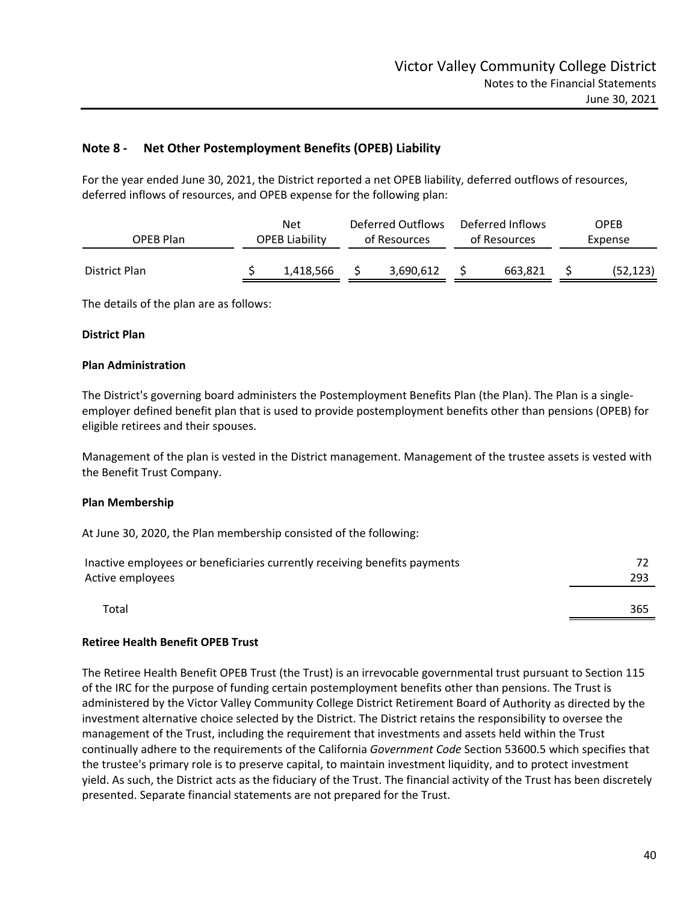## Note 8 - Net Other Postemployment Benefits (OPEB) Liability

For the year ended June 30, 2021, the District reported a net OPEB liability, deferred outflows of resources, deferred inflows of resources, and OPEB expense for the following plan:

| OPEB Plan | Net OPEB Liability | Deferred Outflows of Resources | Deferred Inflows of Resources | OPEB Expense |
|---|---|---|---|---|
| District Plan | $ 1,418,566 | $ 3,690,612 | $ 663,821 | $ (52,123) |

The details of the plan are as follows:

**District Plan**

**Plan Administration**

The District's governing board administers the Postemployment Benefits Plan (the Plan). The Plan is a single-employer defined benefit plan that is used to provide postemployment benefits other than pensions (OPEB) for eligible retirees and their spouses.

Management of the plan is vested in the District management. Management of the trustee assets is vested with the Benefit Trust Company.

**Plan Membership**

At June 30, 2020, the Plan membership consisted of the following:

| | |
|---|---|
| Inactive employees or beneficiaries currently receiving benefits payments | 72 |
| Active employees | 293 |
| Total | 365 |

**Retiree Health Benefit OPEB Trust**

The Retiree Health Benefit OPEB Trust (the Trust) is an irrevocable governmental trust pursuant to Section 115 of the IRC for the purpose of funding certain postemployment benefits other than pensions. The Trust is administered by the Victor Valley Community College District Retirement Board of Authority as directed by the investment alternative choice selected by the District. The District retains the responsibility to oversee the management of the Trust, including the requirement that investments and assets held within the Trust continually adhere to the requirements of the California *Government Code* Section 53600.5 which specifies that the trustee's primary role is to preserve capital, to maintain investment liquidity, and to protect investment yield. As such, the District acts as the fiduciary of the Trust. The financial activity of the Trust has been discretely presented. Separate financial statements are not prepared for the Trust.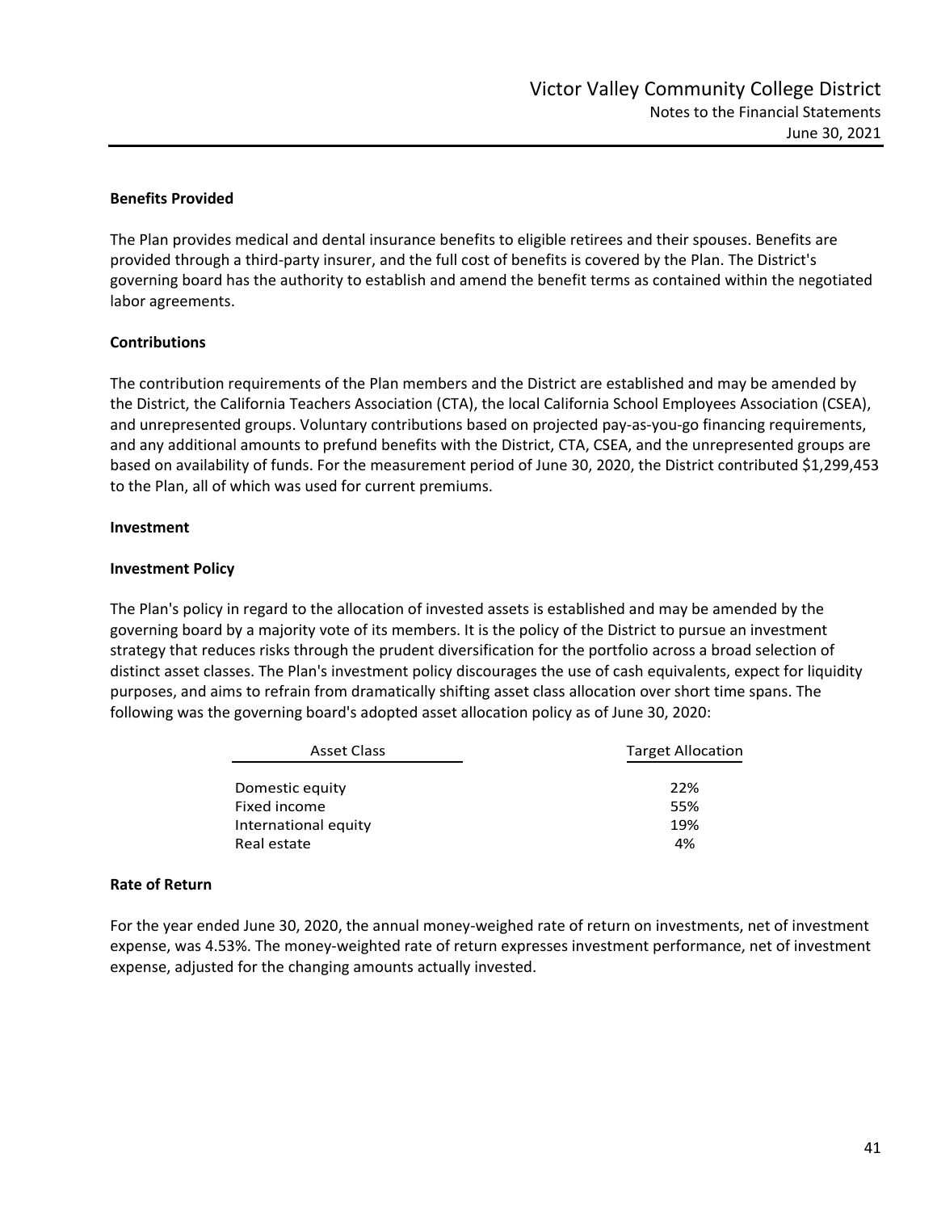### Benefits Provided

The Plan provides medical and dental insurance benefits to eligible retirees and their spouses. Benefits are provided through a third-party insurer, and the full cost of benefits is covered by the Plan. The District's governing board has the authority to establish and amend the benefit terms as contained within the negotiated labor agreements.

### Contributions

The contribution requirements of the Plan members and the District are established and may be amended by the District, the California Teachers Association (CTA), the local California School Employees Association (CSEA), and unrepresented groups. Voluntary contributions based on projected pay-as-you-go financing requirements, and any additional amounts to prefund benefits with the District, CTA, CSEA, and the unrepresented groups are based on availability of funds. For the measurement period of June 30, 2020, the District contributed $1,299,453 to the Plan, all of which was used for current premiums.

### Investment

### Investment Policy

The Plan's policy in regard to the allocation of invested assets is established and may be amended by the governing board by a majority vote of its members. It is the policy of the District to pursue an investment strategy that reduces risks through the prudent diversification for the portfolio across a broad selection of distinct asset classes. The Plan's investment policy discourages the use of cash equivalents, expect for liquidity purposes, and aims to refrain from dramatically shifting asset class allocation over short time spans. The following was the governing board's adopted asset allocation policy as of June 30, 2020:

| Asset Class | Target Allocation |
|---|---|
| Domestic equity | 22% |
| Fixed income | 55% |
| International equity | 19% |
| Real estate | 4% |

### Rate of Return

For the year ended June 30, 2020, the annual money-weighed rate of return on investments, net of investment expense, was 4.53%. The money-weighted rate of return expresses investment performance, net of investment expense, adjusted for the changing amounts actually invested.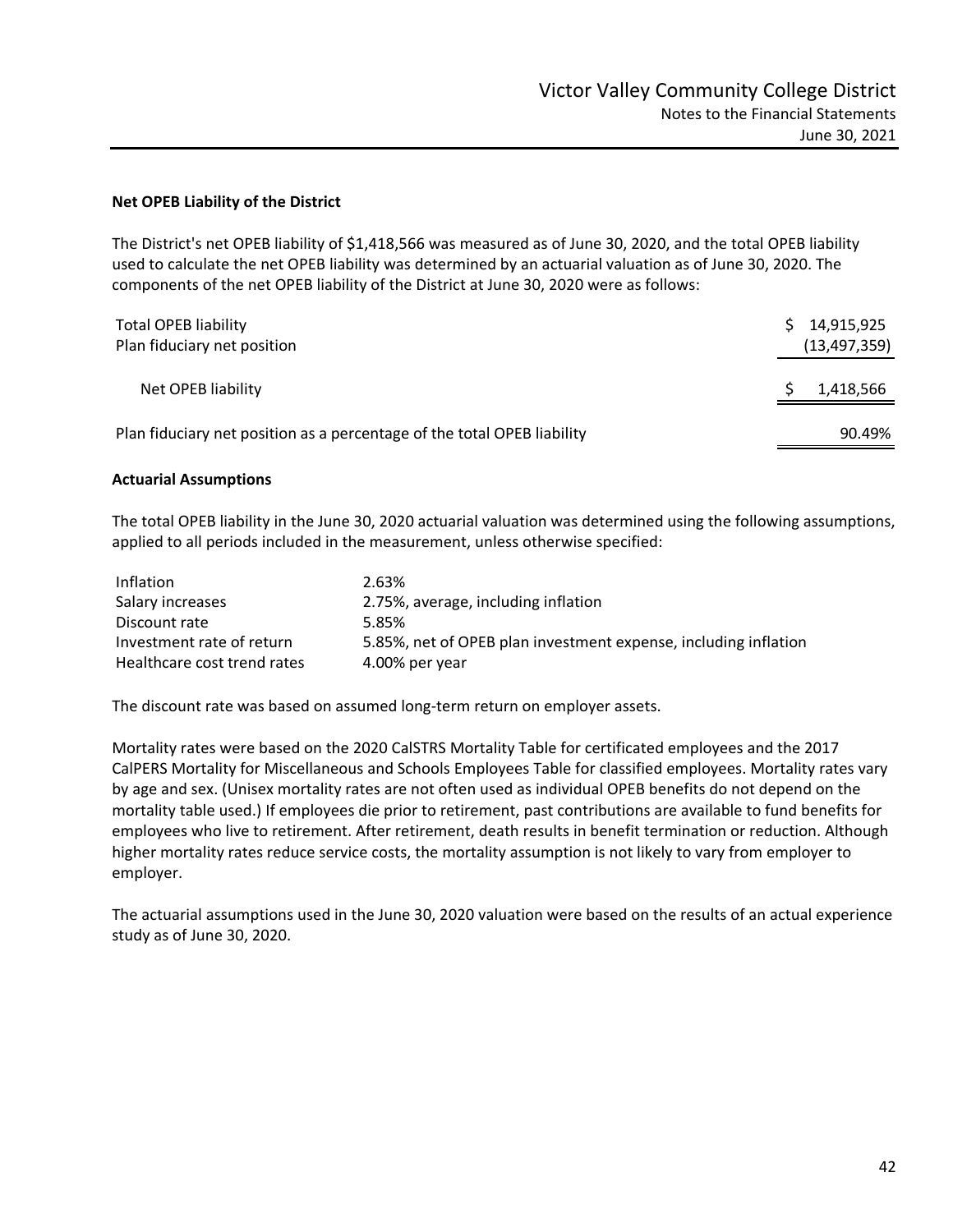**Net OPEB Liability of the District**

The District's net OPEB liability of $1,418,566 was measured as of June 30, 2020, and the total OPEB liability used to calculate the net OPEB liability was determined by an actuarial valuation as of June 30, 2020. The components of the net OPEB liability of the District at June 30, 2020 were as follows:

| | |
|---|---|
| Total OPEB liability | $ 14,915,925 |
| Plan fiduciary net position | (13,497,359) |
| Net OPEB liability | $ 1,418,566 |
| Plan fiduciary net position as a percentage of the total OPEB liability | 90.49% |

**Actuarial Assumptions**

The total OPEB liability in the June 30, 2020 actuarial valuation was determined using the following assumptions, applied to all periods included in the measurement, unless otherwise specified:

| | |
|---|---|
| Inflation | 2.63% |
| Salary increases | 2.75%, average, including inflation |
| Discount rate | 5.85% |
| Investment rate of return | 5.85%, net of OPEB plan investment expense, including inflation |
| Healthcare cost trend rates | 4.00% per year |

The discount rate was based on assumed long-term return on employer assets.

Mortality rates were based on the 2020 CalSTRS Mortality Table for certificated employees and the 2017 CalPERS Mortality for Miscellaneous and Schools Employees Table for classified employees. Mortality rates vary by age and sex. (Unisex mortality rates are not often used as individual OPEB benefits do not depend on the mortality table used.) If employees die prior to retirement, past contributions are available to fund benefits for employees who live to retirement. After retirement, death results in benefit termination or reduction. Although higher mortality rates reduce service costs, the mortality assumption is not likely to vary from employer to employer.

The actuarial assumptions used in the June 30, 2020 valuation were based on the results of an actual experience study as of June 30, 2020.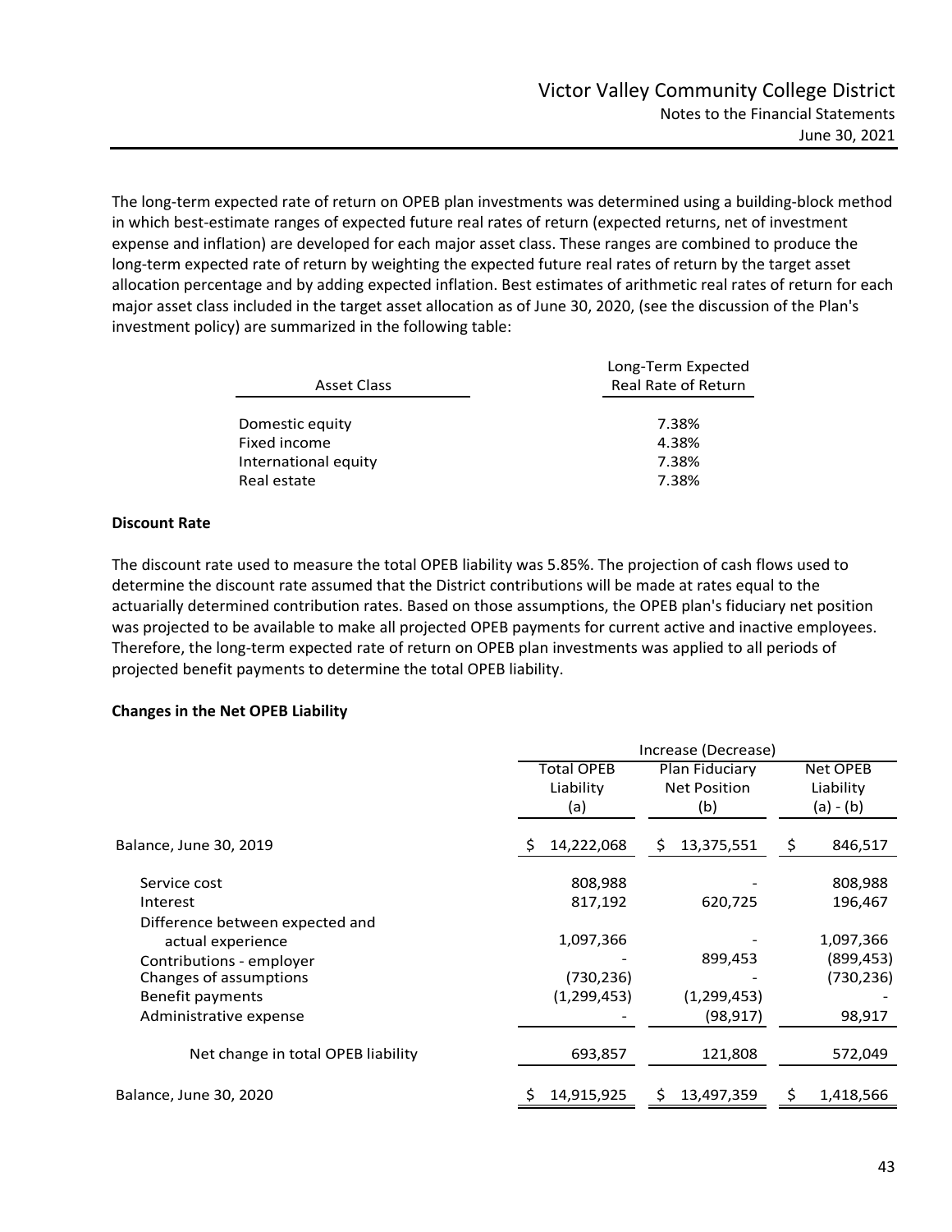The long-term expected rate of return on OPEB plan investments was determined using a building-block method in which best-estimate ranges of expected future real rates of return (expected returns, net of investment expense and inflation) are developed for each major asset class. These ranges are combined to produce the long-term expected rate of return by weighting the expected future real rates of return by the target asset allocation percentage and by adding expected inflation. Best estimates of arithmetic real rates of return for each major asset class included in the target asset allocation as of June 30, 2020, (see the discussion of the Plan's investment policy) are summarized in the following table:

| Asset Class | Long-Term Expected Real Rate of Return |
|---|---|
| Domestic equity | 7.38% |
| Fixed income | 4.38% |
| International equity | 7.38% |
| Real estate | 7.38% |

**Discount Rate**

The discount rate used to measure the total OPEB liability was 5.85%. The projection of cash flows used to determine the discount rate assumed that the District contributions will be made at rates equal to the actuarially determined contribution rates. Based on those assumptions, the OPEB plan's fiduciary net position was projected to be available to make all projected OPEB payments for current active and inactive employees. Therefore, the long-term expected rate of return on OPEB plan investments was applied to all periods of projected benefit payments to determine the total OPEB liability.

**Changes in the Net OPEB Liability**

| | Increase (Decrease) | | |
|---|---|---|---|
| | Total OPEB Liability (a) | Plan Fiduciary Net Position (b) | Net OPEB Liability (a) - (b) |
| Balance, June 30, 2019 | $ 14,222,068 | $ 13,375,551 | $ 846,517 |
| Service cost | 808,988 | - | 808,988 |
| Interest | 817,192 | 620,725 | 196,467 |
| Difference between expected and actual experience | 1,097,366 | - | 1,097,366 |
| Contributions - employer | - | 899,453 | (899,453) |
| Changes of assumptions | (730,236) | - | (730,236) |
| Benefit payments | (1,299,453) | (1,299,453) | - |
| Administrative expense | - | (98,917) | 98,917 |
| Net change in total OPEB liability | 693,857 | 121,808 | 572,049 |
| Balance, June 30, 2020 | $ 14,915,925 | $ 13,497,359 | $ 1,418,566 |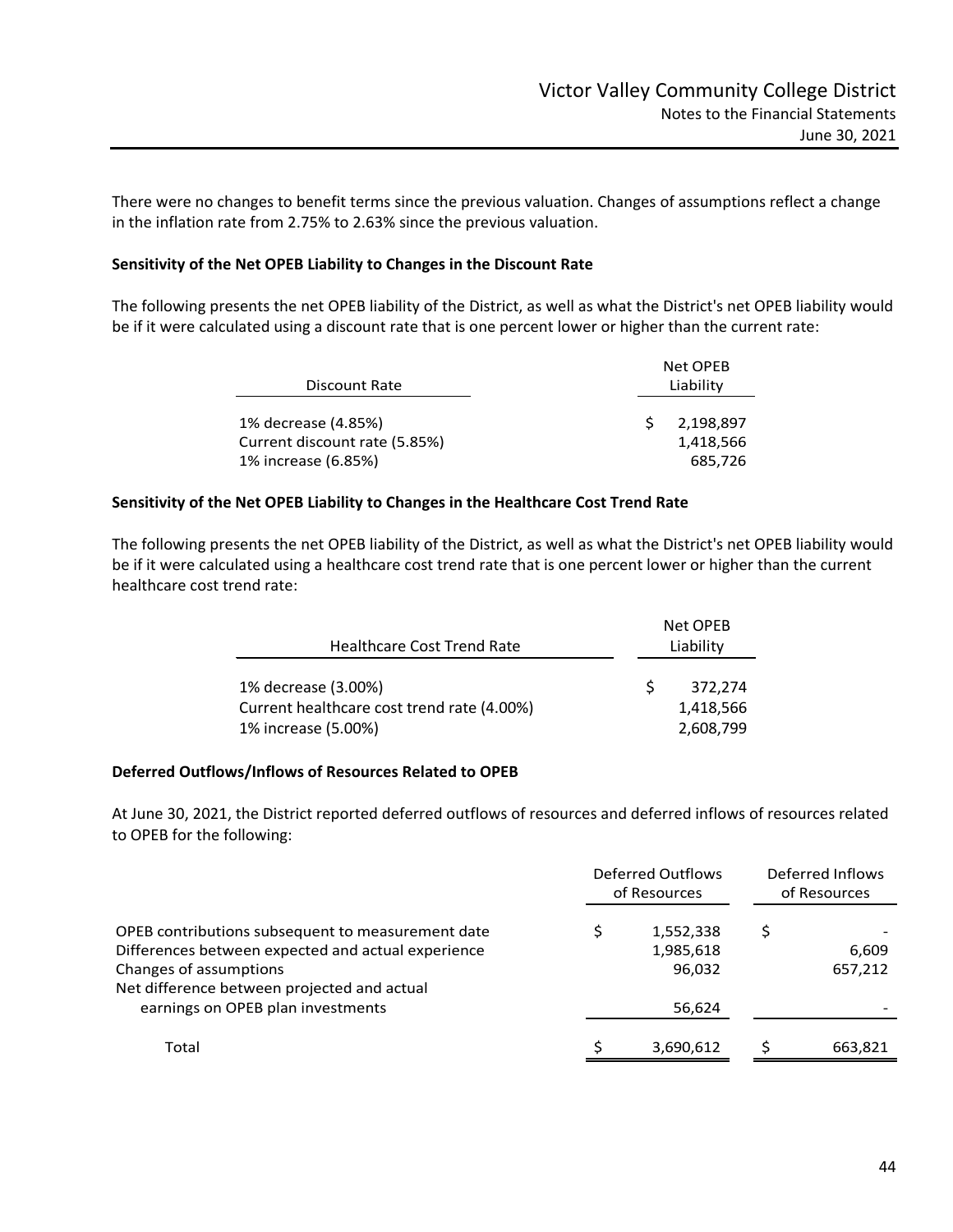There were no changes to benefit terms since the previous valuation. Changes of assumptions reflect a change in the inflation rate from 2.75% to 2.63% since the previous valuation.

**Sensitivity of the Net OPEB Liability to Changes in the Discount Rate**

The following presents the net OPEB liability of the District, as well as what the District's net OPEB liability would be if it were calculated using a discount rate that is one percent lower or higher than the current rate:

| Discount Rate | Net OPEB Liability |
|---|---|
| 1% decrease (4.85%) | $ 2,198,897 |
| Current discount rate (5.85%) | 1,418,566 |
| 1% increase (6.85%) | 685,726 |

**Sensitivity of the Net OPEB Liability to Changes in the Healthcare Cost Trend Rate**

The following presents the net OPEB liability of the District, as well as what the District's net OPEB liability would be if it were calculated using a healthcare cost trend rate that is one percent lower or higher than the current healthcare cost trend rate:

| Healthcare Cost Trend Rate | Net OPEB Liability |
|---|---|
| 1% decrease (3.00%) | $ 372,274 |
| Current healthcare cost trend rate (4.00%) | 1,418,566 |
| 1% increase (5.00%) | 2,608,799 |

**Deferred Outflows/Inflows of Resources Related to OPEB**

At June 30, 2021, the District reported deferred outflows of resources and deferred inflows of resources related to OPEB for the following:

| | Deferred Outflows of Resources | Deferred Inflows of Resources |
|---|---|---|
| OPEB contributions subsequent to measurement date | $ 1,552,338 | $ - |
| Differences between expected and actual experience | 1,985,618 | 6,609 |
| Changes of assumptions | 96,032 | 657,212 |
| Net difference between projected and actual earnings on OPEB plan investments | 56,624 | - |
| Total | $ 3,690,612 | $ 663,821 |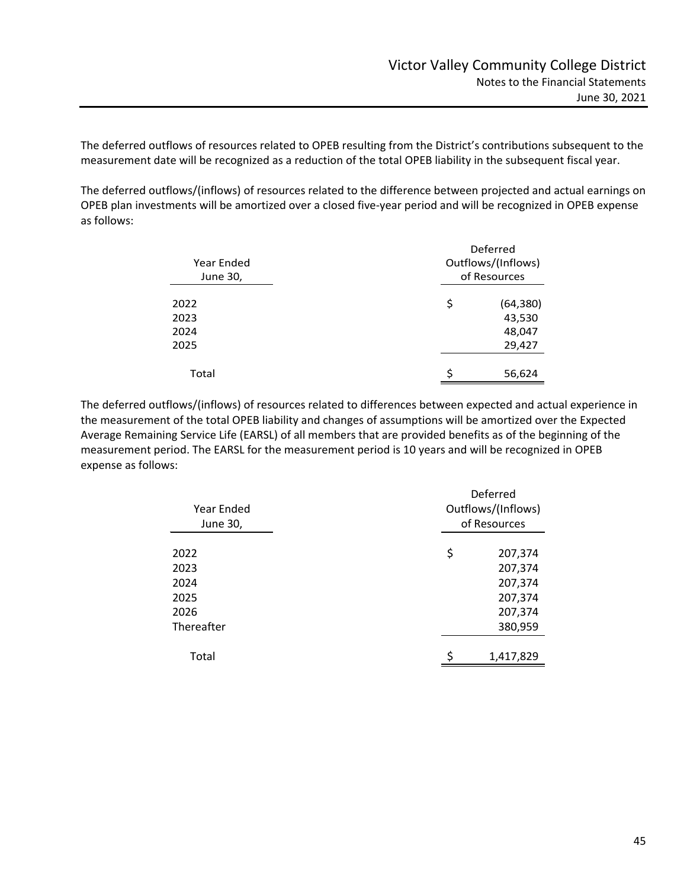The deferred outflows of resources related to OPEB resulting from the District's contributions subsequent to the measurement date will be recognized as a reduction of the total OPEB liability in the subsequent fiscal year.

The deferred outflows/(inflows) of resources related to the difference between projected and actual earnings on OPEB plan investments will be amortized over a closed five-year period and will be recognized in OPEB expense as follows:

| Year Ended June 30, | Deferred Outflows/(Inflows) of Resources |
|---|---|
| 2022 | $ (64,380) |
| 2023 | 43,530 |
| 2024 | 48,047 |
| 2025 | 29,427 |
| Total | $ 56,624 |

The deferred outflows/(inflows) of resources related to differences between expected and actual experience in the measurement of the total OPEB liability and changes of assumptions will be amortized over the Expected Average Remaining Service Life (EARSL) of all members that are provided benefits as of the beginning of the measurement period. The EARSL for the measurement period is 10 years and will be recognized in OPEB expense as follows:

| Year Ended June 30, | Deferred Outflows/(Inflows) of Resources |
|---|---|
| 2022 | $ 207,374 |
| 2023 | 207,374 |
| 2024 | 207,374 |
| 2025 | 207,374 |
| 2026 | 207,374 |
| Thereafter | 380,959 |
| Total | $ 1,417,829 |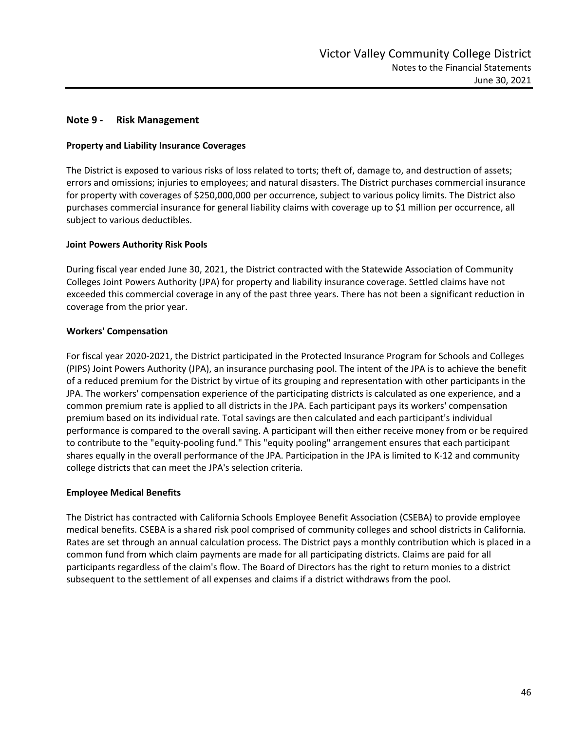## Note 9 - Risk Management

### Property and Liability Insurance Coverages

The District is exposed to various risks of loss related to torts; theft of, damage to, and destruction of assets; errors and omissions; injuries to employees; and natural disasters. The District purchases commercial insurance for property with coverages of $250,000,000 per occurrence, subject to various policy limits. The District also purchases commercial insurance for general liability claims with coverage up to $1 million per occurrence, all subject to various deductibles.

### Joint Powers Authority Risk Pools

During fiscal year ended June 30, 2021, the District contracted with the Statewide Association of Community Colleges Joint Powers Authority (JPA) for property and liability insurance coverage. Settled claims have not exceeded this commercial coverage in any of the past three years. There has not been a significant reduction in coverage from the prior year.

### Workers' Compensation

For fiscal year 2020-2021, the District participated in the Protected Insurance Program for Schools and Colleges (PIPS) Joint Powers Authority (JPA), an insurance purchasing pool. The intent of the JPA is to achieve the benefit of a reduced premium for the District by virtue of its grouping and representation with other participants in the JPA. The workers' compensation experience of the participating districts is calculated as one experience, and a common premium rate is applied to all districts in the JPA. Each participant pays its workers' compensation premium based on its individual rate. Total savings are then calculated and each participant's individual performance is compared to the overall saving. A participant will then either receive money from or be required to contribute to the "equity-pooling fund." This "equity pooling" arrangement ensures that each participant shares equally in the overall performance of the JPA. Participation in the JPA is limited to K-12 and community college districts that can meet the JPA's selection criteria.

### Employee Medical Benefits

The District has contracted with California Schools Employee Benefit Association (CSEBA) to provide employee medical benefits. CSEBA is a shared risk pool comprised of community colleges and school districts in California. Rates are set through an annual calculation process. The District pays a monthly contribution which is placed in a common fund from which claim payments are made for all participating districts. Claims are paid for all participants regardless of the claim's flow. The Board of Directors has the right to return monies to a district subsequent to the settlement of all expenses and claims if a district withdraws from the pool.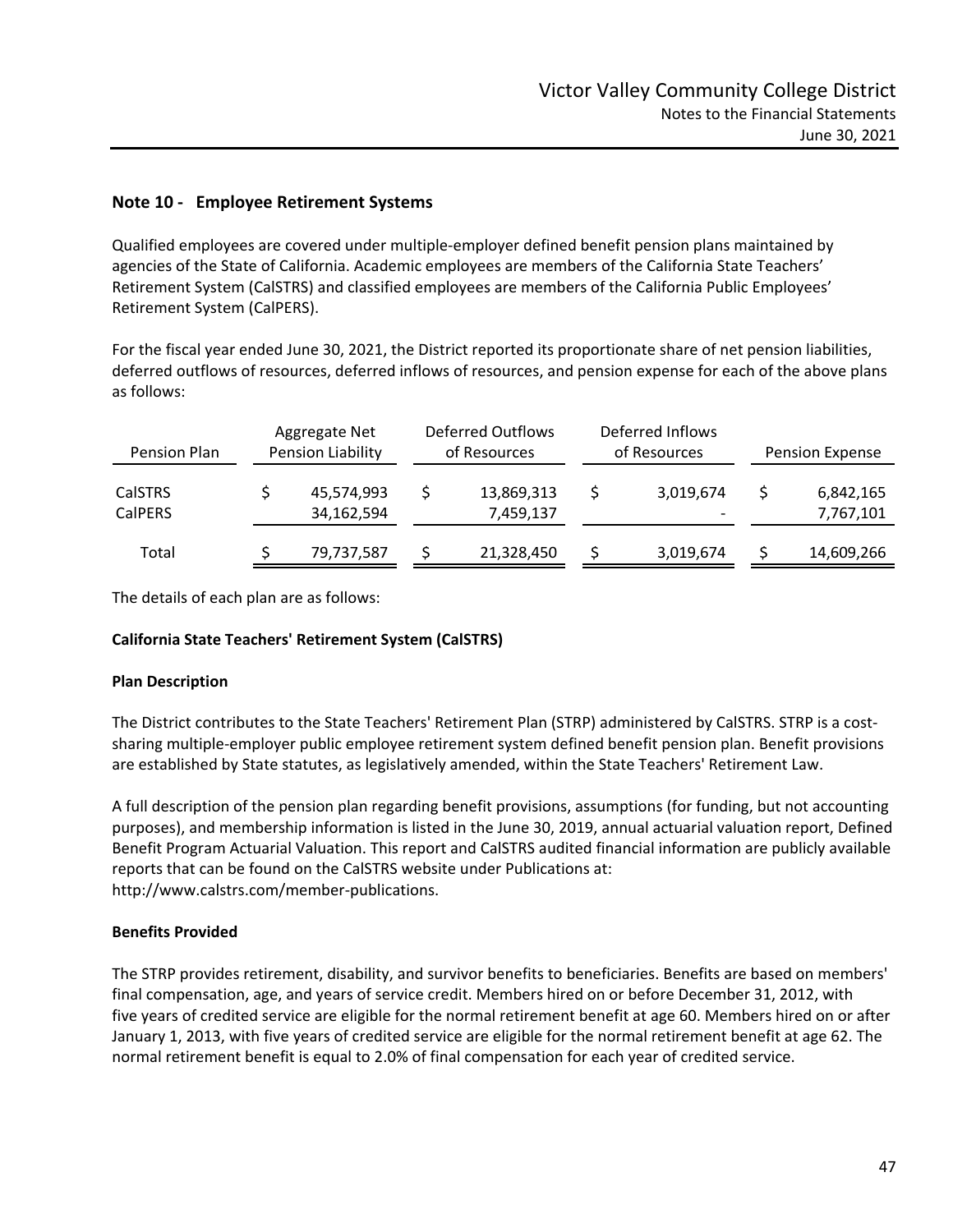## Note 10 - Employee Retirement Systems

Qualified employees are covered under multiple-employer defined benefit pension plans maintained by agencies of the State of California. Academic employees are members of the California State Teachers' Retirement System (CalSTRS) and classified employees are members of the California Public Employees' Retirement System (CalPERS).

For the fiscal year ended June 30, 2021, the District reported its proportionate share of net pension liabilities, deferred outflows of resources, deferred inflows of resources, and pension expense for each of the above plans as follows:

| Pension Plan | Aggregate Net Pension Liability | Deferred Outflows of Resources | Deferred Inflows of Resources | Pension Expense |
|---|---|---|---|---|
| CalSTRS | $ 45,574,993 | $ 13,869,313 | $ 3,019,674 | $ 6,842,165 |
| CalPERS | 34,162,594 | 7,459,137 | - | 7,767,101 |
| Total | $ 79,737,587 | $ 21,328,450 | $ 3,019,674 | $ 14,609,266 |

The details of each plan are as follows:

**California State Teachers' Retirement System (CalSTRS)**

**Plan Description**

The District contributes to the State Teachers' Retirement Plan (STRP) administered by CalSTRS. STRP is a cost-sharing multiple-employer public employee retirement system defined benefit pension plan. Benefit provisions are established by State statutes, as legislatively amended, within the State Teachers' Retirement Law.

A full description of the pension plan regarding benefit provisions, assumptions (for funding, but not accounting purposes), and membership information is listed in the June 30, 2019, annual actuarial valuation report, Defined Benefit Program Actuarial Valuation. This report and CalSTRS audited financial information are publicly available reports that can be found on the CalSTRS website under Publications at: http://www.calstrs.com/member-publications.

**Benefits Provided**

The STRP provides retirement, disability, and survivor benefits to beneficiaries. Benefits are based on members' final compensation, age, and years of service credit. Members hired on or before December 31, 2012, with five years of credited service are eligible for the normal retirement benefit at age 60. Members hired on or after January 1, 2013, with five years of credited service are eligible for the normal retirement benefit at age 62. The normal retirement benefit is equal to 2.0% of final compensation for each year of credited service.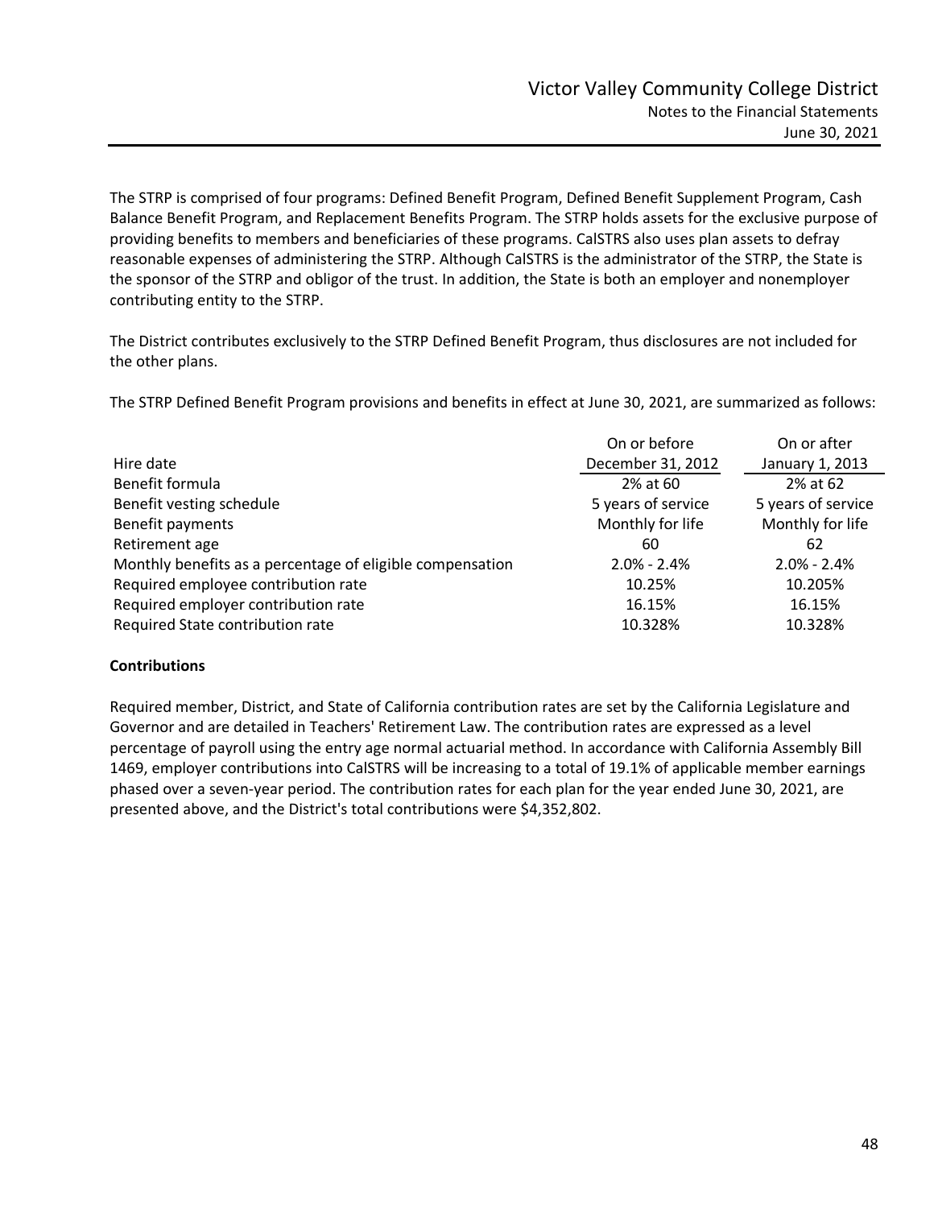The STRP is comprised of four programs: Defined Benefit Program, Defined Benefit Supplement Program, Cash Balance Benefit Program, and Replacement Benefits Program. The STRP holds assets for the exclusive purpose of providing benefits to members and beneficiaries of these programs. CalSTRS also uses plan assets to defray reasonable expenses of administering the STRP. Although CalSTRS is the administrator of the STRP, the State is the sponsor of the STRP and obligor of the trust. In addition, the State is both an employer and nonemployer contributing entity to the STRP.

The District contributes exclusively to the STRP Defined Benefit Program, thus disclosures are not included for the other plans.

The STRP Defined Benefit Program provisions and benefits in effect at June 30, 2021, are summarized as follows:

| Hire date | On or before December 31, 2012 | On or after January 1, 2013 |
|---|---|---|
| Benefit formula | 2% at 60 | 2% at 62 |
| Benefit vesting schedule | 5 years of service | 5 years of service |
| Benefit payments | Monthly for life | Monthly for life |
| Retirement age | 60 | 62 |
| Monthly benefits as a percentage of eligible compensation | 2.0% - 2.4% | 2.0% - 2.4% |
| Required employee contribution rate | 10.25% | 10.205% |
| Required employer contribution rate | 16.15% | 16.15% |
| Required State contribution rate | 10.328% | 10.328% |

**Contributions**

Required member, District, and State of California contribution rates are set by the California Legislature and Governor and are detailed in Teachers' Retirement Law. The contribution rates are expressed as a level percentage of payroll using the entry age normal actuarial method. In accordance with California Assembly Bill 1469, employer contributions into CalSTRS will be increasing to a total of 19.1% of applicable member earnings phased over a seven-year period. The contribution rates for each plan for the year ended June 30, 2021, are presented above, and the District's total contributions were $4,352,802.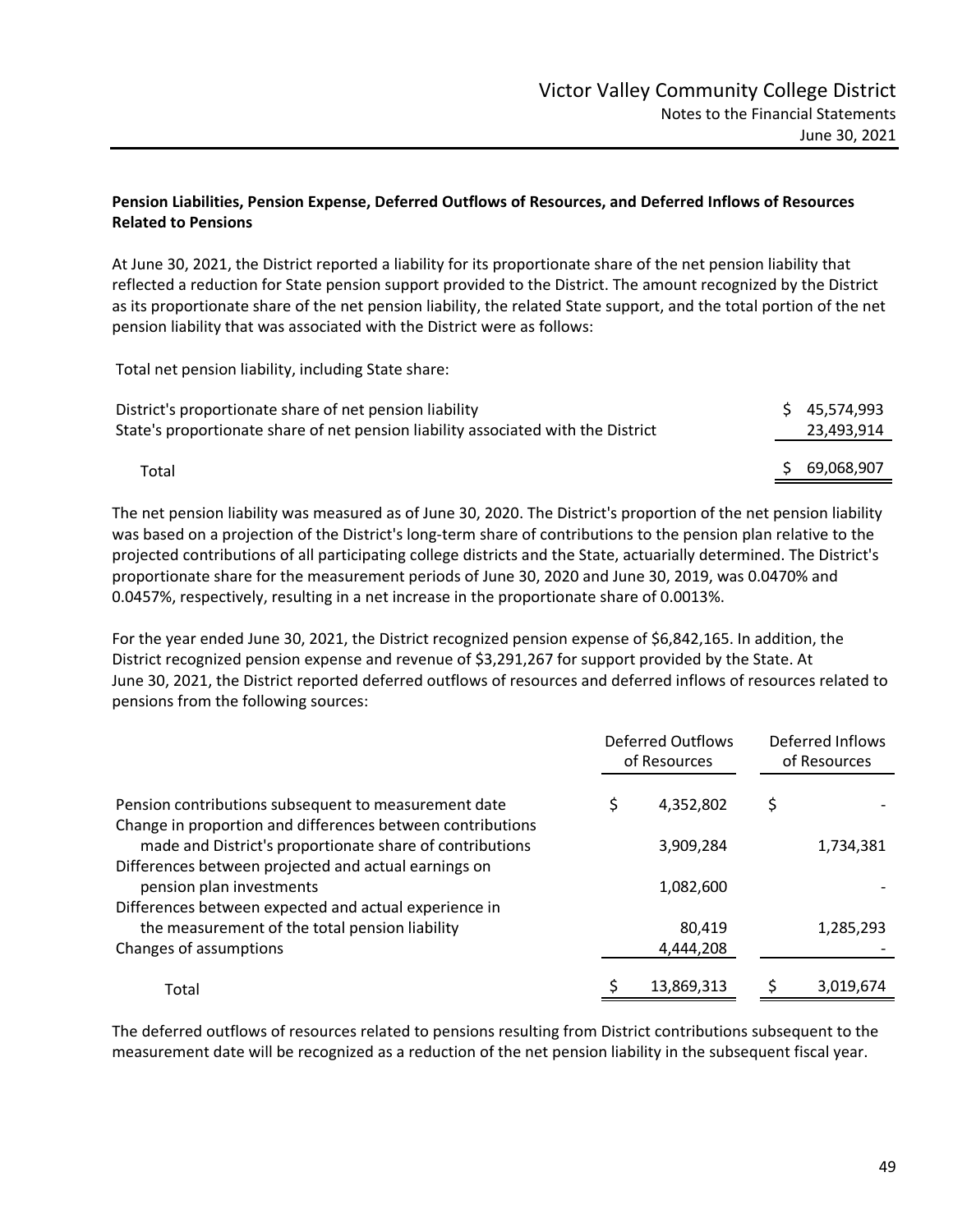**Pension Liabilities, Pension Expense, Deferred Outflows of Resources, and Deferred Inflows of Resources Related to Pensions**

At June 30, 2021, the District reported a liability for its proportionate share of the net pension liability that reflected a reduction for State pension support provided to the District. The amount recognized by the District as its proportionate share of the net pension liability, the related State support, and the total portion of the net pension liability that was associated with the District were as follows:

Total net pension liability, including State share:

| | |
|---|---|
| District's proportionate share of net pension liability | $ 45,574,993 |
| State's proportionate share of net pension liability associated with the District | 23,493,914 |
| Total | $ 69,068,907 |

The net pension liability was measured as of June 30, 2020. The District's proportion of the net pension liability was based on a projection of the District's long-term share of contributions to the pension plan relative to the projected contributions of all participating college districts and the State, actuarially determined. The District's proportionate share for the measurement periods of June 30, 2020 and June 30, 2019, was 0.0470% and 0.0457%, respectively, resulting in a net increase in the proportionate share of 0.0013%.

For the year ended June 30, 2021, the District recognized pension expense of $6,842,165. In addition, the District recognized pension expense and revenue of $3,291,267 for support provided by the State. At June 30, 2021, the District reported deferred outflows of resources and deferred inflows of resources related to pensions from the following sources:

| | Deferred Outflows of Resources | Deferred Inflows of Resources |
|---|---|---|
| Pension contributions subsequent to measurement date | $ 4,352,802 | $ - |
| Change in proportion and differences between contributions made and District's proportionate share of contributions | 3,909,284 | 1,734,381 |
| Differences between projected and actual earnings on pension plan investments | 1,082,600 | - |
| Differences between expected and actual experience in the measurement of the total pension liability | 80,419 | 1,285,293 |
| Changes of assumptions | 4,444,208 | - |
| Total | $ 13,869,313 | $ 3,019,674 |

The deferred outflows of resources related to pensions resulting from District contributions subsequent to the measurement date will be recognized as a reduction of the net pension liability in the subsequent fiscal year.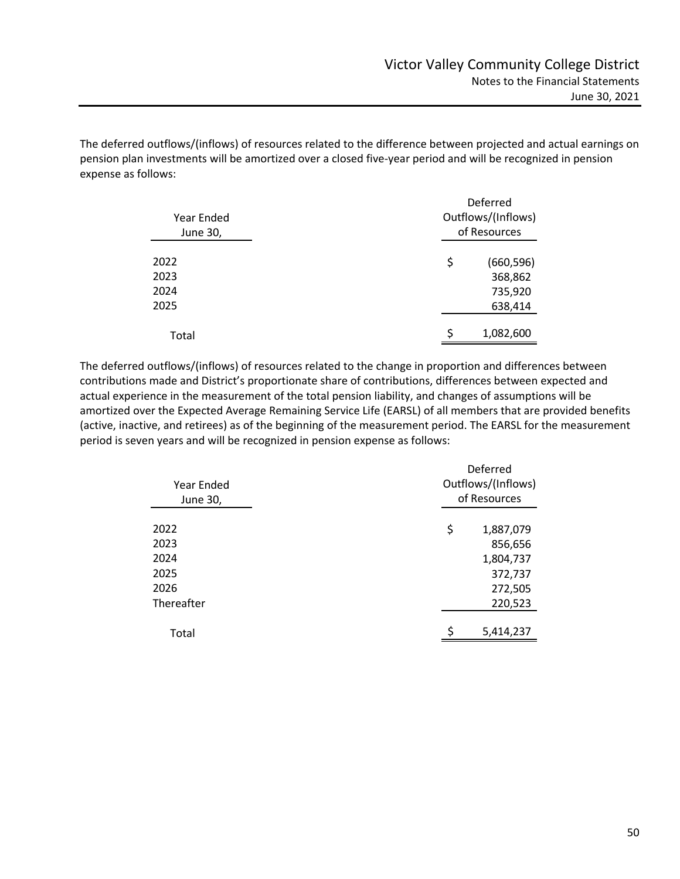The deferred outflows/(inflows) of resources related to the difference between projected and actual earnings on pension plan investments will be amortized over a closed five-year period and will be recognized in pension expense as follows:

| Year Ended June 30, | Deferred Outflows/(Inflows) of Resources |
|---|---|
| 2022 | $ (660,596) |
| 2023 | 368,862 |
| 2024 | 735,920 |
| 2025 | 638,414 |
| Total | $ 1,082,600 |

The deferred outflows/(inflows) of resources related to the change in proportion and differences between contributions made and District's proportionate share of contributions, differences between expected and actual experience in the measurement of the total pension liability, and changes of assumptions will be amortized over the Expected Average Remaining Service Life (EARSL) of all members that are provided benefits (active, inactive, and retirees) as of the beginning of the measurement period. The EARSL for the measurement period is seven years and will be recognized in pension expense as follows:

| Year Ended June 30, | Deferred Outflows/(Inflows) of Resources |
|---|---|
| 2022 | $ 1,887,079 |
| 2023 | 856,656 |
| 2024 | 1,804,737 |
| 2025 | 372,737 |
| 2026 | 272,505 |
| Thereafter | 220,523 |
| Total | $ 5,414,237 |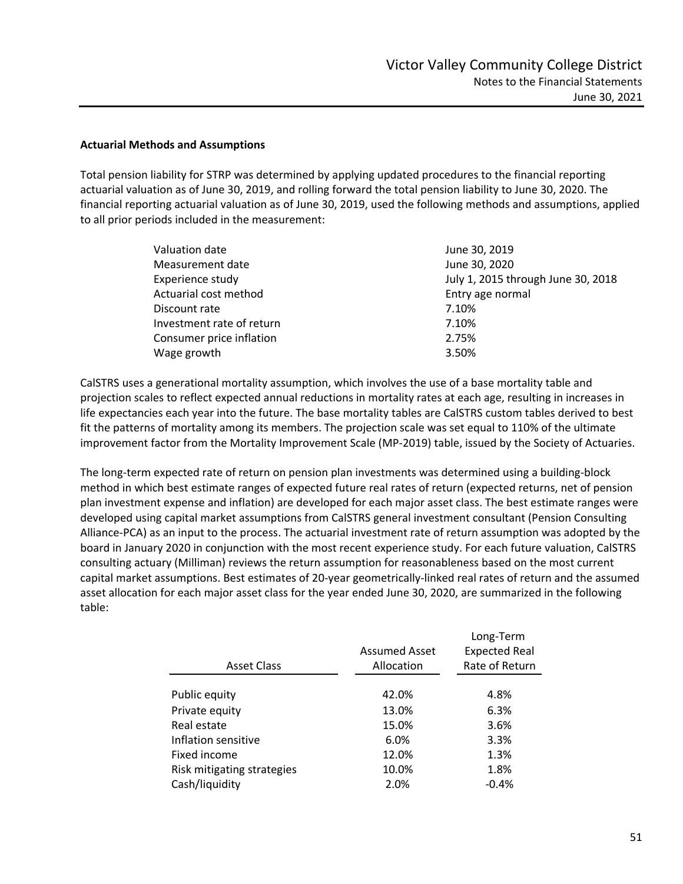**Actuarial Methods and Assumptions**

Total pension liability for STRP was determined by applying updated procedures to the financial reporting actuarial valuation as of June 30, 2019, and rolling forward the total pension liability to June 30, 2020. The financial reporting actuarial valuation as of June 30, 2019, used the following methods and assumptions, applied to all prior periods included in the measurement:

| | |
|---|---|
| Valuation date | June 30, 2019 |
| Measurement date | June 30, 2020 |
| Experience study | July 1, 2015 through June 30, 2018 |
| Actuarial cost method | Entry age normal |
| Discount rate | 7.10% |
| Investment rate of return | 7.10% |
| Consumer price inflation | 2.75% |
| Wage growth | 3.50% |

CalSTRS uses a generational mortality assumption, which involves the use of a base mortality table and projection scales to reflect expected annual reductions in mortality rates at each age, resulting in increases in life expectancies each year into the future. The base mortality tables are CalSTRS custom tables derived to best fit the patterns of mortality among its members. The projection scale was set equal to 110% of the ultimate improvement factor from the Mortality Improvement Scale (MP-2019) table, issued by the Society of Actuaries.

The long-term expected rate of return on pension plan investments was determined using a building-block method in which best estimate ranges of expected future real rates of return (expected returns, net of pension plan investment expense and inflation) are developed for each major asset class. The best estimate ranges were developed using capital market assumptions from CalSTRS general investment consultant (Pension Consulting Alliance-PCA) as an input to the process. The actuarial investment rate of return assumption was adopted by the board in January 2020 in conjunction with the most recent experience study. For each future valuation, CalSTRS consulting actuary (Milliman) reviews the return assumption for reasonableness based on the most current capital market assumptions. Best estimates of 20-year geometrically-linked real rates of return and the assumed asset allocation for each major asset class for the year ended June 30, 2020, are summarized in the following table:

| Asset Class | Assumed Asset Allocation | Long-Term Expected Real Rate of Return |
|---|---|---|
| Public equity | 42.0% | 4.8% |
| Private equity | 13.0% | 6.3% |
| Real estate | 15.0% | 3.6% |
| Inflation sensitive | 6.0% | 3.3% |
| Fixed income | 12.0% | 1.3% |
| Risk mitigating strategies | 10.0% | 1.8% |
| Cash/liquidity | 2.0% | -0.4% |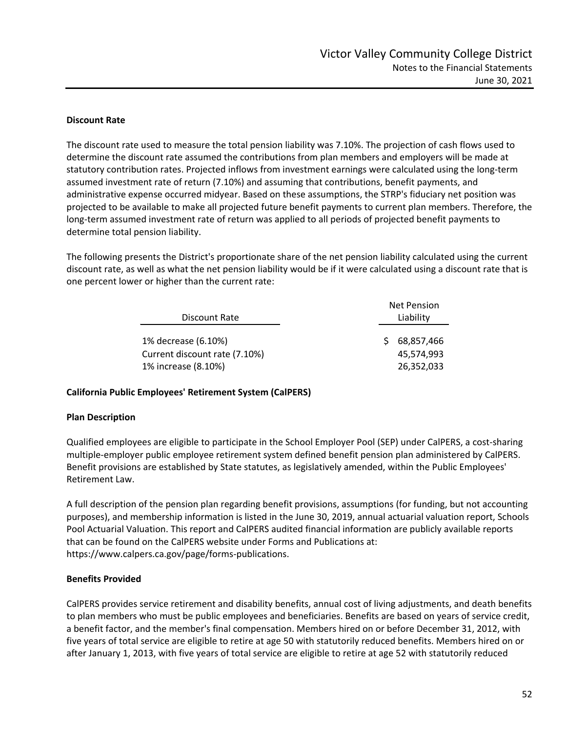### Discount Rate

The discount rate used to measure the total pension liability was 7.10%. The projection of cash flows used to determine the discount rate assumed the contributions from plan members and employers will be made at statutory contribution rates. Projected inflows from investment earnings were calculated using the long-term assumed investment rate of return (7.10%) and assuming that contributions, benefit payments, and administrative expense occurred midyear. Based on these assumptions, the STRP's fiduciary net position was projected to be available to make all projected future benefit payments to current plan members. Therefore, the long-term assumed investment rate of return was applied to all periods of projected benefit payments to determine total pension liability.

The following presents the District's proportionate share of the net pension liability calculated using the current discount rate, as well as what the net pension liability would be if it were calculated using a discount rate that is one percent lower or higher than the current rate:

| Discount Rate | Net Pension Liability |
|---|---|
| 1% decrease (6.10%) | $ 68,857,466 |
| Current discount rate (7.10%) | 45,574,993 |
| 1% increase (8.10%) | 26,352,033 |

### California Public Employees' Retirement System (CalPERS)

### Plan Description

Qualified employees are eligible to participate in the School Employer Pool (SEP) under CalPERS, a cost-sharing multiple-employer public employee retirement system defined benefit pension plan administered by CalPERS. Benefit provisions are established by State statutes, as legislatively amended, within the Public Employees' Retirement Law.

A full description of the pension plan regarding benefit provisions, assumptions (for funding, but not accounting purposes), and membership information is listed in the June 30, 2019, annual actuarial valuation report, Schools Pool Actuarial Valuation. This report and CalPERS audited financial information are publicly available reports that can be found on the CalPERS website under Forms and Publications at: https://www.calpers.ca.gov/page/forms-publications.

### Benefits Provided

CalPERS provides service retirement and disability benefits, annual cost of living adjustments, and death benefits to plan members who must be public employees and beneficiaries. Benefits are based on years of service credit, a benefit factor, and the member's final compensation. Members hired on or before December 31, 2012, with five years of total service are eligible to retire at age 50 with statutorily reduced benefits. Members hired on or after January 1, 2013, with five years of total service are eligible to retire at age 52 with statutorily reduced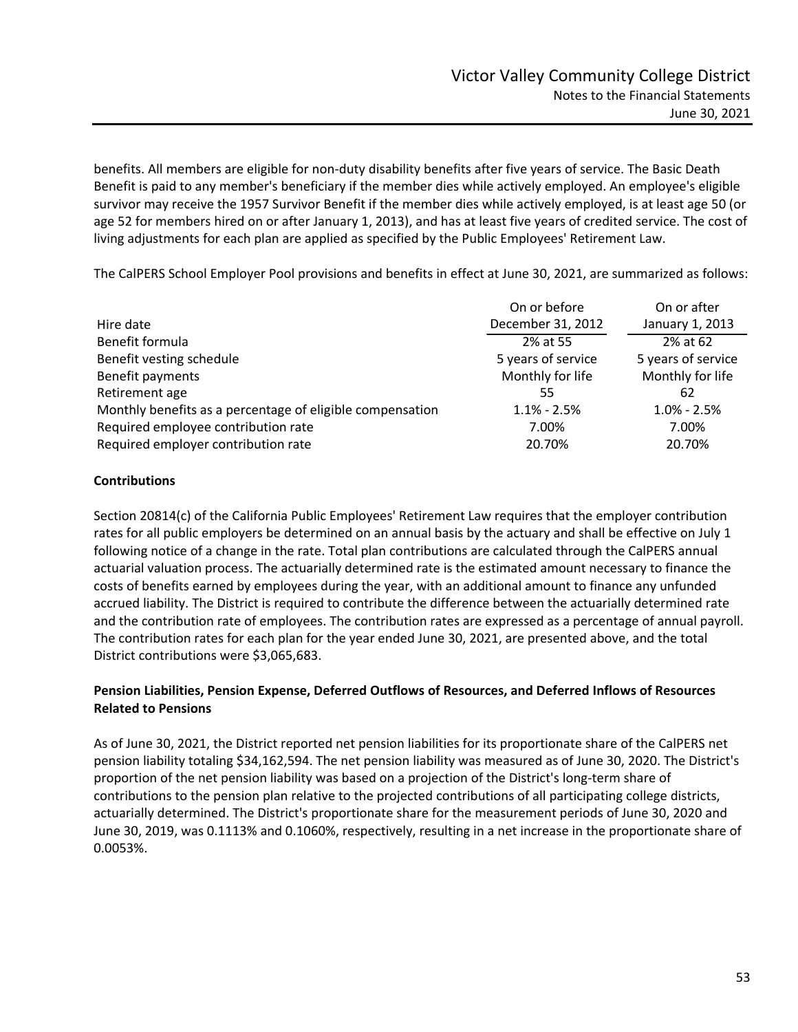benefits. All members are eligible for non-duty disability benefits after five years of service. The Basic Death Benefit is paid to any member's beneficiary if the member dies while actively employed. An employee's eligible survivor may receive the 1957 Survivor Benefit if the member dies while actively employed, is at least age 50 (or age 52 for members hired on or after January 1, 2013), and has at least five years of credited service. The cost of living adjustments for each plan are applied as specified by the Public Employees' Retirement Law.

The CalPERS School Employer Pool provisions and benefits in effect at June 30, 2021, are summarized as follows:

| Hire date | On or before December 31, 2012 | On or after January 1, 2013 |
|---|---|---|
| Benefit formula | 2% at 55 | 2% at 62 |
| Benefit vesting schedule | 5 years of service | 5 years of service |
| Benefit payments | Monthly for life | Monthly for life |
| Retirement age | 55 | 62 |
| Monthly benefits as a percentage of eligible compensation | 1.1% - 2.5% | 1.0% - 2.5% |
| Required employee contribution rate | 7.00% | 7.00% |
| Required employer contribution rate | 20.70% | 20.70% |

**Contributions**

Section 20814(c) of the California Public Employees' Retirement Law requires that the employer contribution rates for all public employers be determined on an annual basis by the actuary and shall be effective on July 1 following notice of a change in the rate. Total plan contributions are calculated through the CalPERS annual actuarial valuation process. The actuarially determined rate is the estimated amount necessary to finance the costs of benefits earned by employees during the year, with an additional amount to finance any unfunded accrued liability. The District is required to contribute the difference between the actuarially determined rate and the contribution rate of employees. The contribution rates are expressed as a percentage of annual payroll. The contribution rates for each plan for the year ended June 30, 2021, are presented above, and the total District contributions were $3,065,683.

**Pension Liabilities, Pension Expense, Deferred Outflows of Resources, and Deferred Inflows of Resources Related to Pensions**

As of June 30, 2021, the District reported net pension liabilities for its proportionate share of the CalPERS net pension liability totaling $34,162,594. The net pension liability was measured as of June 30, 2020. The District's proportion of the net pension liability was based on a projection of the District's long-term share of contributions to the pension plan relative to the projected contributions of all participating college districts, actuarially determined. The District's proportionate share for the measurement periods of June 30, 2020 and June 30, 2019, was 0.1113% and 0.1060%, respectively, resulting in a net increase in the proportionate share of 0.0053%.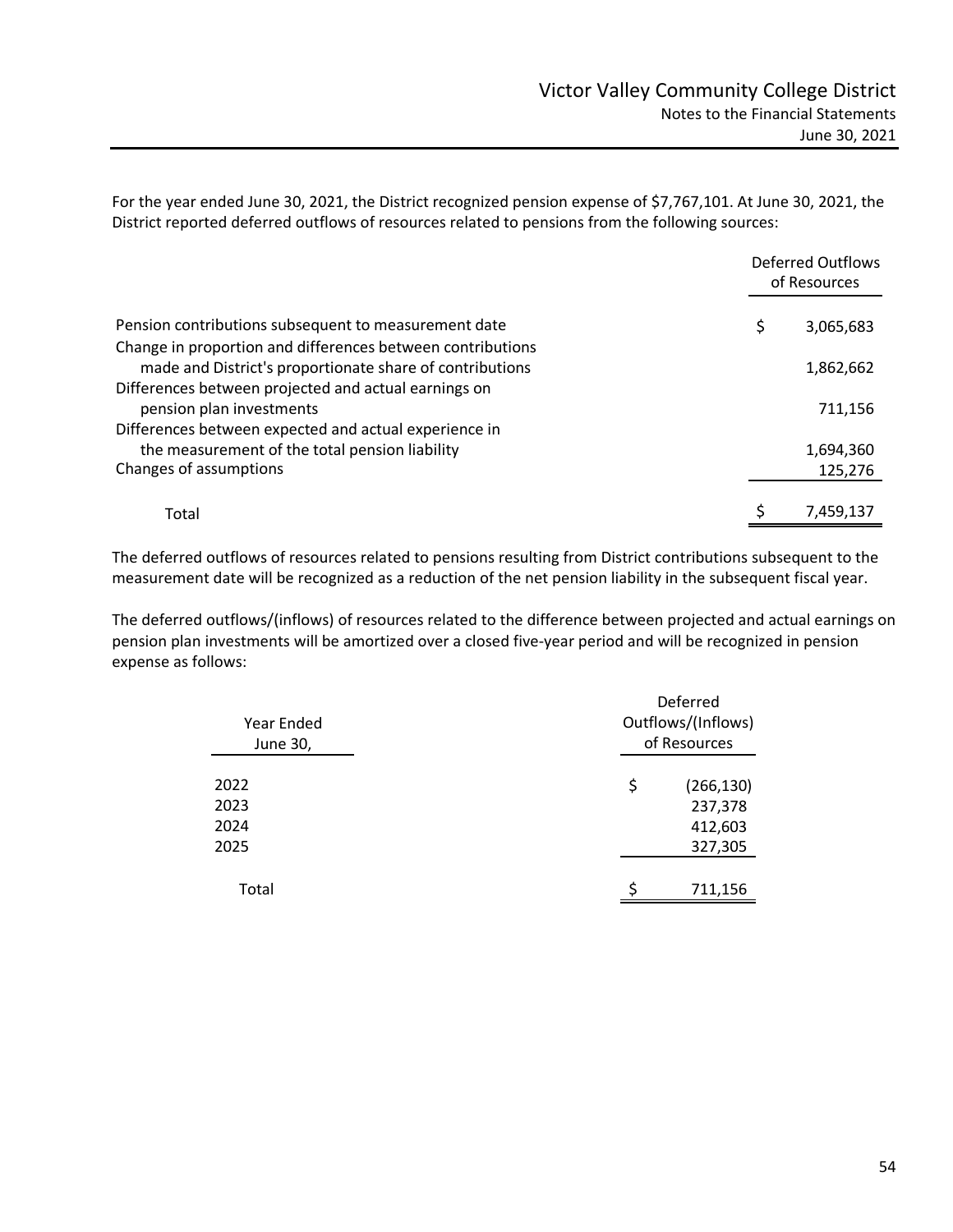For the year ended June 30, 2021, the District recognized pension expense of $7,767,101. At June 30, 2021, the District reported deferred outflows of resources related to pensions from the following sources:

| | Deferred Outflows of Resources |
|---|---|
| Pension contributions subsequent to measurement date | $ 3,065,683 |
| Change in proportion and differences between contributions made and District's proportionate share of contributions | 1,862,662 |
| Differences between projected and actual earnings on pension plan investments | 711,156 |
| Differences between expected and actual experience in the measurement of the total pension liability | 1,694,360 |
| Changes of assumptions | 125,276 |
| Total | $ 7,459,137 |

The deferred outflows of resources related to pensions resulting from District contributions subsequent to the measurement date will be recognized as a reduction of the net pension liability in the subsequent fiscal year.

The deferred outflows/(inflows) of resources related to the difference between projected and actual earnings on pension plan investments will be amortized over a closed five-year period and will be recognized in pension expense as follows:

| Year Ended June 30, | Deferred Outflows/(Inflows) of Resources |
|---|---|
| 2022 | $ (266,130) |
| 2023 | 237,378 |
| 2024 | 412,603 |
| 2025 | 327,305 |
| Total | $ 711,156 |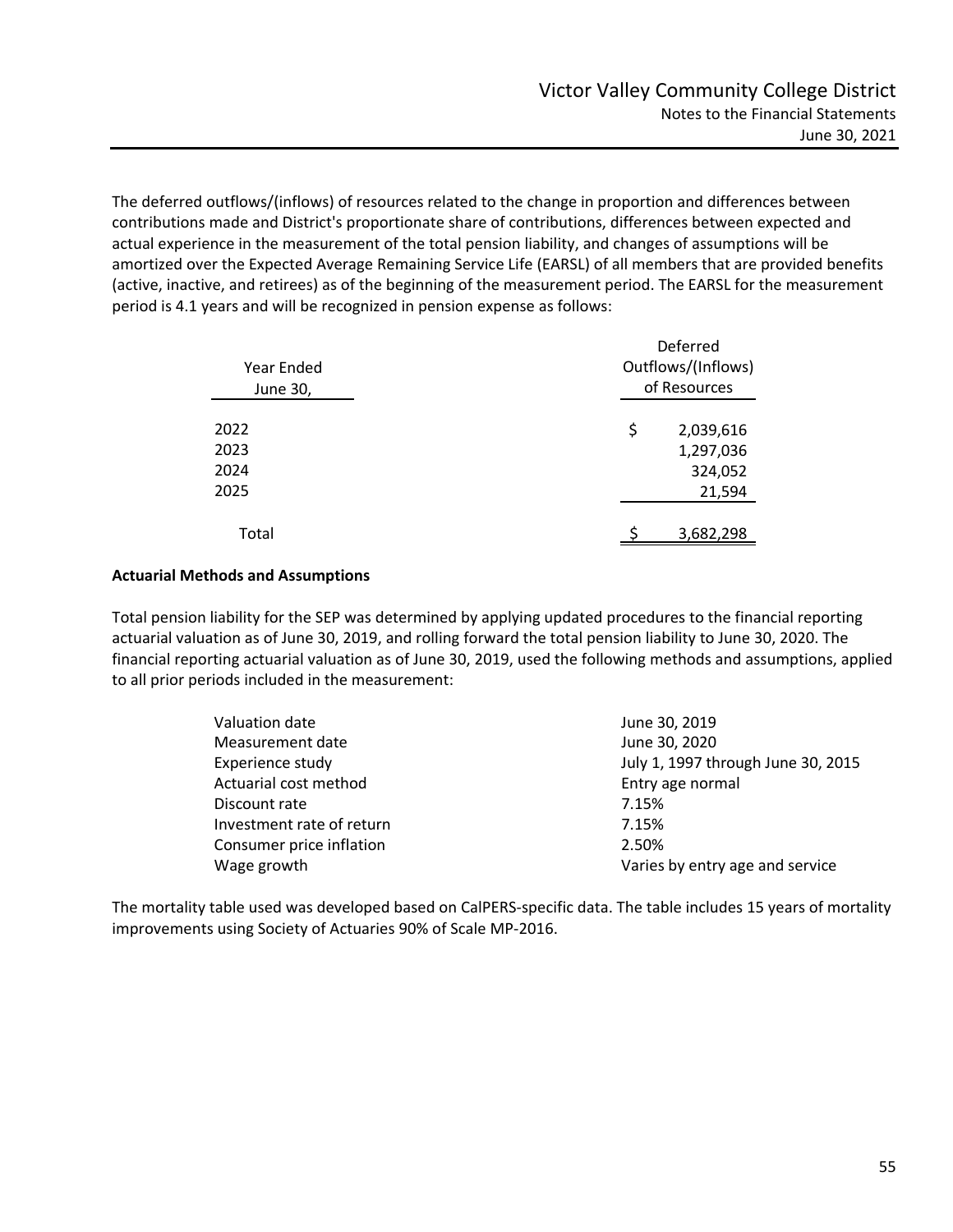The deferred outflows/(inflows) of resources related to the change in proportion and differences between contributions made and District's proportionate share of contributions, differences between expected and actual experience in the measurement of the total pension liability, and changes of assumptions will be amortized over the Expected Average Remaining Service Life (EARSL) of all members that are provided benefits (active, inactive, and retirees) as of the beginning of the measurement period. The EARSL for the measurement period is 4.1 years and will be recognized in pension expense as follows:

| Year Ended June 30, | Deferred Outflows/(Inflows) of Resources |
|---|---|
| 2022 | $ 2,039,616 |
| 2023 | 1,297,036 |
| 2024 | 324,052 |
| 2025 | 21,594 |
| Total | $ 3,682,298 |

**Actuarial Methods and Assumptions**

Total pension liability for the SEP was determined by applying updated procedures to the financial reporting actuarial valuation as of June 30, 2019, and rolling forward the total pension liability to June 30, 2020. The financial reporting actuarial valuation as of June 30, 2019, used the following methods and assumptions, applied to all prior periods included in the measurement:

| | |
|---|---|
| Valuation date | June 30, 2019 |
| Measurement date | June 30, 2020 |
| Experience study | July 1, 1997 through June 30, 2015 |
| Actuarial cost method | Entry age normal |
| Discount rate | 7.15% |
| Investment rate of return | 7.15% |
| Consumer price inflation | 2.50% |
| Wage growth | Varies by entry age and service |

The mortality table used was developed based on CalPERS-specific data. The table includes 15 years of mortality improvements using Society of Actuaries 90% of Scale MP-2016.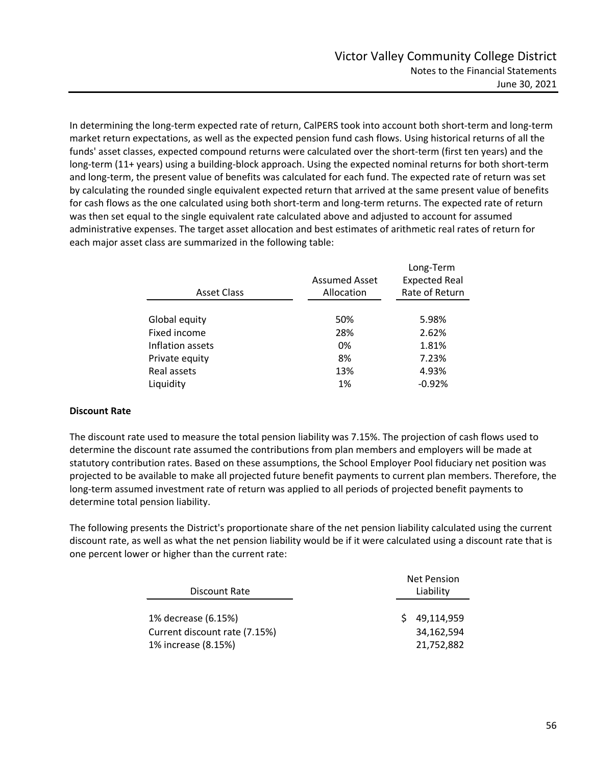In determining the long-term expected rate of return, CalPERS took into account both short-term and long-term market return expectations, as well as the expected pension fund cash flows. Using historical returns of all the funds' asset classes, expected compound returns were calculated over the short-term (first ten years) and the long-term (11+ years) using a building-block approach. Using the expected nominal returns for both short-term and long-term, the present value of benefits was calculated for each fund. The expected rate of return was set by calculating the rounded single equivalent expected return that arrived at the same present value of benefits for cash flows as the one calculated using both short-term and long-term returns. The expected rate of return was then set equal to the single equivalent rate calculated above and adjusted to account for assumed administrative expenses. The target asset allocation and best estimates of arithmetic real rates of return for each major asset class are summarized in the following table:

| Asset Class | Assumed Asset Allocation | Long-Term Expected Real Rate of Return |
|---|---|---|
| Global equity | 50% | 5.98% |
| Fixed income | 28% | 2.62% |
| Inflation assets | 0% | 1.81% |
| Private equity | 8% | 7.23% |
| Real assets | 13% | 4.93% |
| Liquidity | 1% | -0.92% |

**Discount Rate**

The discount rate used to measure the total pension liability was 7.15%. The projection of cash flows used to determine the discount rate assumed the contributions from plan members and employers will be made at statutory contribution rates. Based on these assumptions, the School Employer Pool fiduciary net position was projected to be available to make all projected future benefit payments to current plan members. Therefore, the long-term assumed investment rate of return was applied to all periods of projected benefit payments to determine total pension liability.

The following presents the District's proportionate share of the net pension liability calculated using the current discount rate, as well as what the net pension liability would be if it were calculated using a discount rate that is one percent lower or higher than the current rate:

| Discount Rate | Net Pension Liability |
|---|---|
| 1% decrease (6.15%) | $ 49,114,959 |
| Current discount rate (7.15%) | 34,162,594 |
| 1% increase (8.15%) | 21,752,882 |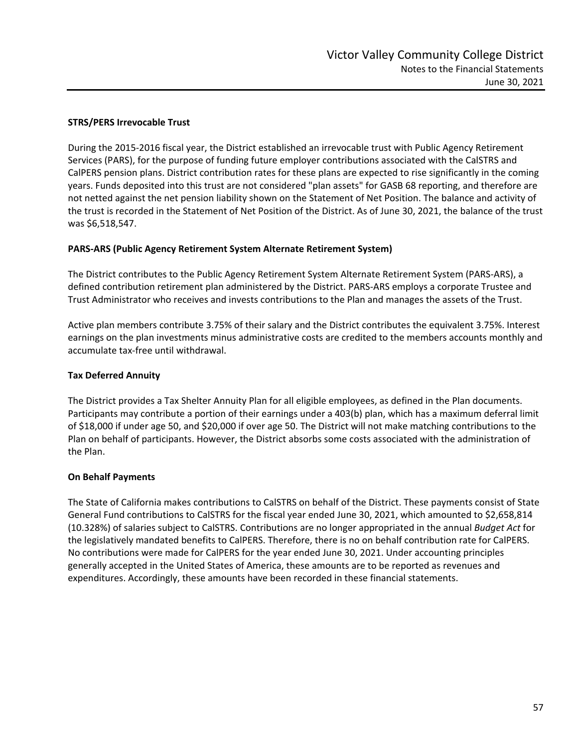### STRS/PERS Irrevocable Trust

During the 2015-2016 fiscal year, the District established an irrevocable trust with Public Agency Retirement Services (PARS), for the purpose of funding future employer contributions associated with the CalSTRS and CalPERS pension plans. District contribution rates for these plans are expected to rise significantly in the coming years. Funds deposited into this trust are not considered "plan assets" for GASB 68 reporting, and therefore are not netted against the net pension liability shown on the Statement of Net Position. The balance and activity of the trust is recorded in the Statement of Net Position of the District. As of June 30, 2021, the balance of the trust was $6,518,547.

### PARS-ARS (Public Agency Retirement System Alternate Retirement System)

The District contributes to the Public Agency Retirement System Alternate Retirement System (PARS-ARS), a defined contribution retirement plan administered by the District. PARS-ARS employs a corporate Trustee and Trust Administrator who receives and invests contributions to the Plan and manages the assets of the Trust.

Active plan members contribute 3.75% of their salary and the District contributes the equivalent 3.75%. Interest earnings on the plan investments minus administrative costs are credited to the members accounts monthly and accumulate tax-free until withdrawal.

### Tax Deferred Annuity

The District provides a Tax Shelter Annuity Plan for all eligible employees, as defined in the Plan documents. Participants may contribute a portion of their earnings under a 403(b) plan, which has a maximum deferral limit of $18,000 if under age 50, and $20,000 if over age 50. The District will not make matching contributions to the Plan on behalf of participants. However, the District absorbs some costs associated with the administration of the Plan.

### On Behalf Payments

The State of California makes contributions to CalSTRS on behalf of the District. These payments consist of State General Fund contributions to CalSTRS for the fiscal year ended June 30, 2021, which amounted to $2,658,814 (10.328%) of salaries subject to CalSTRS. Contributions are no longer appropriated in the annual *Budget Act* for the legislatively mandated benefits to CalPERS. Therefore, there is no on behalf contribution rate for CalPERS. No contributions were made for CalPERS for the year ended June 30, 2021. Under accounting principles generally accepted in the United States of America, these amounts are to be reported as revenues and expenditures. Accordingly, these amounts have been recorded in these financial statements.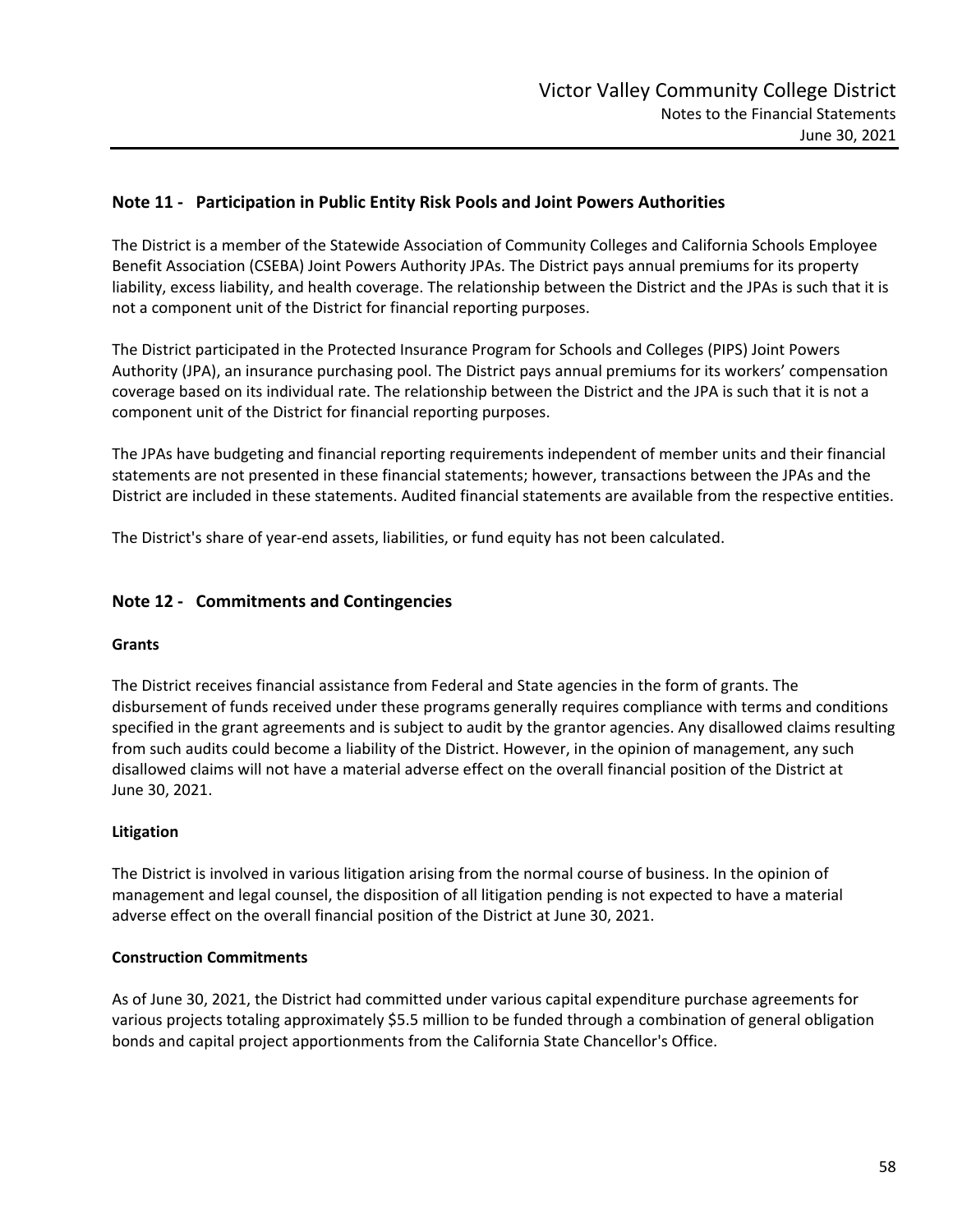## Note 11 - Participation in Public Entity Risk Pools and Joint Powers Authorities

The District is a member of the Statewide Association of Community Colleges and California Schools Employee Benefit Association (CSEBA) Joint Powers Authority JPAs. The District pays annual premiums for its property liability, excess liability, and health coverage. The relationship between the District and the JPAs is such that it is not a component unit of the District for financial reporting purposes.

The District participated in the Protected Insurance Program for Schools and Colleges (PIPS) Joint Powers Authority (JPA), an insurance purchasing pool. The District pays annual premiums for its workers' compensation coverage based on its individual rate. The relationship between the District and the JPA is such that it is not a component unit of the District for financial reporting purposes.

The JPAs have budgeting and financial reporting requirements independent of member units and their financial statements are not presented in these financial statements; however, transactions between the JPAs and the District are included in these statements. Audited financial statements are available from the respective entities.

The District's share of year-end assets, liabilities, or fund equity has not been calculated.

## Note 12 - Commitments and Contingencies

### Grants

The District receives financial assistance from Federal and State agencies in the form of grants. The disbursement of funds received under these programs generally requires compliance with terms and conditions specified in the grant agreements and is subject to audit by the grantor agencies. Any disallowed claims resulting from such audits could become a liability of the District. However, in the opinion of management, any such disallowed claims will not have a material adverse effect on the overall financial position of the District at June 30, 2021.

### Litigation

The District is involved in various litigation arising from the normal course of business. In the opinion of management and legal counsel, the disposition of all litigation pending is not expected to have a material adverse effect on the overall financial position of the District at June 30, 2021.

### Construction Commitments

As of June 30, 2021, the District had committed under various capital expenditure purchase agreements for various projects totaling approximately $5.5 million to be funded through a combination of general obligation bonds and capital project apportionments from the California State Chancellor's Office.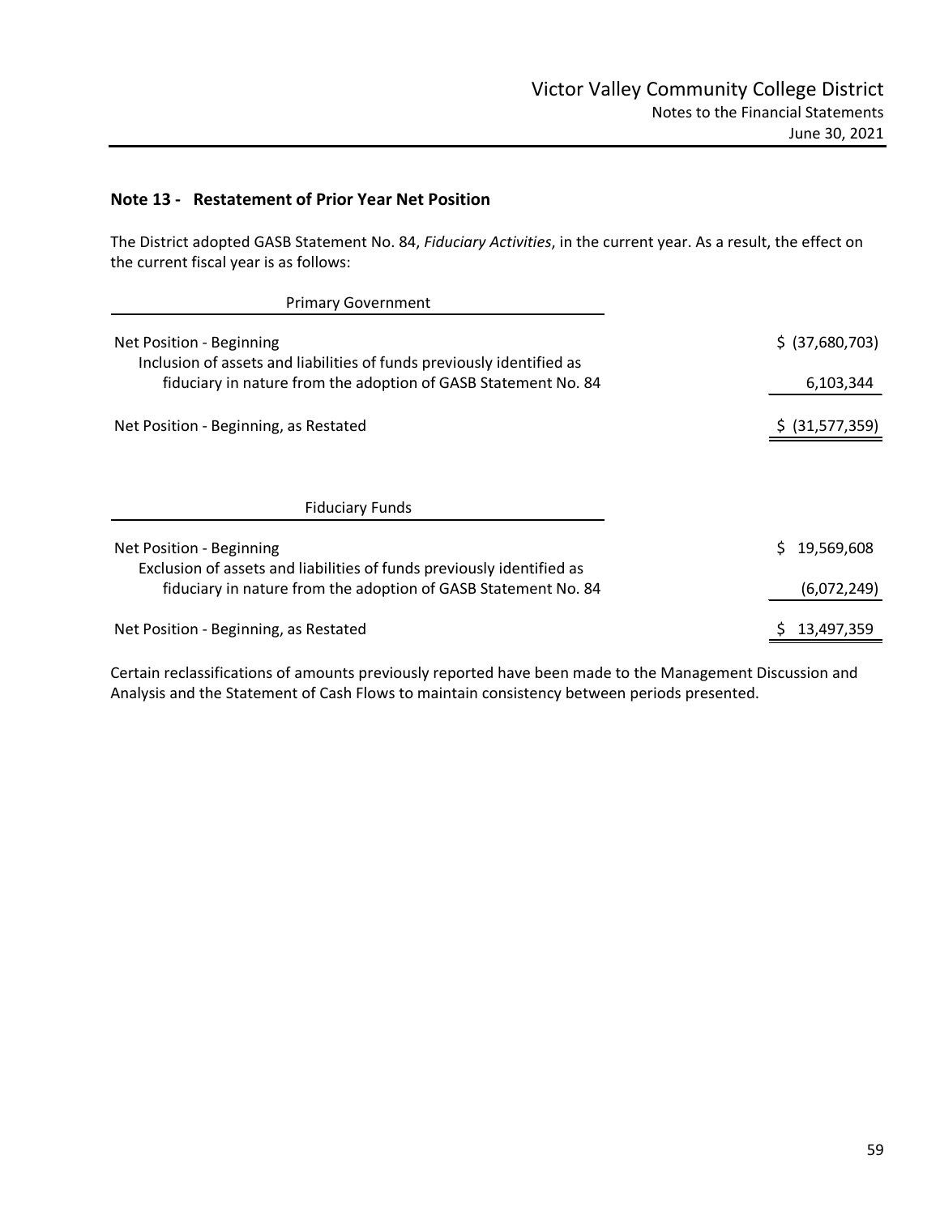## Note 13 - Restatement of Prior Year Net Position

The District adopted GASB Statement No. 84, *Fiduciary Activities*, in the current year. As a result, the effect on the current fiscal year is as follows:

| Primary Government | |
|---|---|
| Net Position - Beginning | $ (37,680,703) |
| Inclusion of assets and liabilities of funds previously identified as fiduciary in nature from the adoption of GASB Statement No. 84 | 6,103,344 |
| Net Position - Beginning, as Restated | $ (31,577,359) |

| Fiduciary Funds | |
|---|---|
| Net Position - Beginning | $ 19,569,608 |
| Exclusion of assets and liabilities of funds previously identified as fiduciary in nature from the adoption of GASB Statement No. 84 | (6,072,249) |
| Net Position - Beginning, as Restated | $ 13,497,359 |

Certain reclassifications of amounts previously reported have been made to the Management Discussion and Analysis and the Statement of Cash Flows to maintain consistency between periods presented.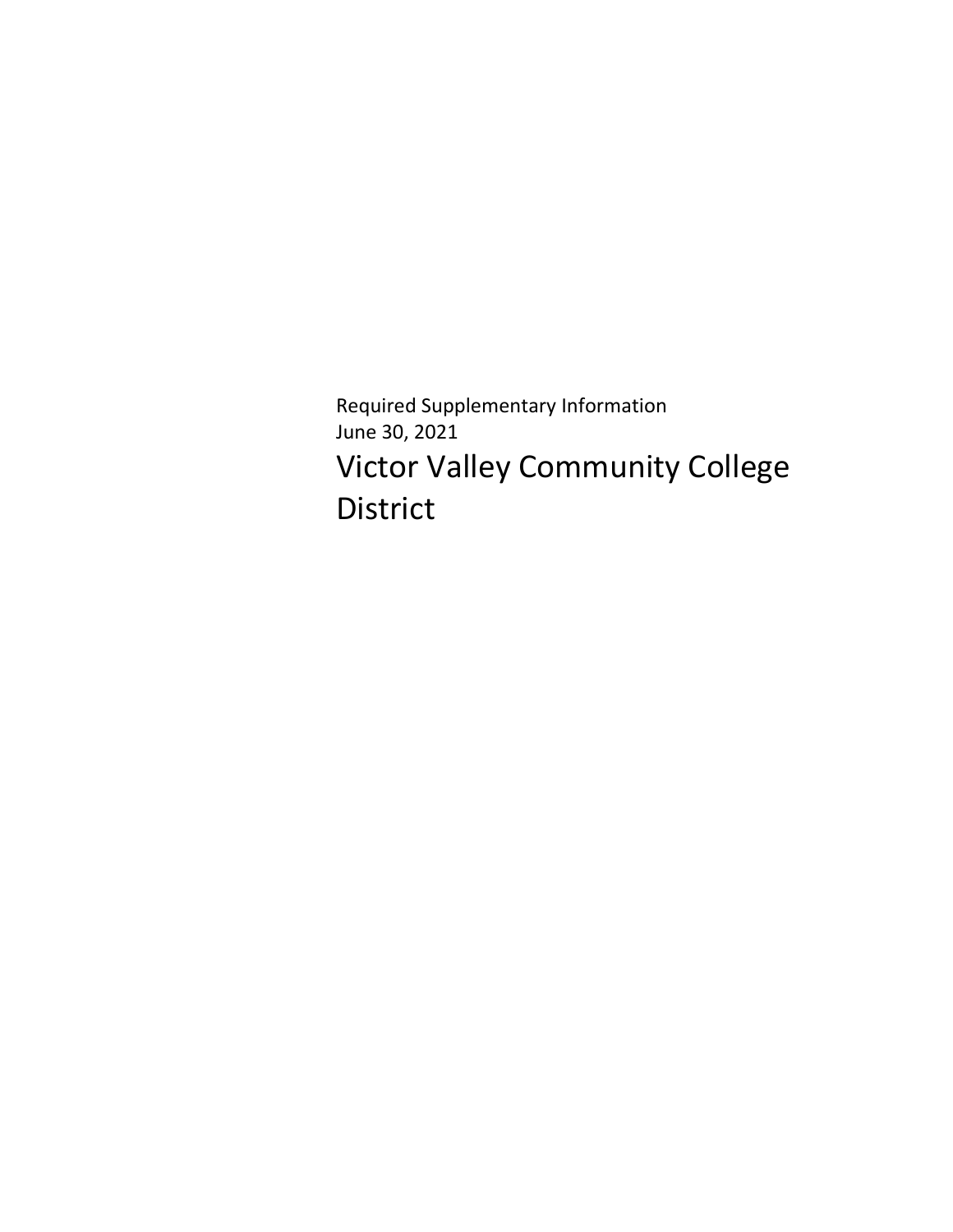Required Supplementary Information

June 30, 2021

# Victor Valley Community College District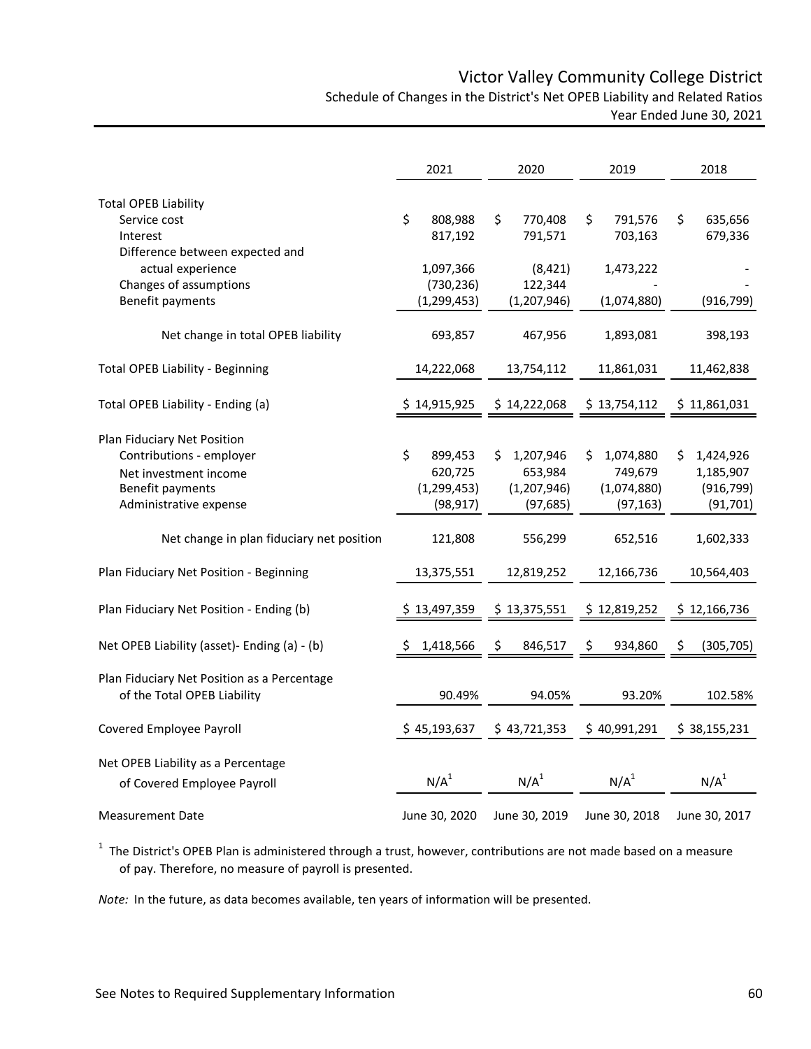# Victor Valley Community College District

## Schedule of Changes in the District's Net OPEB Liability and Related Ratios

Year Ended June 30, 2021

| | 2021 | 2020 | 2019 | 2018 |
|---|---|---|---|---|
| **Total OPEB Liability** | | | | |
| Service cost | $ 808,988 | $ 770,408 | $ 791,576 | $ 635,656 |
| Interest | 817,192 | 791,571 | 703,163 | 679,336 |
| Difference between expected and actual experience | 1,097,366 | (8,421) | 1,473,222 | - |
| Changes of assumptions | (730,236) | 122,344 | - | - |
| Benefit payments | (1,299,453) | (1,207,946) | (1,074,880) | (916,799) |
| Net change in total OPEB liability | 693,857 | 467,956 | 1,893,081 | 398,193 |
| Total OPEB Liability - Beginning | 14,222,068 | 13,754,112 | 11,861,031 | 11,462,838 |
| Total OPEB Liability - Ending (a) | $ 14,915,925 | $ 14,222,068 | $ 13,754,112 | $ 11,861,031 |
| **Plan Fiduciary Net Position** | | | | |
| Contributions - employer | $ 899,453 | $ 1,207,946 | $ 1,074,880 | $ 1,424,926 |
| Net investment income | 620,725 | 653,984 | 749,679 | 1,185,907 |
| Benefit payments | (1,299,453) | (1,207,946) | (1,074,880) | (916,799) |
| Administrative expense | (98,917) | (97,685) | (97,163) | (91,701) |
| Net change in plan fiduciary net position | 121,808 | 556,299 | 652,516 | 1,602,333 |
| Plan Fiduciary Net Position - Beginning | 13,375,551 | 12,819,252 | 12,166,736 | 10,564,403 |
| Plan Fiduciary Net Position - Ending (b) | $ 13,497,359 | $ 13,375,551 | $ 12,819,252 | $ 12,166,736 |
| Net OPEB Liability (asset)- Ending (a) - (b) | $ 1,418,566 | $ 846,517 | $ 934,860 | $ (305,705) |
| Plan Fiduciary Net Position as a Percentage of the Total OPEB Liability | 90.49% | 94.05% | 93.20% | 102.58% |
| Covered Employee Payroll | $ 45,193,637 | $ 43,721,353 | $ 40,991,291 | $ 38,155,231 |
| Net OPEB Liability as a Percentage of Covered Employee Payroll | N/A[1] | N/A[1] | N/A[1] | N/A[1] |
| Measurement Date | June 30, 2020 | June 30, 2019 | June 30, 2018 | June 30, 2017 |

[1] The District's OPEB Plan is administered through a trust, however, contributions are not made based on a measure of pay. Therefore, no measure of payroll is presented.

*Note:* In the future, as data becomes available, ten years of information will be presented.

See Notes to Required Supplementary Information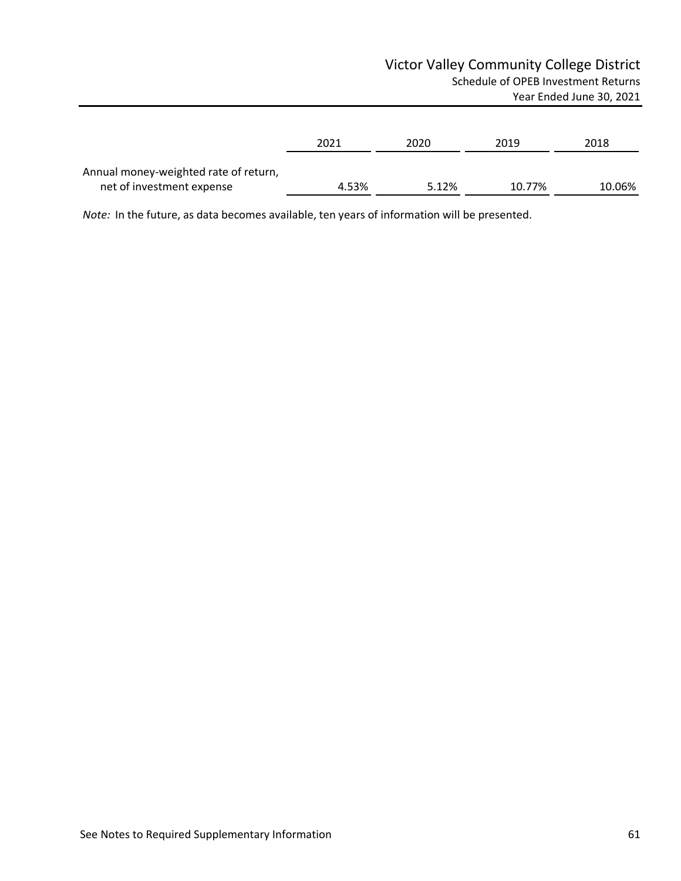# Victor Valley Community College District

## Schedule of OPEB Investment Returns

### Year Ended June 30, 2021

| | 2021 | 2020 | 2019 | 2018 |
|---|---|---|---|---|
| Annual money-weighted rate of return, net of investment expense | 4.53% | 5.12% | 10.77% | 10.06% |

*Note:* In the future, as data becomes available, ten years of information will be presented.

See Notes to Required Supplementary Information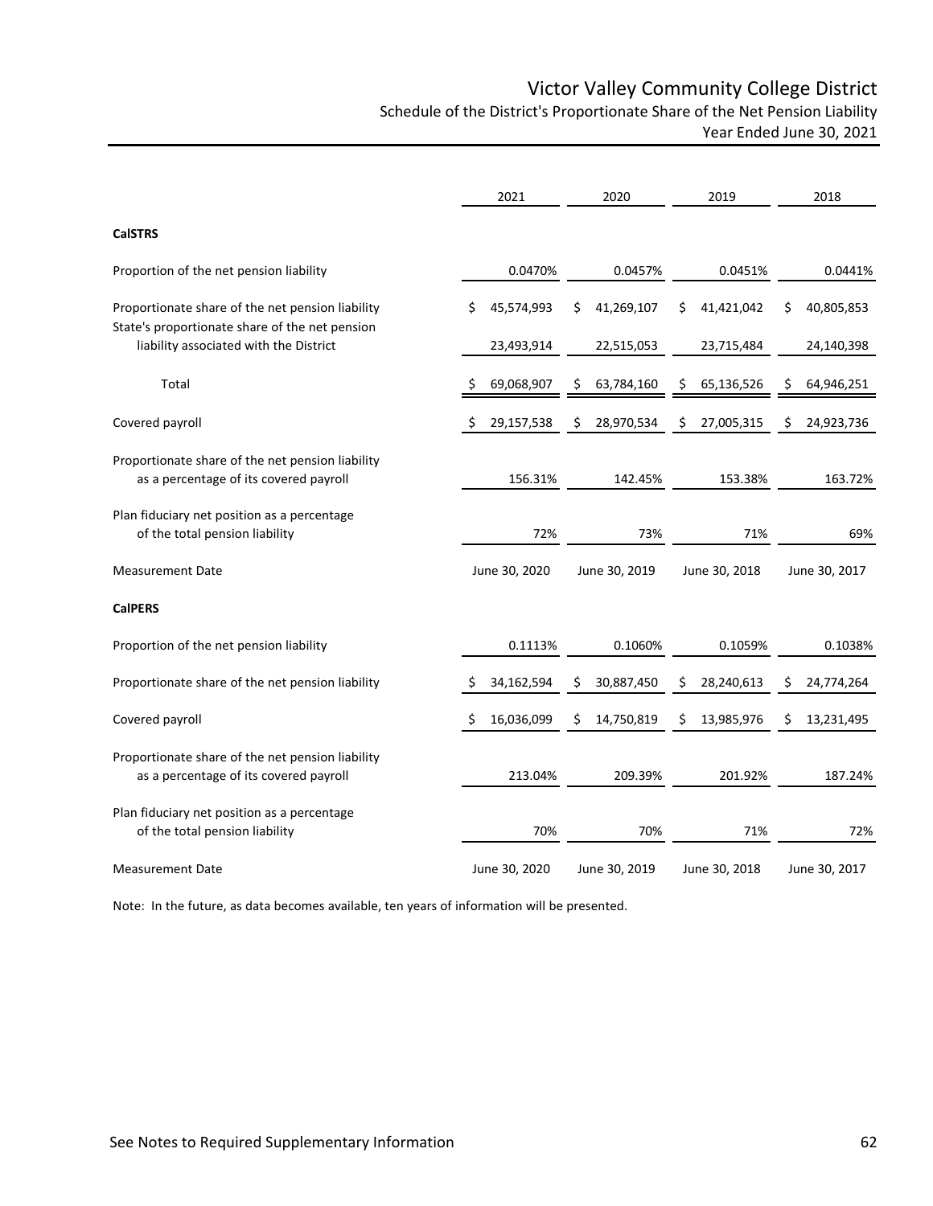# Victor Valley Community College District

## Schedule of the District's Proportionate Share of the Net Pension Liability

### Year Ended June 30, 2021

| | 2021 | 2020 | 2019 | 2018 |
|---|---|---|---|---|
| **CalSTRS** | | | | |
| Proportion of the net pension liability | 0.0470% | 0.0457% | 0.0451% | 0.0441% |
| Proportionate share of the net pension liability | $ 45,574,993 | $ 41,269,107 | $ 41,421,042 | $ 40,805,853 |
| State's proportionate share of the net pension liability associated with the District | 23,493,914 | 22,515,053 | 23,715,484 | 24,140,398 |
| Total | $ 69,068,907 | $ 63,784,160 | $ 65,136,526 | $ 64,946,251 |
| Covered payroll | $ 29,157,538 | $ 28,970,534 | $ 27,005,315 | $ 24,923,736 |
| Proportionate share of the net pension liability as a percentage of its covered payroll | 156.31% | 142.45% | 153.38% | 163.72% |
| Plan fiduciary net position as a percentage of the total pension liability | 72% | 73% | 71% | 69% |
| Measurement Date | June 30, 2020 | June 30, 2019 | June 30, 2018 | June 30, 2017 |
| **CalPERS** | | | | |
| Proportion of the net pension liability | 0.1113% | 0.1060% | 0.1059% | 0.1038% |
| Proportionate share of the net pension liability | $ 34,162,594 | $ 30,887,450 | $ 28,240,613 | $ 24,774,264 |
| Covered payroll | $ 16,036,099 | $ 14,750,819 | $ 13,985,976 | $ 13,231,495 |
| Proportionate share of the net pension liability as a percentage of its covered payroll | 213.04% | 209.39% | 201.92% | 187.24% |
| Plan fiduciary net position as a percentage of the total pension liability | 70% | 70% | 71% | 72% |
| Measurement Date | June 30, 2020 | June 30, 2019 | June 30, 2018 | June 30, 2017 |

Note: In the future, as data becomes available, ten years of information will be presented.

See Notes to Required Supplementary Information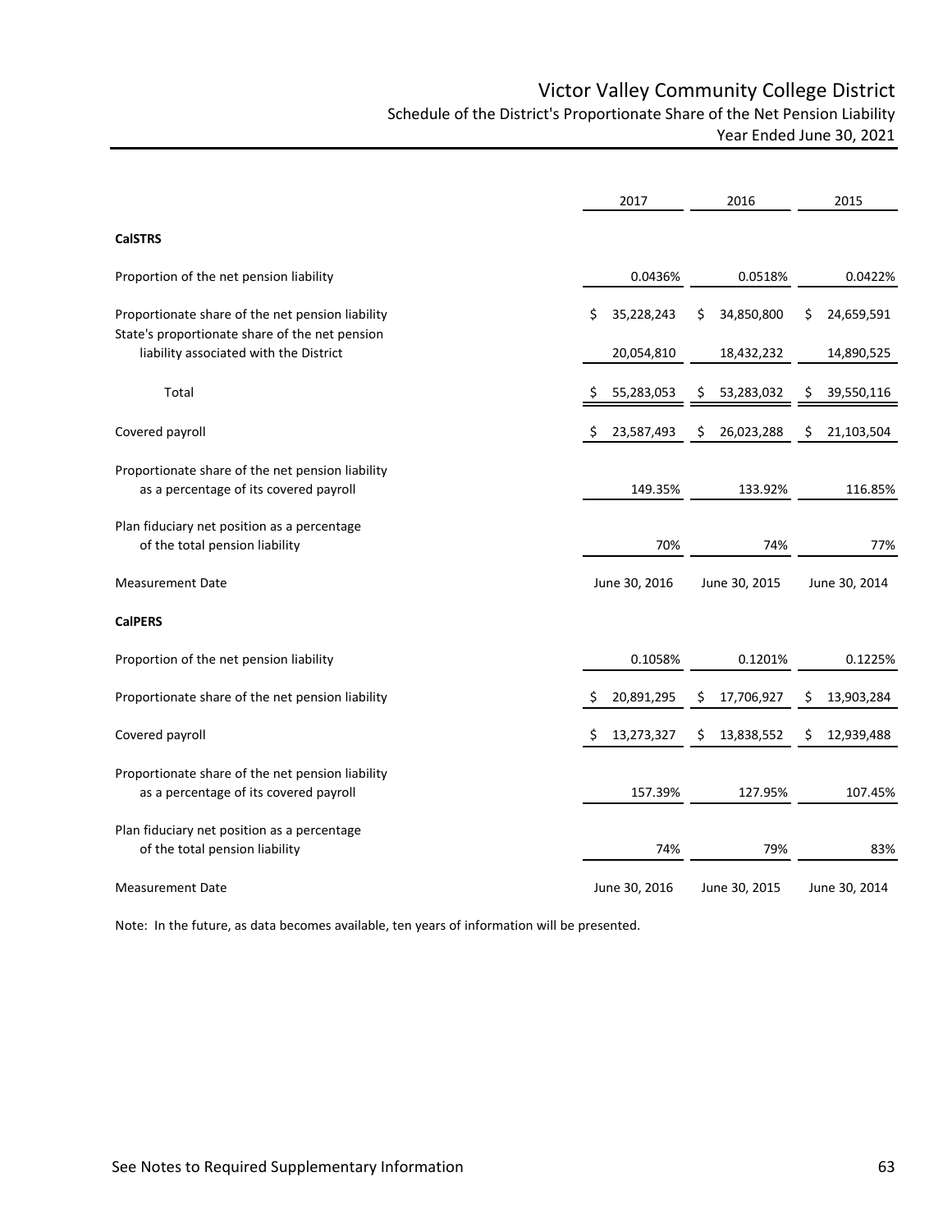# Victor Valley Community College District

## Schedule of the District's Proportionate Share of the Net Pension Liability

### Year Ended June 30, 2021

| | 2017 | 2016 | 2015 |
|---|---|---|---|
| **CalSTRS** | | | |
| Proportion of the net pension liability | 0.0436% | 0.0518% | 0.0422% |
| Proportionate share of the net pension liability | $ 35,228,243 | $ 34,850,800 | $ 24,659,591 |
| State's proportionate share of the net pension liability associated with the District | 20,054,810 | 18,432,232 | 14,890,525 |
| Total | $ 55,283,053 | $ 53,283,032 | $ 39,550,116 |
| Covered payroll | $ 23,587,493 | $ 26,023,288 | $ 21,103,504 |
| Proportionate share of the net pension liability as a percentage of its covered payroll | 149.35% | 133.92% | 116.85% |
| Plan fiduciary net position as a percentage of the total pension liability | 70% | 74% | 77% |
| Measurement Date | June 30, 2016 | June 30, 2015 | June 30, 2014 |
| **CalPERS** | | | |
| Proportion of the net pension liability | 0.1058% | 0.1201% | 0.1225% |
| Proportionate share of the net pension liability | $ 20,891,295 | $ 17,706,927 | $ 13,903,284 |
| Covered payroll | $ 13,273,327 | $ 13,838,552 | $ 12,939,488 |
| Proportionate share of the net pension liability as a percentage of its covered payroll | 157.39% | 127.95% | 107.45% |
| Plan fiduciary net position as a percentage of the total pension liability | 74% | 79% | 83% |
| Measurement Date | June 30, 2016 | June 30, 2015 | June 30, 2014 |

Note: In the future, as data becomes available, ten years of information will be presented.

See Notes to Required Supplementary Information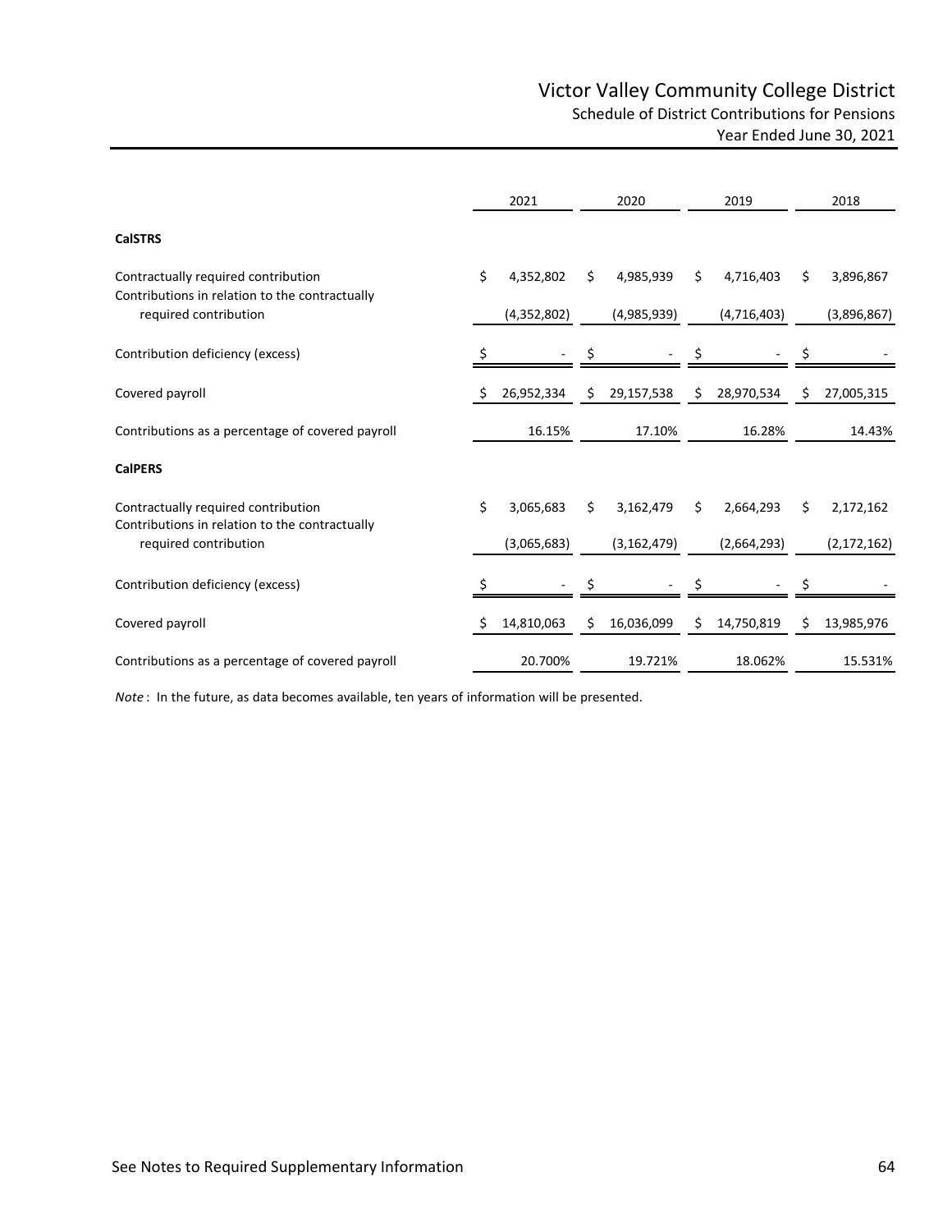# Victor Valley Community College District

## Schedule of District Contributions for Pensions

### Year Ended June 30, 2021

| | 2021 | 2020 | 2019 | 2018 |
|---|---|---|---|---|
| **CalSTRS** | | | | |
| Contractually required contribution | $ 4,352,802 | $ 4,985,939 | $ 4,716,403 | $ 3,896,867 |
| Contributions in relation to the contractually required contribution | (4,352,802) | (4,985,939) | (4,716,403) | (3,896,867) |
| Contribution deficiency (excess) | $ - | $ - | $ - | $ - |
| Covered payroll | $ 26,952,334 | $ 29,157,538 | $ 28,970,534 | $ 27,005,315 |
| Contributions as a percentage of covered payroll | 16.15% | 17.10% | 16.28% | 14.43% |
| **CalPERS** | | | | |
| Contractually required contribution | $ 3,065,683 | $ 3,162,479 | $ 2,664,293 | $ 2,172,162 |
| Contributions in relation to the contractually required contribution | (3,065,683) | (3,162,479) | (2,664,293) | (2,172,162) |
| Contribution deficiency (excess) | $ - | $ - | $ - | $ - |
| Covered payroll | $ 14,810,063 | $ 16,036,099 | $ 14,750,819 | $ 13,985,976 |
| Contributions as a percentage of covered payroll | 20.700% | 19.721% | 18.062% | 15.531% |

*Note* : In the future, as data becomes available, ten years of information will be presented.

See Notes to Required Supplementary Information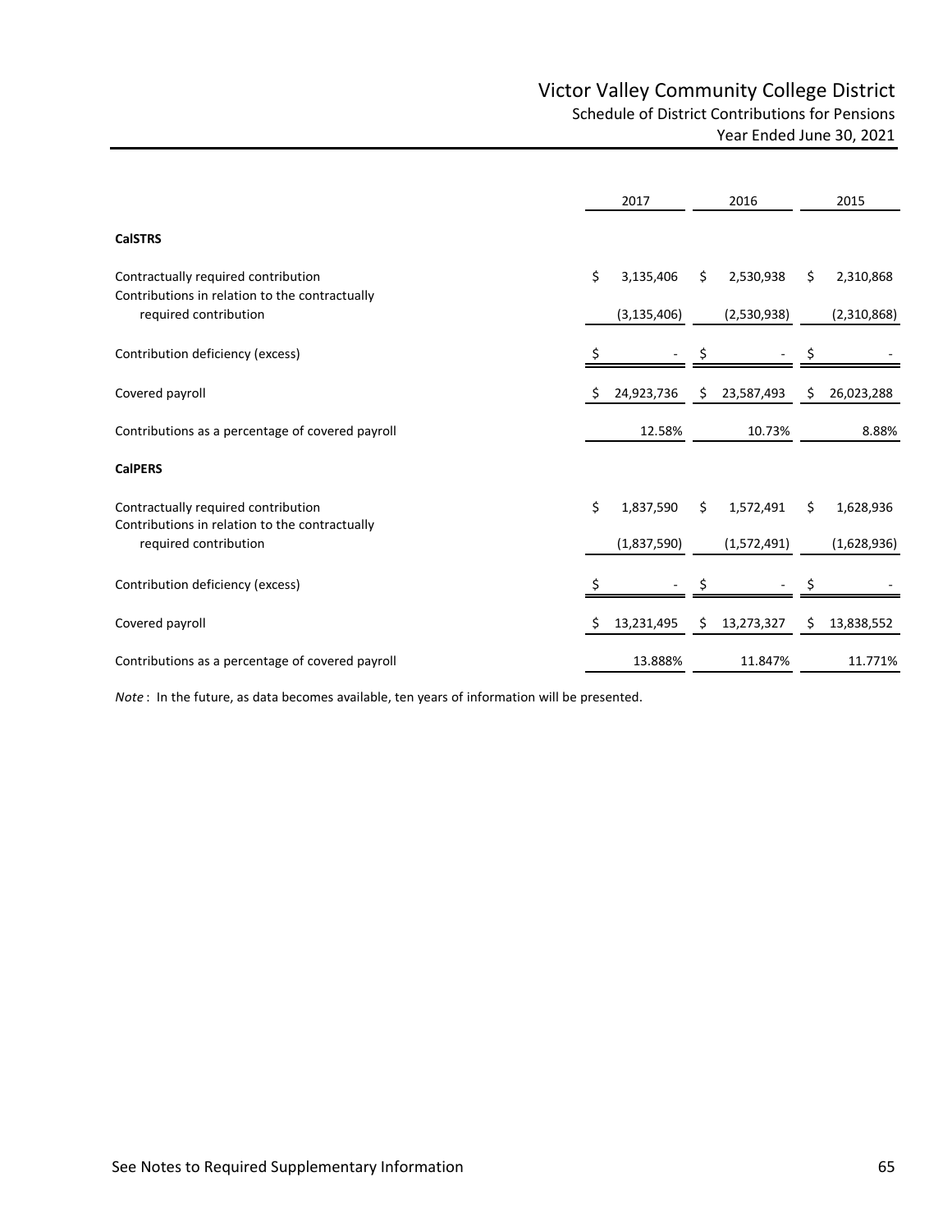# Victor Valley Community College District

## Schedule of District Contributions for Pensions

### Year Ended June 30, 2021

| | 2017 | 2016 | 2015 |
|---|---|---|---|
| **CalSTRS** | | | |
| Contractually required contribution | $ 3,135,406 | $ 2,530,938 | $ 2,310,868 |
| Contributions in relation to the contractually required contribution | (3,135,406) | (2,530,938) | (2,310,868) |
| Contribution deficiency (excess) | $ - | $ - | $ - |
| Covered payroll | $ 24,923,736 | $ 23,587,493 | $ 26,023,288 |
| Contributions as a percentage of covered payroll | 12.58% | 10.73% | 8.88% |
| **CalPERS** | | | |
| Contractually required contribution | $ 1,837,590 | $ 1,572,491 | $ 1,628,936 |
| Contributions in relation to the contractually required contribution | (1,837,590) | (1,572,491) | (1,628,936) |
| Contribution deficiency (excess) | $ - | $ - | $ - |
| Covered payroll | $ 13,231,495 | $ 13,273,327 | $ 13,838,552 |
| Contributions as a percentage of covered payroll | 13.888% | 11.847% | 11.771% |

*Note* : In the future, as data becomes available, ten years of information will be presented.

See Notes to Required Supplementary Information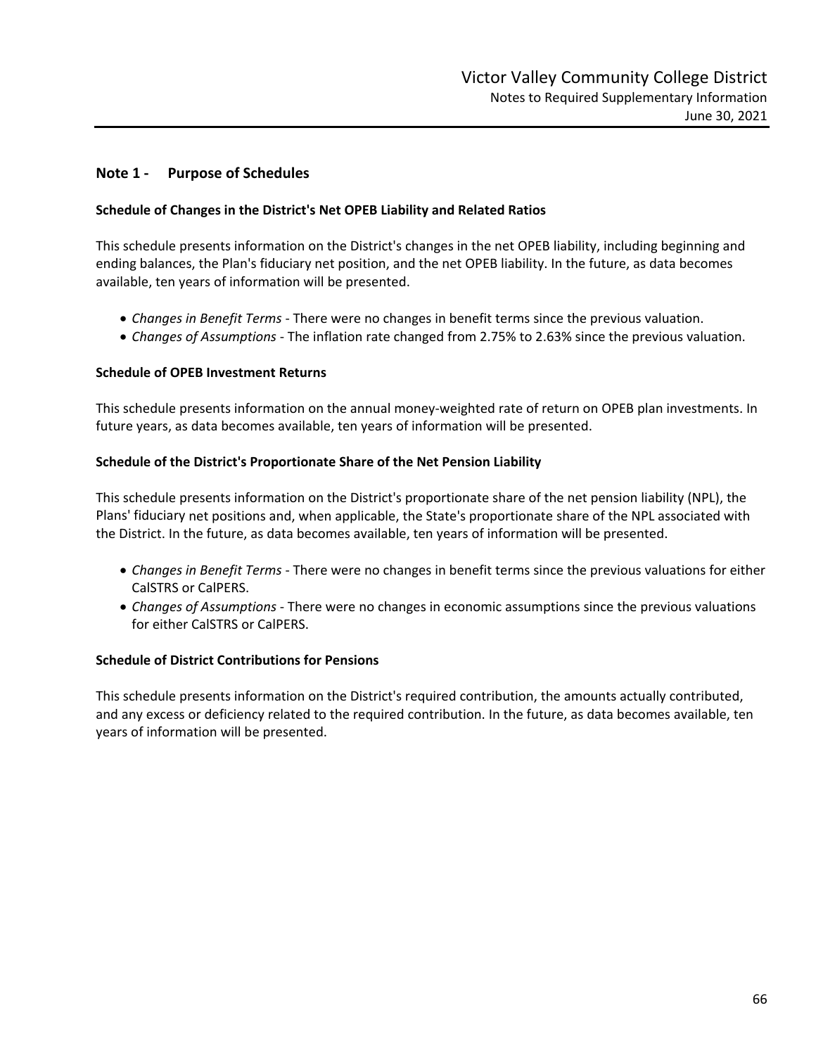## Note 1 - Purpose of Schedules

### Schedule of Changes in the District's Net OPEB Liability and Related Ratios

This schedule presents information on the District's changes in the net OPEB liability, including beginning and ending balances, the Plan's fiduciary net position, and the net OPEB liability. In the future, as data becomes available, ten years of information will be presented.

- *Changes in Benefit Terms* - There were no changes in benefit terms since the previous valuation.
- *Changes of Assumptions* - The inflation rate changed from 2.75% to 2.63% since the previous valuation.

### Schedule of OPEB Investment Returns

This schedule presents information on the annual money-weighted rate of return on OPEB plan investments. In future years, as data becomes available, ten years of information will be presented.

### Schedule of the District's Proportionate Share of the Net Pension Liability

This schedule presents information on the District's proportionate share of the net pension liability (NPL), the Plans' fiduciary net positions and, when applicable, the State's proportionate share of the NPL associated with the District. In the future, as data becomes available, ten years of information will be presented.

- *Changes in Benefit Terms* - There were no changes in benefit terms since the previous valuations for either CalSTRS or CalPERS.
- *Changes of Assumptions* - There were no changes in economic assumptions since the previous valuations for either CalSTRS or CalPERS.

### Schedule of District Contributions for Pensions

This schedule presents information on the District's required contribution, the amounts actually contributed, and any excess or deficiency related to the required contribution. In the future, as data becomes available, ten years of information will be presented.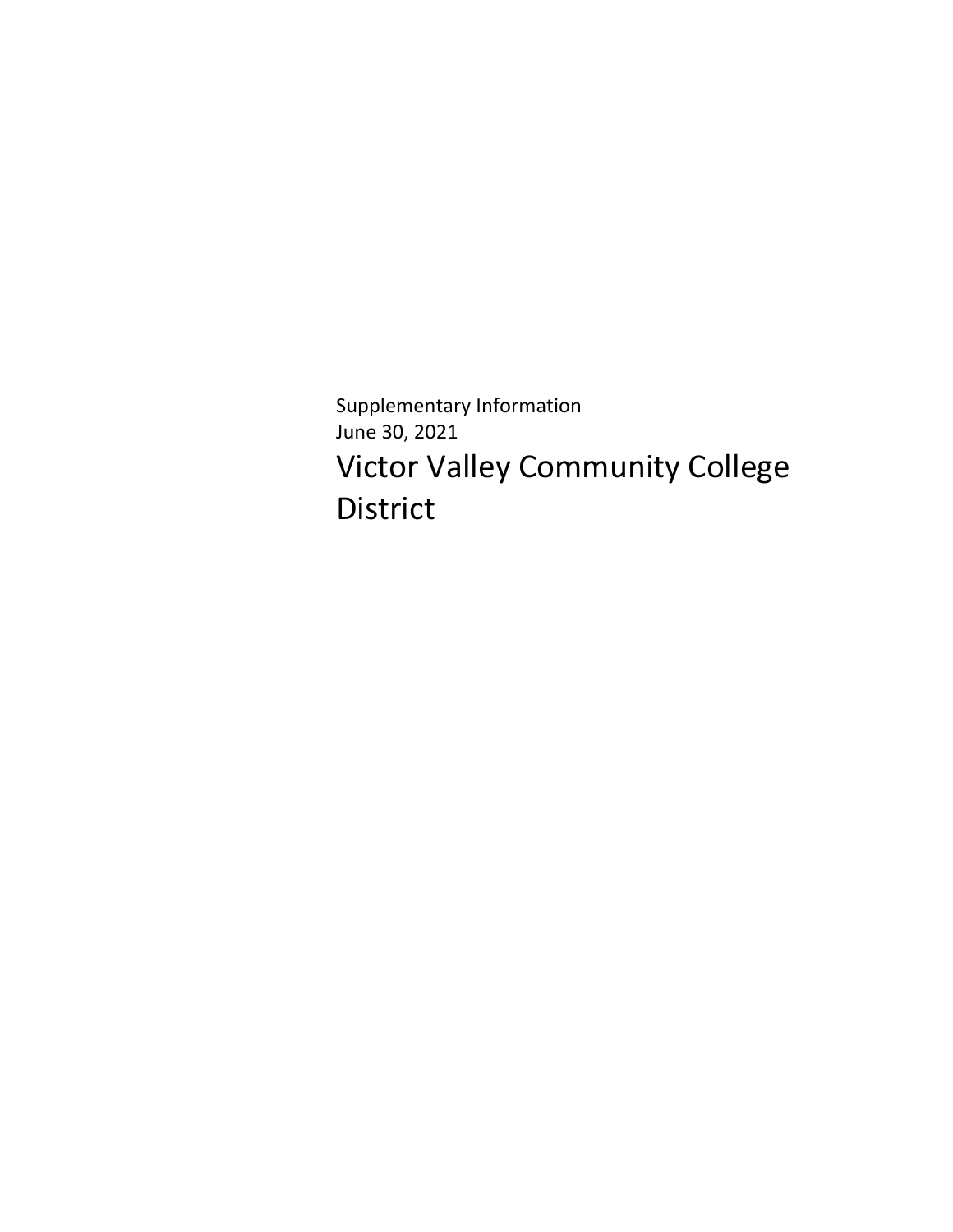Supplementary Information
June 30, 2021

# Victor Valley Community College District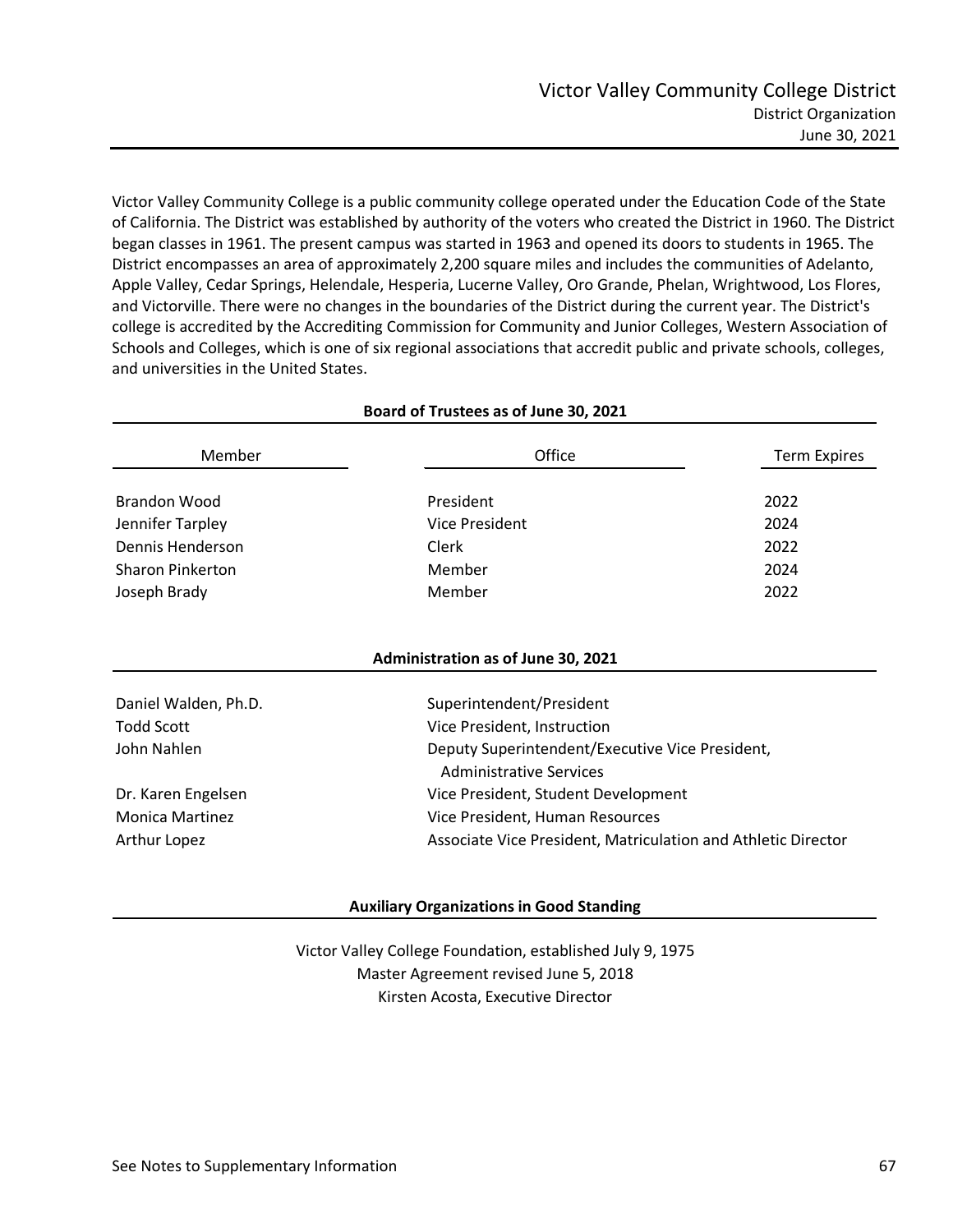# Victor Valley Community College District

## District Organization

## June 30, 2021

Victor Valley Community College is a public community college operated under the Education Code of the State of California. The District was established by authority of the voters who created the District in 1960. The District began classes in 1961. The present campus was started in 1963 and opened its doors to students in 1965. The District encompasses an area of approximately 2,200 square miles and includes the communities of Adelanto, Apple Valley, Cedar Springs, Helendale, Hesperia, Lucerne Valley, Oro Grande, Phelan, Wrightwood, Los Flores, and Victorville. There were no changes in the boundaries of the District during the current year. The District's college is accredited by the Accrediting Commission for Community and Junior Colleges, Western Association of Schools and Colleges, which is one of six regional associations that accredit public and private schools, colleges, and universities in the United States.

**Board of Trustees as of June 30, 2021**

| Member | Office | Term Expires |
|---|---|---|
| Brandon Wood | President | 2022 |
| Jennifer Tarpley | Vice President | 2024 |
| Dennis Henderson | Clerk | 2022 |
| Sharon Pinkerton | Member | 2024 |
| Joseph Brady | Member | 2022 |

**Administration as of June 30, 2021**

| | |
|---|---|
| Daniel Walden, Ph.D. | Superintendent/President |
| Todd Scott | Vice President, Instruction |
| John Nahlen | Deputy Superintendent/Executive Vice President, Administrative Services |
| Dr. Karen Engelsen | Vice President, Student Development |
| Monica Martinez | Vice President, Human Resources |
| Arthur Lopez | Associate Vice President, Matriculation and Athletic Director |

**Auxiliary Organizations in Good Standing**

Victor Valley College Foundation, established July 9, 1975
Master Agreement revised June 5, 2018
Kirsten Acosta, Executive Director

See Notes to Supplementary Information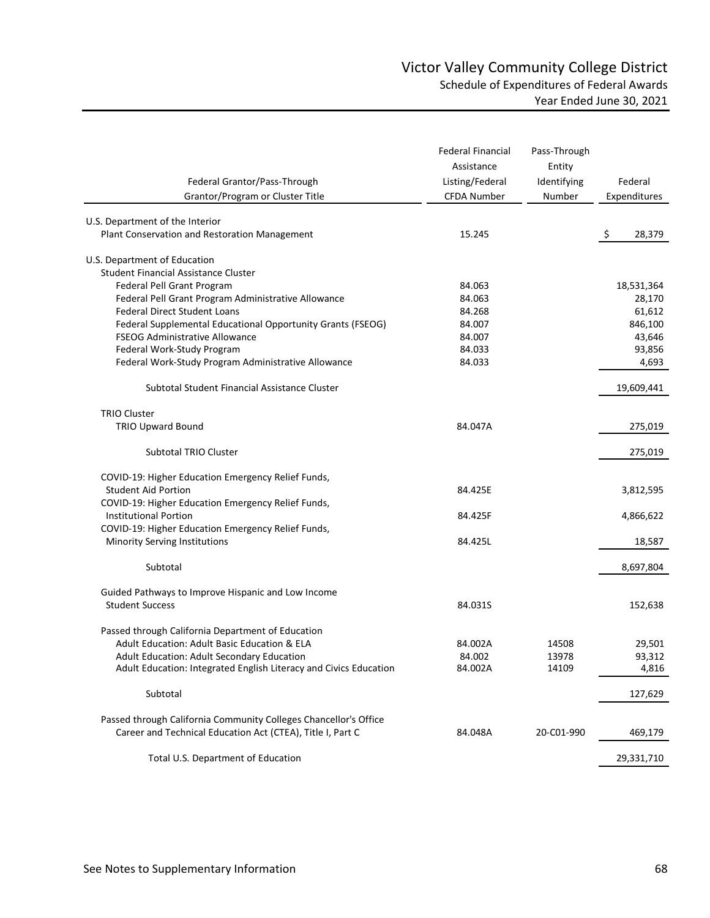# Victor Valley Community College District
## Schedule of Expenditures of Federal Awards
### Year Ended June 30, 2021

| Federal Grantor/Pass-Through Grantor/Program or Cluster Title | Federal Financial Assistance Listing/Federal CFDA Number | Pass-Through Entity Identifying Number | Federal Expenditures |
|---|---|---|---|
| U.S. Department of the Interior | | | |
| Plant Conservation and Restoration Management | 15.245 | | $ 28,379 |
| U.S. Department of Education | | | |
| Student Financial Assistance Cluster | | | |
| Federal Pell Grant Program | 84.063 | | 18,531,364 |
| Federal Pell Grant Program Administrative Allowance | 84.063 | | 28,170 |
| Federal Direct Student Loans | 84.268 | | 61,612 |
| Federal Supplemental Educational Opportunity Grants (FSEOG) | 84.007 | | 846,100 |
| FSEOG Administrative Allowance | 84.007 | | 43,646 |
| Federal Work-Study Program | 84.033 | | 93,856 |
| Federal Work-Study Program Administrative Allowance | 84.033 | | 4,693 |
| Subtotal Student Financial Assistance Cluster | | | 19,609,441 |
| TRIO Cluster | | | |
| TRIO Upward Bound | 84.047A | | 275,019 |
| Subtotal TRIO Cluster | | | 275,019 |
| COVID-19: Higher Education Emergency Relief Funds, Student Aid Portion | 84.425E | | 3,812,595 |
| COVID-19: Higher Education Emergency Relief Funds, Institutional Portion | 84.425F | | 4,866,622 |
| COVID-19: Higher Education Emergency Relief Funds, Minority Serving Institutions | 84.425L | | 18,587 |
| Subtotal | | | 8,697,804 |
| Guided Pathways to Improve Hispanic and Low Income Student Success | 84.031S | | 152,638 |
| Passed through California Department of Education | | | |
| Adult Education: Adult Basic Education & ELA | 84.002A | 14508 | 29,501 |
| Adult Education: Adult Secondary Education | 84.002 | 13978 | 93,312 |
| Adult Education: Integrated English Literacy and Civics Education | 84.002A | 14109 | 4,816 |
| Subtotal | | | 127,629 |
| Passed through California Community Colleges Chancellor's Office | | | |
| Career and Technical Education Act (CTEA), Title I, Part C | 84.048A | 20-C01-990 | 469,179 |
| Total U.S. Department of Education | | | 29,331,710 |

See Notes to Supplementary Information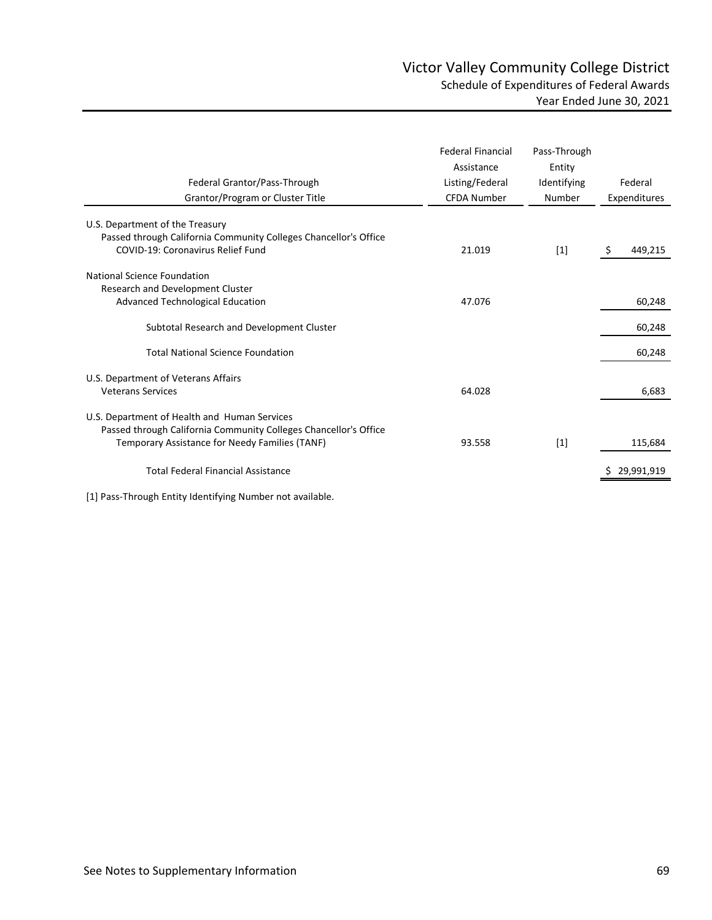# Victor Valley Community College District

## Schedule of Expenditures of Federal Awards

### Year Ended June 30, 2021

| Federal Grantor/Pass-Through Grantor/Program or Cluster Title | Federal Financial Assistance Listing/Federal CFDA Number | Pass-Through Entity Identifying Number | Federal Expenditures |
|---|---|---|---|
| U.S. Department of the Treasury | | | |
| Passed through California Community Colleges Chancellor's Office | | | |
| COVID-19: Coronavirus Relief Fund | 21.019 | [1] | $ 449,215 |
| National Science Foundation | | | |
| Research and Development Cluster | | | |
| Advanced Technological Education | 47.076 | | 60,248 |
| Subtotal Research and Development Cluster | | | 60,248 |
| Total National Science Foundation | | | 60,248 |
| U.S. Department of Veterans Affairs | | | |
| Veterans Services | 64.028 | | 6,683 |
| U.S. Department of Health and Human Services | | | |
| Passed through California Community Colleges Chancellor's Office | | | |
| Temporary Assistance for Needy Families (TANF) | 93.558 | [1] | 115,684 |
| Total Federal Financial Assistance | | | $ 29,991,919 |

[1] Pass-Through Entity Identifying Number not available.

See Notes to Supplementary Information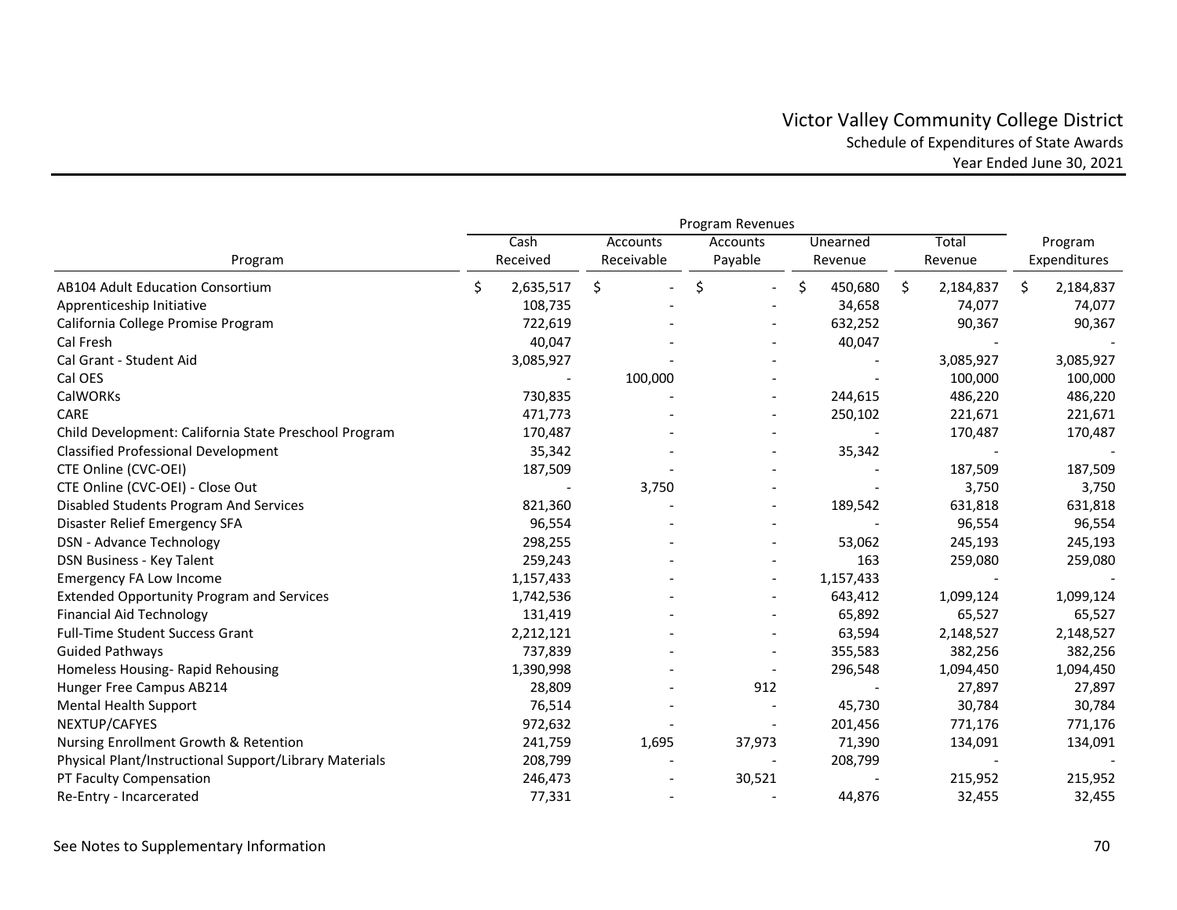# Victor Valley Community College District

Schedule of Expenditures of State Awards

Year Ended June 30, 2021

| Program | Program Revenues | | | | | |
|---|---|---|---|---|---|---|
| | Cash Received | Accounts Receivable | Accounts Payable | Unearned Revenue | Total Revenue | Program Expenditures |
| AB104 Adult Education Consortium | $ 2,635,517 | $ - | $ - | $ 450,680 | $ 2,184,837 | $ 2,184,837 |
| Apprenticeship Initiative | 108,735 | - | - | 34,658 | 74,077 | 74,077 |
| California College Promise Program | 722,619 | - | - | 632,252 | 90,367 | 90,367 |
| Cal Fresh | 40,047 | - | - | 40,047 | - | - |
| Cal Grant - Student Aid | 3,085,927 | - | - | - | 3,085,927 | 3,085,927 |
| Cal OES | - | 100,000 | - | - | 100,000 | 100,000 |
| CalWORKs | 730,835 | - | - | 244,615 | 486,220 | 486,220 |
| CARE | 471,773 | - | - | 250,102 | 221,671 | 221,671 |
| Child Development: California State Preschool Program | 170,487 | - | - | - | 170,487 | 170,487 |
| Classified Professional Development | 35,342 | - | - | 35,342 | - | - |
| CTE Online (CVC-OEI) | 187,509 | - | - | - | 187,509 | 187,509 |
| CTE Online (CVC-OEI) - Close Out | - | 3,750 | - | - | 3,750 | 3,750 |
| Disabled Students Program And Services | 821,360 | - | - | 189,542 | 631,818 | 631,818 |
| Disaster Relief Emergency SFA | 96,554 | - | - | - | 96,554 | 96,554 |
| DSN - Advance Technology | 298,255 | - | - | 53,062 | 245,193 | 245,193 |
| DSN Business - Key Talent | 259,243 | - | - | 163 | 259,080 | 259,080 |
| Emergency FA Low Income | 1,157,433 | - | - | 1,157,433 | - | - |
| Extended Opportunity Program and Services | 1,742,536 | - | - | 643,412 | 1,099,124 | 1,099,124 |
| Financial Aid Technology | 131,419 | - | - | 65,892 | 65,527 | 65,527 |
| Full-Time Student Success Grant | 2,212,121 | - | - | 63,594 | 2,148,527 | 2,148,527 |
| Guided Pathways | 737,839 | - | - | 355,583 | 382,256 | 382,256 |
| Homeless Housing- Rapid Rehousing | 1,390,998 | - | - | 296,548 | 1,094,450 | 1,094,450 |
| Hunger Free Campus AB214 | 28,809 | - | 912 | - | 27,897 | 27,897 |
| Mental Health Support | 76,514 | - | - | 45,730 | 30,784 | 30,784 |
| NEXTUP/CAFYES | 972,632 | - | - | 201,456 | 771,176 | 771,176 |
| Nursing Enrollment Growth & Retention | 241,759 | 1,695 | 37,973 | 71,390 | 134,091 | 134,091 |
| Physical Plant/Instructional Support/Library Materials | 208,799 | - | - | 208,799 | - | - |
| PT Faculty Compensation | 246,473 | - | 30,521 | - | 215,952 | 215,952 |
| Re-Entry - Incarcerated | 77,331 | - | - | 44,876 | 32,455 | 32,455 |

See Notes to Supplementary Information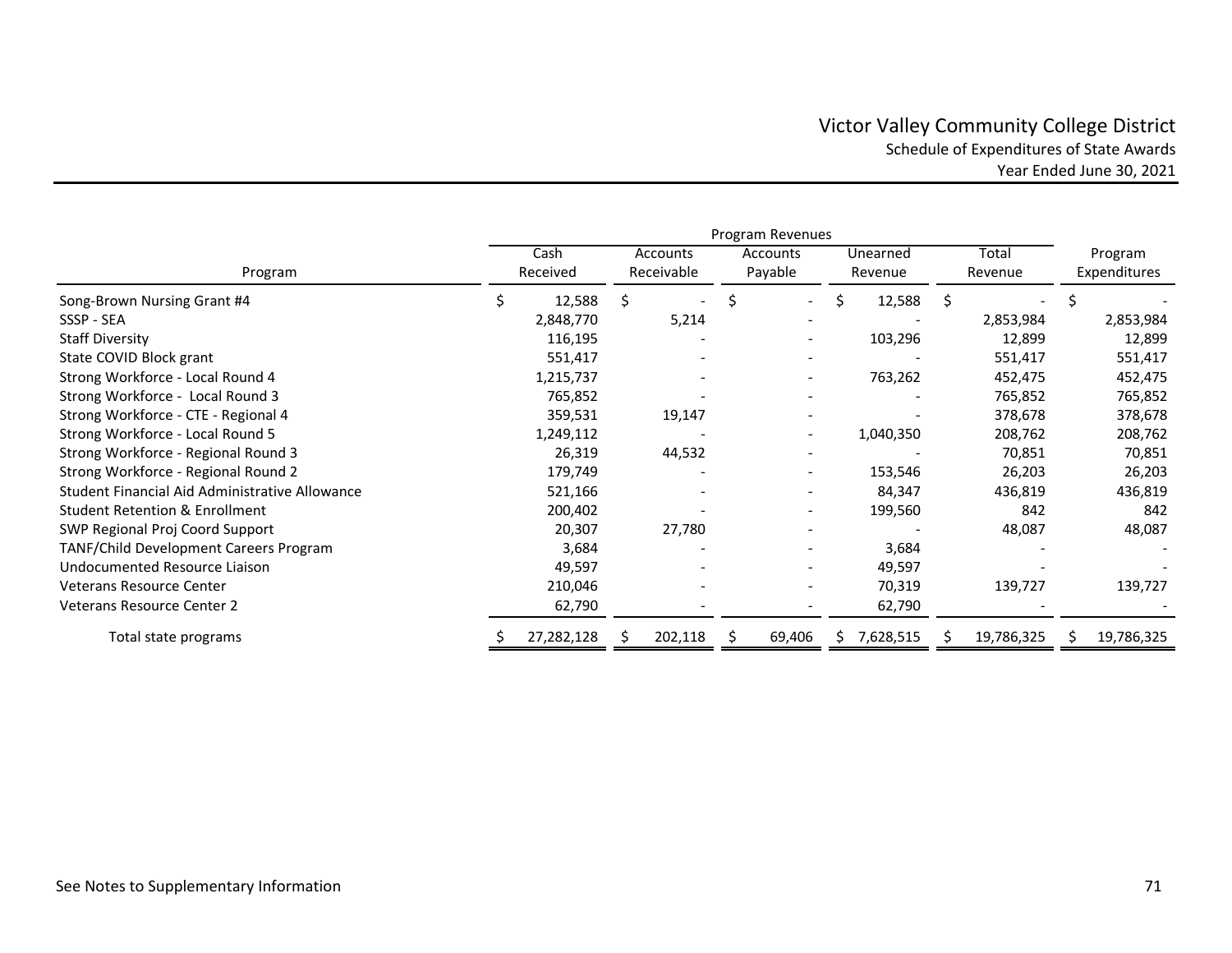# Victor Valley Community College District

## Schedule of Expenditures of State Awards

### Year Ended June 30, 2021

| Program | Program Revenues | | | | | |
|---|---|---|---|---|---|---|
| | Cash Received | Accounts Receivable | Accounts Payable | Unearned Revenue | Total Revenue | Program Expenditures |
| Song-Brown Nursing Grant #4 | $ 12,588 | $ - | $ - | $ 12,588 | $ - | $ - |
| SSSP - SEA | 2,848,770 | 5,214 | - | - | 2,853,984 | 2,853,984 |
| Staff Diversity | 116,195 | - | - | 103,296 | 12,899 | 12,899 |
| State COVID Block grant | 551,417 | - | - | - | 551,417 | 551,417 |
| Strong Workforce - Local Round 4 | 1,215,737 | - | - | 763,262 | 452,475 | 452,475 |
| Strong Workforce - Local Round 3 | 765,852 | - | - | - | 765,852 | 765,852 |
| Strong Workforce - CTE - Regional 4 | 359,531 | 19,147 | - | - | 378,678 | 378,678 |
| Strong Workforce - Local Round 5 | 1,249,112 | - | - | 1,040,350 | 208,762 | 208,762 |
| Strong Workforce - Regional Round 3 | 26,319 | 44,532 | - | - | 70,851 | 70,851 |
| Strong Workforce - Regional Round 2 | 179,749 | - | - | 153,546 | 26,203 | 26,203 |
| Student Financial Aid Administrative Allowance | 521,166 | - | - | 84,347 | 436,819 | 436,819 |
| Student Retention & Enrollment | 200,402 | - | - | 199,560 | 842 | 842 |
| SWP Regional Proj Coord Support | 20,307 | 27,780 | - | - | 48,087 | 48,087 |
| TANF/Child Development Careers Program | 3,684 | - | - | 3,684 | - | - |
| Undocumented Resource Liaison | 49,597 | - | - | 49,597 | - | - |
| Veterans Resource Center | 210,046 | - | - | 70,319 | 139,727 | 139,727 |
| Veterans Resource Center 2 | 62,790 | - | - | 62,790 | - | - |
| Total state programs | $ 27,282,128 | $ 202,118 | $ 69,406 | $ 7,628,515 | $ 19,786,325 | $ 19,786,325 |

See Notes to Supplementary Information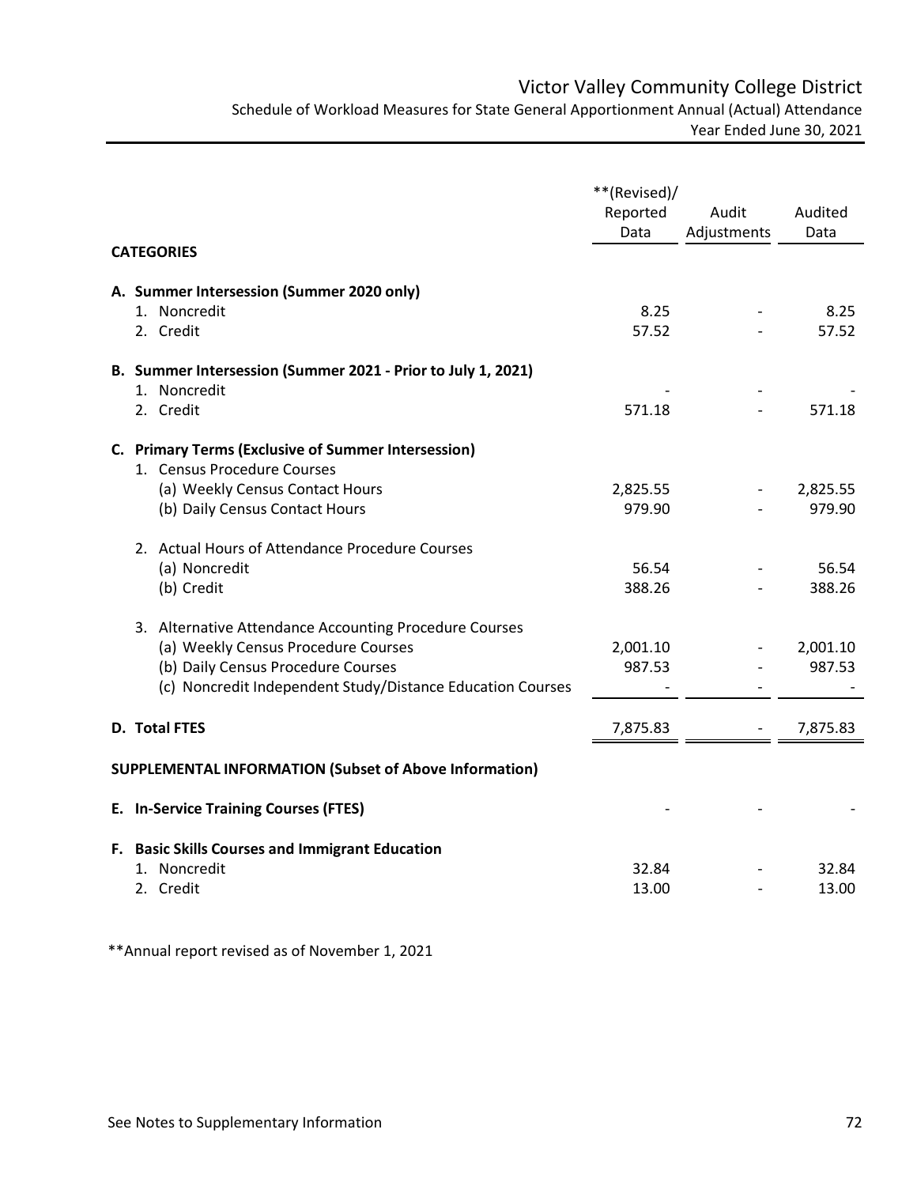# Victor Valley Community College District

Schedule of Workload Measures for State General Apportionment Annual (Actual) Attendance
Year Ended June 30, 2021

| CATEGORIES | **(Revised)/ Reported Data | Audit Adjustments | Audited Data |
|---|---|---|---|
| **A. Summer Intersession (Summer 2020 only)** | | | |
| 1. Noncredit | 8.25 | - | 8.25 |
| 2. Credit | 57.52 | - | 57.52 |
| **B. Summer Intersession (Summer 2021 - Prior to July 1, 2021)** | | | |
| 1. Noncredit | - | - | - |
| 2. Credit | 571.18 | - | 571.18 |
| **C. Primary Terms (Exclusive of Summer Intersession)** | | | |
| 1. Census Procedure Courses | | | |
| (a) Weekly Census Contact Hours | 2,825.55 | - | 2,825.55 |
| (b) Daily Census Contact Hours | 979.90 | - | 979.90 |
| 2. Actual Hours of Attendance Procedure Courses | | | |
| (a) Noncredit | 56.54 | - | 56.54 |
| (b) Credit | 388.26 | - | 388.26 |
| 3. Alternative Attendance Accounting Procedure Courses | | | |
| (a) Weekly Census Procedure Courses | 2,001.10 | - | 2,001.10 |
| (b) Daily Census Procedure Courses | 987.53 | - | 987.53 |
| (c) Noncredit Independent Study/Distance Education Courses | - | - | - |
| **D. Total FTES** | 7,875.83 | - | 7,875.83 |
| **SUPPLEMENTAL INFORMATION (Subset of Above Information)** | | | |
| **E. In-Service Training Courses (FTES)** | - | - | - |
| **F. Basic Skills Courses and Immigrant Education** | | | |
| 1. Noncredit | 32.84 | - | 32.84 |
| 2. Credit | 13.00 | - | 13.00 |

**Annual report revised as of November 1, 2021

See Notes to Supplementary Information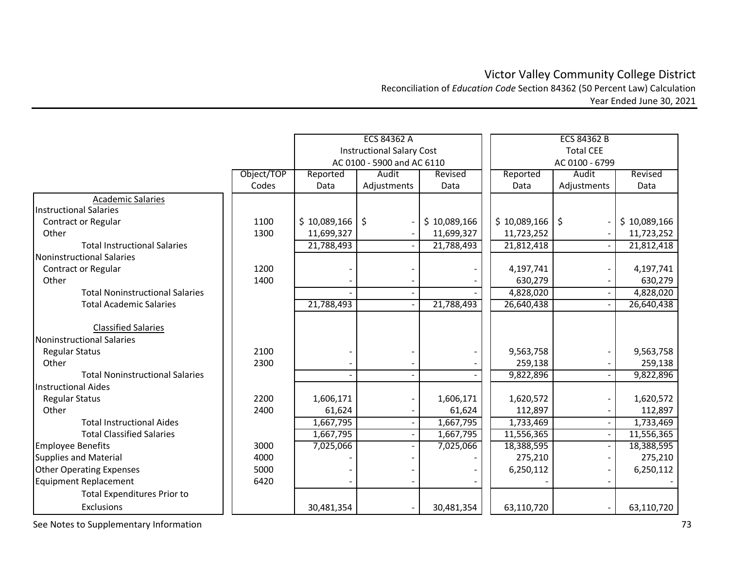# Victor Valley Community College District

Reconciliation of *Education Code* Section 84362 (50 Percent Law) Calculation

Year Ended June 30, 2021

| | | ECS 84362 A Instructional Salary Cost AC 0100 - 5900 and AC 6110 | | | ECS 84362 B Total CEE AC 0100 - 6799 | | |
|---|---|---|---|---|---|---|---|
| | Object/TOP Codes | Reported Data | Audit Adjustments | Revised Data | Reported Data | Audit Adjustments | Revised Data |
| Academic Salaries | | | | | | | |
| Instructional Salaries | | | | | | | |
| Contract or Regular | 1100 | $ 10,089,166 | $ - | $ 10,089,166 | $ 10,089,166 | $ - | $ 10,089,166 |
| Other | 1300 | 11,699,327 | - | 11,699,327 | 11,723,252 | - | 11,723,252 |
| Total Instructional Salaries | | 21,788,493 | - | 21,788,493 | 21,812,418 | - | 21,812,418 |
| Noninstructional Salaries | | | | | | | |
| Contract or Regular | 1200 | - | - | - | 4,197,741 | - | 4,197,741 |
| Other | 1400 | - | - | - | 630,279 | - | 630,279 |
| Total Noninstructional Salaries | | - | - | - | 4,828,020 | - | 4,828,020 |
| Total Academic Salaries | | 21,788,493 | - | 21,788,493 | 26,640,438 | - | 26,640,438 |
| Classified Salaries | | | | | | | |
| Noninstructional Salaries | | | | | | | |
| Regular Status | 2100 | - | - | - | 9,563,758 | - | 9,563,758 |
| Other | 2300 | - | - | - | 259,138 | - | 259,138 |
| Total Noninstructional Salaries | | - | - | - | 9,822,896 | - | 9,822,896 |
| Instructional Aides | | | | | | | |
| Regular Status | 2200 | 1,606,171 | - | 1,606,171 | 1,620,572 | - | 1,620,572 |
| Other | 2400 | 61,624 | - | 61,624 | 112,897 | - | 112,897 |
| Total Instructional Aides | | 1,667,795 | - | 1,667,795 | 1,733,469 | - | 1,733,469 |
| Total Classified Salaries | | 1,667,795 | - | 1,667,795 | 11,556,365 | - | 11,556,365 |
| Employee Benefits | 3000 | 7,025,066 | - | 7,025,066 | 18,388,595 | - | 18,388,595 |
| Supplies and Material | 4000 | - | - | - | 275,210 | - | 275,210 |
| Other Operating Expenses | 5000 | - | - | - | 6,250,112 | - | 6,250,112 |
| Equipment Replacement | 6420 | - | - | - | - | - | - |
| Total Expenditures Prior to Exclusions | | 30,481,354 | - | 30,481,354 | 63,110,720 | - | 63,110,720 |

See Notes to Supplementary Information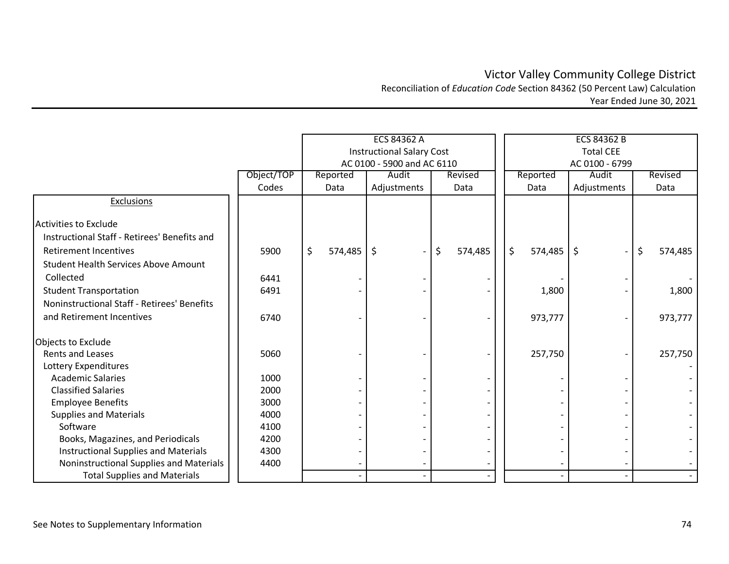# Victor Valley Community College District

Reconciliation of *Education Code* Section 84362 (50 Percent Law) Calculation
Year Ended June 30, 2021

| | | ECS 84362 A Instructional Salary Cost AC 0100 - 5900 and AC 6110 | | | ECS 84362 B Total CEE AC 0100 - 6799 | | |
|---|---|---|---|---|---|---|---|
| | Object/TOP Codes | Reported Data | Audit Adjustments | Revised Data | Reported Data | Audit Adjustments | Revised Data |
| Exclusions | | | | | | | |
| Activities to Exclude | | | | | | | |
| Instructional Staff - Retirees' Benefits and Retirement Incentives | 5900 | $ 574,485 | $ - | $ 574,485 | $ 574,485 | $ - | $ 574,485 |
| Student Health Services Above Amount Collected | 6441 | - | - | - | - | - | - |
| Student Transportation | 6491 | - | - | - | 1,800 | - | 1,800 |
| Noninstructional Staff - Retirees' Benefits and Retirement Incentives | 6740 | - | - | - | 973,777 | - | 973,777 |
| Objects to Exclude | | | | | | | |
| Rents and Leases | 5060 | - | - | - | 257,750 | - | 257,750 |
| Lottery Expenditures | | | | | | | - |
| Academic Salaries | 1000 | - | - | - | - | - | - |
| Classified Salaries | 2000 | - | - | - | - | - | - |
| Employee Benefits | 3000 | - | - | - | - | - | - |
| Supplies and Materials | 4000 | - | - | - | - | - | - |
| Software | 4100 | - | - | - | - | - | - |
| Books, Magazines, and Periodicals | 4200 | - | - | - | - | - | - |
| Instructional Supplies and Materials | 4300 | - | - | - | - | - | - |
| Noninstructional Supplies and Materials | 4400 | - | - | - | - | - | - |
| Total Supplies and Materials | | - | - | - | - | - | - |

See Notes to Supplementary Information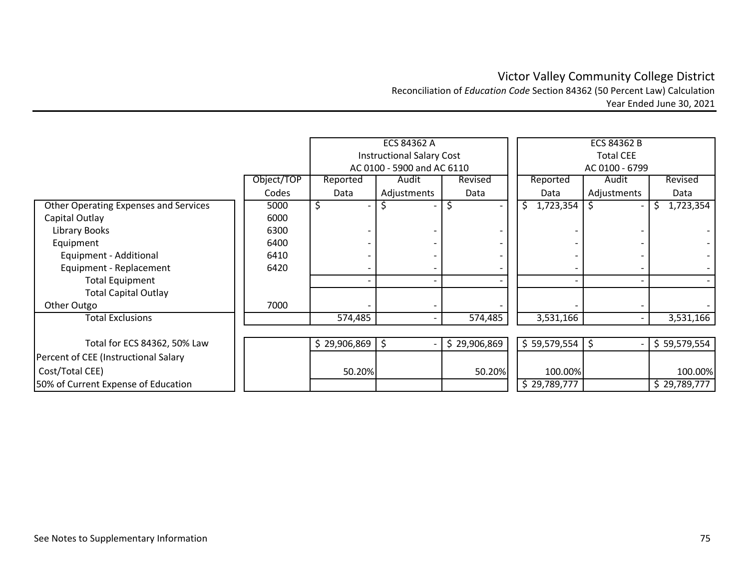# Victor Valley Community College District

Reconciliation of *Education Code* Section 84362 (50 Percent Law) Calculation

Year Ended June 30, 2021

| | Object/TOP Codes | ECS 84362 A Instructional Salary Cost AC 0100 - 5900 and AC 6110 Reported Data | Audit Adjustments | Revised Data | ECS 84362 B Total CEE AC 0100 - 6799 Reported Data | Audit Adjustments | Revised Data |
|---|---|---|---|---|---|---|---|
| Other Operating Expenses and Services | 5000 | $ - | $ - | $ - | $ 1,723,354 | $ - | $ 1,723,354 |
| Capital Outlay | 6000 | | | | | | |
| Library Books | 6300 | - | - | - | - | - | - |
| Equipment | 6400 | - | - | - | - | - | - |
| Equipment - Additional | 6410 | - | - | - | - | - | - |
| Equipment - Replacement | 6420 | - | - | - | - | - | - |
| Total Equipment | | - | - | - | - | - | - |
| Total Capital Outlay | | | | | | | |
| Other Outgo | 7000 | - | - | - | - | - | - |
| Total Exclusions | | 574,485 | - | 574,485 | 3,531,166 | - | 3,531,166 |
| Total for ECS 84362, 50% Law | | $ 29,906,869 | $ - | $ 29,906,869 | $ 59,579,554 | $ - | $ 59,579,554 |
| Percent of CEE (Instructional Salary Cost/Total CEE) | | 50.20% | | 50.20% | 100.00% | | 100.00% |
| 50% of Current Expense of Education | | | | | $ 29,789,777 | | $ 29,789,777 |

See Notes to Supplementary Information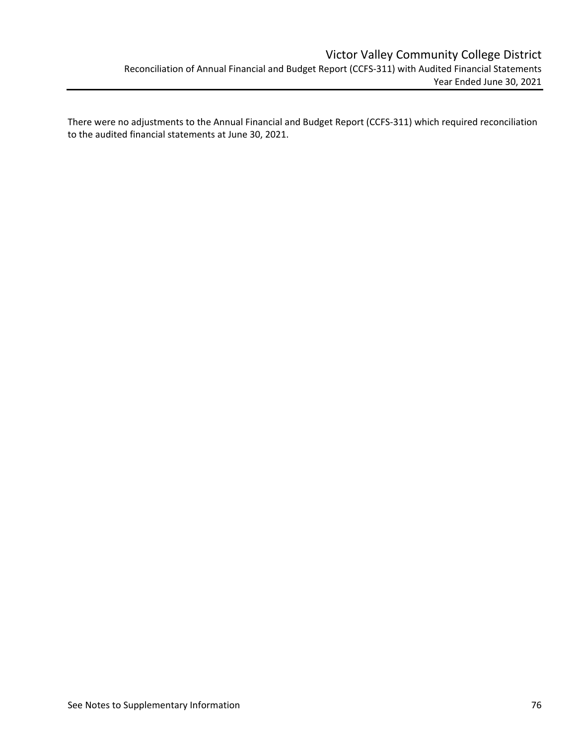# Victor Valley Community College District

Reconciliation of Annual Financial and Budget Report (CCFS-311) with Audited Financial Statements
Year Ended June 30, 2021

There were no adjustments to the Annual Financial and Budget Report (CCFS-311) which required reconciliation to the audited financial statements at June 30, 2021.

See Notes to Supplementary Information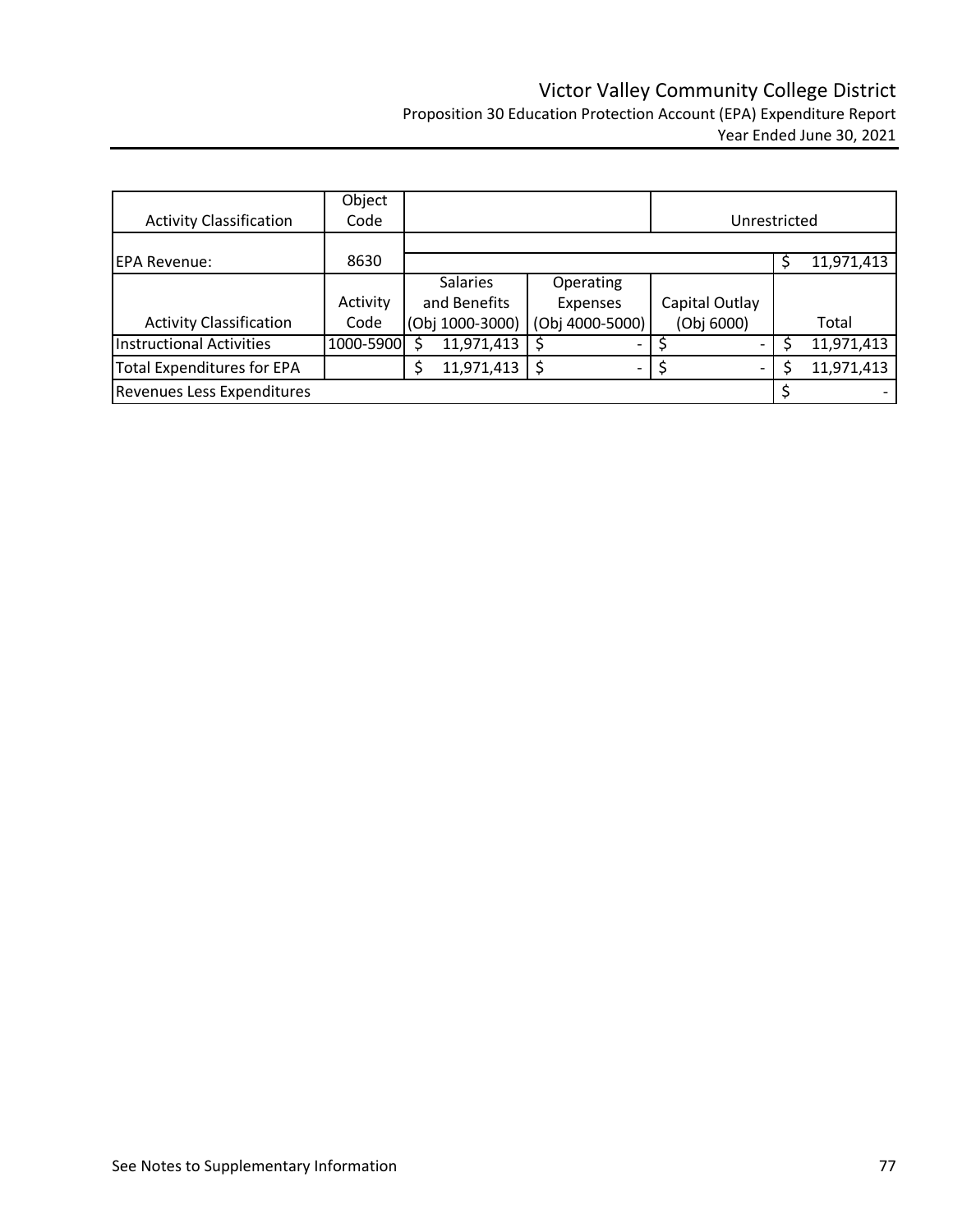# Victor Valley Community College District

Proposition 30 Education Protection Account (EPA) Expenditure Report

Year Ended June 30, 2021

| Activity Classification | Object Code | | | | Unrestricted |
|---|---|---|---|---|---|
| EPA Revenue: | 8630 | | | | $ 11,971,413 |
| Activity Classification | Activity Code | Salaries and Benefits (Obj 1000-3000) | Operating Expenses (Obj 4000-5000) | Capital Outlay (Obj 6000) | Total |
| Instructional Activities | 1000-5900 | $ 11,971,413 | $ - | $ - | $ 11,971,413 |
| Total Expenditures for EPA | | $ 11,971,413 | $ - | $ - | $ 11,971,413 |
| Revenues Less Expenditures | | | | | $ - |

See Notes to Supplementary Information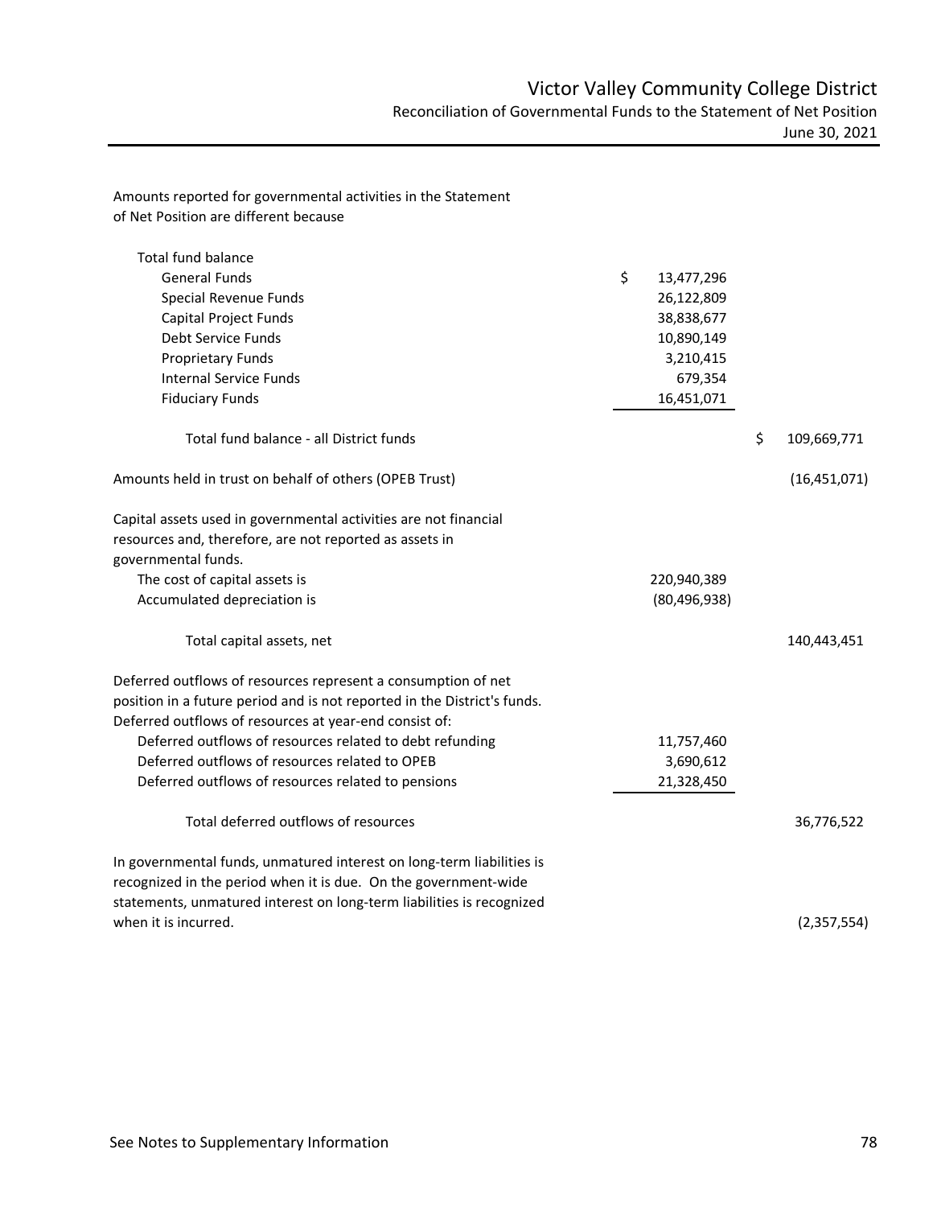# Victor Valley Community College District

## Reconciliation of Governmental Funds to the Statement of Net Position

June 30, 2021

Amounts reported for governmental activities in the Statement of Net Position are different because

| | | |
|---|---|---|
| Total fund balance | | |
| General Funds | $ 13,477,296 | |
| Special Revenue Funds | 26,122,809 | |
| Capital Project Funds | 38,838,677 | |
| Debt Service Funds | 10,890,149 | |
| Proprietary Funds | 3,210,415 | |
| Internal Service Funds | 679,354 | |
| Fiduciary Funds | 16,451,071 | |
| Total fund balance - all District funds | | $ 109,669,771 |
| Amounts held in trust on behalf of others (OPEB Trust) | | (16,451,071) |
| Capital assets used in governmental activities are not financial resources and, therefore, are not reported as assets in governmental funds. | | |
| The cost of capital assets is | 220,940,389 | |
| Accumulated depreciation is | (80,496,938) | |
| Total capital assets, net | | 140,443,451 |
| Deferred outflows of resources represent a consumption of net position in a future period and is not reported in the District's funds. Deferred outflows of resources at year-end consist of: | | |
| Deferred outflows of resources related to debt refunding | 11,757,460 | |
| Deferred outflows of resources related to OPEB | 3,690,612 | |
| Deferred outflows of resources related to pensions | 21,328,450 | |
| Total deferred outflows of resources | | 36,776,522 |
| In governmental funds, unmatured interest on long-term liabilities is recognized in the period when it is due. On the government-wide statements, unmatured interest on long-term liabilities is recognized when it is incurred. | | (2,357,554) |

See Notes to Supplementary Information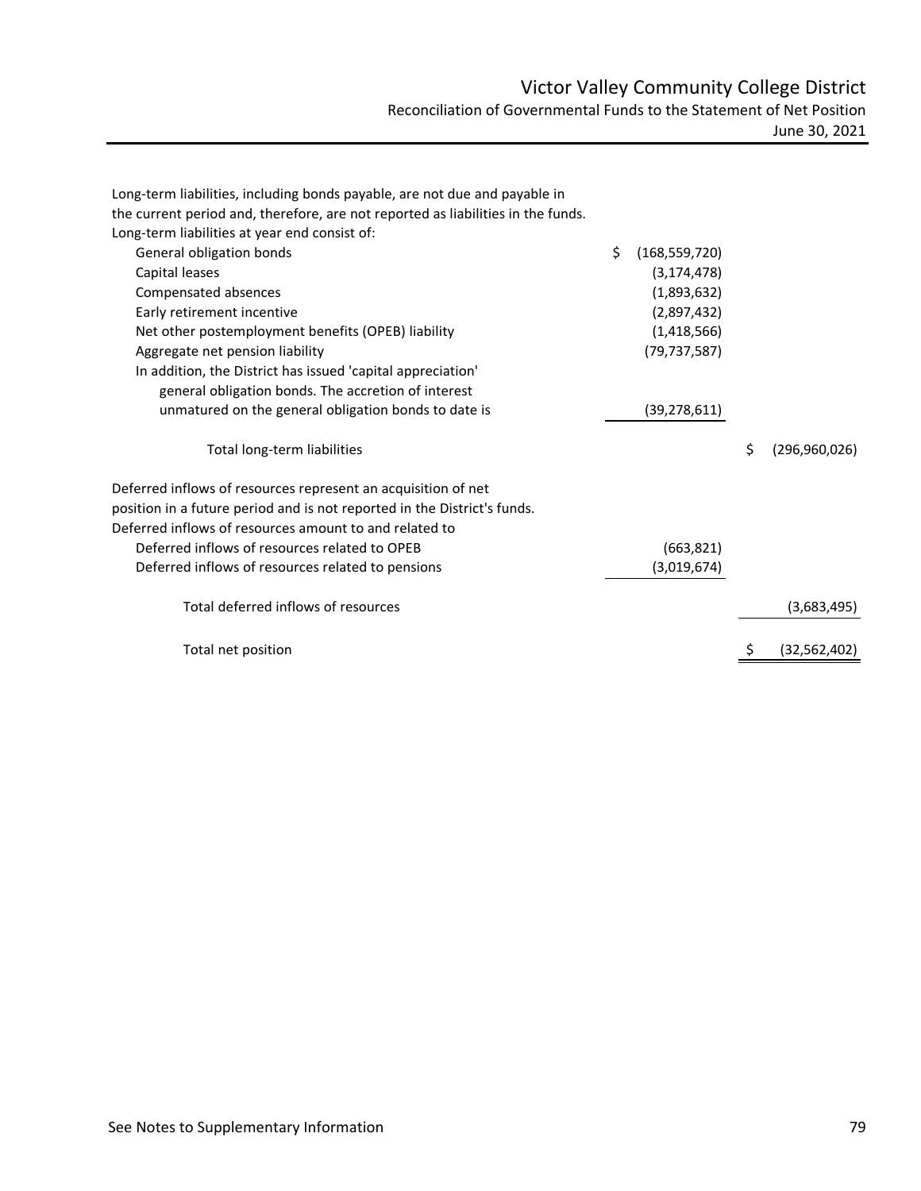# Victor Valley Community College District

## Reconciliation of Governmental Funds to the Statement of Net Position

June 30, 2021

| | | |
|---|---|---|
| Long-term liabilities, including bonds payable, are not due and payable in the current period and, therefore, are not reported as liabilities in the funds. | | |
| Long-term liabilities at year end consist of: | | |
| General obligation bonds | $ (168,559,720) | |
| Capital leases | (3,174,478) | |
| Compensated absences | (1,893,632) | |
| Early retirement incentive | (2,897,432) | |
| Net other postemployment benefits (OPEB) liability | (1,418,566) | |
| Aggregate net pension liability | (79,737,587) | |
| In addition, the District has issued 'capital appreciation' general obligation bonds. The accretion of interest unmatured on the general obligation bonds to date is | (39,278,611) | |
| Total long-term liabilities | | $ (296,960,026) |
| Deferred inflows of resources represent an acquisition of net position in a future period and is not reported in the District's funds. | | |
| Deferred inflows of resources amount to and related to | | |
| Deferred inflows of resources related to OPEB | (663,821) | |
| Deferred inflows of resources related to pensions | (3,019,674) | |
| Total deferred inflows of resources | | (3,683,495) |
| Total net position | | $ (32,562,402) |

See Notes to Supplementary Information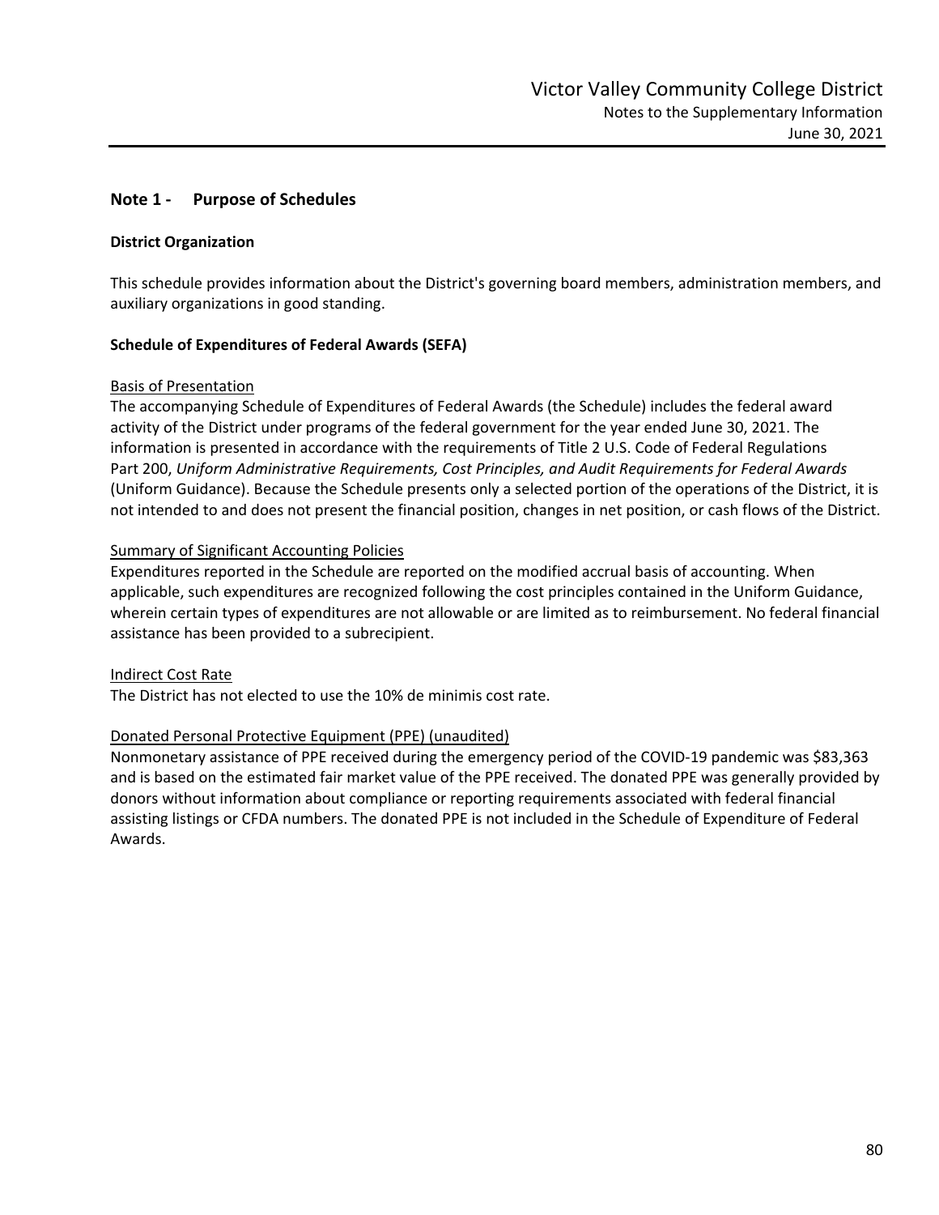## Note 1 - Purpose of Schedules

### District Organization

This schedule provides information about the District's governing board members, administration members, and auxiliary organizations in good standing.

### Schedule of Expenditures of Federal Awards (SEFA)

Basis of Presentation

The accompanying Schedule of Expenditures of Federal Awards (the Schedule) includes the federal award activity of the District under programs of the federal government for the year ended June 30, 2021. The information is presented in accordance with the requirements of Title 2 U.S. Code of Federal Regulations Part 200, *Uniform Administrative Requirements, Cost Principles, and Audit Requirements for Federal Awards* (Uniform Guidance). Because the Schedule presents only a selected portion of the operations of the District, it is not intended to and does not present the financial position, changes in net position, or cash flows of the District.

Summary of Significant Accounting Policies

Expenditures reported in the Schedule are reported on the modified accrual basis of accounting. When applicable, such expenditures are recognized following the cost principles contained in the Uniform Guidance, wherein certain types of expenditures are not allowable or are limited as to reimbursement. No federal financial assistance has been provided to a subrecipient.

Indirect Cost Rate

The District has not elected to use the 10% de minimis cost rate.

Donated Personal Protective Equipment (PPE) (unaudited)

Nonmonetary assistance of PPE received during the emergency period of the COVID-19 pandemic was $83,363 and is based on the estimated fair market value of the PPE received. The donated PPE was generally provided by donors without information about compliance or reporting requirements associated with federal financial assisting listings or CFDA numbers. The donated PPE is not included in the Schedule of Expenditure of Federal Awards.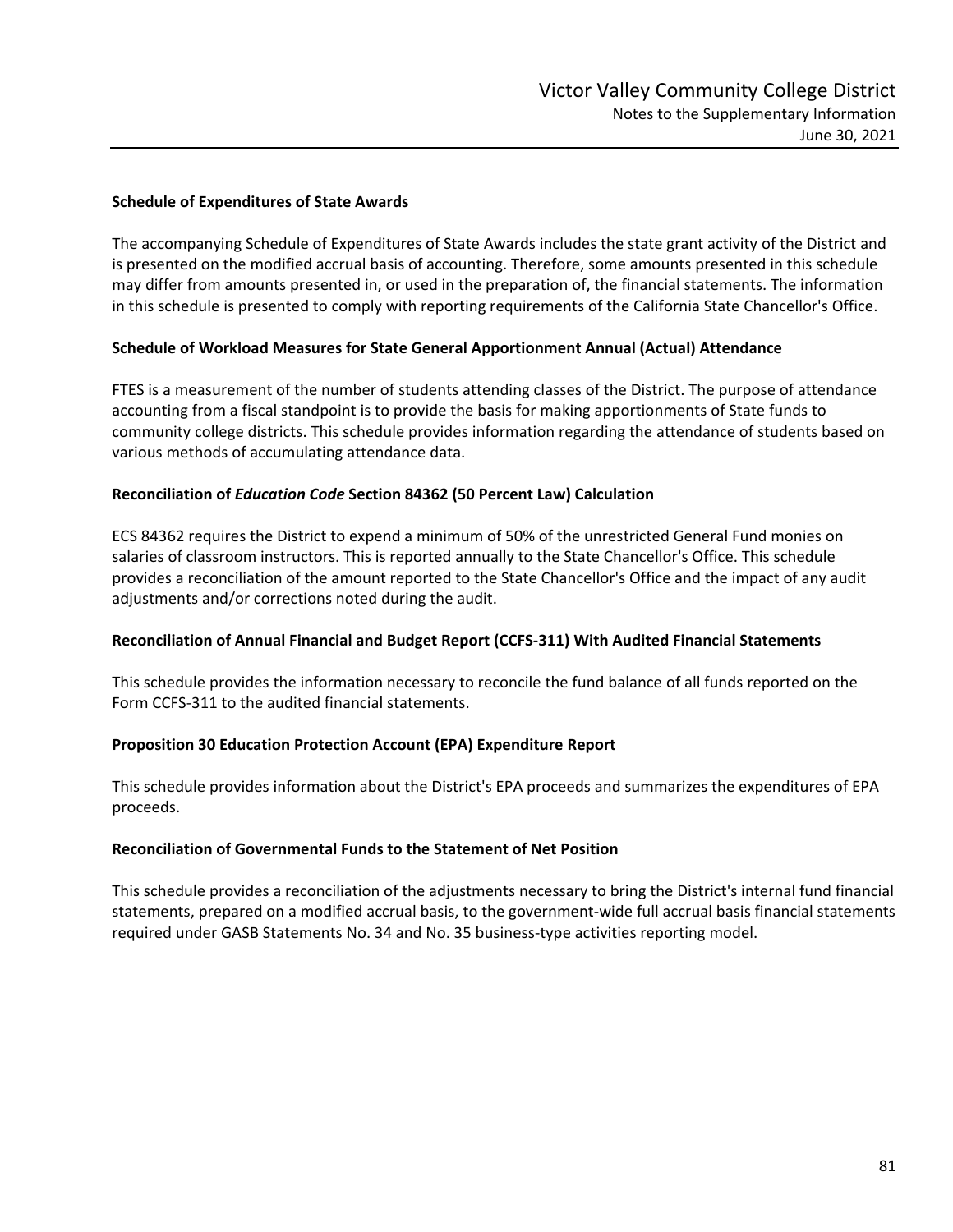## Schedule of Expenditures of State Awards

The accompanying Schedule of Expenditures of State Awards includes the state grant activity of the District and is presented on the modified accrual basis of accounting. Therefore, some amounts presented in this schedule may differ from amounts presented in, or used in the preparation of, the financial statements. The information in this schedule is presented to comply with reporting requirements of the California State Chancellor's Office.

## Schedule of Workload Measures for State General Apportionment Annual (Actual) Attendance

FTES is a measurement of the number of students attending classes of the District. The purpose of attendance accounting from a fiscal standpoint is to provide the basis for making apportionments of State funds to community college districts. This schedule provides information regarding the attendance of students based on various methods of accumulating attendance data.

## Reconciliation of *Education Code* Section 84362 (50 Percent Law) Calculation

ECS 84362 requires the District to expend a minimum of 50% of the unrestricted General Fund monies on salaries of classroom instructors. This is reported annually to the State Chancellor's Office. This schedule provides a reconciliation of the amount reported to the State Chancellor's Office and the impact of any audit adjustments and/or corrections noted during the audit.

## Reconciliation of Annual Financial and Budget Report (CCFS-311) With Audited Financial Statements

This schedule provides the information necessary to reconcile the fund balance of all funds reported on the Form CCFS-311 to the audited financial statements.

## Proposition 30 Education Protection Account (EPA) Expenditure Report

This schedule provides information about the District's EPA proceeds and summarizes the expenditures of EPA proceeds.

## Reconciliation of Governmental Funds to the Statement of Net Position

This schedule provides a reconciliation of the adjustments necessary to bring the District's internal fund financial statements, prepared on a modified accrual basis, to the government-wide full accrual basis financial statements required under GASB Statements No. 34 and No. 35 business-type activities reporting model.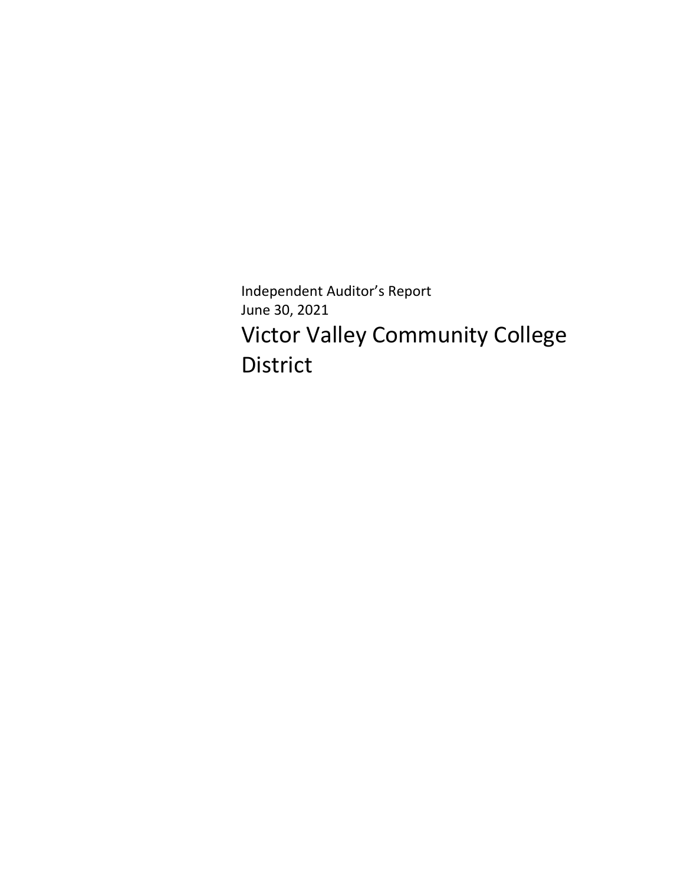Independent Auditor's Report
June 30, 2021

# Victor Valley Community College District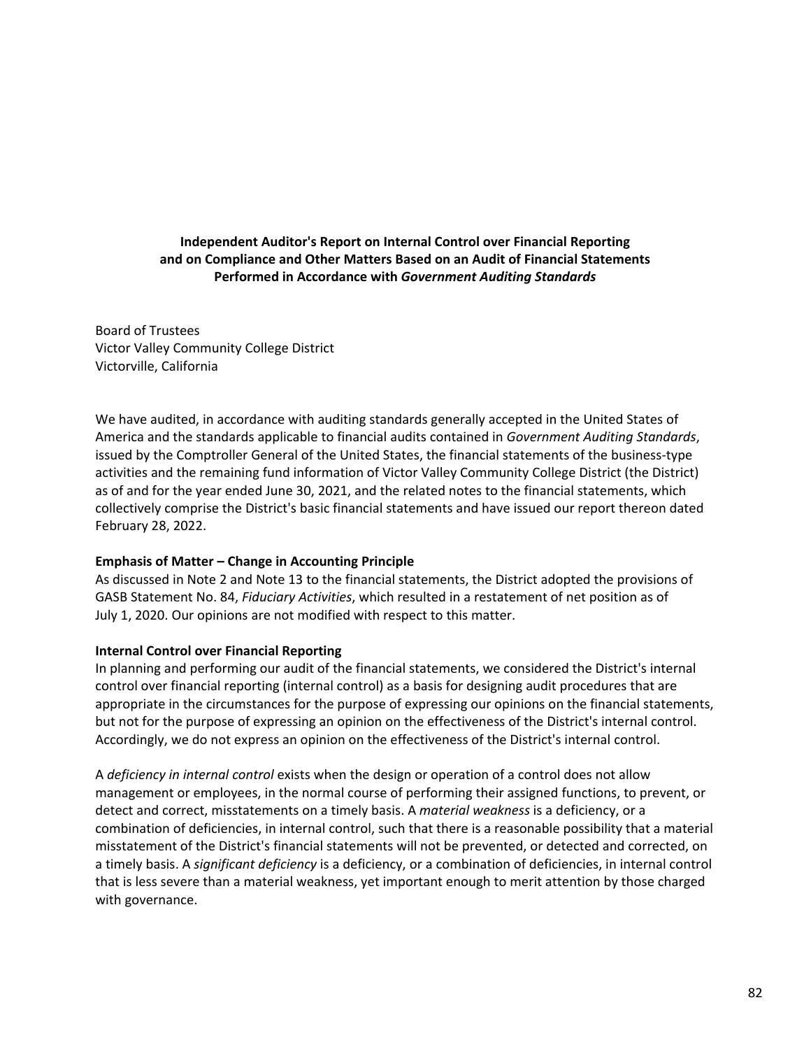## Independent Auditor's Report on Internal Control over Financial Reporting and on Compliance and Other Matters Based on an Audit of Financial Statements Performed in Accordance with *Government Auditing Standards*

Board of Trustees
Victor Valley Community College District
Victorville, California

We have audited, in accordance with auditing standards generally accepted in the United States of America and the standards applicable to financial audits contained in *Government Auditing Standards*, issued by the Comptroller General of the United States, the financial statements of the business-type activities and the remaining fund information of Victor Valley Community College District (the District) as of and for the year ended June 30, 2021, and the related notes to the financial statements, which collectively comprise the District's basic financial statements and have issued our report thereon dated February 28, 2022.

**Emphasis of Matter – Change in Accounting Principle**

As discussed in Note 2 and Note 13 to the financial statements, the District adopted the provisions of GASB Statement No. 84, *Fiduciary Activities*, which resulted in a restatement of net position as of July 1, 2020. Our opinions are not modified with respect to this matter.

**Internal Control over Financial Reporting**

In planning and performing our audit of the financial statements, we considered the District's internal control over financial reporting (internal control) as a basis for designing audit procedures that are appropriate in the circumstances for the purpose of expressing our opinions on the financial statements, but not for the purpose of expressing an opinion on the effectiveness of the District's internal control. Accordingly, we do not express an opinion on the effectiveness of the District's internal control.

A *deficiency in internal control* exists when the design or operation of a control does not allow management or employees, in the normal course of performing their assigned functions, to prevent, or detect and correct, misstatements on a timely basis. A *material weakness* is a deficiency, or a combination of deficiencies, in internal control, such that there is a reasonable possibility that a material misstatement of the District's financial statements will not be prevented, or detected and corrected, on a timely basis. A *significant deficiency* is a deficiency, or a combination of deficiencies, in internal control that is less severe than a material weakness, yet important enough to merit attention by those charged with governance.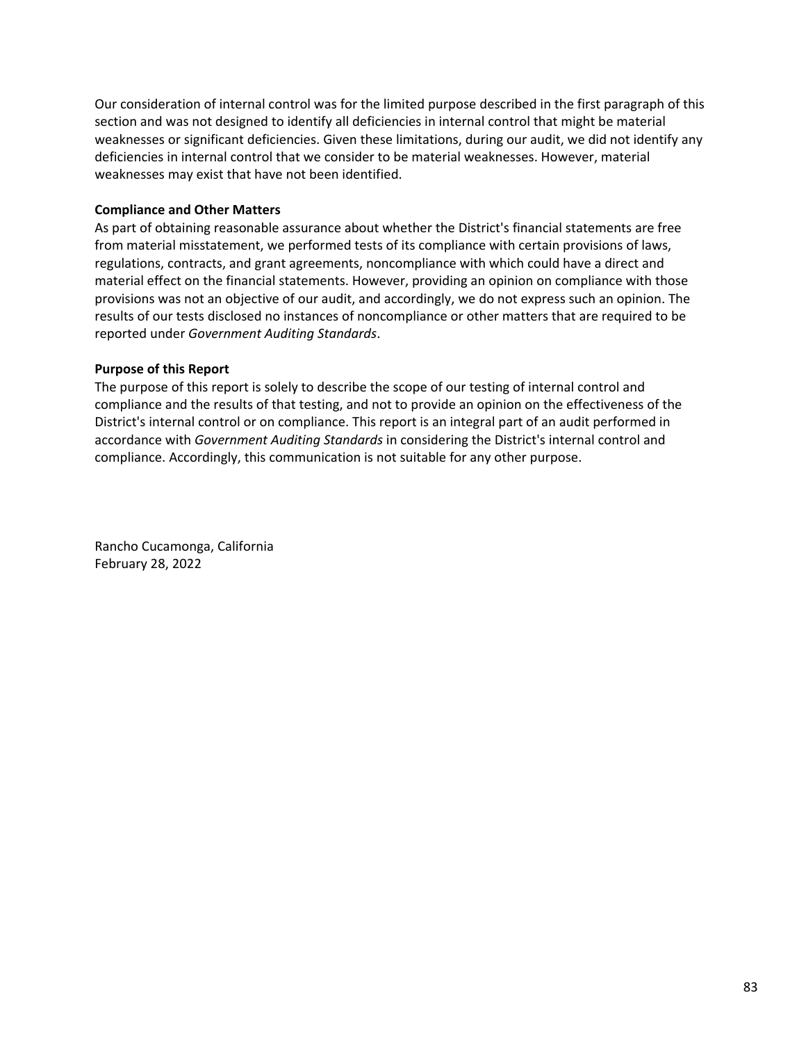Our consideration of internal control was for the limited purpose described in the first paragraph of this section and was not designed to identify all deficiencies in internal control that might be material weaknesses or significant deficiencies. Given these limitations, during our audit, we did not identify any deficiencies in internal control that we consider to be material weaknesses. However, material weaknesses may exist that have not been identified.

**Compliance and Other Matters**

As part of obtaining reasonable assurance about whether the District's financial statements are free from material misstatement, we performed tests of its compliance with certain provisions of laws, regulations, contracts, and grant agreements, noncompliance with which could have a direct and material effect on the financial statements. However, providing an opinion on compliance with those provisions was not an objective of our audit, and accordingly, we do not express such an opinion. The results of our tests disclosed no instances of noncompliance or other matters that are required to be reported under *Government Auditing Standards*.

**Purpose of this Report**

The purpose of this report is solely to describe the scope of our testing of internal control and compliance and the results of that testing, and not to provide an opinion on the effectiveness of the District's internal control or on compliance. This report is an integral part of an audit performed in accordance with *Government Auditing Standards* in considering the District's internal control and compliance. Accordingly, this communication is not suitable for any other purpose.

Rancho Cucamonga, California
February 28, 2022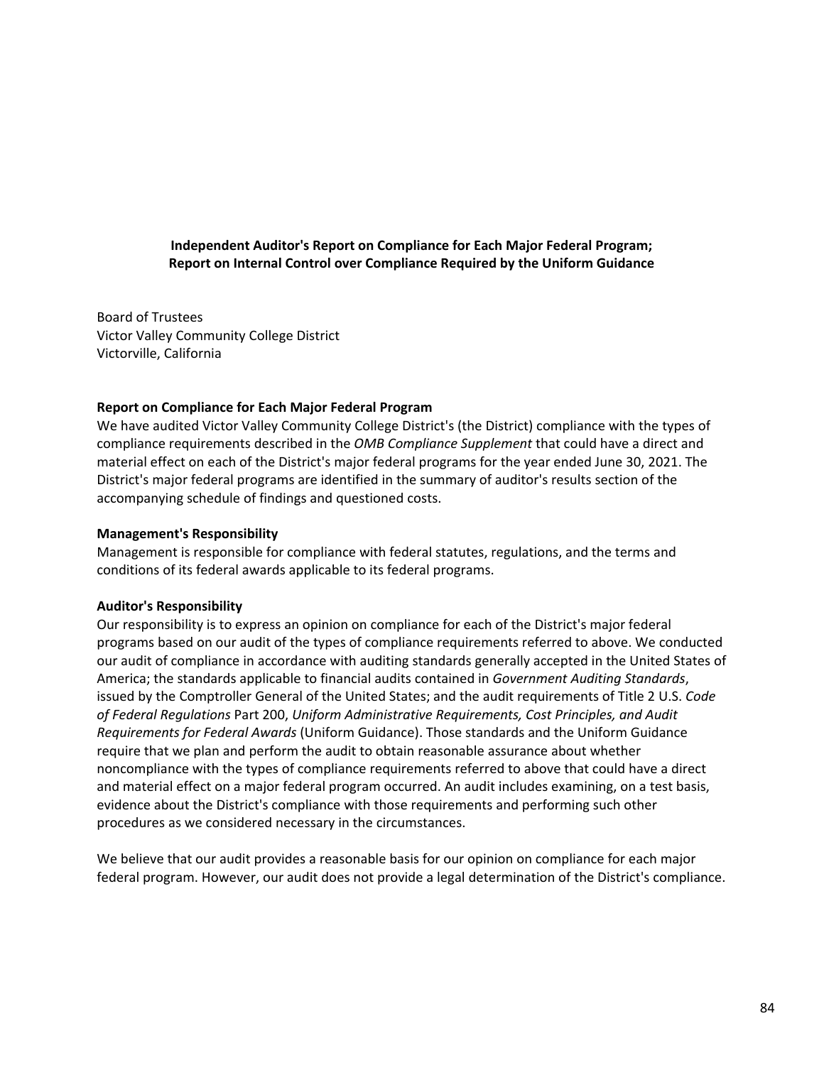**Independent Auditor's Report on Compliance for Each Major Federal Program;**
**Report on Internal Control over Compliance Required by the Uniform Guidance**

Board of Trustees
Victor Valley Community College District
Victorville, California

**Report on Compliance for Each Major Federal Program**

We have audited Victor Valley Community College District's (the District) compliance with the types of compliance requirements described in the *OMB Compliance Supplement* that could have a direct and material effect on each of the District's major federal programs for the year ended June 30, 2021. The District's major federal programs are identified in the summary of auditor's results section of the accompanying schedule of findings and questioned costs.

**Management's Responsibility**

Management is responsible for compliance with federal statutes, regulations, and the terms and conditions of its federal awards applicable to its federal programs.

**Auditor's Responsibility**

Our responsibility is to express an opinion on compliance for each of the District's major federal programs based on our audit of the types of compliance requirements referred to above. We conducted our audit of compliance in accordance with auditing standards generally accepted in the United States of America; the standards applicable to financial audits contained in *Government Auditing Standards*, issued by the Comptroller General of the United States; and the audit requirements of Title 2 U.S. *Code of Federal Regulations* Part 200, *Uniform Administrative Requirements, Cost Principles, and Audit Requirements for Federal Awards* (Uniform Guidance). Those standards and the Uniform Guidance require that we plan and perform the audit to obtain reasonable assurance about whether noncompliance with the types of compliance requirements referred to above that could have a direct and material effect on a major federal program occurred. An audit includes examining, on a test basis, evidence about the District's compliance with those requirements and performing such other procedures as we considered necessary in the circumstances.

We believe that our audit provides a reasonable basis for our opinion on compliance for each major federal program. However, our audit does not provide a legal determination of the District's compliance.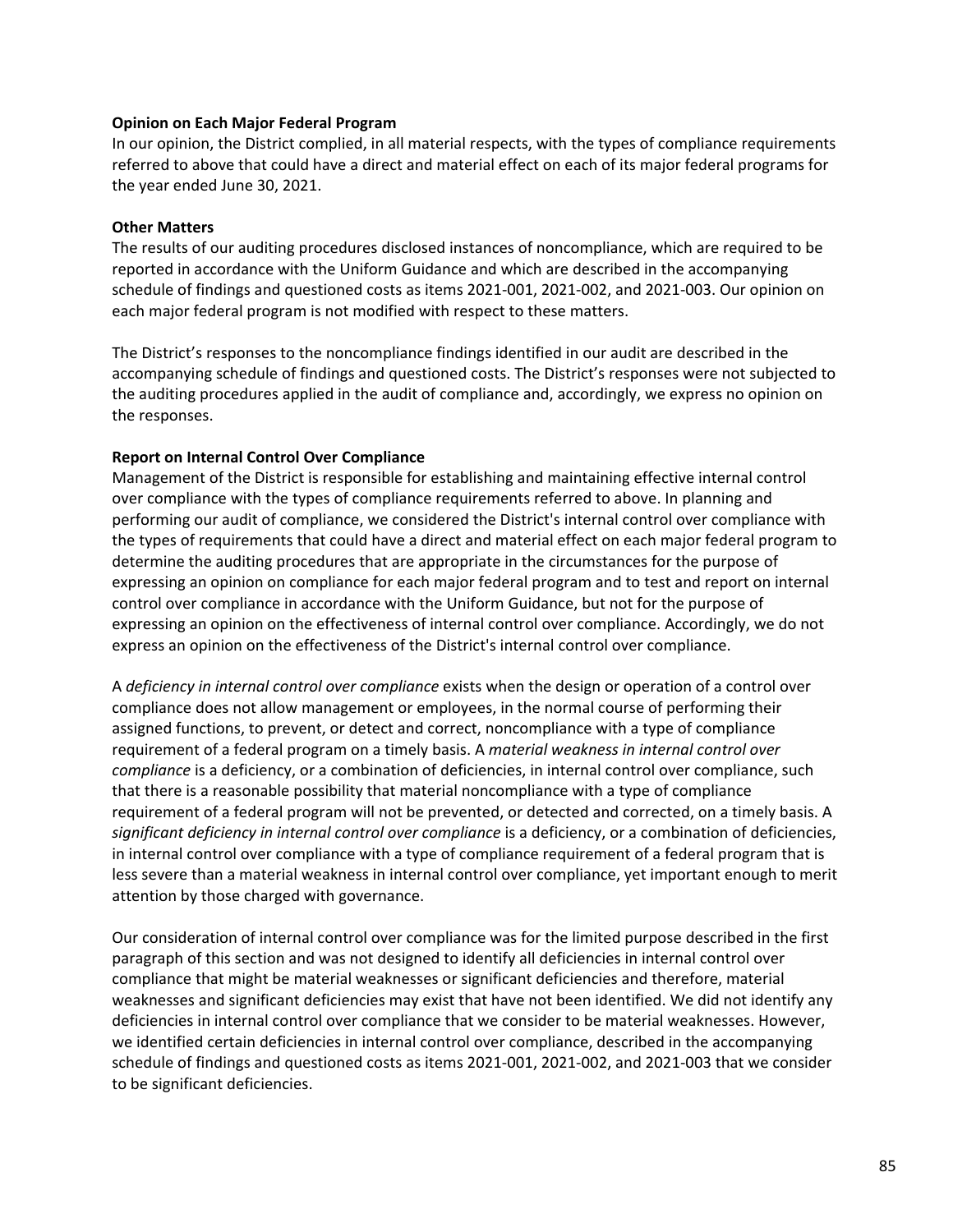**Opinion on Each Major Federal Program**

In our opinion, the District complied, in all material respects, with the types of compliance requirements referred to above that could have a direct and material effect on each of its major federal programs for the year ended June 30, 2021.

**Other Matters**

The results of our auditing procedures disclosed instances of noncompliance, which are required to be reported in accordance with the Uniform Guidance and which are described in the accompanying schedule of findings and questioned costs as items 2021-001, 2021-002, and 2021-003. Our opinion on each major federal program is not modified with respect to these matters.

The District's responses to the noncompliance findings identified in our audit are described in the accompanying schedule of findings and questioned costs. The District's responses were not subjected to the auditing procedures applied in the audit of compliance and, accordingly, we express no opinion on the responses.

**Report on Internal Control Over Compliance**

Management of the District is responsible for establishing and maintaining effective internal control over compliance with the types of compliance requirements referred to above. In planning and performing our audit of compliance, we considered the District's internal control over compliance with the types of requirements that could have a direct and material effect on each major federal program to determine the auditing procedures that are appropriate in the circumstances for the purpose of expressing an opinion on compliance for each major federal program and to test and report on internal control over compliance in accordance with the Uniform Guidance, but not for the purpose of expressing an opinion on the effectiveness of internal control over compliance. Accordingly, we do not express an opinion on the effectiveness of the District's internal control over compliance.

A *deficiency in internal control over compliance* exists when the design or operation of a control over compliance does not allow management or employees, in the normal course of performing their assigned functions, to prevent, or detect and correct, noncompliance with a type of compliance requirement of a federal program on a timely basis. A *material weakness in internal control over compliance* is a deficiency, or a combination of deficiencies, in internal control over compliance, such that there is a reasonable possibility that material noncompliance with a type of compliance requirement of a federal program will not be prevented, or detected and corrected, on a timely basis. A *significant deficiency in internal control over compliance* is a deficiency, or a combination of deficiencies, in internal control over compliance with a type of compliance requirement of a federal program that is less severe than a material weakness in internal control over compliance, yet important enough to merit attention by those charged with governance.

Our consideration of internal control over compliance was for the limited purpose described in the first paragraph of this section and was not designed to identify all deficiencies in internal control over compliance that might be material weaknesses or significant deficiencies and therefore, material weaknesses and significant deficiencies may exist that have not been identified. We did not identify any deficiencies in internal control over compliance that we consider to be material weaknesses. However, we identified certain deficiencies in internal control over compliance, described in the accompanying schedule of findings and questioned costs as items 2021-001, 2021-002, and 2021-003 that we consider to be significant deficiencies.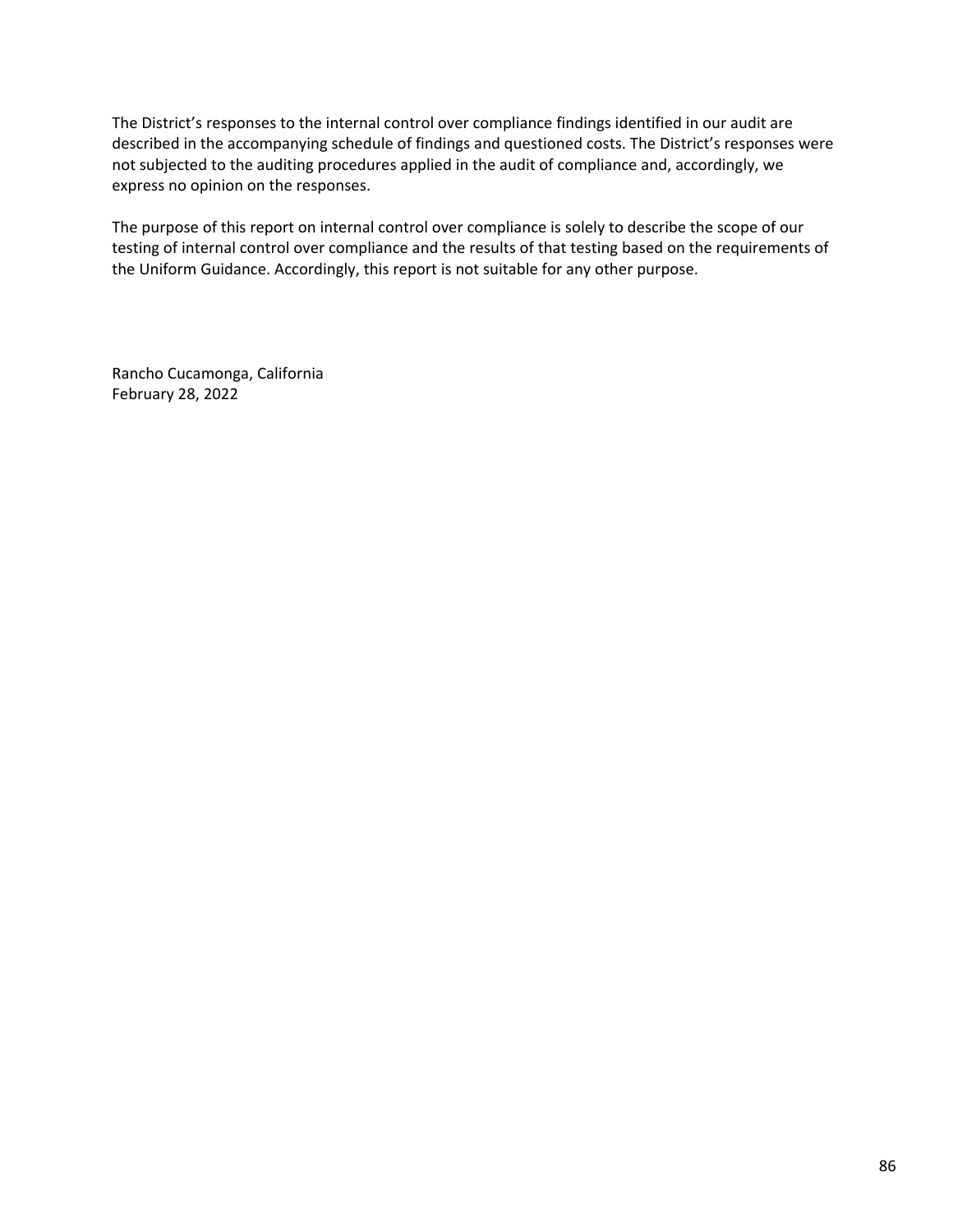The District's responses to the internal control over compliance findings identified in our audit are described in the accompanying schedule of findings and questioned costs. The District's responses were not subjected to the auditing procedures applied in the audit of compliance and, accordingly, we express no opinion on the responses.

The purpose of this report on internal control over compliance is solely to describe the scope of our testing of internal control over compliance and the results of that testing based on the requirements of the Uniform Guidance. Accordingly, this report is not suitable for any other purpose.

Rancho Cucamonga, California
February 28, 2022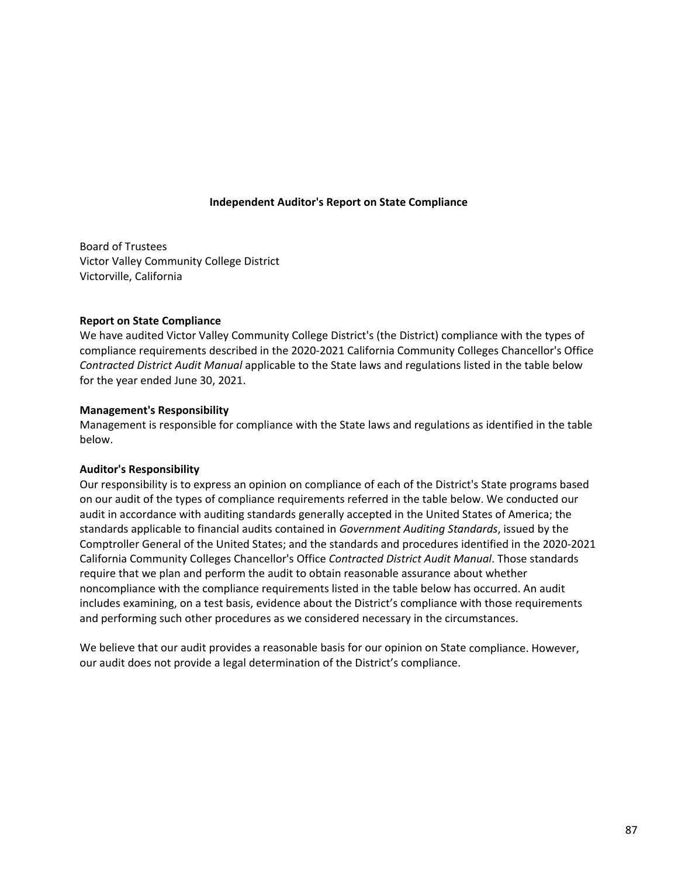## Independent Auditor's Report on State Compliance

Board of Trustees
Victor Valley Community College District
Victorville, California

### Report on State Compliance

We have audited Victor Valley Community College District's (the District) compliance with the types of compliance requirements described in the 2020-2021 California Community Colleges Chancellor's Office *Contracted District Audit Manual* applicable to the State laws and regulations listed in the table below for the year ended June 30, 2021.

### Management's Responsibility

Management is responsible for compliance with the State laws and regulations as identified in the table below.

### Auditor's Responsibility

Our responsibility is to express an opinion on compliance of each of the District's State programs based on our audit of the types of compliance requirements referred in the table below. We conducted our audit in accordance with auditing standards generally accepted in the United States of America; the standards applicable to financial audits contained in *Government Auditing Standards*, issued by the Comptroller General of the United States; and the standards and procedures identified in the 2020-2021 California Community Colleges Chancellor's Office *Contracted District Audit Manual*. Those standards require that we plan and perform the audit to obtain reasonable assurance about whether noncompliance with the compliance requirements listed in the table below has occurred. An audit includes examining, on a test basis, evidence about the District's compliance with those requirements and performing such other procedures as we considered necessary in the circumstances.

We believe that our audit provides a reasonable basis for our opinion on State compliance. However, our audit does not provide a legal determination of the District's compliance.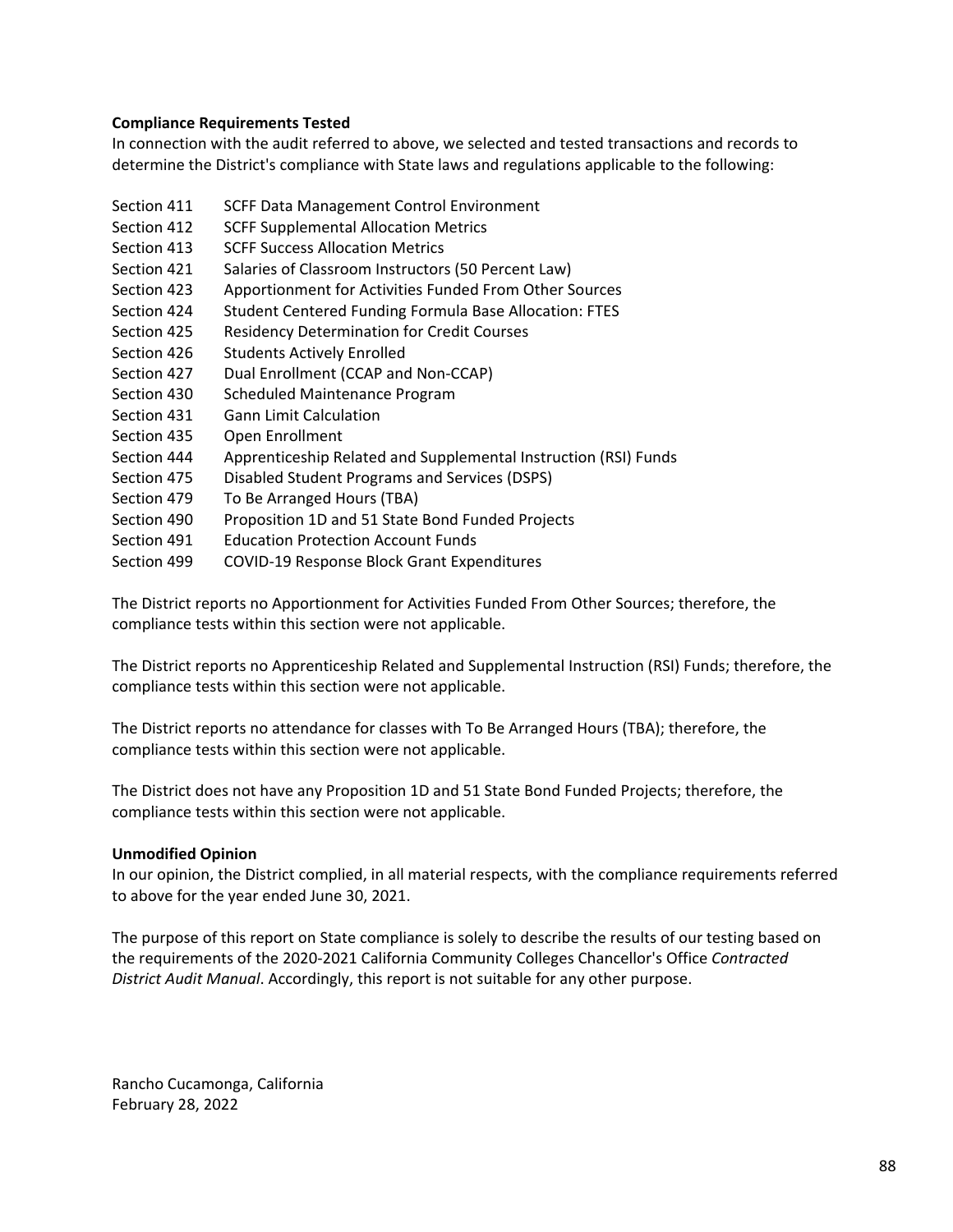**Compliance Requirements Tested**

In connection with the audit referred to above, we selected and tested transactions and records to determine the District's compliance with State laws and regulations applicable to the following:

Section 411 SCFF Data Management Control Environment
Section 412 SCFF Supplemental Allocation Metrics
Section 413 SCFF Success Allocation Metrics
Section 421 Salaries of Classroom Instructors (50 Percent Law)
Section 423 Apportionment for Activities Funded From Other Sources
Section 424 Student Centered Funding Formula Base Allocation: FTES
Section 425 Residency Determination for Credit Courses
Section 426 Students Actively Enrolled
Section 427 Dual Enrollment (CCAP and Non-CCAP)
Section 430 Scheduled Maintenance Program
Section 431 Gann Limit Calculation
Section 435 Open Enrollment
Section 444 Apprenticeship Related and Supplemental Instruction (RSI) Funds
Section 475 Disabled Student Programs and Services (DSPS)
Section 479 To Be Arranged Hours (TBA)
Section 490 Proposition 1D and 51 State Bond Funded Projects
Section 491 Education Protection Account Funds
Section 499 COVID-19 Response Block Grant Expenditures

The District reports no Apportionment for Activities Funded From Other Sources; therefore, the compliance tests within this section were not applicable.

The District reports no Apprenticeship Related and Supplemental Instruction (RSI) Funds; therefore, the compliance tests within this section were not applicable.

The District reports no attendance for classes with To Be Arranged Hours (TBA); therefore, the compliance tests within this section were not applicable.

The District does not have any Proposition 1D and 51 State Bond Funded Projects; therefore, the compliance tests within this section were not applicable.

**Unmodified Opinion**

In our opinion, the District complied, in all material respects, with the compliance requirements referred to above for the year ended June 30, 2021.

The purpose of this report on State compliance is solely to describe the results of our testing based on the requirements of the 2020-2021 California Community Colleges Chancellor's Office *Contracted District Audit Manual*. Accordingly, this report is not suitable for any other purpose.

Rancho Cucamonga, California
February 28, 2022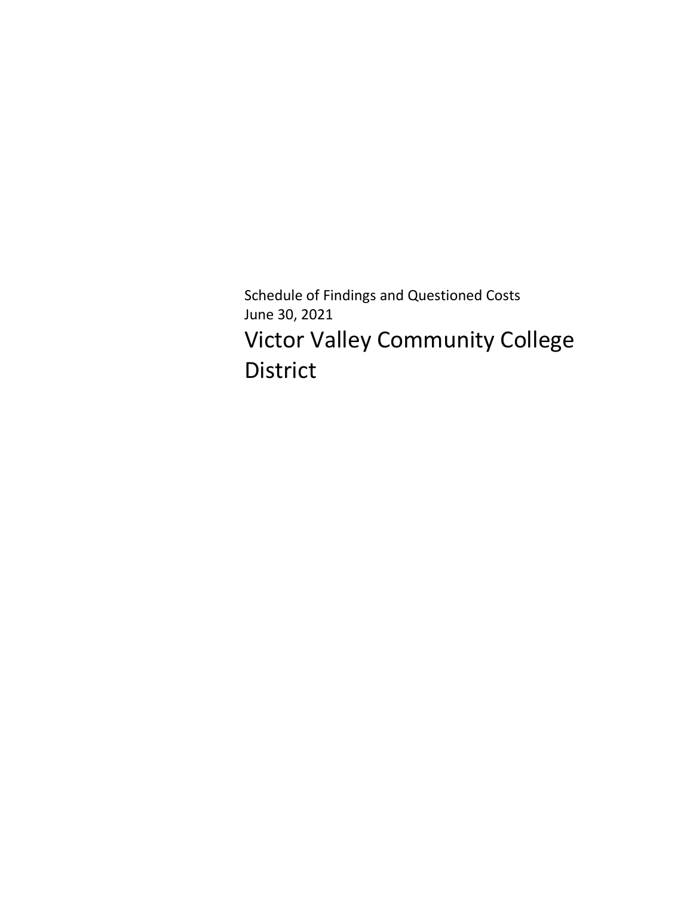Schedule of Findings and Questioned Costs
June 30, 2021

# Victor Valley Community College District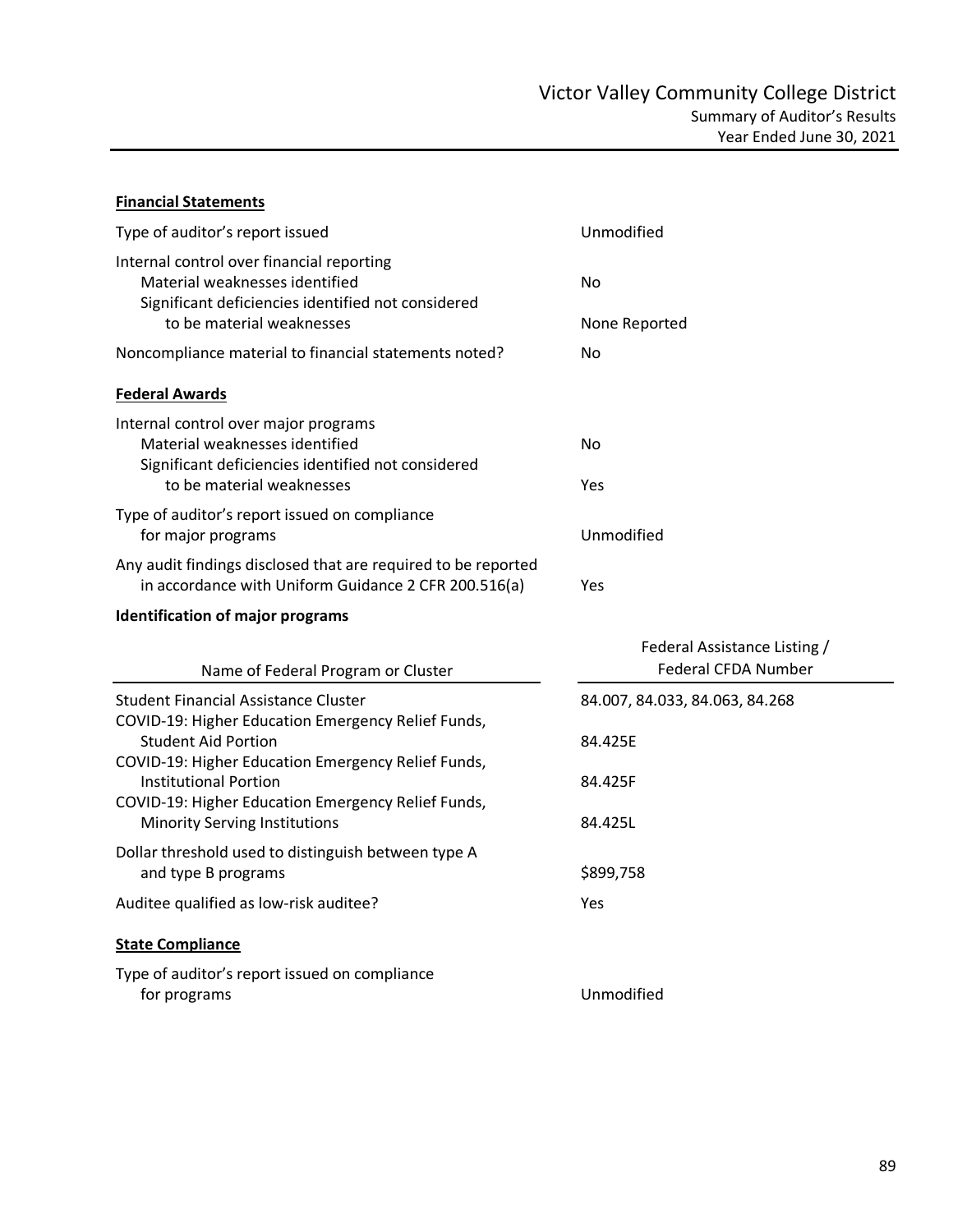# Victor Valley Community College District

## Summary of Auditor's Results

### Year Ended June 30, 2021

**Financial Statements**

| | |
|---|---|
| Type of auditor's report issued | Unmodified |
| Internal control over financial reporting | |
| Material weaknesses identified | No |
| Significant deficiencies identified not considered to be material weaknesses | None Reported |
| Noncompliance material to financial statements noted? | No |

**Federal Awards**

| | |
|---|---|
| Internal control over major programs | |
| Material weaknesses identified | No |
| Significant deficiencies identified not considered to be material weaknesses | Yes |
| Type of auditor's report issued on compliance for major programs | Unmodified |
| Any audit findings disclosed that are required to be reported in accordance with Uniform Guidance 2 CFR 200.516(a) | Yes |

**Identification of major programs**

| Name of Federal Program or Cluster | Federal Assistance Listing / Federal CFDA Number |
|---|---|
| Student Financial Assistance Cluster | 84.007, 84.033, 84.063, 84.268 |
| COVID-19: Higher Education Emergency Relief Funds, Student Aid Portion | 84.425E |
| COVID-19: Higher Education Emergency Relief Funds, Institutional Portion | 84.425F |
| COVID-19: Higher Education Emergency Relief Funds, Minority Serving Institutions | 84.425L |

| | |
|---|---|
| Dollar threshold used to distinguish between type A and type B programs | $899,758 |
| Auditee qualified as low-risk auditee? | Yes |

**State Compliance**

| | |
|---|---|
| Type of auditor's report issued on compliance for programs | Unmodified |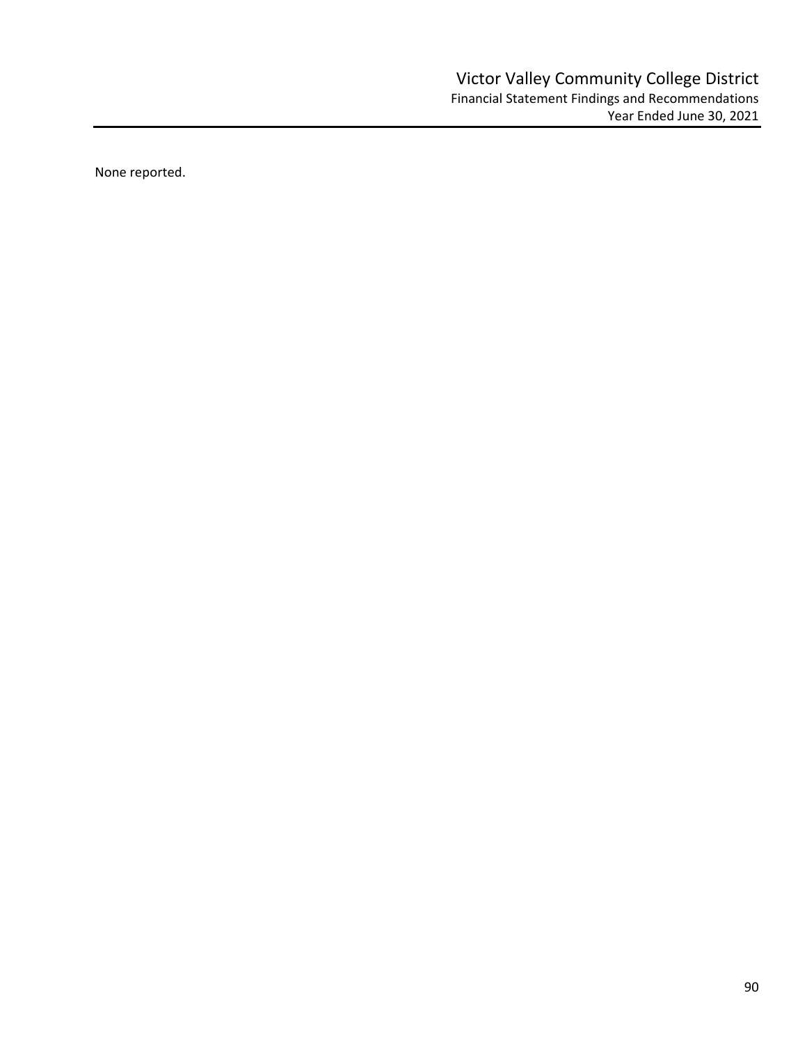None reported.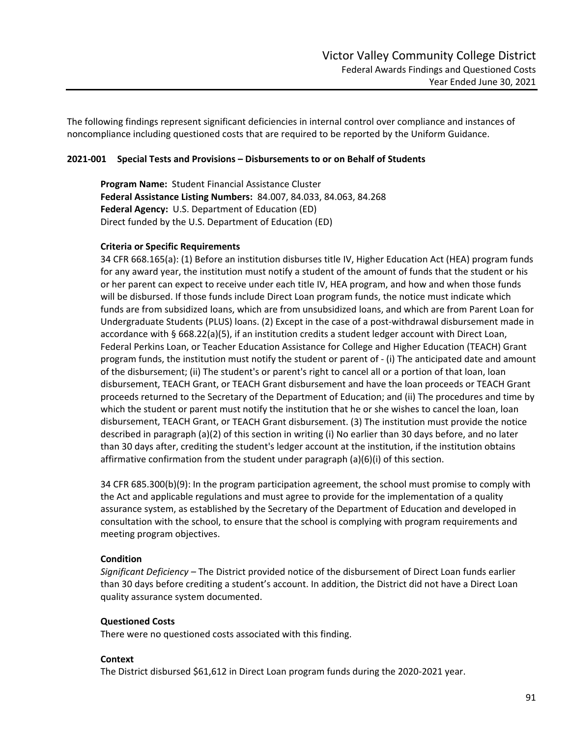The following findings represent significant deficiencies in internal control over compliance and instances of noncompliance including questioned costs that are required to be reported by the Uniform Guidance.

### 2021-001 Special Tests and Provisions – Disbursements to or on Behalf of Students

**Program Name:** Student Financial Assistance Cluster
**Federal Assistance Listing Numbers:** 84.007, 84.033, 84.063, 84.268
**Federal Agency:** U.S. Department of Education (ED)
Direct funded by the U.S. Department of Education (ED)

**Criteria or Specific Requirements**

34 CFR 668.165(a): (1) Before an institution disburses title IV, Higher Education Act (HEA) program funds for any award year, the institution must notify a student of the amount of funds that the student or his or her parent can expect to receive under each title IV, HEA program, and how and when those funds will be disbursed. If those funds include Direct Loan program funds, the notice must indicate which funds are from subsidized loans, which are from unsubsidized loans, and which are from Parent Loan for Undergraduate Students (PLUS) loans. (2) Except in the case of a post-withdrawal disbursement made in accordance with § 668.22(a)(5), if an institution credits a student ledger account with Direct Loan, Federal Perkins Loan, or Teacher Education Assistance for College and Higher Education (TEACH) Grant program funds, the institution must notify the student or parent of - (i) The anticipated date and amount of the disbursement; (ii) The student's or parent's right to cancel all or a portion of that loan, loan disbursement, TEACH Grant, or TEACH Grant disbursement and have the loan proceeds or TEACH Grant proceeds returned to the Secretary of the Department of Education; and (ii) The procedures and time by which the student or parent must notify the institution that he or she wishes to cancel the loan, loan disbursement, TEACH Grant, or TEACH Grant disbursement. (3) The institution must provide the notice described in paragraph (a)(2) of this section in writing (i) No earlier than 30 days before, and no later than 30 days after, crediting the student's ledger account at the institution, if the institution obtains affirmative confirmation from the student under paragraph (a)(6)(i) of this section.

34 CFR 685.300(b)(9): In the program participation agreement, the school must promise to comply with the Act and applicable regulations and must agree to provide for the implementation of a quality assurance system, as established by the Secretary of the Department of Education and developed in consultation with the school, to ensure that the school is complying with program requirements and meeting program objectives.

**Condition**

*Significant Deficiency* – The District provided notice of the disbursement of Direct Loan funds earlier than 30 days before crediting a student's account. In addition, the District did not have a Direct Loan quality assurance system documented.

**Questioned Costs**

There were no questioned costs associated with this finding.

**Context**

The District disbursed $61,612 in Direct Loan program funds during the 2020-2021 year.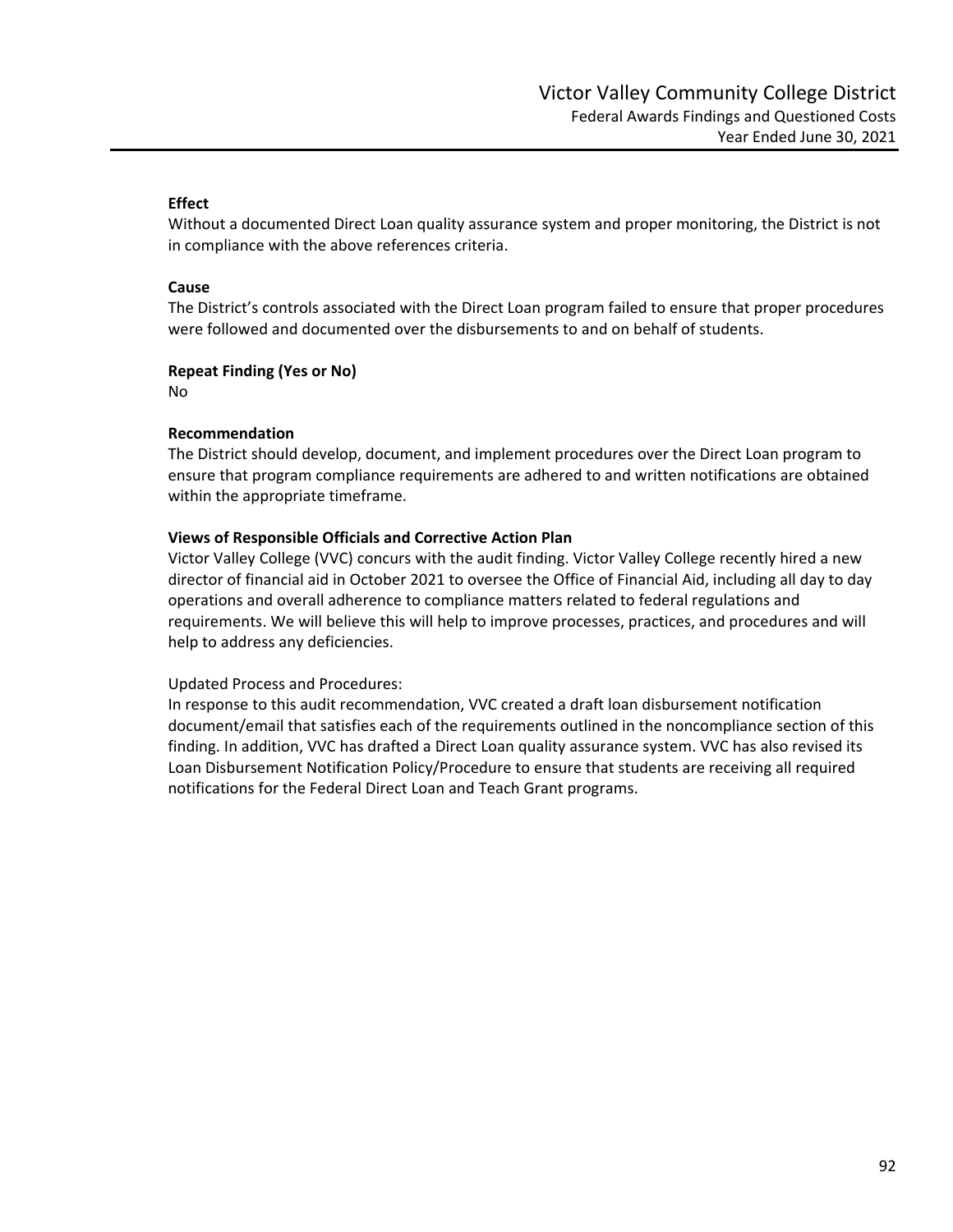**Effect**

Without a documented Direct Loan quality assurance system and proper monitoring, the District is not in compliance with the above references criteria.

**Cause**

The District's controls associated with the Direct Loan program failed to ensure that proper procedures were followed and documented over the disbursements to and on behalf of students.

**Repeat Finding (Yes or No)**

No

**Recommendation**

The District should develop, document, and implement procedures over the Direct Loan program to ensure that program compliance requirements are adhered to and written notifications are obtained within the appropriate timeframe.

**Views of Responsible Officials and Corrective Action Plan**

Victor Valley College (VVC) concurs with the audit finding. Victor Valley College recently hired a new director of financial aid in October 2021 to oversee the Office of Financial Aid, including all day to day operations and overall adherence to compliance matters related to federal regulations and requirements. We will believe this will help to improve processes, practices, and procedures and will help to address any deficiencies.

Updated Process and Procedures:

In response to this audit recommendation, VVC created a draft loan disbursement notification document/email that satisfies each of the requirements outlined in the noncompliance section of this finding. In addition, VVC has drafted a Direct Loan quality assurance system. VVC has also revised its Loan Disbursement Notification Policy/Procedure to ensure that students are receiving all required notifications for the Federal Direct Loan and Teach Grant programs.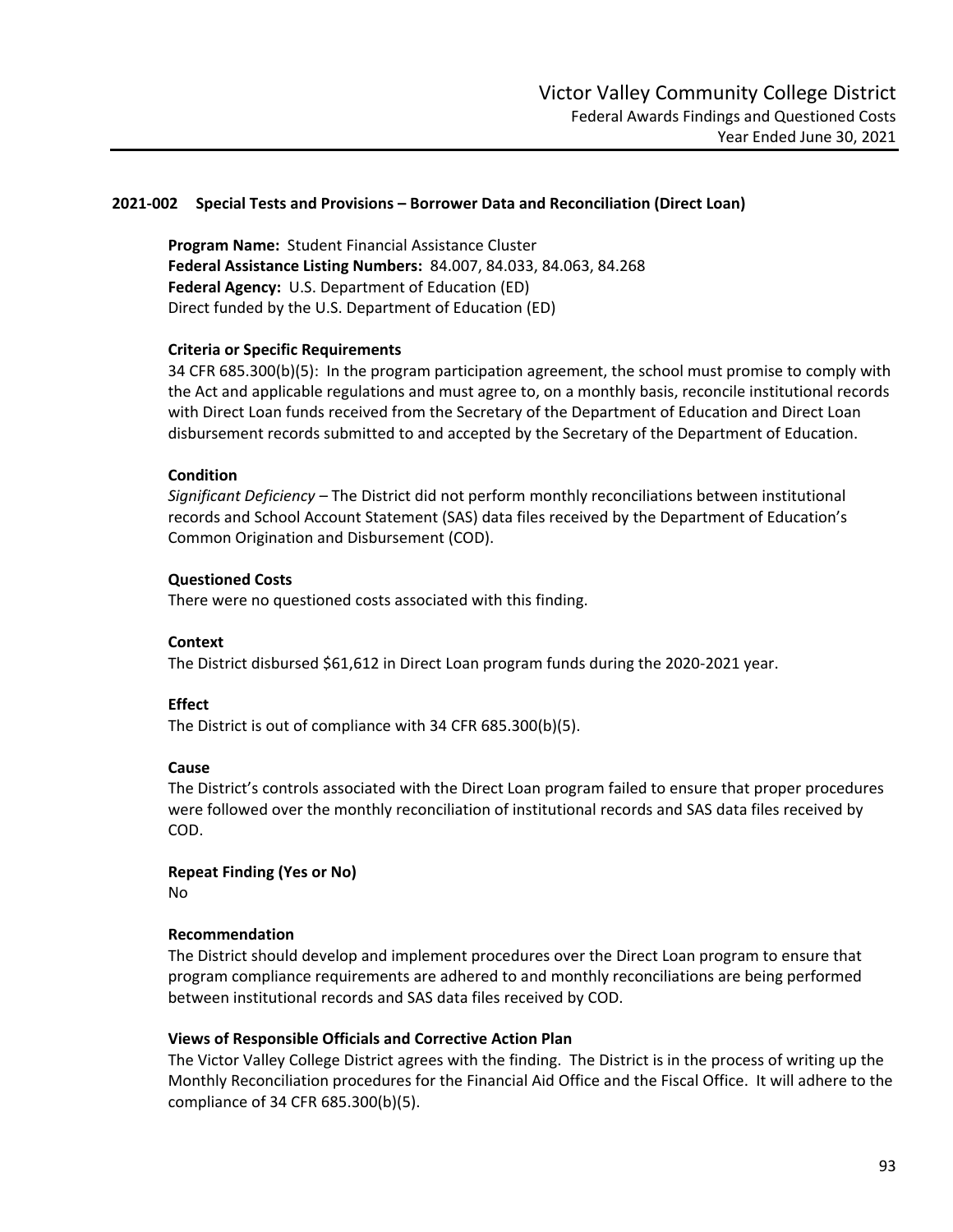### 2021-002 Special Tests and Provisions – Borrower Data and Reconciliation (Direct Loan)

**Program Name:** Student Financial Assistance Cluster
**Federal Assistance Listing Numbers:** 84.007, 84.033, 84.063, 84.268
**Federal Agency:** U.S. Department of Education (ED)
Direct funded by the U.S. Department of Education (ED)

**Criteria or Specific Requirements**
34 CFR 685.300(b)(5): In the program participation agreement, the school must promise to comply with the Act and applicable regulations and must agree to, on a monthly basis, reconcile institutional records with Direct Loan funds received from the Secretary of the Department of Education and Direct Loan disbursement records submitted to and accepted by the Secretary of the Department of Education.

**Condition**
*Significant Deficiency* – The District did not perform monthly reconciliations between institutional records and School Account Statement (SAS) data files received by the Department of Education's Common Origination and Disbursement (COD).

**Questioned Costs**
There were no questioned costs associated with this finding.

**Context**
The District disbursed $61,612 in Direct Loan program funds during the 2020-2021 year.

**Effect**
The District is out of compliance with 34 CFR 685.300(b)(5).

**Cause**
The District's controls associated with the Direct Loan program failed to ensure that proper procedures were followed over the monthly reconciliation of institutional records and SAS data files received by COD.

**Repeat Finding (Yes or No)**
No

**Recommendation**
The District should develop and implement procedures over the Direct Loan program to ensure that program compliance requirements are adhered to and monthly reconciliations are being performed between institutional records and SAS data files received by COD.

**Views of Responsible Officials and Corrective Action Plan**
The Victor Valley College District agrees with the finding. The District is in the process of writing up the Monthly Reconciliation procedures for the Financial Aid Office and the Fiscal Office. It will adhere to the compliance of 34 CFR 685.300(b)(5).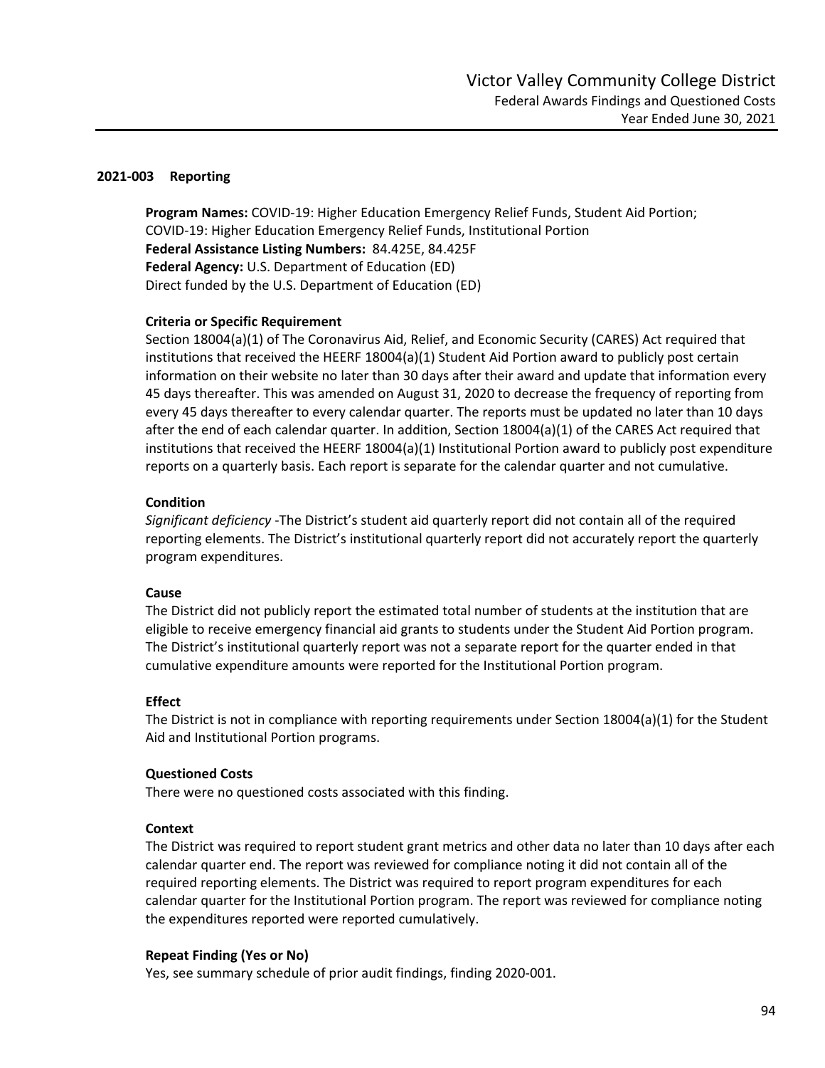## 2021-003 Reporting

**Program Names:** COVID-19: Higher Education Emergency Relief Funds, Student Aid Portion; COVID-19: Higher Education Emergency Relief Funds, Institutional Portion
**Federal Assistance Listing Numbers:** 84.425E, 84.425F
**Federal Agency:** U.S. Department of Education (ED)
Direct funded by the U.S. Department of Education (ED)

### Criteria or Specific Requirement

Section 18004(a)(1) of The Coronavirus Aid, Relief, and Economic Security (CARES) Act required that institutions that received the HEERF 18004(a)(1) Student Aid Portion award to publicly post certain information on their website no later than 30 days after their award and update that information every 45 days thereafter. This was amended on August 31, 2020 to decrease the frequency of reporting from every 45 days thereafter to every calendar quarter. The reports must be updated no later than 10 days after the end of each calendar quarter. In addition, Section 18004(a)(1) of the CARES Act required that institutions that received the HEERF 18004(a)(1) Institutional Portion award to publicly post expenditure reports on a quarterly basis. Each report is separate for the calendar quarter and not cumulative.

### Condition

*Significant deficiency* -The District's student aid quarterly report did not contain all of the required reporting elements. The District's institutional quarterly report did not accurately report the quarterly program expenditures.

### Cause

The District did not publicly report the estimated total number of students at the institution that are eligible to receive emergency financial aid grants to students under the Student Aid Portion program. The District's institutional quarterly report was not a separate report for the quarter ended in that cumulative expenditure amounts were reported for the Institutional Portion program.

### Effect

The District is not in compliance with reporting requirements under Section 18004(a)(1) for the Student Aid and Institutional Portion programs.

### Questioned Costs

There were no questioned costs associated with this finding.

### Context

The District was required to report student grant metrics and other data no later than 10 days after each calendar quarter end. The report was reviewed for compliance noting it did not contain all of the required reporting elements. The District was required to report program expenditures for each calendar quarter for the Institutional Portion program. The report was reviewed for compliance noting the expenditures reported were reported cumulatively.

### Repeat Finding (Yes or No)

Yes, see summary schedule of prior audit findings, finding 2020-001.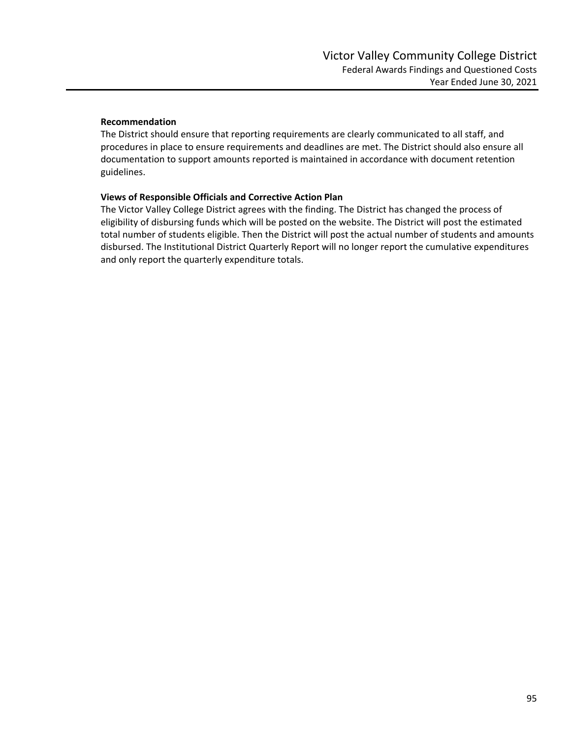**Recommendation**

The District should ensure that reporting requirements are clearly communicated to all staff, and procedures in place to ensure requirements and deadlines are met. The District should also ensure all documentation to support amounts reported is maintained in accordance with document retention guidelines.

**Views of Responsible Officials and Corrective Action Plan**

The Victor Valley College District agrees with the finding. The District has changed the process of eligibility of disbursing funds which will be posted on the website. The District will post the estimated total number of students eligible. Then the District will post the actual number of students and amounts disbursed. The Institutional District Quarterly Report will no longer report the cumulative expenditures and only report the quarterly expenditure totals.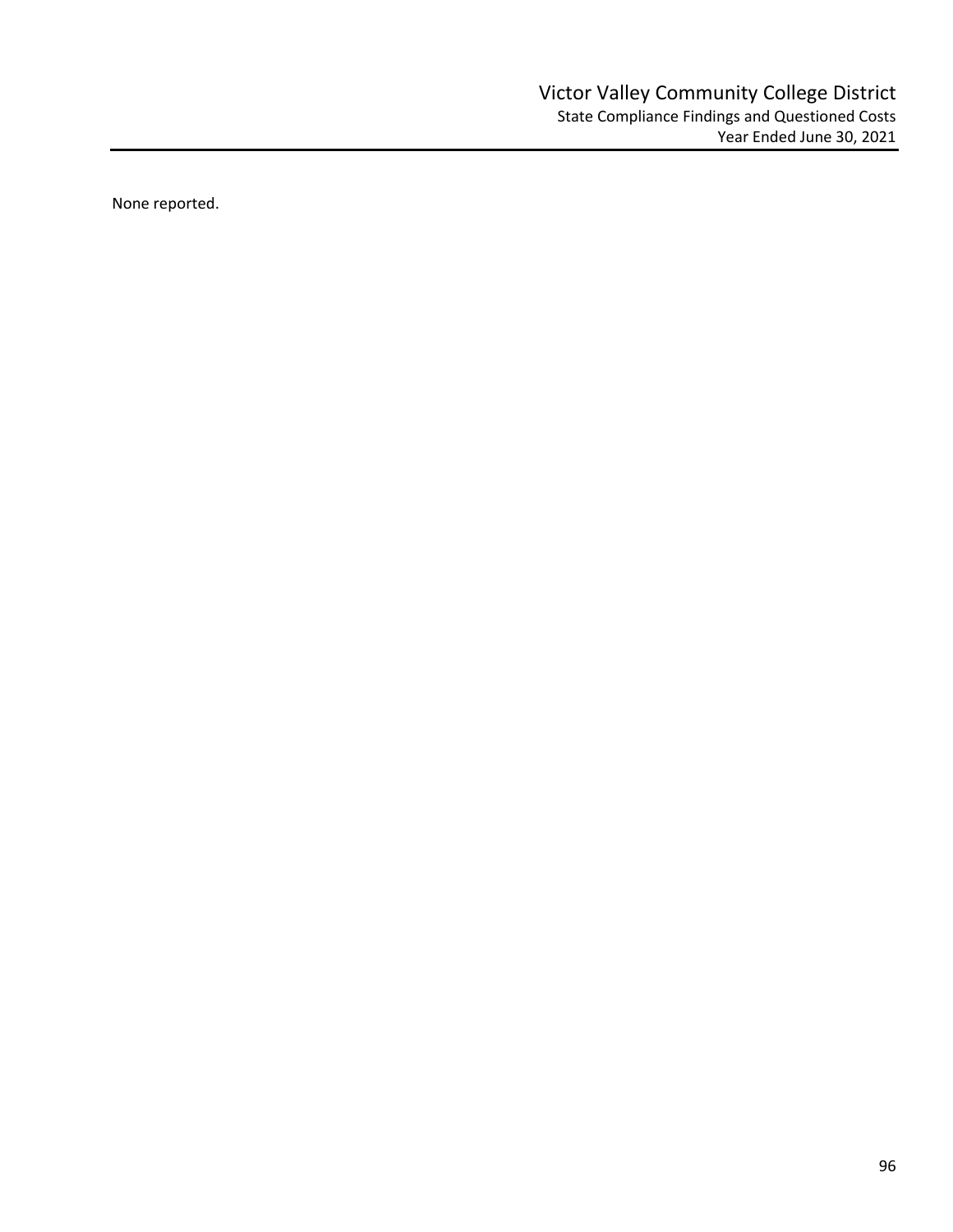# Victor Valley Community College District

## State Compliance Findings and Questioned Costs

### Year Ended June 30, 2021

None reported.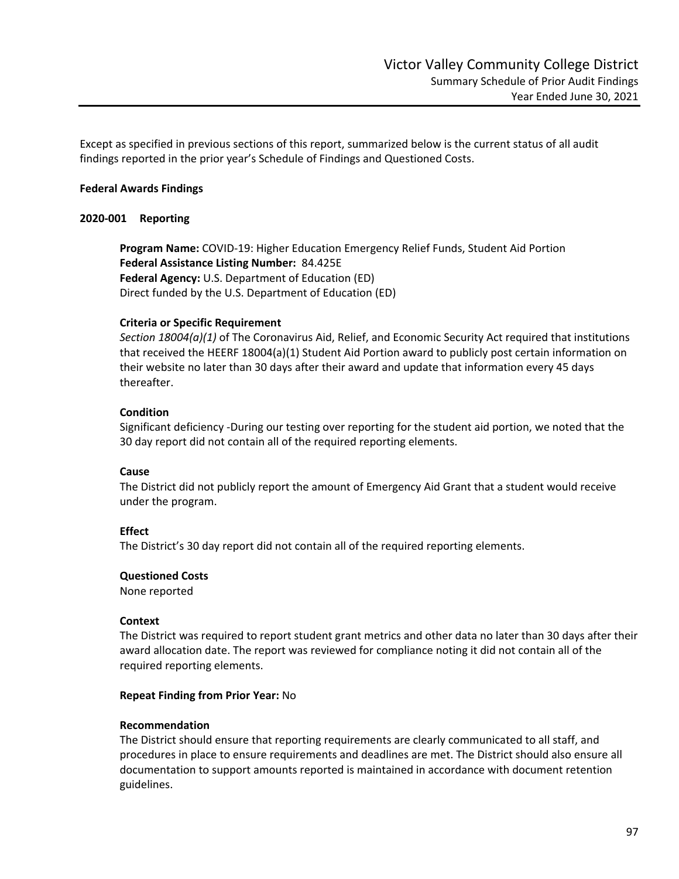Except as specified in previous sections of this report, summarized below is the current status of all audit findings reported in the prior year's Schedule of Findings and Questioned Costs.

**Federal Awards Findings**

**2020-001 Reporting**

**Program Name:** COVID-19: Higher Education Emergency Relief Funds, Student Aid Portion
**Federal Assistance Listing Number:** 84.425E
**Federal Agency:** U.S. Department of Education (ED)
Direct funded by the U.S. Department of Education (ED)

**Criteria or Specific Requirement**
*Section 18004(a)(1)* of The Coronavirus Aid, Relief, and Economic Security Act required that institutions that received the HEERF 18004(a)(1) Student Aid Portion award to publicly post certain information on their website no later than 30 days after their award and update that information every 45 days thereafter.

**Condition**
Significant deficiency -During our testing over reporting for the student aid portion, we noted that the 30 day report did not contain all of the required reporting elements.

**Cause**
The District did not publicly report the amount of Emergency Aid Grant that a student would receive under the program.

**Effect**
The District's 30 day report did not contain all of the required reporting elements.

**Questioned Costs**
None reported

**Context**
The District was required to report student grant metrics and other data no later than 30 days after their award allocation date. The report was reviewed for compliance noting it did not contain all of the required reporting elements.

**Repeat Finding from Prior Year:** No

**Recommendation**
The District should ensure that reporting requirements are clearly communicated to all staff, and procedures in place to ensure requirements and deadlines are met. The District should also ensure all documentation to support amounts reported is maintained in accordance with document retention guidelines.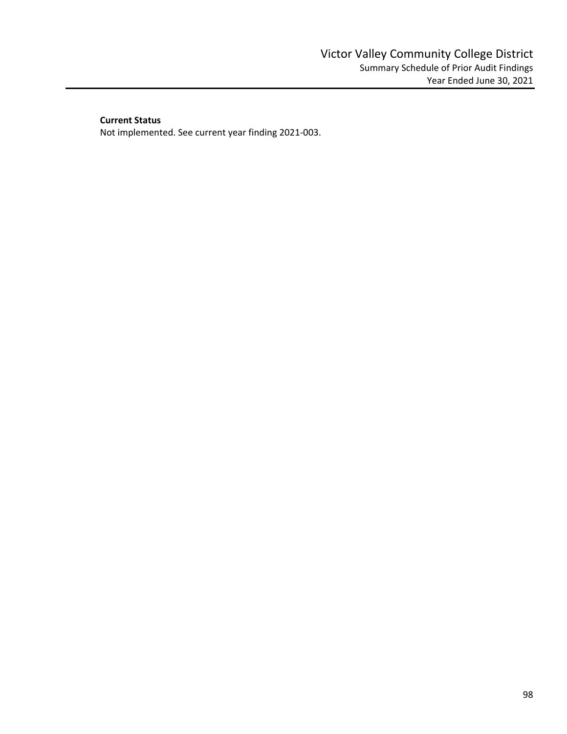**Current Status**

Not implemented. See current year finding 2021-003.